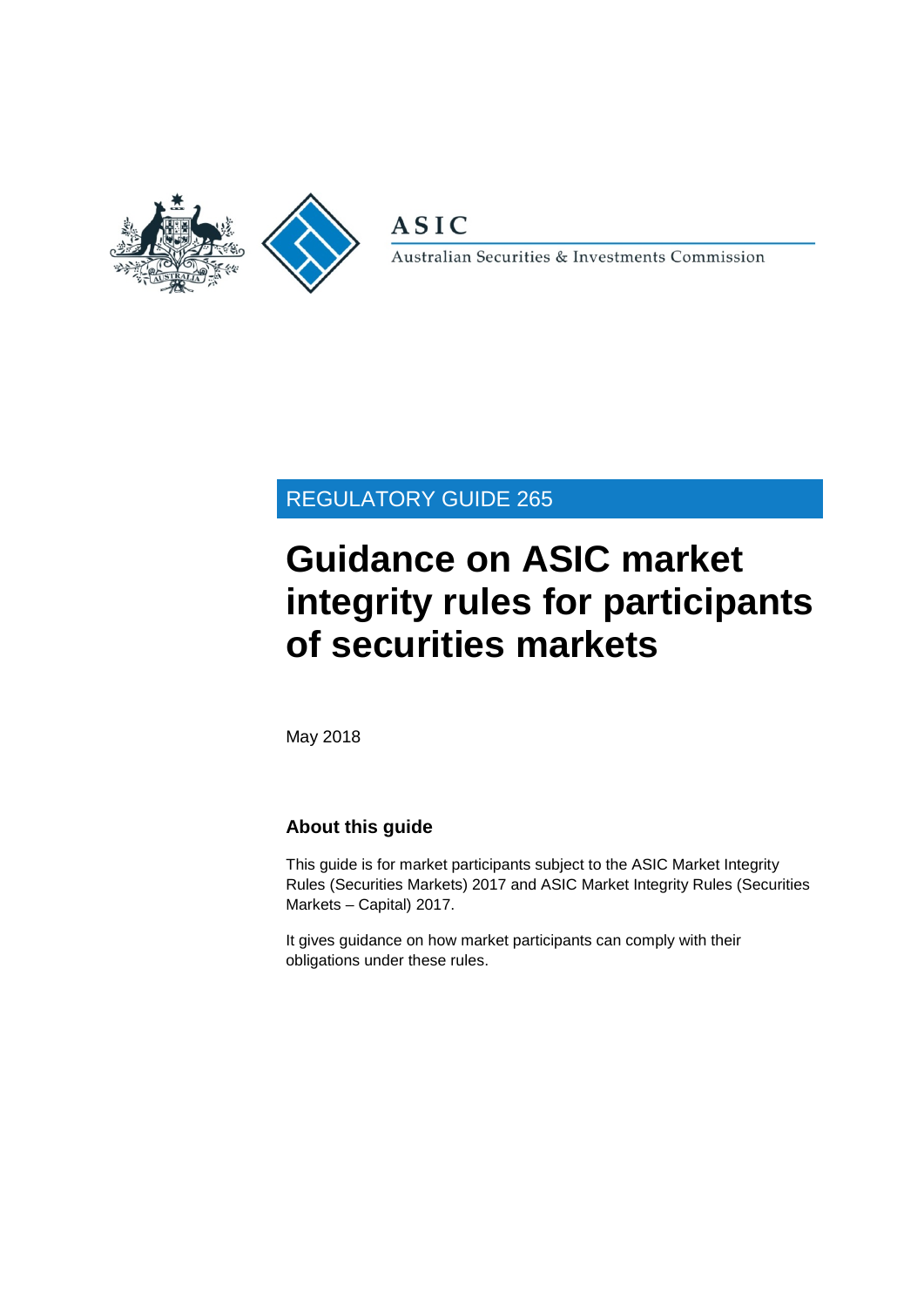ASIC

Australian Securities & Investments Commission

REGULATORY GUIDE 265

# Guidance on ASIC market integrity rules for participants of securities markets

May 2018

## About this guide

This guide is for market participants subject to the ASIC Market Integrity Rules (Securities Markets) 2017 and ASIC Market Integrity Rules (Securities Markets – Capital) 2017.

It gives guidance on how market participants can comply with their obligations under these rules.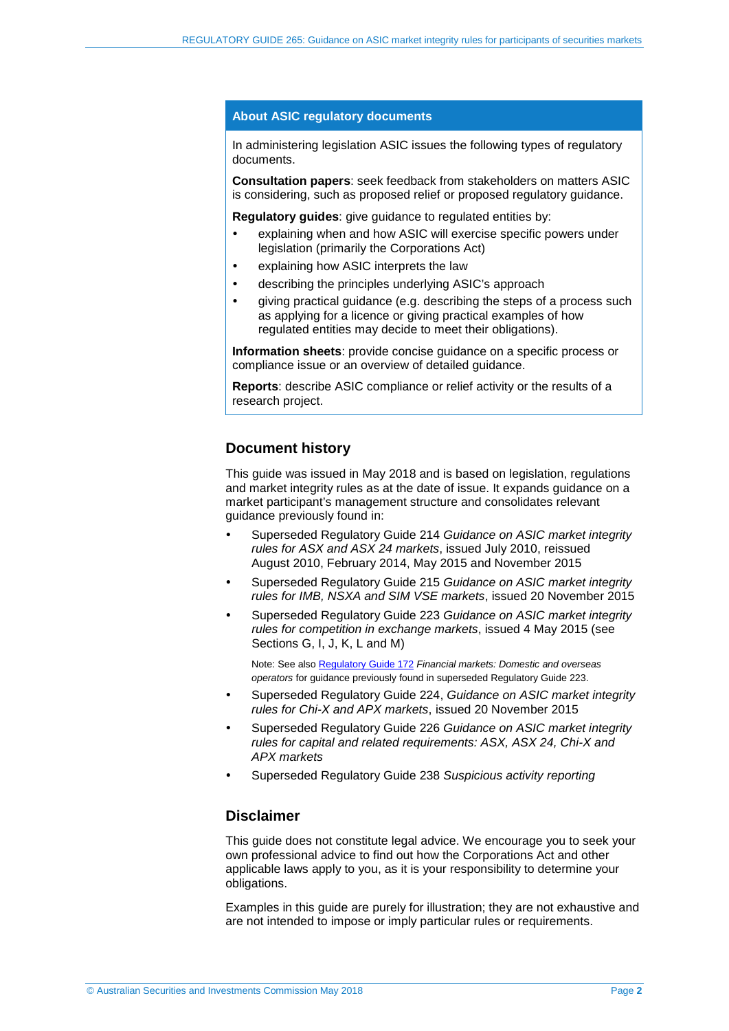## About ASIC regulatory documents

In administering legislation ASIC issues the following types of regulatory documents.

**Consultation papers**: seek feedback from stakeholders on matters ASIC is considering, such as proposed relief or proposed regulatory guidance.

**Regulatory guides**: give guidance to regulated entities by:

- explaining when and how ASIC will exercise specific powers under legislation (primarily the Corporations Act)
- explaining how ASIC interprets the law
- describing the principles underlying ASIC's approach
- giving practical guidance (e.g. describing the steps of a process such as applying for a licence or giving practical examples of how regulated entities may decide to meet their obligations).

**Information sheets**: provide concise guidance on a specific process or compliance issue or an overview of detailed guidance.

**Reports**: describe ASIC compliance or relief activity or the results of a research project.

## Document history

This guide was issued in May 2018 and is based on legislation, regulations and market integrity rules as at the date of issue. It expands guidance on a market participant's management structure and consolidates relevant guidance previously found in:

- Superseded Regulatory Guide 214 *Guidance on ASIC market integrity rules for ASX and ASX 24 markets*, issued July 2010, reissued August 2010, February 2014, May 2015 and November 2015
- Superseded Regulatory Guide 215 *Guidance on ASIC market integrity rules for IMB, NSXA and SIM VSE markets*, issued 20 November 2015
- Superseded Regulatory Guide 223 *Guidance on ASIC market integrity rules for competition in exchange markets*, issued 4 May 2015 (see Sections G, I, J, K, L and M)

  Note: See also Regulatory Guide 172 *Financial markets: Domestic and overseas operators* for guidance previously found in superseded Regulatory Guide 223.

- Superseded Regulatory Guide 224, *Guidance on ASIC market integrity rules for Chi-X and APX markets*, issued 20 November 2015
- Superseded Regulatory Guide 226 *Guidance on ASIC market integrity rules for capital and related requirements: ASX, ASX 24, Chi-X and APX markets*
- Superseded Regulatory Guide 238 *Suspicious activity reporting*

## Disclaimer

This guide does not constitute legal advice. We encourage you to seek your own professional advice to find out how the Corporations Act and other applicable laws apply to you, as it is your responsibility to determine your obligations.

Examples in this guide are purely for illustration; they are not exhaustive and are not intended to impose or imply particular rules or requirements.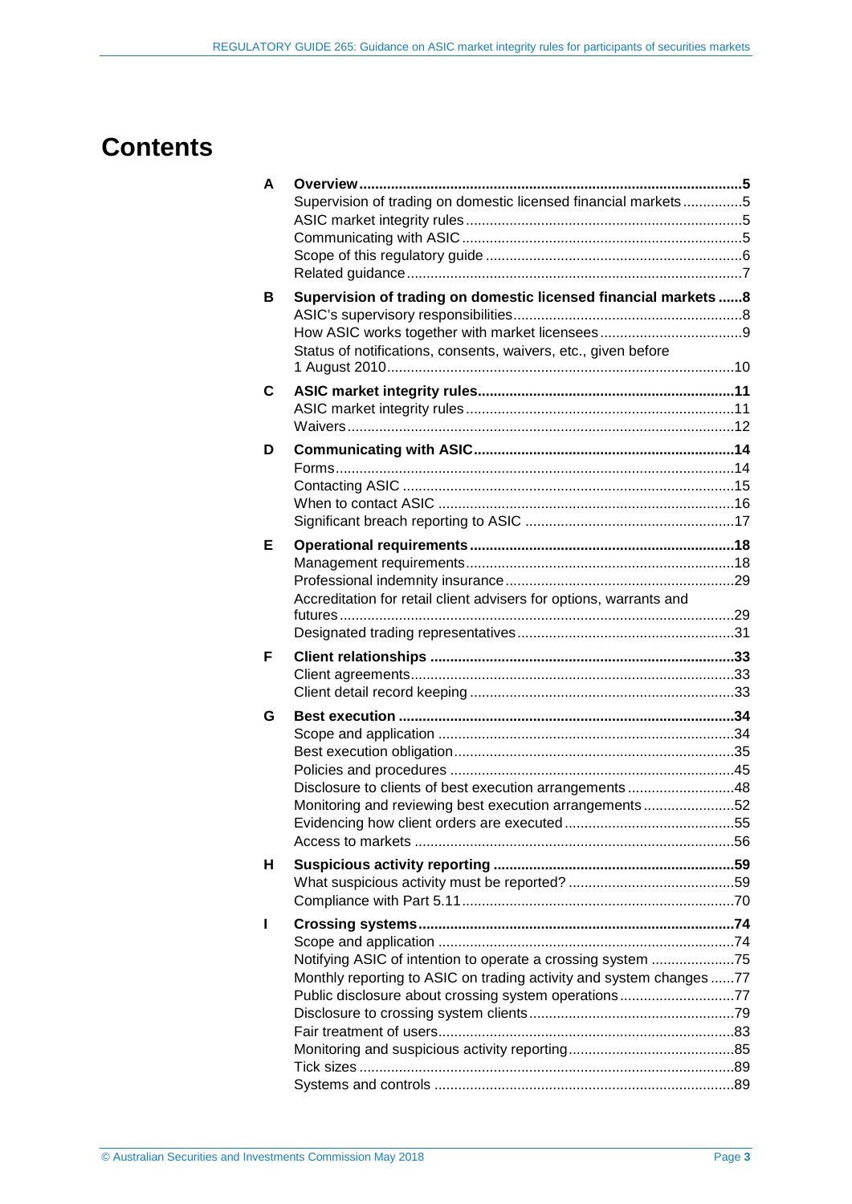# Contents

| | | |
|---|---|---|
| **A** | **Overview** | **5** |
| | Supervision of trading on domestic licensed financial markets | 5 |
| | ASIC market integrity rules | 5 |
| | Communicating with ASIC | 5 |
| | Scope of this regulatory guide | 6 |
| | Related guidance | 7 |
| **B** | **Supervision of trading on domestic licensed financial markets** | **8** |
| | ASIC's supervisory responsibilities | 8 |
| | How ASIC works together with market licensees | 9 |
| | Status of notifications, consents, waivers, etc., given before 1 August 2010 | 10 |
| **C** | **ASIC market integrity rules** | **11** |
| | ASIC market integrity rules | 11 |
| | Waivers | 12 |
| **D** | **Communicating with ASIC** | **14** |
| | Forms | 14 |
| | Contacting ASIC | 15 |
| | When to contact ASIC | 16 |
| | Significant breach reporting to ASIC | 17 |
| **E** | **Operational requirements** | **18** |
| | Management requirements | 18 |
| | Professional indemnity insurance | 29 |
| | Accreditation for retail client advisers for options, warrants and futures | 29 |
| | Designated trading representatives | 31 |
| **F** | **Client relationships** | **33** |
| | Client agreements | 33 |
| | Client detail record keeping | 33 |
| **G** | **Best execution** | **34** |
| | Scope and application | 34 |
| | Best execution obligation | 35 |
| | Policies and procedures | 45 |
| | Disclosure to clients of best execution arrangements | 48 |
| | Monitoring and reviewing best execution arrangements | 52 |
| | Evidencing how client orders are executed | 55 |
| | Access to markets | 56 |
| **H** | **Suspicious activity reporting** | **59** |
| | What suspicious activity must be reported? | 59 |
| | Compliance with Part 5.11 | 70 |
| **I** | **Crossing systems** | **74** |
| | Scope and application | 74 |
| | Notifying ASIC of intention to operate a crossing system | 75 |
| | Monthly reporting to ASIC on trading activity and system changes | 77 |
| | Public disclosure about crossing system operations | 77 |
| | Disclosure to crossing system clients | 79 |
| | Fair treatment of users | 83 |
| | Monitoring and suspicious activity reporting | 85 |
| | Tick sizes | 89 |
| | Systems and controls | 89 |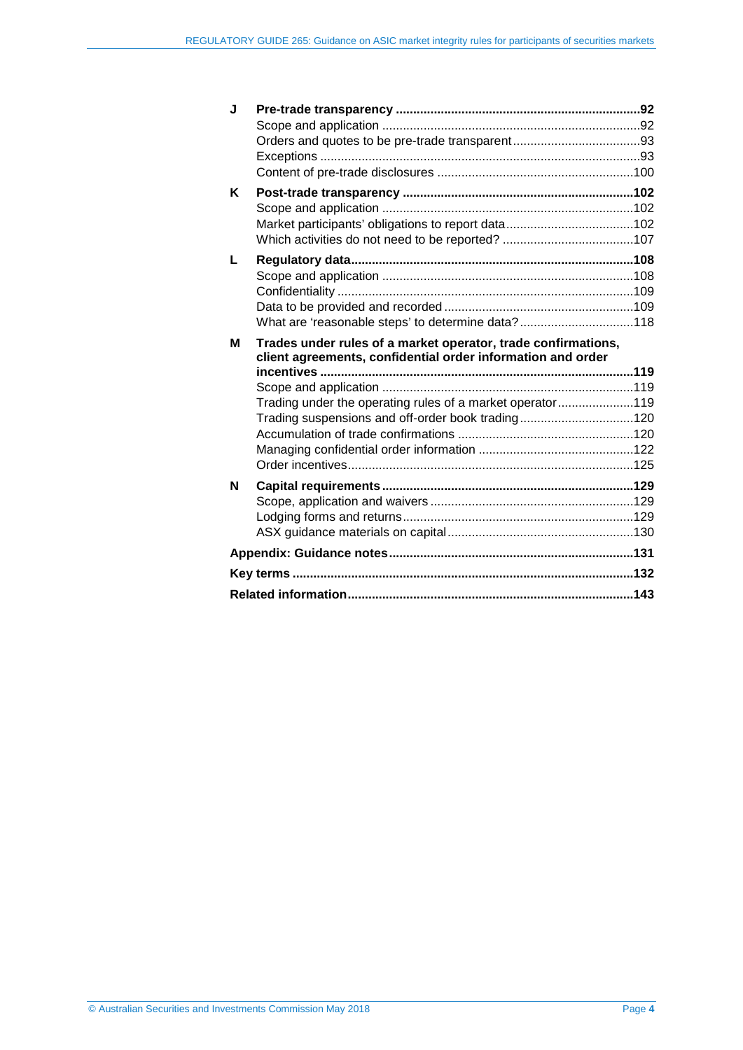| | | |
|---|---|---|
| **J** | **Pre-trade transparency** | **92** |
| | Scope and application | 92 |
| | Orders and quotes to be pre-trade transparent | 93 |
| | Exceptions | 93 |
| | Content of pre-trade disclosures | 100 |
| **K** | **Post-trade transparency** | **102** |
| | Scope and application | 102 |
| | Market participants' obligations to report data | 102 |
| | Which activities do not need to be reported? | 107 |
| **L** | **Regulatory data** | **108** |
| | Scope and application | 108 |
| | Confidentiality | 109 |
| | Data to be provided and recorded | 109 |
| | What are 'reasonable steps' to determine data? | 118 |
| **M** | **Trades under rules of a market operator, trade confirmations, client agreements, confidential order information and order incentives** | **119** |
| | Scope and application | 119 |
| | Trading under the operating rules of a market operator | 119 |
| | Trading suspensions and off-order book trading | 120 |
| | Accumulation of trade confirmations | 120 |
| | Managing confidential order information | 122 |
| | Order incentives | 125 |
| **N** | **Capital requirements** | **129** |
| | Scope, application and waivers | 129 |
| | Lodging forms and returns | 129 |
| | ASX guidance materials on capital | 130 |
| **Appendix: Guidance notes** | | **131** |
| **Key terms** | | **132** |
| **Related information** | | **143** |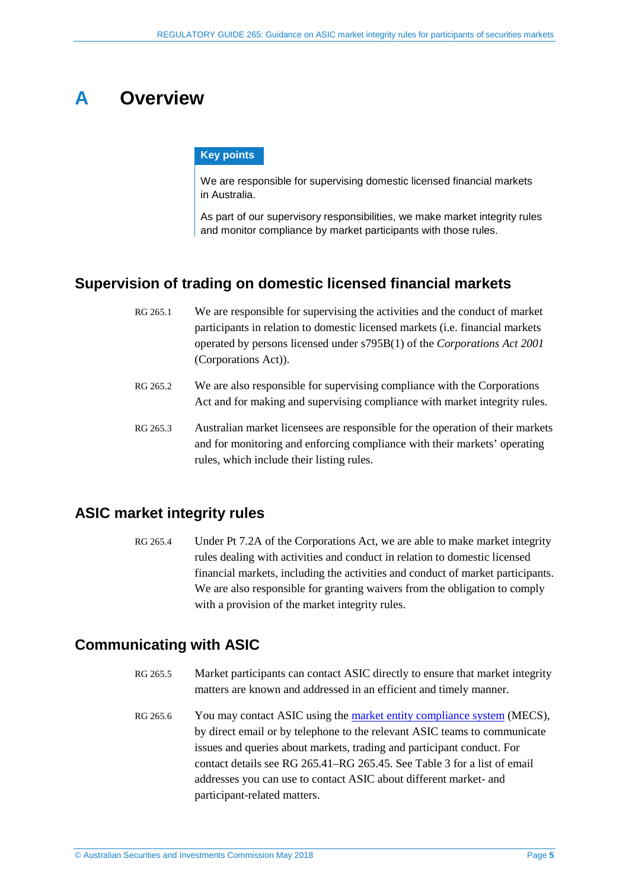# A Overview

**Key points**

We are responsible for supervising domestic licensed financial markets in Australia.

As part of our supervisory responsibilities, we make market integrity rules and monitor compliance by market participants with those rules.

## Supervision of trading on domestic licensed financial markets

RG 265.1 We are responsible for supervising the activities and the conduct of market participants in relation to domestic licensed markets (i.e. financial markets operated by persons licensed under s795B(1) of the *Corporations Act 2001* (Corporations Act)).

RG 265.2 We are also responsible for supervising compliance with the Corporations Act and for making and supervising compliance with market integrity rules.

RG 265.3 Australian market licensees are responsible for the operation of their markets and for monitoring and enforcing compliance with their markets' operating rules, which include their listing rules.

## ASIC market integrity rules

RG 265.4 Under Pt 7.2A of the Corporations Act, we are able to make market integrity rules dealing with activities and conduct in relation to domestic licensed financial markets, including the activities and conduct of market participants. We are also responsible for granting waivers from the obligation to comply with a provision of the market integrity rules.

## Communicating with ASIC

RG 265.5 Market participants can contact ASIC directly to ensure that market integrity matters are known and addressed in an efficient and timely manner.

RG 265.6 You may contact ASIC using the market entity compliance system (MECS), by direct email or by telephone to the relevant ASIC teams to communicate issues and queries about markets, trading and participant conduct. For contact details see RG 265.41–RG 265.45. See Table 3 for a list of email addresses you can use to contact ASIC about different market- and participant-related matters.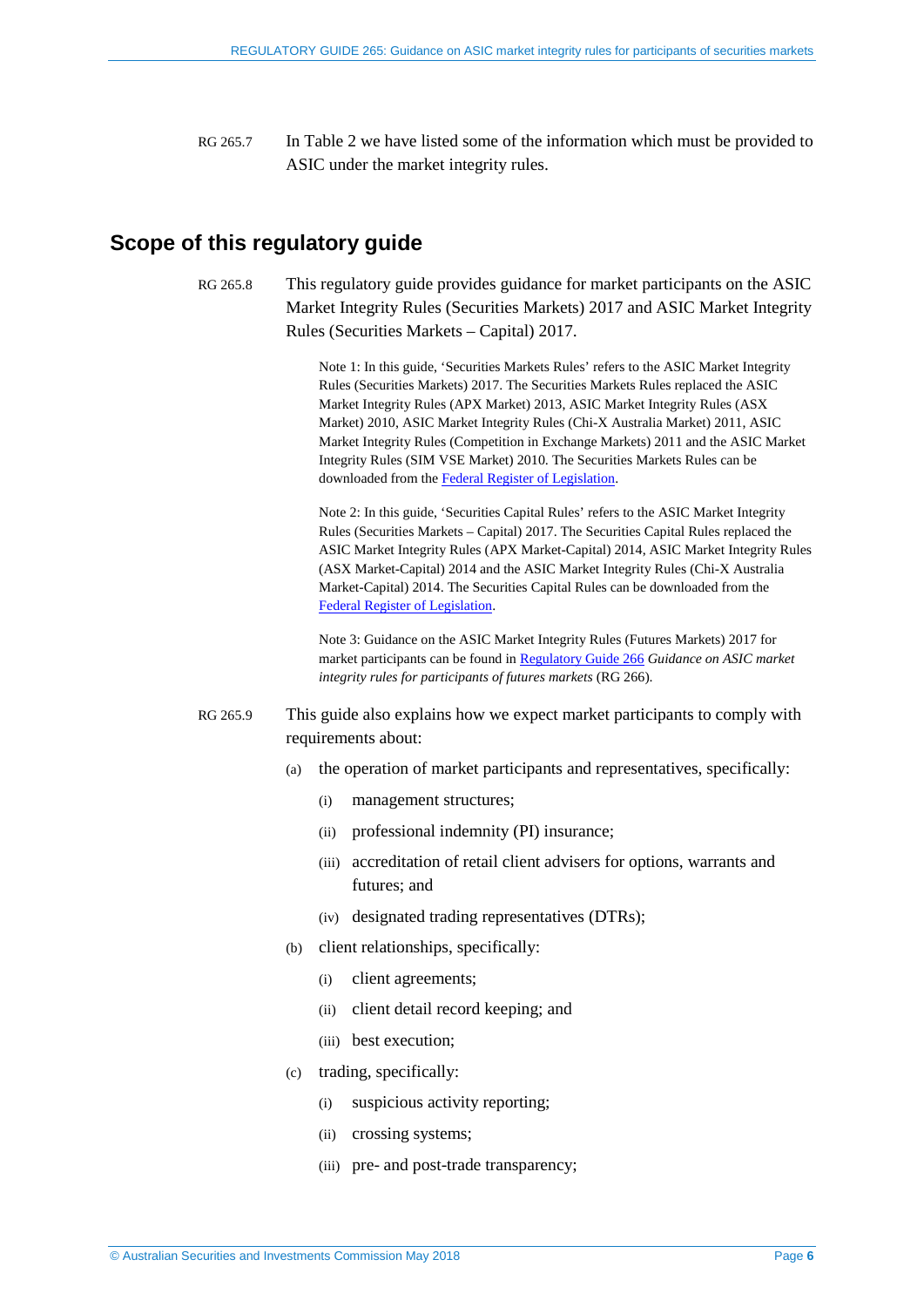RG 265.7 In Table 2 we have listed some of the information which must be provided to ASIC under the market integrity rules.

## Scope of this regulatory guide

RG 265.8 This regulatory guide provides guidance for market participants on the ASIC Market Integrity Rules (Securities Markets) 2017 and ASIC Market Integrity Rules (Securities Markets – Capital) 2017.

> Note 1: In this guide, 'Securities Markets Rules' refers to the ASIC Market Integrity Rules (Securities Markets) 2017. The Securities Markets Rules replaced the ASIC Market Integrity Rules (APX Market) 2013, ASIC Market Integrity Rules (ASX Market) 2010, ASIC Market Integrity Rules (Chi-X Australia Market) 2011, ASIC Market Integrity Rules (Competition in Exchange Markets) 2011 and the ASIC Market Integrity Rules (SIM VSE Market) 2010. The Securities Markets Rules can be downloaded from the Federal Register of Legislation.
>
> Note 2: In this guide, 'Securities Capital Rules' refers to the ASIC Market Integrity Rules (Securities Markets – Capital) 2017. The Securities Capital Rules replaced the ASIC Market Integrity Rules (APX Market-Capital) 2014, ASIC Market Integrity Rules (ASX Market-Capital) 2014 and the ASIC Market Integrity Rules (Chi-X Australia Market-Capital) 2014. The Securities Capital Rules can be downloaded from the Federal Register of Legislation.
>
> Note 3: Guidance on the ASIC Market Integrity Rules (Futures Markets) 2017 for market participants can be found in Regulatory Guide 266 *Guidance on ASIC market integrity rules for participants of futures markets* (RG 266).

RG 265.9 This guide also explains how we expect market participants to comply with requirements about:

(a) the operation of market participants and representatives, specifically:

- (i) management structures;
- (ii) professional indemnity (PI) insurance;
- (iii) accreditation of retail client advisers for options, warrants and futures; and
- (iv) designated trading representatives (DTRs);

(b) client relationships, specifically:

- (i) client agreements;
- (ii) client detail record keeping; and
- (iii) best execution;

(c) trading, specifically:

- (i) suspicious activity reporting;
- (ii) crossing systems;
- (iii) pre- and post-trade transparency;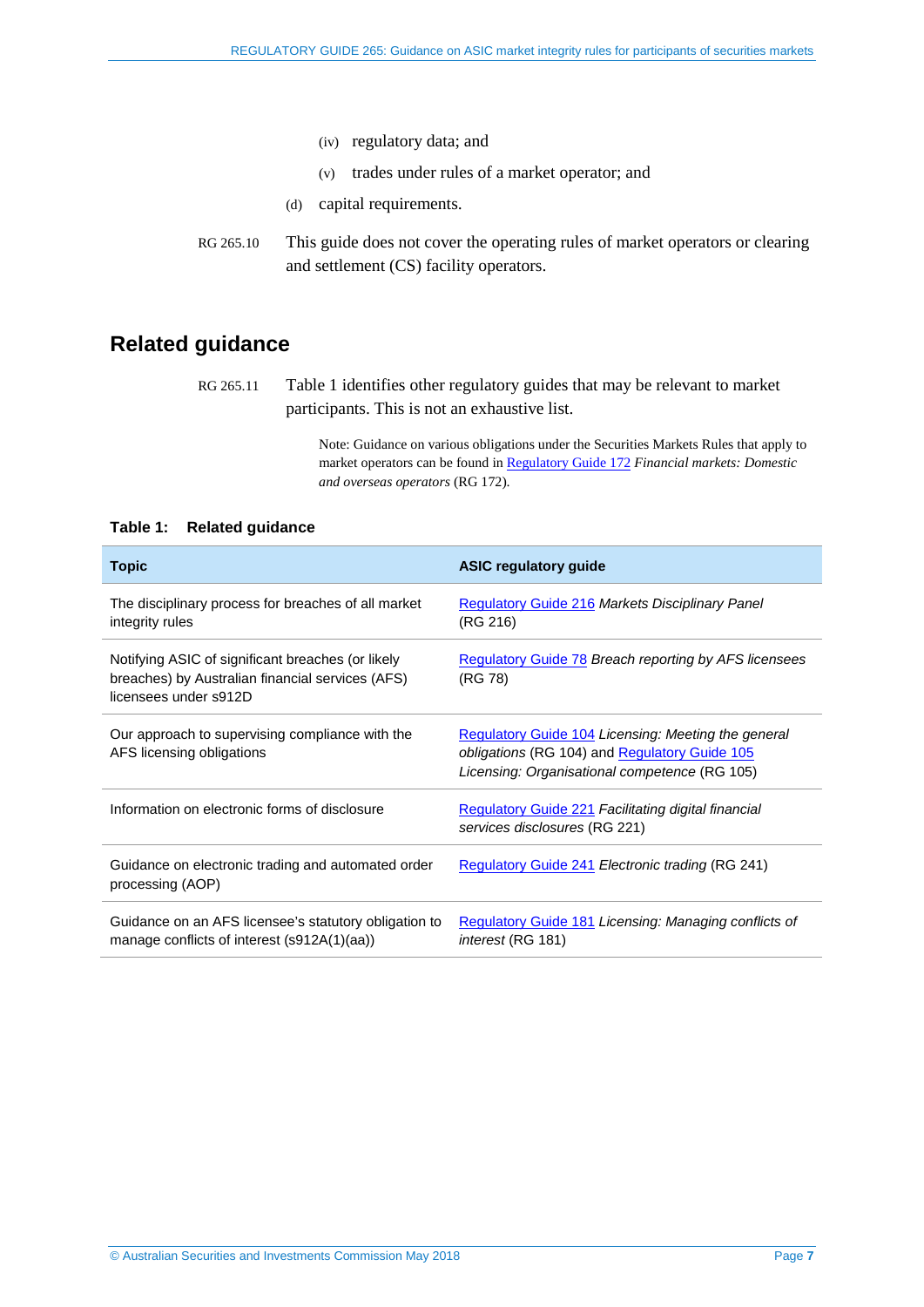(iv) regulatory data; and

(v) trades under rules of a market operator; and

(d) capital requirements.

RG 265.10 This guide does not cover the operating rules of market operators or clearing and settlement (CS) facility operators.

## Related guidance

RG 265.11 Table 1 identifies other regulatory guides that may be relevant to market participants. This is not an exhaustive list.

Note: Guidance on various obligations under the Securities Markets Rules that apply to market operators can be found in Regulatory Guide 172 *Financial markets: Domestic and overseas operators* (RG 172).

**Table 1: Related guidance**

| Topic | ASIC regulatory guide |
|---|---|
| The disciplinary process for breaches of all market integrity rules | Regulatory Guide 216 *Markets Disciplinary Panel* (RG 216) |
| Notifying ASIC of significant breaches (or likely breaches) by Australian financial services (AFS) licensees under s912D | Regulatory Guide 78 *Breach reporting by AFS licensees* (RG 78) |
| Our approach to supervising compliance with the AFS licensing obligations | Regulatory Guide 104 *Licensing: Meeting the general obligations* (RG 104) and Regulatory Guide 105 *Licensing: Organisational competence* (RG 105) |
| Information on electronic forms of disclosure | Regulatory Guide 221 *Facilitating digital financial services disclosures* (RG 221) |
| Guidance on electronic trading and automated order processing (AOP) | Regulatory Guide 241 *Electronic trading* (RG 241) |
| Guidance on an AFS licensee's statutory obligation to manage conflicts of interest (s912A(1)(aa)) | Regulatory Guide 181 *Licensing: Managing conflicts of interest* (RG 181) |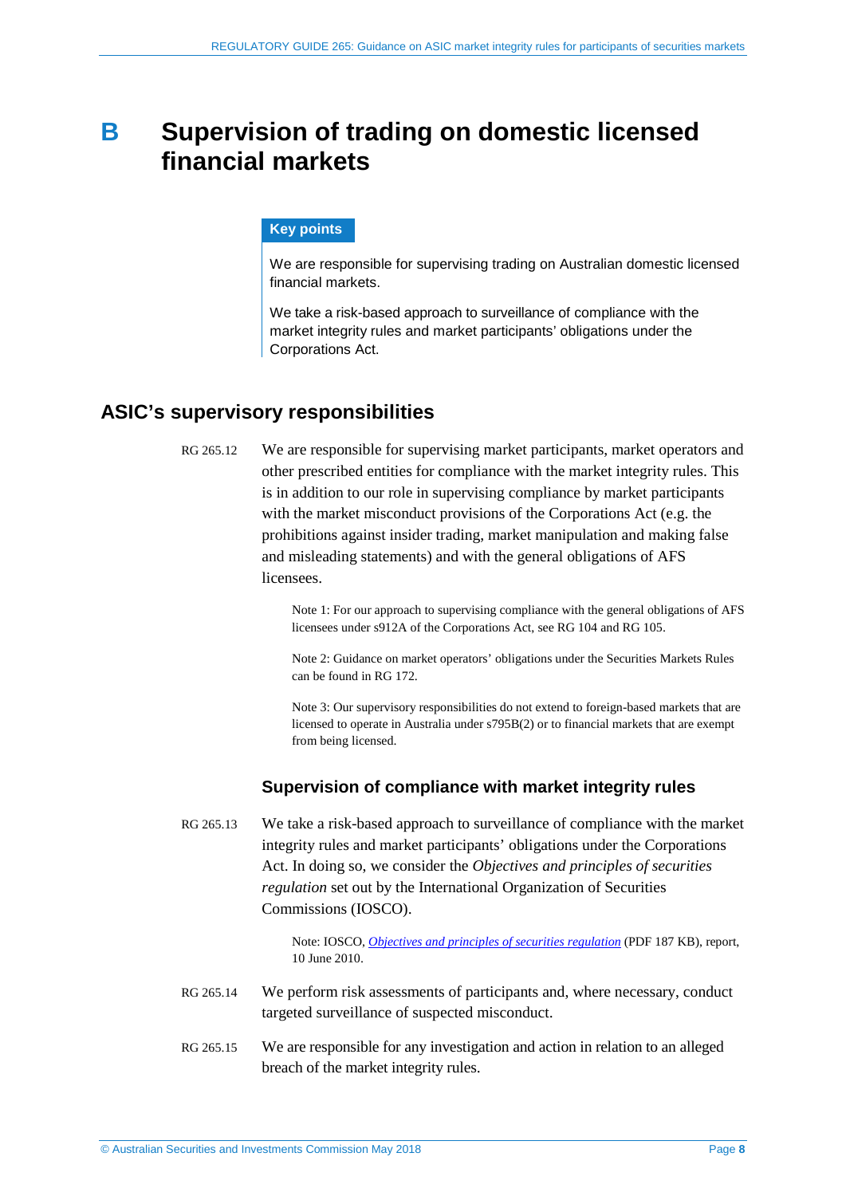# B Supervision of trading on domestic licensed financial markets

**Key points**

We are responsible for supervising trading on Australian domestic licensed financial markets.

We take a risk-based approach to surveillance of compliance with the market integrity rules and market participants' obligations under the Corporations Act.

## ASIC's supervisory responsibilities

RG 265.12 We are responsible for supervising market participants, market operators and other prescribed entities for compliance with the market integrity rules. This is in addition to our role in supervising compliance by market participants with the market misconduct provisions of the Corporations Act (e.g. the prohibitions against insider trading, market manipulation and making false and misleading statements) and with the general obligations of AFS licensees.

> Note 1: For our approach to supervising compliance with the general obligations of AFS licensees under s912A of the Corporations Act, see RG 104 and RG 105.
>
> Note 2: Guidance on market operators' obligations under the Securities Markets Rules can be found in RG 172.
>
> Note 3: Our supervisory responsibilities do not extend to foreign-based markets that are licensed to operate in Australia under s795B(2) or to financial markets that are exempt from being licensed.

### Supervision of compliance with market integrity rules

RG 265.13 We take a risk-based approach to surveillance of compliance with the market integrity rules and market participants' obligations under the Corporations Act. In doing so, we consider the *Objectives and principles of securities regulation* set out by the International Organization of Securities Commissions (IOSCO).

> Note: IOSCO, *Objectives and principles of securities regulation* (PDF 187 KB), report, 10 June 2010.

RG 265.14 We perform risk assessments of participants and, where necessary, conduct targeted surveillance of suspected misconduct.

RG 265.15 We are responsible for any investigation and action in relation to an alleged breach of the market integrity rules.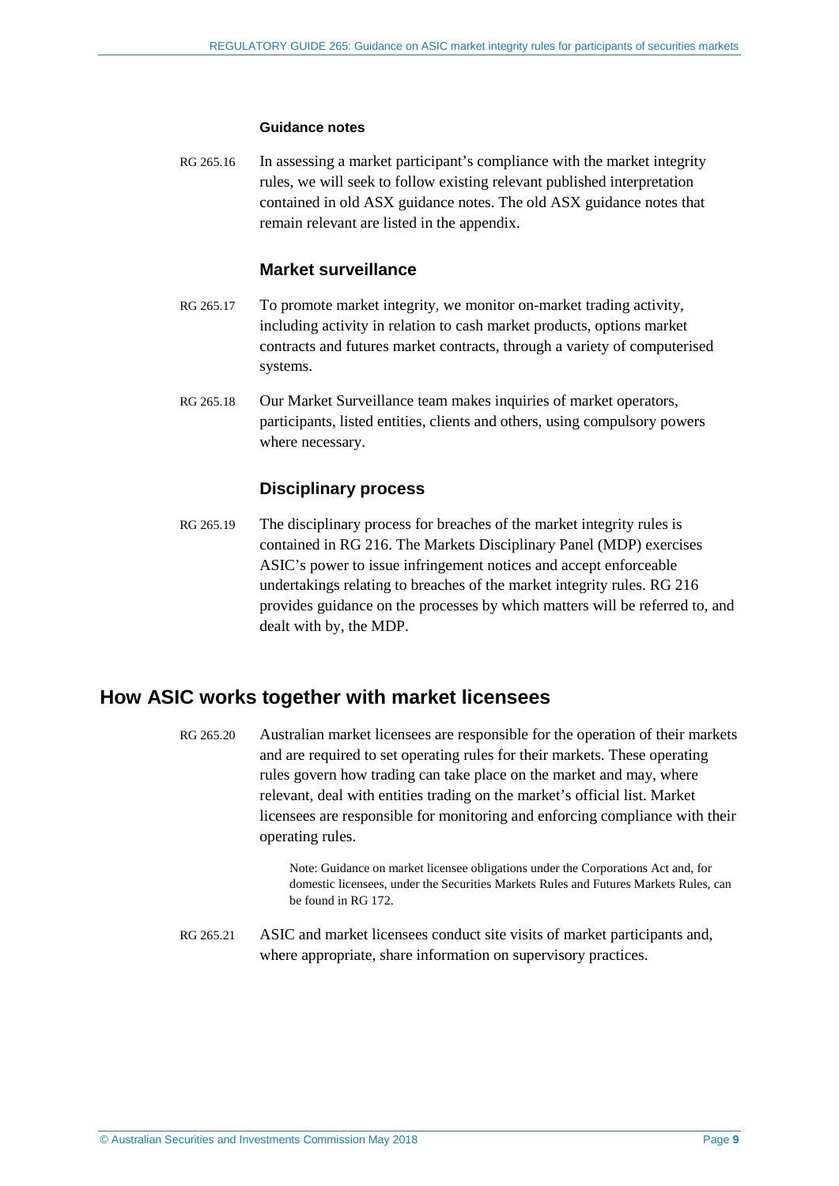#### Guidance notes

RG 265.16 In assessing a market participant's compliance with the market integrity rules, we will seek to follow existing relevant published interpretation contained in old ASX guidance notes. The old ASX guidance notes that remain relevant are listed in the appendix.

### Market surveillance

RG 265.17 To promote market integrity, we monitor on-market trading activity, including activity in relation to cash market products, options market contracts and futures market contracts, through a variety of computerised systems.

RG 265.18 Our Market Surveillance team makes inquiries of market operators, participants, listed entities, clients and others, using compulsory powers where necessary.

### Disciplinary process

RG 265.19 The disciplinary process for breaches of the market integrity rules is contained in RG 216. The Markets Disciplinary Panel (MDP) exercises ASIC's power to issue infringement notices and accept enforceable undertakings relating to breaches of the market integrity rules. RG 216 provides guidance on the processes by which matters will be referred to, and dealt with by, the MDP.

## How ASIC works together with market licensees

RG 265.20 Australian market licensees are responsible for the operation of their markets and are required to set operating rules for their markets. These operating rules govern how trading can take place on the market and may, where relevant, deal with entities trading on the market's official list. Market licensees are responsible for monitoring and enforcing compliance with their operating rules.

Note: Guidance on market licensee obligations under the Corporations Act and, for domestic licensees, under the Securities Markets Rules and Futures Markets Rules, can be found in RG 172.

RG 265.21 ASIC and market licensees conduct site visits of market participants and, where appropriate, share information on supervisory practices.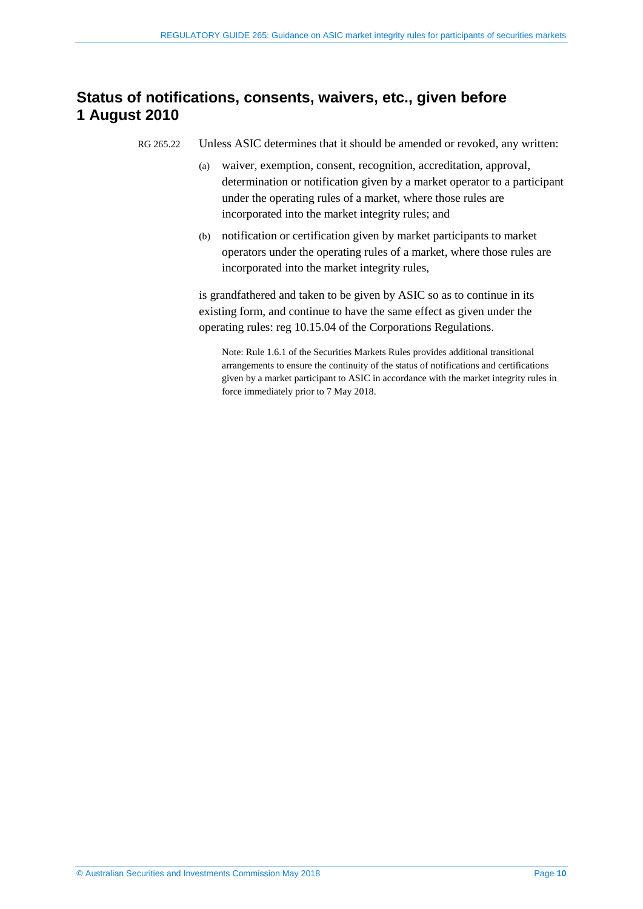## Status of notifications, consents, waivers, etc., given before 1 August 2010

RG 265.22 Unless ASIC determines that it should be amended or revoked, any written:

(a) waiver, exemption, consent, recognition, accreditation, approval, determination or notification given by a market operator to a participant under the operating rules of a market, where those rules are incorporated into the market integrity rules; and

(b) notification or certification given by market participants to market operators under the operating rules of a market, where those rules are incorporated into the market integrity rules,

is grandfathered and taken to be given by ASIC so as to continue in its existing form, and continue to have the same effect as given under the operating rules: reg 10.15.04 of the Corporations Regulations.

Note: Rule 1.6.1 of the Securities Markets Rules provides additional transitional arrangements to ensure the continuity of the status of notifications and certifications given by a market participant to ASIC in accordance with the market integrity rules in force immediately prior to 7 May 2018.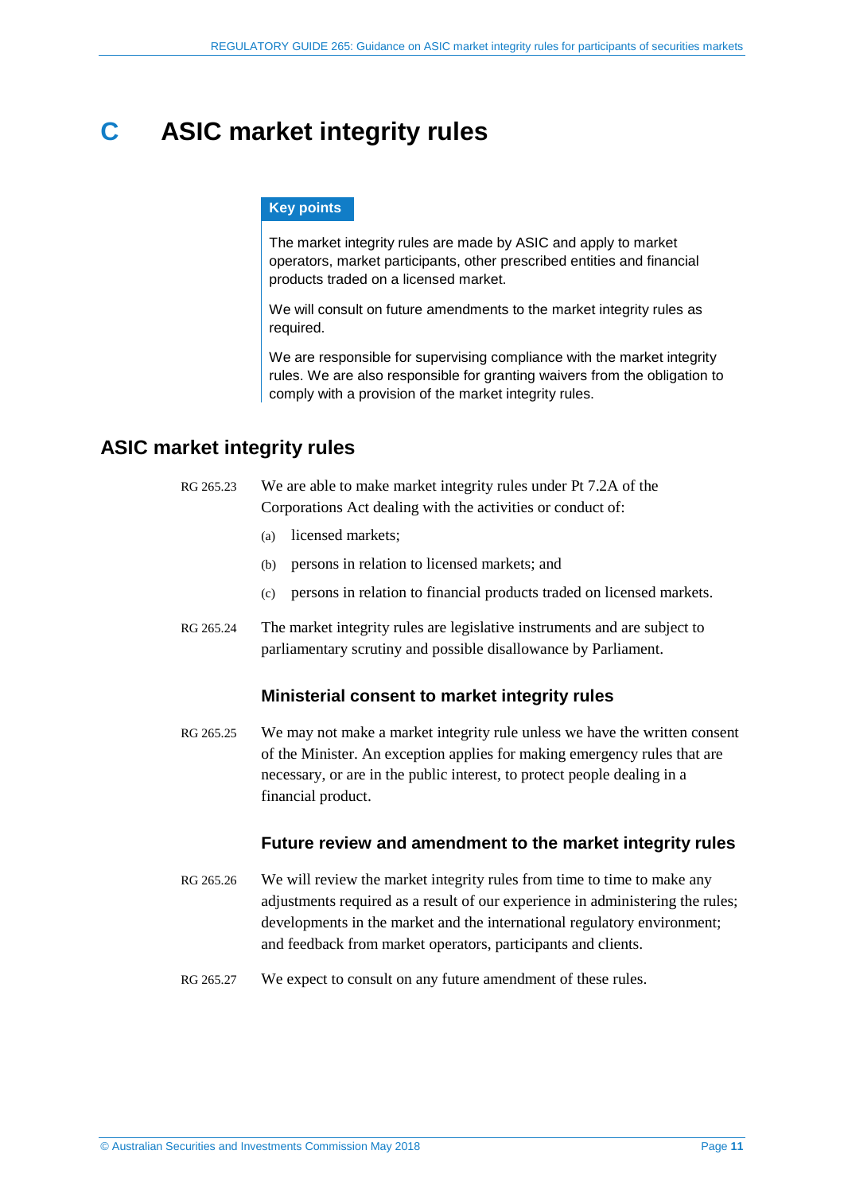# C ASIC market integrity rules

**Key points**

The market integrity rules are made by ASIC and apply to market operators, market participants, other prescribed entities and financial products traded on a licensed market.

We will consult on future amendments to the market integrity rules as required.

We are responsible for supervising compliance with the market integrity rules. We are also responsible for granting waivers from the obligation to comply with a provision of the market integrity rules.

## ASIC market integrity rules

RG 265.23 We are able to make market integrity rules under Pt 7.2A of the Corporations Act dealing with the activities or conduct of:

(a) licensed markets;

(b) persons in relation to licensed markets; and

(c) persons in relation to financial products traded on licensed markets.

RG 265.24 The market integrity rules are legislative instruments and are subject to parliamentary scrutiny and possible disallowance by Parliament.

### Ministerial consent to market integrity rules

RG 265.25 We may not make a market integrity rule unless we have the written consent of the Minister. An exception applies for making emergency rules that are necessary, or are in the public interest, to protect people dealing in a financial product.

### Future review and amendment to the market integrity rules

RG 265.26 We will review the market integrity rules from time to time to make any adjustments required as a result of our experience in administering the rules; developments in the market and the international regulatory environment; and feedback from market operators, participants and clients.

RG 265.27 We expect to consult on any future amendment of these rules.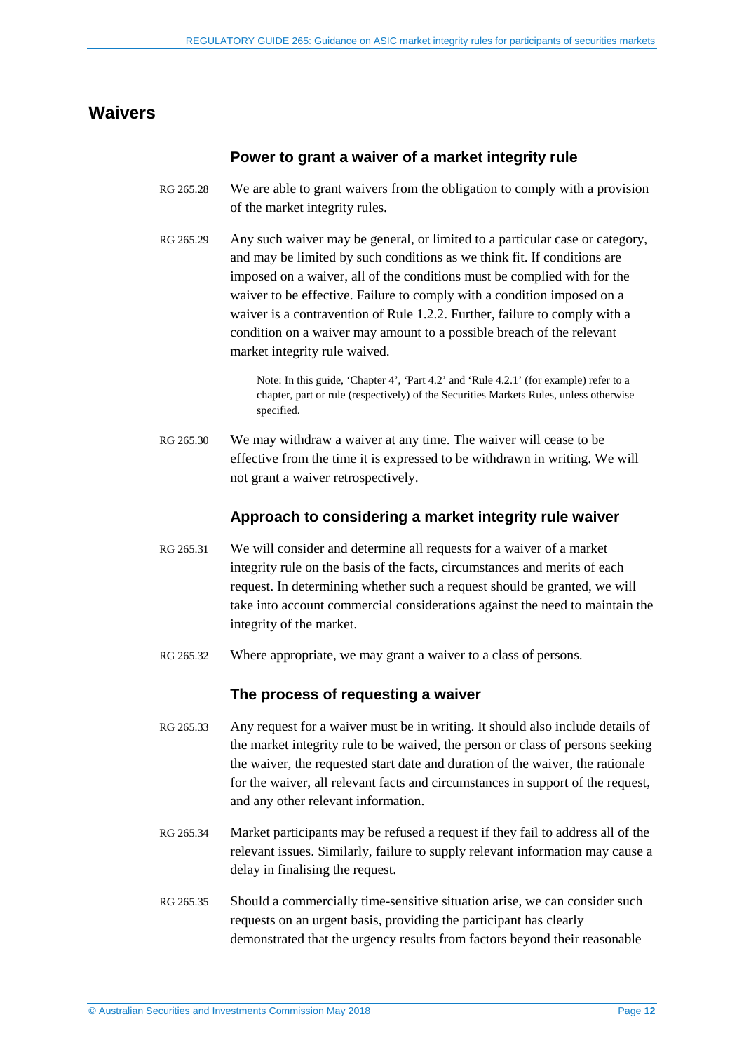## Waivers

### Power to grant a waiver of a market integrity rule

RG 265.28 We are able to grant waivers from the obligation to comply with a provision of the market integrity rules.

RG 265.29 Any such waiver may be general, or limited to a particular case or category, and may be limited by such conditions as we think fit. If conditions are imposed on a waiver, all of the conditions must be complied with for the waiver to be effective. Failure to comply with a condition imposed on a waiver is a contravention of Rule 1.2.2. Further, failure to comply with a condition on a waiver may amount to a possible breach of the relevant market integrity rule waived.

> Note: In this guide, 'Chapter 4', 'Part 4.2' and 'Rule 4.2.1' (for example) refer to a chapter, part or rule (respectively) of the Securities Markets Rules, unless otherwise specified.

RG 265.30 We may withdraw a waiver at any time. The waiver will cease to be effective from the time it is expressed to be withdrawn in writing. We will not grant a waiver retrospectively.

### Approach to considering a market integrity rule waiver

RG 265.31 We will consider and determine all requests for a waiver of a market integrity rule on the basis of the facts, circumstances and merits of each request. In determining whether such a request should be granted, we will take into account commercial considerations against the need to maintain the integrity of the market.

RG 265.32 Where appropriate, we may grant a waiver to a class of persons.

### The process of requesting a waiver

RG 265.33 Any request for a waiver must be in writing. It should also include details of the market integrity rule to be waived, the person or class of persons seeking the waiver, the requested start date and duration of the waiver, the rationale for the waiver, all relevant facts and circumstances in support of the request, and any other relevant information.

RG 265.34 Market participants may be refused a request if they fail to address all of the relevant issues. Similarly, failure to supply relevant information may cause a delay in finalising the request.

RG 265.35 Should a commercially time-sensitive situation arise, we can consider such requests on an urgent basis, providing the participant has clearly demonstrated that the urgency results from factors beyond their reasonable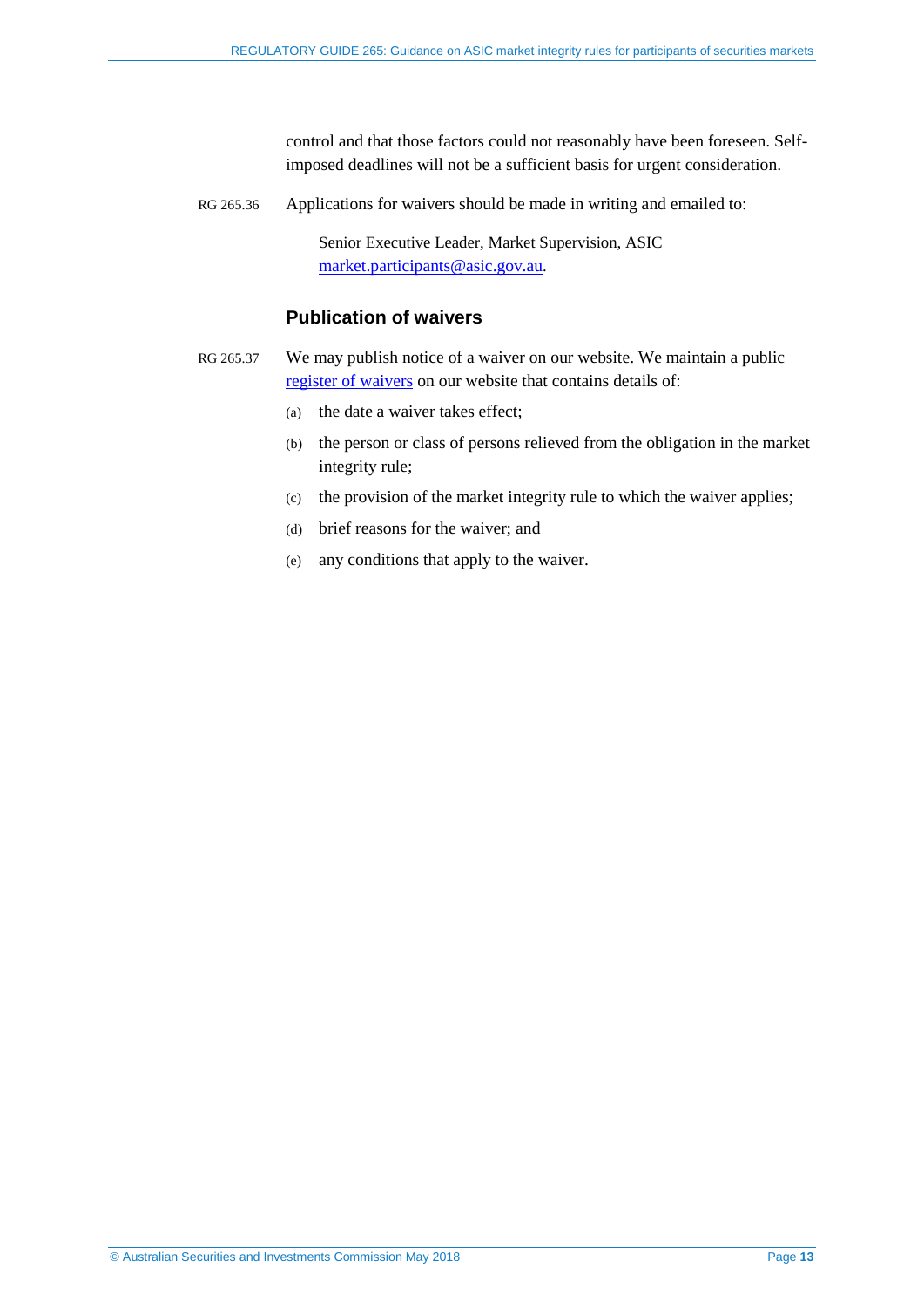control and that those factors could not reasonably have been foreseen. Self-imposed deadlines will not be a sufficient basis for urgent consideration.

RG 265.36 Applications for waivers should be made in writing and emailed to:

> Senior Executive Leader, Market Supervision, ASIC
> market.participants@asic.gov.au.

### Publication of waivers

RG 265.37 We may publish notice of a waiver on our website. We maintain a public register of waivers on our website that contains details of:

(a) the date a waiver takes effect;

(b) the person or class of persons relieved from the obligation in the market integrity rule;

(c) the provision of the market integrity rule to which the waiver applies;

(d) brief reasons for the waiver; and

(e) any conditions that apply to the waiver.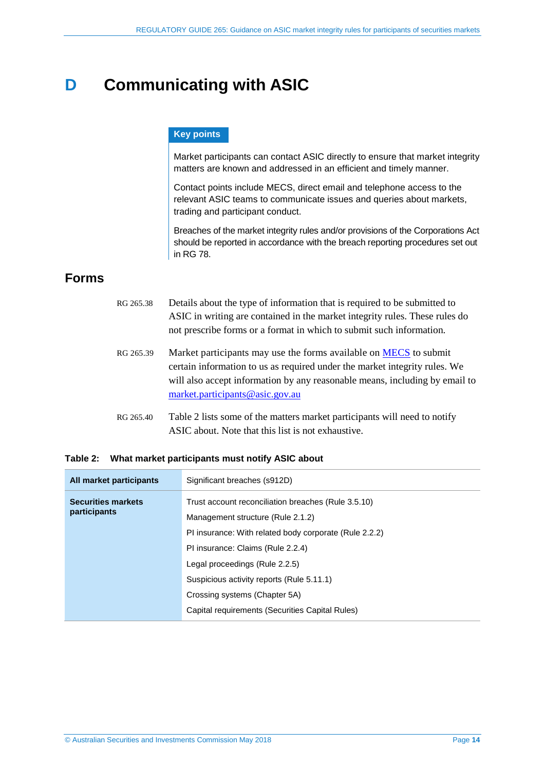# D Communicating with ASIC

**Key points**

Market participants can contact ASIC directly to ensure that market integrity matters are known and addressed in an efficient and timely manner.

Contact points include MECS, direct email and telephone access to the relevant ASIC teams to communicate issues and queries about markets, trading and participant conduct.

Breaches of the market integrity rules and/or provisions of the Corporations Act should be reported in accordance with the breach reporting procedures set out in RG 78.

## Forms

RG 265.38 Details about the type of information that is required to be submitted to ASIC in writing are contained in the market integrity rules. These rules do not prescribe forms or a format in which to submit such information.

RG 265.39 Market participants may use the forms available on MECS to submit certain information to us as required under the market integrity rules. We will also accept information by any reasonable means, including by email to market.participants@asic.gov.au

RG 265.40 Table 2 lists some of the matters market participants will need to notify ASIC about. Note that this list is not exhaustive.

**Table 2: What market participants must notify ASIC about**

| | |
|---|---|
| **All market participants** | Significant breaches (s912D) |
| **Securities markets participants** | Trust account reconciliation breaches (Rule 3.5.10)<br>Management structure (Rule 2.1.2)<br>PI insurance: With related body corporate (Rule 2.2.2)<br>PI insurance: Claims (Rule 2.2.4)<br>Legal proceedings (Rule 2.2.5)<br>Suspicious activity reports (Rule 5.11.1)<br>Crossing systems (Chapter 5A)<br>Capital requirements (Securities Capital Rules) |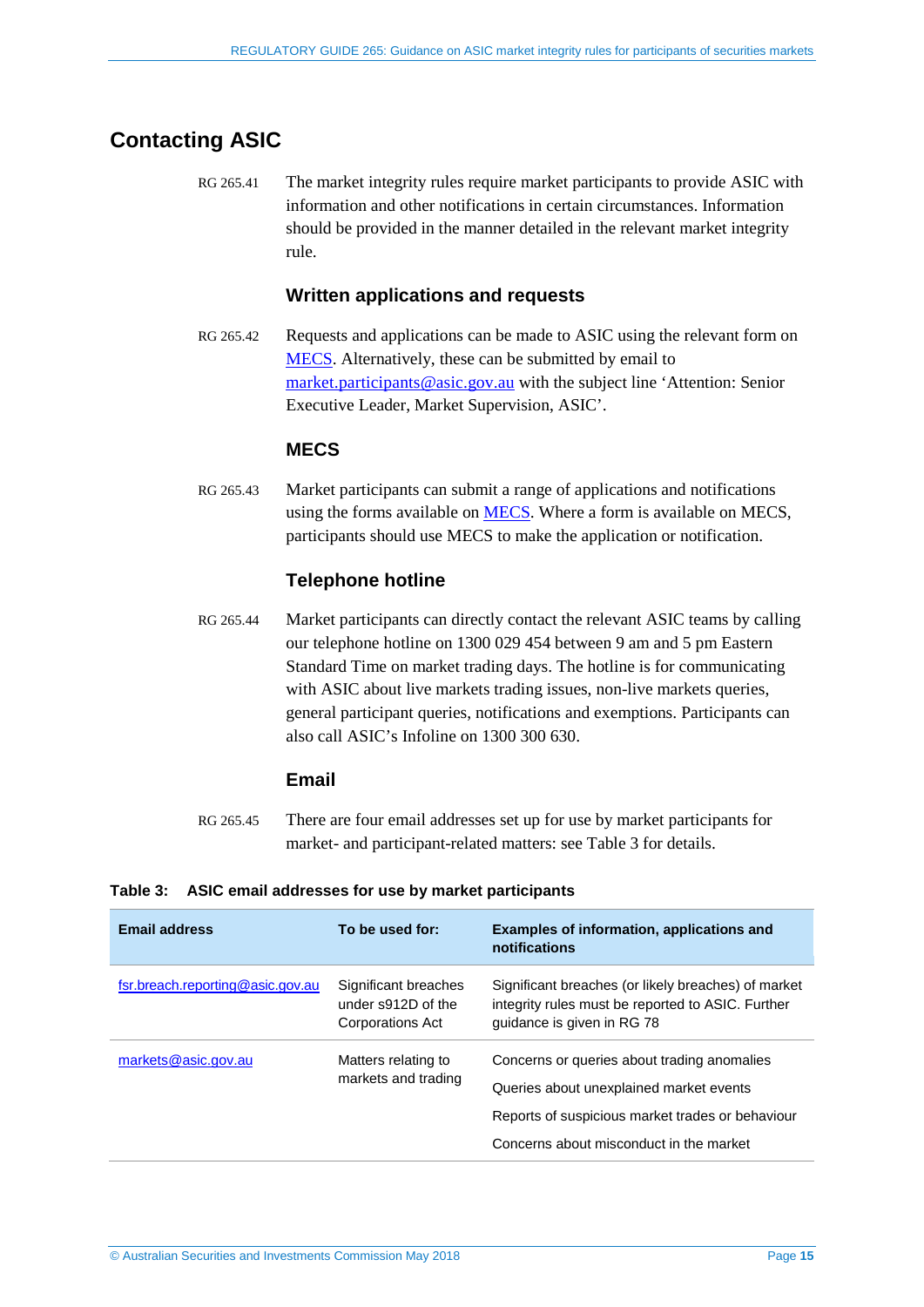## Contacting ASIC

RG 265.41 The market integrity rules require market participants to provide ASIC with information and other notifications in certain circumstances. Information should be provided in the manner detailed in the relevant market integrity rule.

### Written applications and requests

RG 265.42 Requests and applications can be made to ASIC using the relevant form on [MECS](). Alternatively, these can be submitted by email to [market.participants@asic.gov.au]() with the subject line 'Attention: Senior Executive Leader, Market Supervision, ASIC'.

### MECS

RG 265.43 Market participants can submit a range of applications and notifications using the forms available on [MECS](). Where a form is available on MECS, participants should use MECS to make the application or notification.

### Telephone hotline

RG 265.44 Market participants can directly contact the relevant ASIC teams by calling our telephone hotline on 1300 029 454 between 9 am and 5 pm Eastern Standard Time on market trading days. The hotline is for communicating with ASIC about live markets trading issues, non-live markets queries, general participant queries, notifications and exemptions. Participants can also call ASIC's Infoline on 1300 300 630.

### Email

RG 265.45 There are four email addresses set up for use by market participants for market- and participant-related matters: see Table 3 for details.

**Table 3: ASIC email addresses for use by market participants**

| Email address | To be used for: | Examples of information, applications and notifications |
|---|---|---|
| fsr.breach.reporting@asic.gov.au | Significant breaches under s912D of the Corporations Act | Significant breaches (or likely breaches) of market integrity rules must be reported to ASIC. Further guidance is given in RG 78 |
| markets@asic.gov.au | Matters relating to markets and trading | Concerns or queries about trading anomalies<br>Queries about unexplained market events<br>Reports of suspicious market trades or behaviour<br>Concerns about misconduct in the market |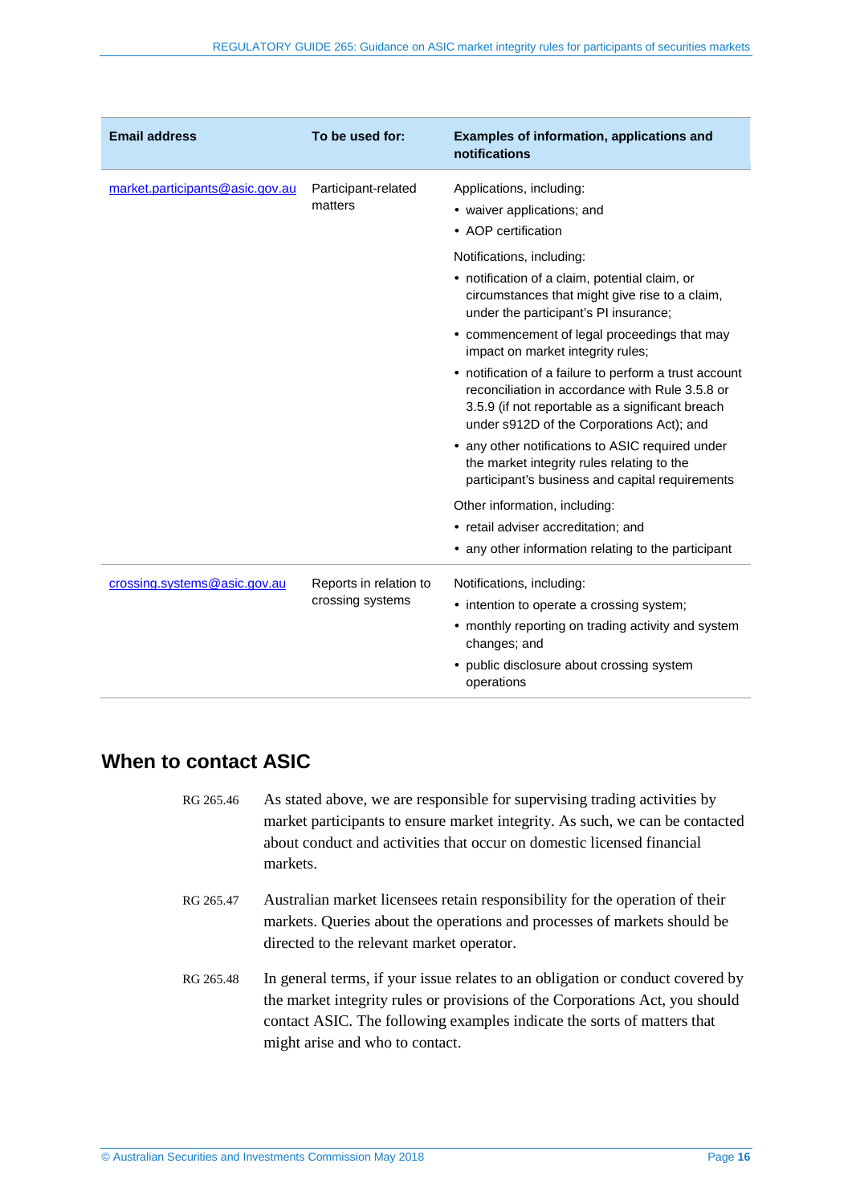| Email address | To be used for: | Examples of information, applications and notifications |
|---|---|---|
| market.participants@asic.gov.au | Participant-related matters | Applications, including:<br>• waiver applications; and<br>• AOP certification<br>Notifications, including:<br>• notification of a claim, potential claim, or circumstances that might give rise to a claim, under the participant's PI insurance;<br>• commencement of legal proceedings that may impact on market integrity rules;<br>• notification of a failure to perform a trust account reconciliation in accordance with Rule 3.5.8 or 3.5.9 (if not reportable as a significant breach under s912D of the Corporations Act); and<br>• any other notifications to ASIC required under the market integrity rules relating to the participant's business and capital requirements<br>Other information, including:<br>• retail adviser accreditation; and<br>• any other information relating to the participant |
| crossing.systems@asic.gov.au | Reports in relation to crossing systems | Notifications, including:<br>• intention to operate a crossing system;<br>• monthly reporting on trading activity and system changes; and<br>• public disclosure about crossing system operations |

## When to contact ASIC

RG 265.46 As stated above, we are responsible for supervising trading activities by market participants to ensure market integrity. As such, we can be contacted about conduct and activities that occur on domestic licensed financial markets.

RG 265.47 Australian market licensees retain responsibility for the operation of their markets. Queries about the operations and processes of markets should be directed to the relevant market operator.

RG 265.48 In general terms, if your issue relates to an obligation or conduct covered by the market integrity rules or provisions of the Corporations Act, you should contact ASIC. The following examples indicate the sorts of matters that might arise and who to contact.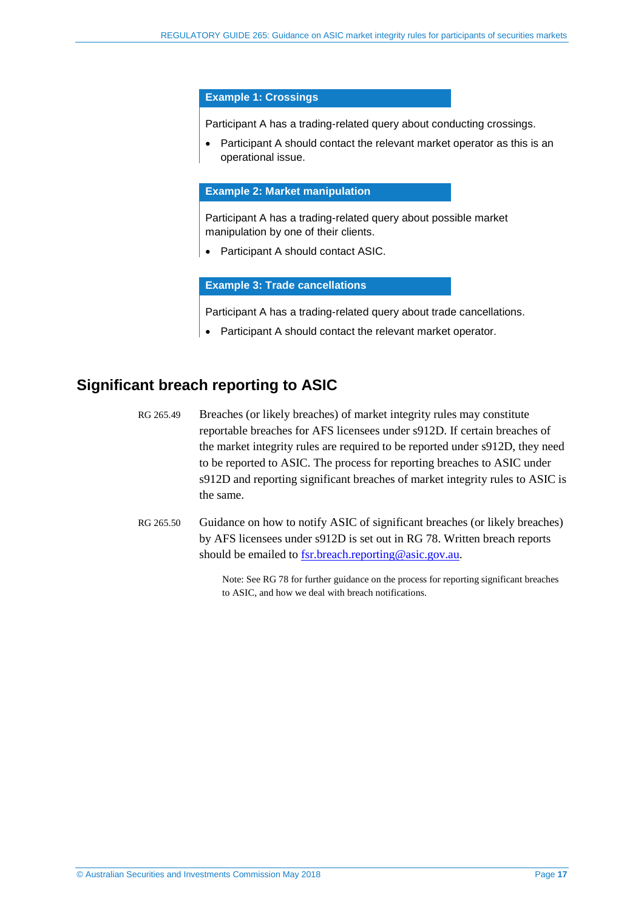**Example 1: Crossings**

Participant A has a trading-related query about conducting crossings.

- Participant A should contact the relevant market operator as this is an operational issue.

**Example 2: Market manipulation**

Participant A has a trading-related query about possible market manipulation by one of their clients.

- Participant A should contact ASIC.

**Example 3: Trade cancellations**

Participant A has a trading-related query about trade cancellations.

- Participant A should contact the relevant market operator.

## Significant breach reporting to ASIC

RG 265.49 Breaches (or likely breaches) of market integrity rules may constitute reportable breaches for AFS licensees under s912D. If certain breaches of the market integrity rules are required to be reported under s912D, they need to be reported to ASIC. The process for reporting breaches to ASIC under s912D and reporting significant breaches of market integrity rules to ASIC is the same.

RG 265.50 Guidance on how to notify ASIC of significant breaches (or likely breaches) by AFS licensees under s912D is set out in RG 78. Written breach reports should be emailed to fsr.breach.reporting@asic.gov.au.

> Note: See RG 78 for further guidance on the process for reporting significant breaches to ASIC, and how we deal with breach notifications.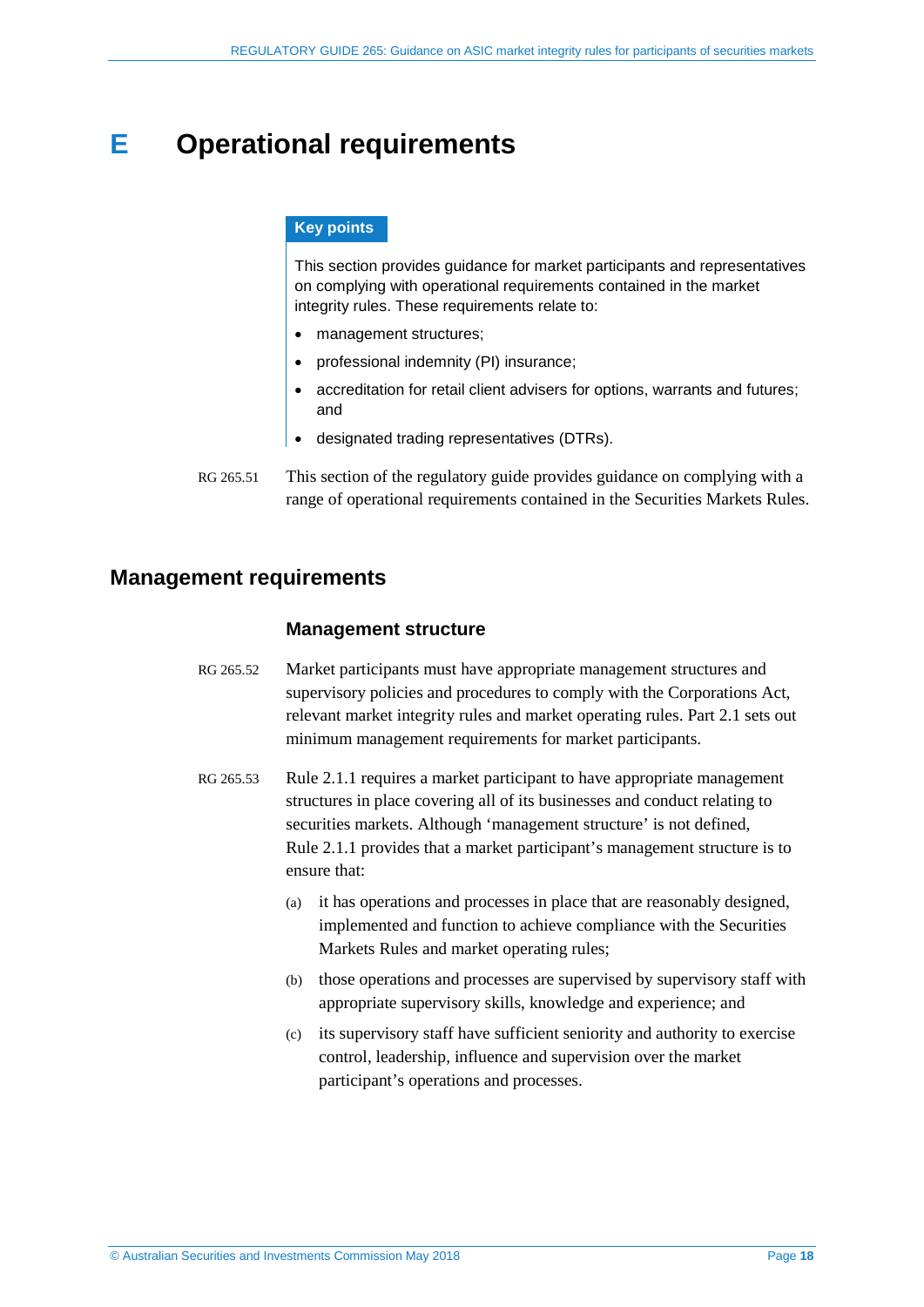# E Operational requirements

> **Key points**
>
> This section provides guidance for market participants and representatives on complying with operational requirements contained in the market integrity rules. These requirements relate to:
>
> - management structures;
> - professional indemnity (PI) insurance;
> - accreditation for retail client advisers for options, warrants and futures; and
> - designated trading representatives (DTRs).

RG 265.51 This section of the regulatory guide provides guidance on complying with a range of operational requirements contained in the Securities Markets Rules.

## Management requirements

### Management structure

RG 265.52 Market participants must have appropriate management structures and supervisory policies and procedures to comply with the Corporations Act, relevant market integrity rules and market operating rules. Part 2.1 sets out minimum management requirements for market participants.

RG 265.53 Rule 2.1.1 requires a market participant to have appropriate management structures in place covering all of its businesses and conduct relating to securities markets. Although 'management structure' is not defined, Rule 2.1.1 provides that a market participant's management structure is to ensure that:

(a) it has operations and processes in place that are reasonably designed, implemented and function to achieve compliance with the Securities Markets Rules and market operating rules;

(b) those operations and processes are supervised by supervisory staff with appropriate supervisory skills, knowledge and experience; and

(c) its supervisory staff have sufficient seniority and authority to exercise control, leadership, influence and supervision over the market participant's operations and processes.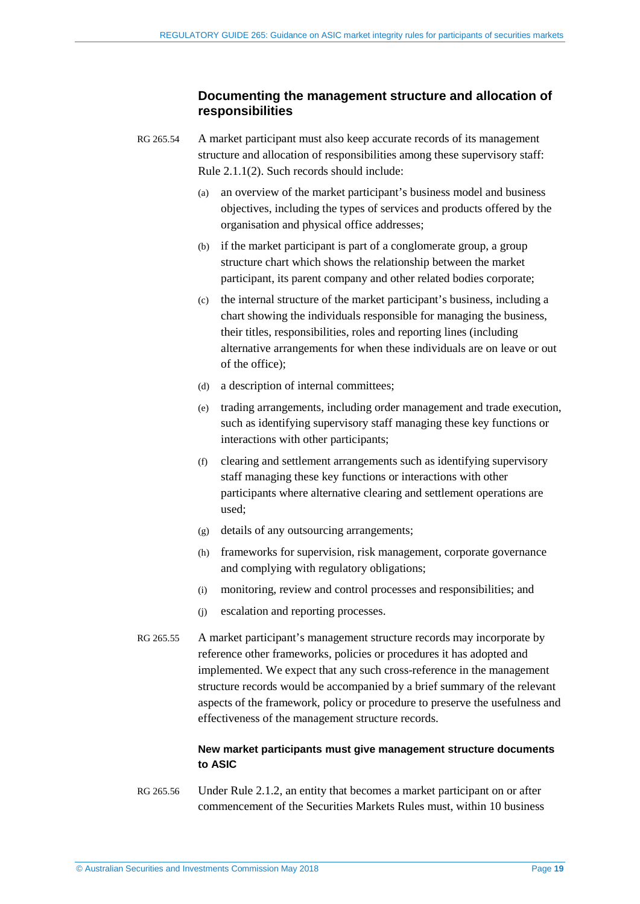### Documenting the management structure and allocation of responsibilities

RG 265.54 A market participant must also keep accurate records of its management structure and allocation of responsibilities among these supervisory staff: Rule 2.1.1(2). Such records should include:

(a) an overview of the market participant's business model and business objectives, including the types of services and products offered by the organisation and physical office addresses;

(b) if the market participant is part of a conglomerate group, a group structure chart which shows the relationship between the market participant, its parent company and other related bodies corporate;

(c) the internal structure of the market participant's business, including a chart showing the individuals responsible for managing the business, their titles, responsibilities, roles and reporting lines (including alternative arrangements for when these individuals are on leave or out of the office);

(d) a description of internal committees;

(e) trading arrangements, including order management and trade execution, such as identifying supervisory staff managing these key functions or interactions with other participants;

(f) clearing and settlement arrangements such as identifying supervisory staff managing these key functions or interactions with other participants where alternative clearing and settlement operations are used;

(g) details of any outsourcing arrangements;

(h) frameworks for supervision, risk management, corporate governance and complying with regulatory obligations;

(i) monitoring, review and control processes and responsibilities; and

(j) escalation and reporting processes.

RG 265.55 A market participant's management structure records may incorporate by reference other frameworks, policies or procedures it has adopted and implemented. We expect that any such cross-reference in the management structure records would be accompanied by a brief summary of the relevant aspects of the framework, policy or procedure to preserve the usefulness and effectiveness of the management structure records.

#### New market participants must give management structure documents to ASIC

RG 265.56 Under Rule 2.1.2, an entity that becomes a market participant on or after commencement of the Securities Markets Rules must, within 10 business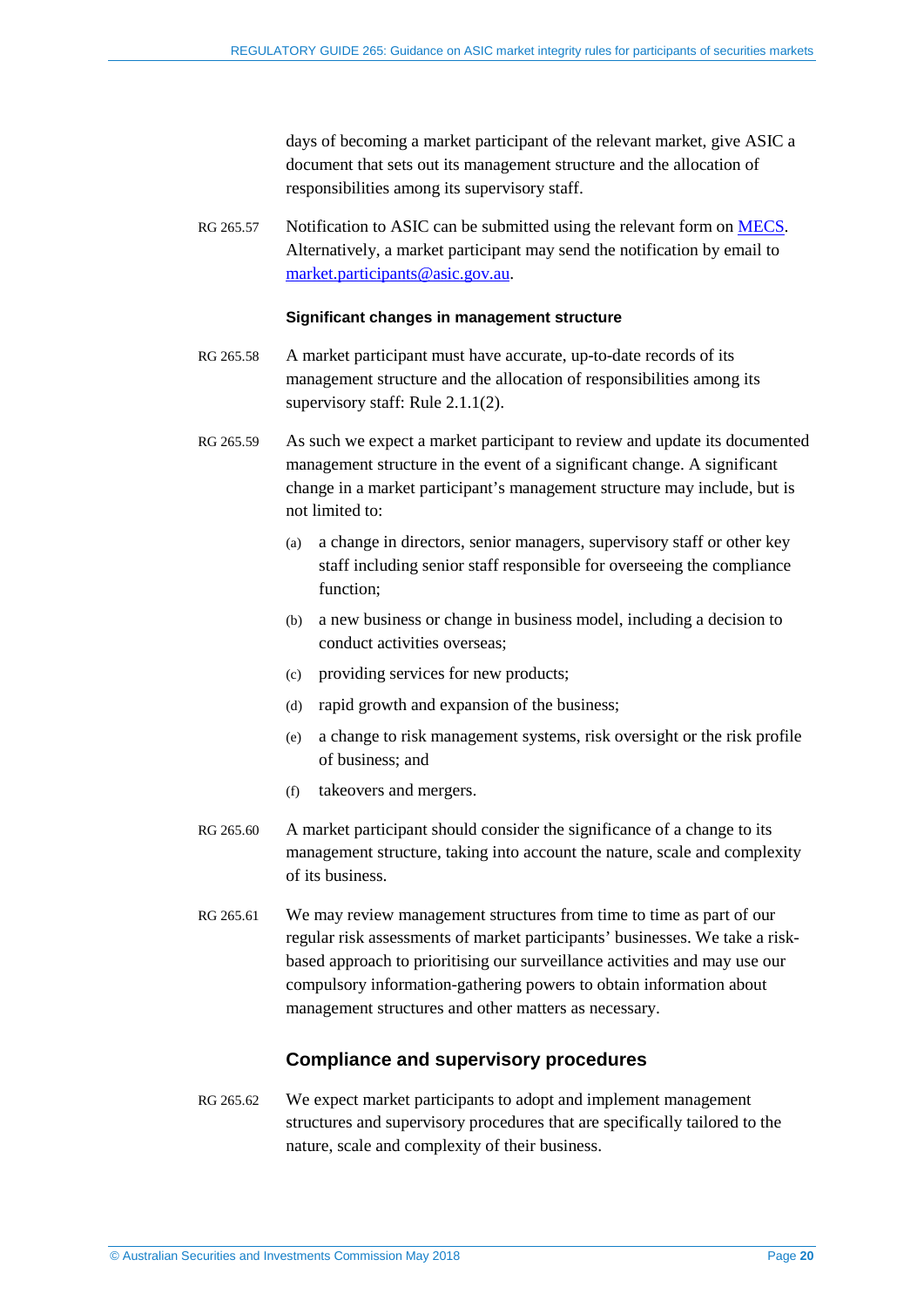days of becoming a market participant of the relevant market, give ASIC a document that sets out its management structure and the allocation of responsibilities among its supervisory staff.

RG 265.57 Notification to ASIC can be submitted using the relevant form on [MECS](). Alternatively, a market participant may send the notification by email to [market.participants@asic.gov.au]().

#### Significant changes in management structure

RG 265.58 A market participant must have accurate, up-to-date records of its management structure and the allocation of responsibilities among its supervisory staff: Rule 2.1.1(2).

RG 265.59 As such we expect a market participant to review and update its documented management structure in the event of a significant change. A significant change in a market participant's management structure may include, but is not limited to:

(a) a change in directors, senior managers, supervisory staff or other key staff including senior staff responsible for overseeing the compliance function;

(b) a new business or change in business model, including a decision to conduct activities overseas;

(c) providing services for new products;

(d) rapid growth and expansion of the business;

(e) a change to risk management systems, risk oversight or the risk profile of business; and

(f) takeovers and mergers.

RG 265.60 A market participant should consider the significance of a change to its management structure, taking into account the nature, scale and complexity of its business.

RG 265.61 We may review management structures from time to time as part of our regular risk assessments of market participants' businesses. We take a risk-based approach to prioritising our surveillance activities and may use our compulsory information-gathering powers to obtain information about management structures and other matters as necessary.

### Compliance and supervisory procedures

RG 265.62 We expect market participants to adopt and implement management structures and supervisory procedures that are specifically tailored to the nature, scale and complexity of their business.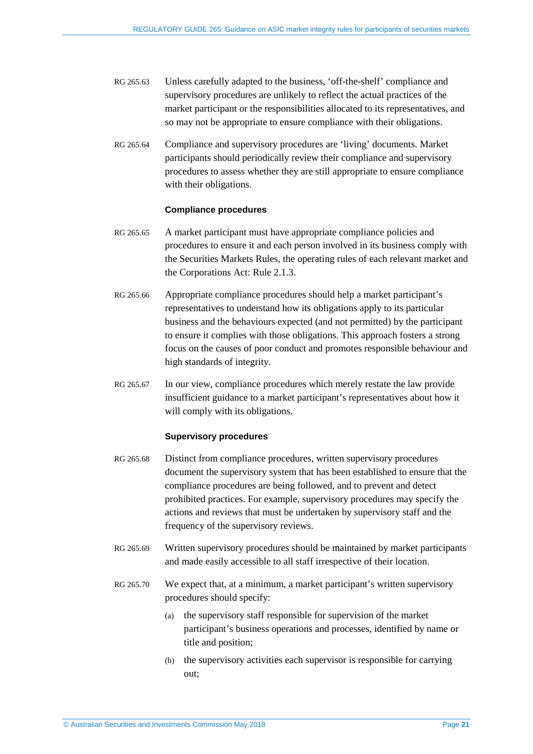RG 265.63 Unless carefully adapted to the business, 'off-the-shelf' compliance and supervisory procedures are unlikely to reflect the actual practices of the market participant or the responsibilities allocated to its representatives, and so may not be appropriate to ensure compliance with their obligations.

RG 265.64 Compliance and supervisory procedures are 'living' documents. Market participants should periodically review their compliance and supervisory procedures to assess whether they are still appropriate to ensure compliance with their obligations.

### Compliance procedures

RG 265.65 A market participant must have appropriate compliance policies and procedures to ensure it and each person involved in its business comply with the Securities Markets Rules, the operating rules of each relevant market and the Corporations Act: Rule 2.1.3.

RG 265.66 Appropriate compliance procedures should help a market participant's representatives to understand how its obligations apply to its particular business and the behaviours expected (and not permitted) by the participant to ensure it complies with those obligations. This approach fosters a strong focus on the causes of poor conduct and promotes responsible behaviour and high standards of integrity.

RG 265.67 In our view, compliance procedures which merely restate the law provide insufficient guidance to a market participant's representatives about how it will comply with its obligations.

### Supervisory procedures

RG 265.68 Distinct from compliance procedures, written supervisory procedures document the supervisory system that has been established to ensure that the compliance procedures are being followed, and to prevent and detect prohibited practices. For example, supervisory procedures may specify the actions and reviews that must be undertaken by supervisory staff and the frequency of the supervisory reviews.

RG 265.69 Written supervisory procedures should be maintained by market participants and made easily accessible to all staff irrespective of their location.

RG 265.70 We expect that, at a minimum, a market participant's written supervisory procedures should specify:

(a) the supervisory staff responsible for supervision of the market participant's business operations and processes, identified by name or title and position;

(b) the supervisory activities each supervisor is responsible for carrying out;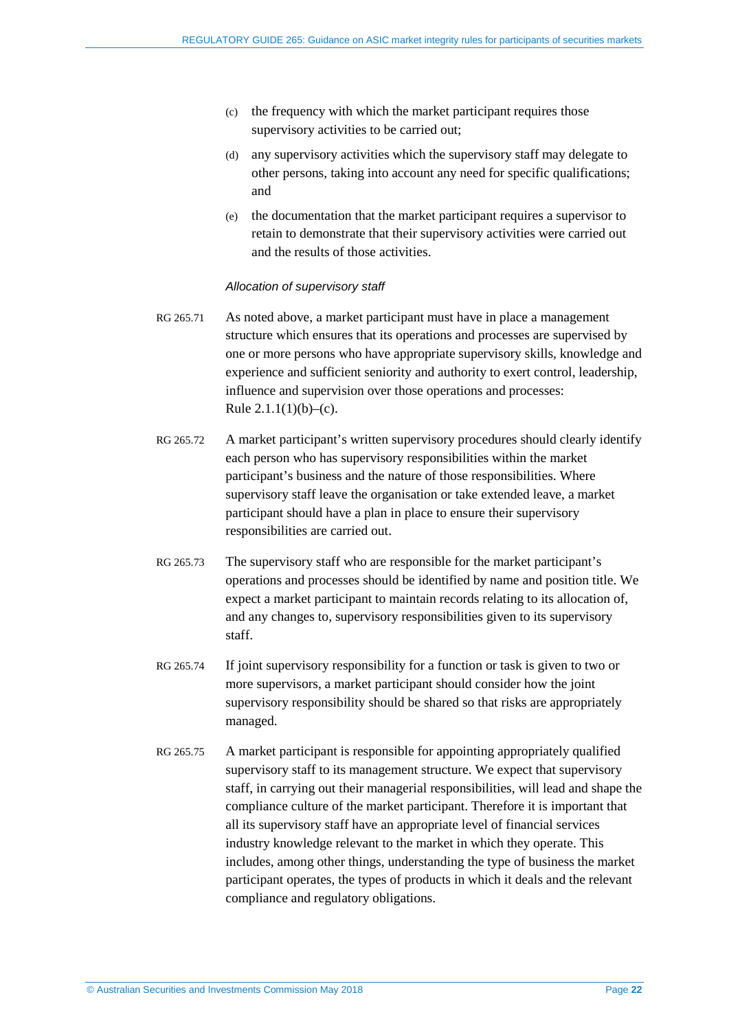(c) the frequency with which the market participant requires those supervisory activities to be carried out;

(d) any supervisory activities which the supervisory staff may delegate to other persons, taking into account any need for specific qualifications; and

(e) the documentation that the market participant requires a supervisor to retain to demonstrate that their supervisory activities were carried out and the results of those activities.

*Allocation of supervisory staff*

RG 265.71 As noted above, a market participant must have in place a management structure which ensures that its operations and processes are supervised by one or more persons who have appropriate supervisory skills, knowledge and experience and sufficient seniority and authority to exert control, leadership, influence and supervision over those operations and processes: Rule 2.1.1(1)(b)–(c).

RG 265.72 A market participant's written supervisory procedures should clearly identify each person who has supervisory responsibilities within the market participant's business and the nature of those responsibilities. Where supervisory staff leave the organisation or take extended leave, a market participant should have a plan in place to ensure their supervisory responsibilities are carried out.

RG 265.73 The supervisory staff who are responsible for the market participant's operations and processes should be identified by name and position title. We expect a market participant to maintain records relating to its allocation of, and any changes to, supervisory responsibilities given to its supervisory staff.

RG 265.74 If joint supervisory responsibility for a function or task is given to two or more supervisors, a market participant should consider how the joint supervisory responsibility should be shared so that risks are appropriately managed.

RG 265.75 A market participant is responsible for appointing appropriately qualified supervisory staff to its management structure. We expect that supervisory staff, in carrying out their managerial responsibilities, will lead and shape the compliance culture of the market participant. Therefore it is important that all its supervisory staff have an appropriate level of financial services industry knowledge relevant to the market in which they operate. This includes, among other things, understanding the type of business the market participant operates, the types of products in which it deals and the relevant compliance and regulatory obligations.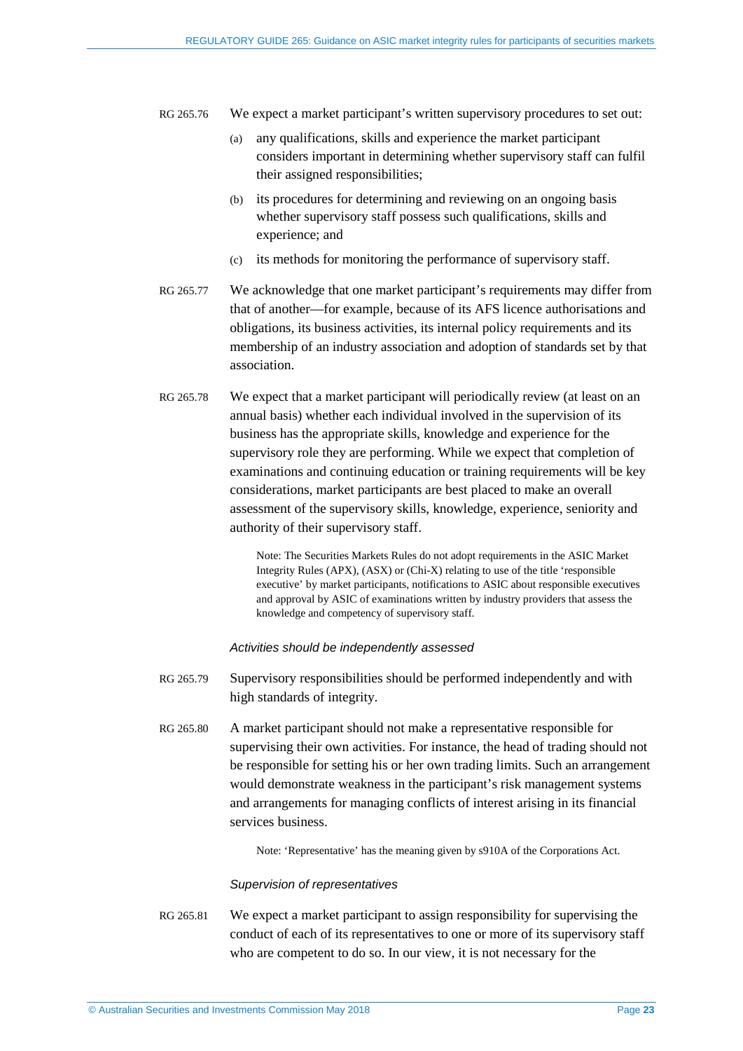RG 265.76 We expect a market participant's written supervisory procedures to set out:

(a) any qualifications, skills and experience the market participant considers important in determining whether supervisory staff can fulfil their assigned responsibilities;

(b) its procedures for determining and reviewing on an ongoing basis whether supervisory staff possess such qualifications, skills and experience; and

(c) its methods for monitoring the performance of supervisory staff.

RG 265.77 We acknowledge that one market participant's requirements may differ from that of another—for example, because of its AFS licence authorisations and obligations, its business activities, its internal policy requirements and its membership of an industry association and adoption of standards set by that association.

RG 265.78 We expect that a market participant will periodically review (at least on an annual basis) whether each individual involved in the supervision of its business has the appropriate skills, knowledge and experience for the supervisory role they are performing. While we expect that completion of examinations and continuing education or training requirements will be key considerations, market participants are best placed to make an overall assessment of the supervisory skills, knowledge, experience, seniority and authority of their supervisory staff.

> Note: The Securities Markets Rules do not adopt requirements in the ASIC Market Integrity Rules (APX), (ASX) or (Chi-X) relating to use of the title 'responsible executive' by market participants, notifications to ASIC about responsible executives and approval by ASIC of examinations written by industry providers that assess the knowledge and competency of supervisory staff.

*Activities should be independently assessed*

RG 265.79 Supervisory responsibilities should be performed independently and with high standards of integrity.

RG 265.80 A market participant should not make a representative responsible for supervising their own activities. For instance, the head of trading should not be responsible for setting his or her own trading limits. Such an arrangement would demonstrate weakness in the participant's risk management systems and arrangements for managing conflicts of interest arising in its financial services business.

> Note: 'Representative' has the meaning given by s910A of the Corporations Act.

*Supervision of representatives*

RG 265.81 We expect a market participant to assign responsibility for supervising the conduct of each of its representatives to one or more of its supervisory staff who are competent to do so. In our view, it is not necessary for the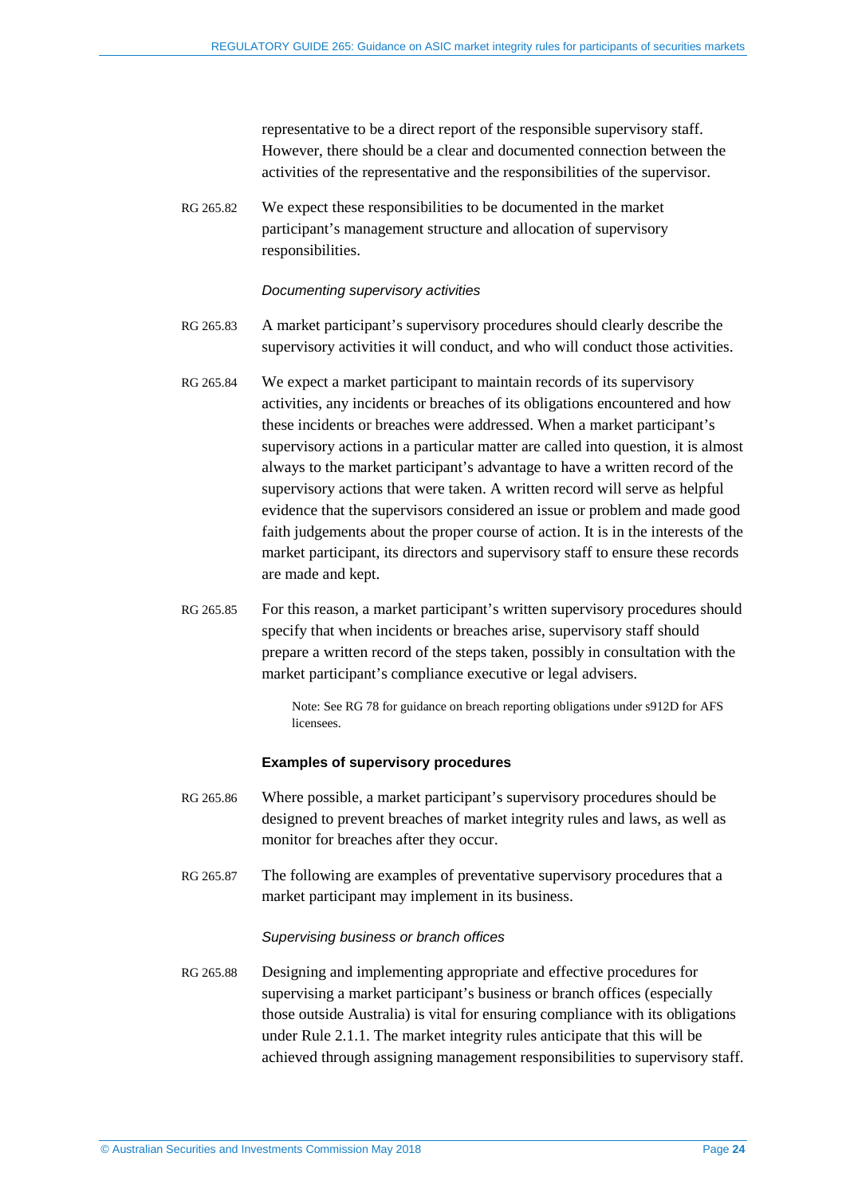representative to be a direct report of the responsible supervisory staff. However, there should be a clear and documented connection between the activities of the representative and the responsibilities of the supervisor.

RG 265.82 We expect these responsibilities to be documented in the market participant's management structure and allocation of supervisory responsibilities.

*Documenting supervisory activities*

RG 265.83 A market participant's supervisory procedures should clearly describe the supervisory activities it will conduct, and who will conduct those activities.

RG 265.84 We expect a market participant to maintain records of its supervisory activities, any incidents or breaches of its obligations encountered and how these incidents or breaches were addressed. When a market participant's supervisory actions in a particular matter are called into question, it is almost always to the market participant's advantage to have a written record of the supervisory actions that were taken. A written record will serve as helpful evidence that the supervisors considered an issue or problem and made good faith judgements about the proper course of action. It is in the interests of the market participant, its directors and supervisory staff to ensure these records are made and kept.

RG 265.85 For this reason, a market participant's written supervisory procedures should specify that when incidents or breaches arise, supervisory staff should prepare a written record of the steps taken, possibly in consultation with the market participant's compliance executive or legal advisers.

> Note: See RG 78 for guidance on breach reporting obligations under s912D for AFS licensees.

### Examples of supervisory procedures

RG 265.86 Where possible, a market participant's supervisory procedures should be designed to prevent breaches of market integrity rules and laws, as well as monitor for breaches after they occur.

RG 265.87 The following are examples of preventative supervisory procedures that a market participant may implement in its business.

*Supervising business or branch offices*

RG 265.88 Designing and implementing appropriate and effective procedures for supervising a market participant's business or branch offices (especially those outside Australia) is vital for ensuring compliance with its obligations under Rule 2.1.1. The market integrity rules anticipate that this will be achieved through assigning management responsibilities to supervisory staff.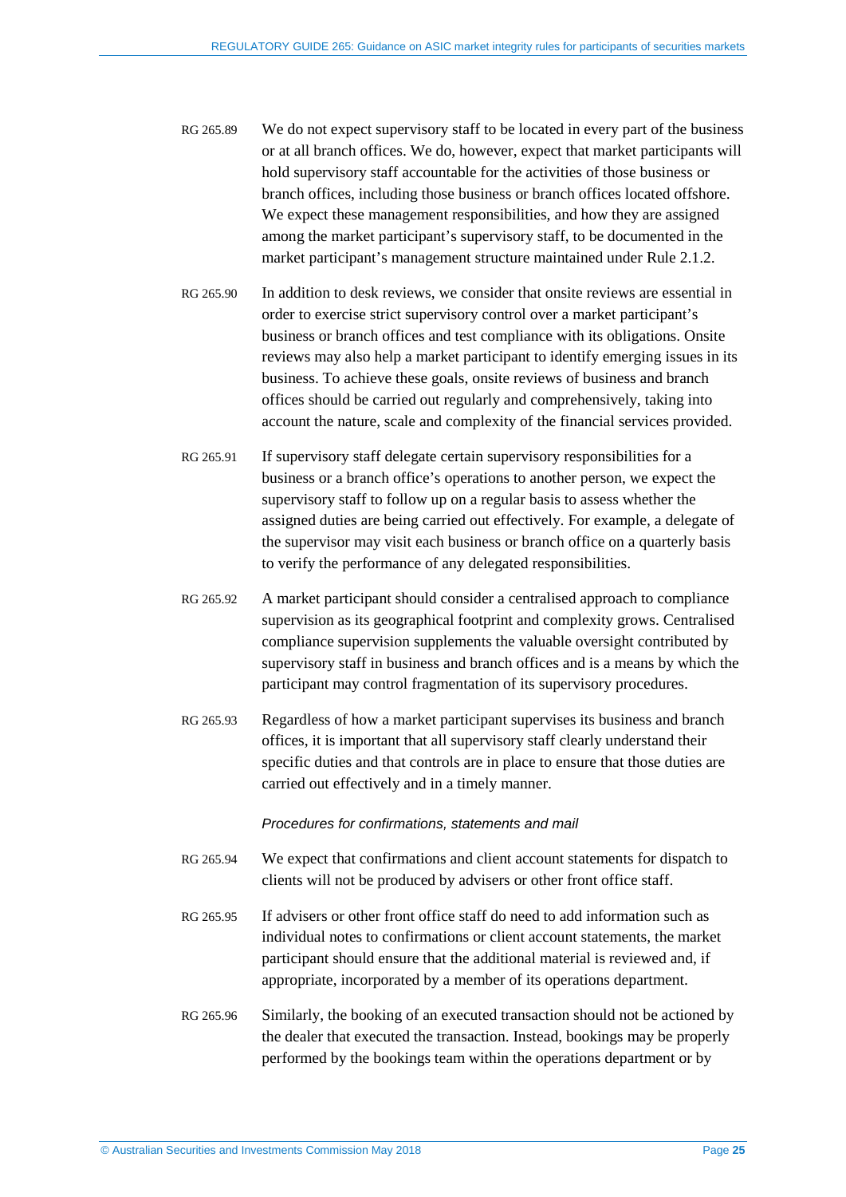RG 265.89 We do not expect supervisory staff to be located in every part of the business or at all branch offices. We do, however, expect that market participants will hold supervisory staff accountable for the activities of those business or branch offices, including those business or branch offices located offshore. We expect these management responsibilities, and how they are assigned among the market participant's supervisory staff, to be documented in the market participant's management structure maintained under Rule 2.1.2.

RG 265.90 In addition to desk reviews, we consider that onsite reviews are essential in order to exercise strict supervisory control over a market participant's business or branch offices and test compliance with its obligations. Onsite reviews may also help a market participant to identify emerging issues in its business. To achieve these goals, onsite reviews of business and branch offices should be carried out regularly and comprehensively, taking into account the nature, scale and complexity of the financial services provided.

RG 265.91 If supervisory staff delegate certain supervisory responsibilities for a business or a branch office's operations to another person, we expect the supervisory staff to follow up on a regular basis to assess whether the assigned duties are being carried out effectively. For example, a delegate of the supervisor may visit each business or branch office on a quarterly basis to verify the performance of any delegated responsibilities.

RG 265.92 A market participant should consider a centralised approach to compliance supervision as its geographical footprint and complexity grows. Centralised compliance supervision supplements the valuable oversight contributed by supervisory staff in business and branch offices and is a means by which the participant may control fragmentation of its supervisory procedures.

RG 265.93 Regardless of how a market participant supervises its business and branch offices, it is important that all supervisory staff clearly understand their specific duties and that controls are in place to ensure that those duties are carried out effectively and in a timely manner.

*Procedures for confirmations, statements and mail*

RG 265.94 We expect that confirmations and client account statements for dispatch to clients will not be produced by advisers or other front office staff.

RG 265.95 If advisers or other front office staff do need to add information such as individual notes to confirmations or client account statements, the market participant should ensure that the additional material is reviewed and, if appropriate, incorporated by a member of its operations department.

RG 265.96 Similarly, the booking of an executed transaction should not be actioned by the dealer that executed the transaction. Instead, bookings may be properly performed by the bookings team within the operations department or by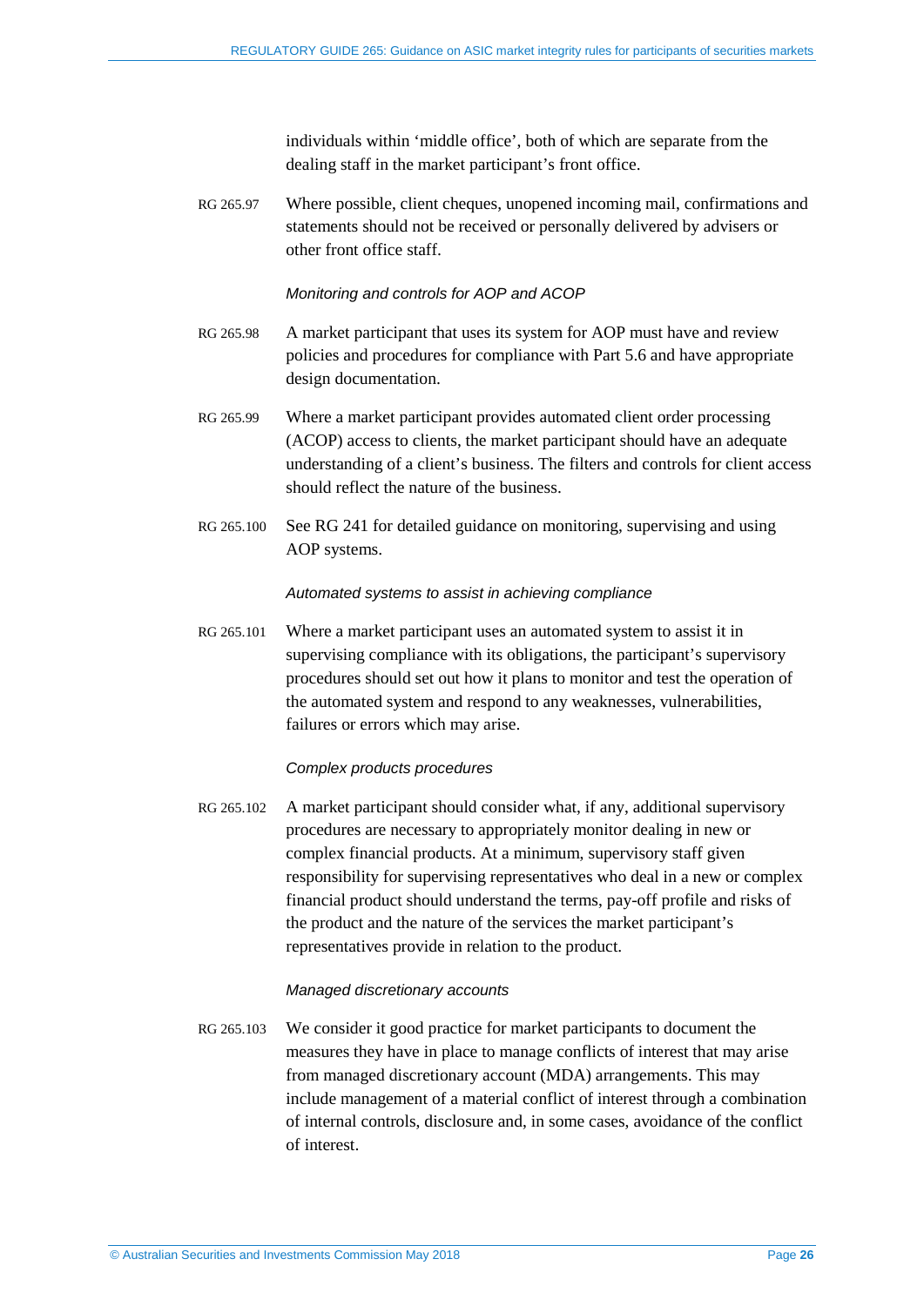individuals within 'middle office', both of which are separate from the dealing staff in the market participant's front office.

RG 265.97 Where possible, client cheques, unopened incoming mail, confirmations and statements should not be received or personally delivered by advisers or other front office staff.

*Monitoring and controls for AOP and ACOP*

RG 265.98 A market participant that uses its system for AOP must have and review policies and procedures for compliance with Part 5.6 and have appropriate design documentation.

RG 265.99 Where a market participant provides automated client order processing (ACOP) access to clients, the market participant should have an adequate understanding of a client's business. The filters and controls for client access should reflect the nature of the business.

RG 265.100 See RG 241 for detailed guidance on monitoring, supervising and using AOP systems.

*Automated systems to assist in achieving compliance*

RG 265.101 Where a market participant uses an automated system to assist it in supervising compliance with its obligations, the participant's supervisory procedures should set out how it plans to monitor and test the operation of the automated system and respond to any weaknesses, vulnerabilities, failures or errors which may arise.

*Complex products procedures*

RG 265.102 A market participant should consider what, if any, additional supervisory procedures are necessary to appropriately monitor dealing in new or complex financial products. At a minimum, supervisory staff given responsibility for supervising representatives who deal in a new or complex financial product should understand the terms, pay-off profile and risks of the product and the nature of the services the market participant's representatives provide in relation to the product.

*Managed discretionary accounts*

RG 265.103 We consider it good practice for market participants to document the measures they have in place to manage conflicts of interest that may arise from managed discretionary account (MDA) arrangements. This may include management of a material conflict of interest through a combination of internal controls, disclosure and, in some cases, avoidance of the conflict of interest.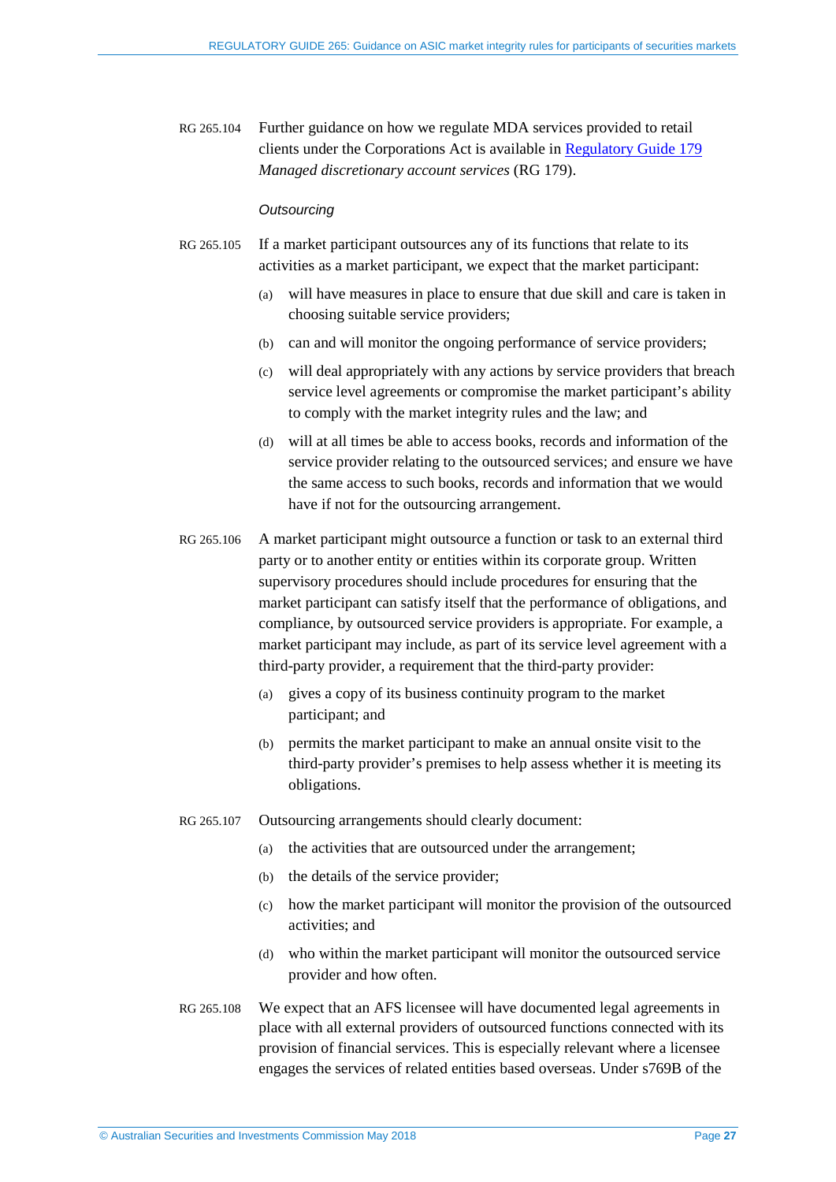RG 265.104 Further guidance on how we regulate MDA services provided to retail clients under the Corporations Act is available in [Regulatory Guide 179](#) *Managed discretionary account services* (RG 179).

### *Outsourcing*

RG 265.105 If a market participant outsources any of its functions that relate to its activities as a market participant, we expect that the market participant:

(a) will have measures in place to ensure that due skill and care is taken in choosing suitable service providers;

(b) can and will monitor the ongoing performance of service providers;

(c) will deal appropriately with any actions by service providers that breach service level agreements or compromise the market participant's ability to comply with the market integrity rules and the law; and

(d) will at all times be able to access books, records and information of the service provider relating to the outsourced services; and ensure we have the same access to such books, records and information that we would have if not for the outsourcing arrangement.

RG 265.106 A market participant might outsource a function or task to an external third party or to another entity or entities within its corporate group. Written supervisory procedures should include procedures for ensuring that the market participant can satisfy itself that the performance of obligations, and compliance, by outsourced service providers is appropriate. For example, a market participant may include, as part of its service level agreement with a third-party provider, a requirement that the third-party provider:

(a) gives a copy of its business continuity program to the market participant; and

(b) permits the market participant to make an annual onsite visit to the third-party provider's premises to help assess whether it is meeting its obligations.

RG 265.107 Outsourcing arrangements should clearly document:

(a) the activities that are outsourced under the arrangement;

(b) the details of the service provider;

(c) how the market participant will monitor the provision of the outsourced activities; and

(d) who within the market participant will monitor the outsourced service provider and how often.

RG 265.108 We expect that an AFS licensee will have documented legal agreements in place with all external providers of outsourced functions connected with its provision of financial services. This is especially relevant where a licensee engages the services of related entities based overseas. Under s769B of the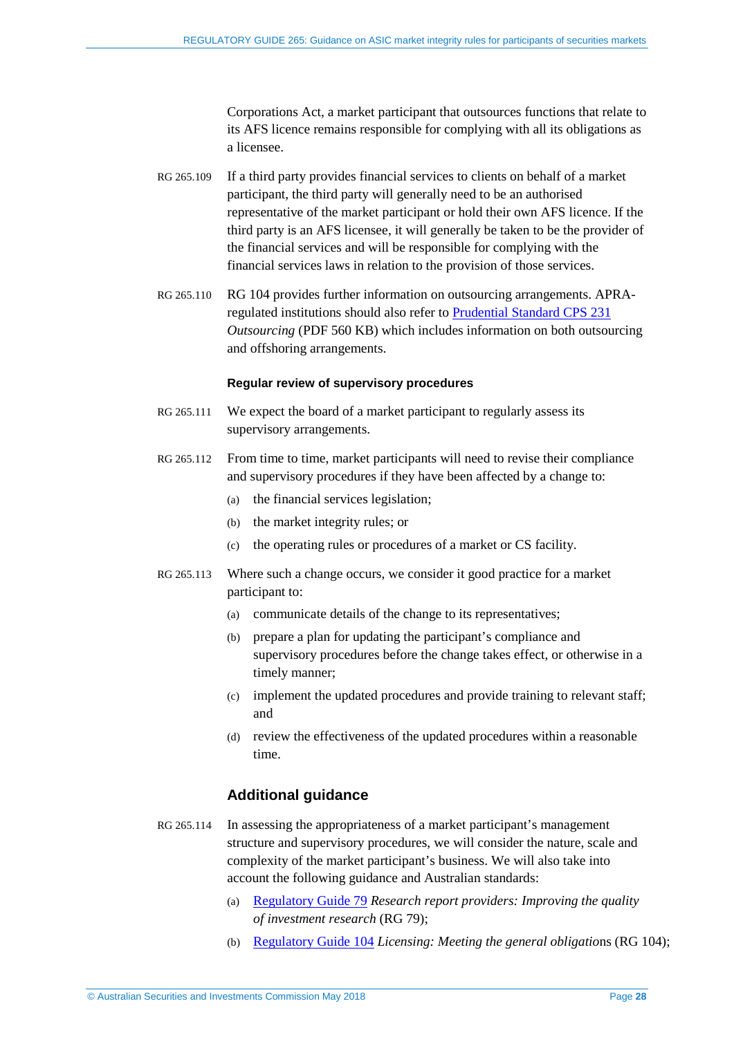Corporations Act, a market participant that outsources functions that relate to its AFS licence remains responsible for complying with all its obligations as a licensee.

RG 265.109 If a third party provides financial services to clients on behalf of a market participant, the third party will generally need to be an authorised representative of the market participant or hold their own AFS licence. If the third party is an AFS licensee, it will generally be taken to be the provider of the financial services and will be responsible for complying with the financial services laws in relation to the provision of those services.

RG 265.110 RG 104 provides further information on outsourcing arrangements. APRA-regulated institutions should also refer to Prudential Standard CPS 231 *Outsourcing* (PDF 560 KB) which includes information on both outsourcing and offshoring arrangements.

#### Regular review of supervisory procedures

RG 265.111 We expect the board of a market participant to regularly assess its supervisory arrangements.

RG 265.112 From time to time, market participants will need to revise their compliance and supervisory procedures if they have been affected by a change to:

(a) the financial services legislation;

(b) the market integrity rules; or

(c) the operating rules or procedures of a market or CS facility.

RG 265.113 Where such a change occurs, we consider it good practice for a market participant to:

(a) communicate details of the change to its representatives;

(b) prepare a plan for updating the participant's compliance and supervisory procedures before the change takes effect, or otherwise in a timely manner;

(c) implement the updated procedures and provide training to relevant staff; and

(d) review the effectiveness of the updated procedures within a reasonable time.

### Additional guidance

RG 265.114 In assessing the appropriateness of a market participant's management structure and supervisory procedures, we will consider the nature, scale and complexity of the market participant's business. We will also take into account the following guidance and Australian standards:

(a) Regulatory Guide 79 *Research report providers: Improving the quality of investment research* (RG 79);

(b) Regulatory Guide 104 *Licensing: Meeting the general obligations* (RG 104);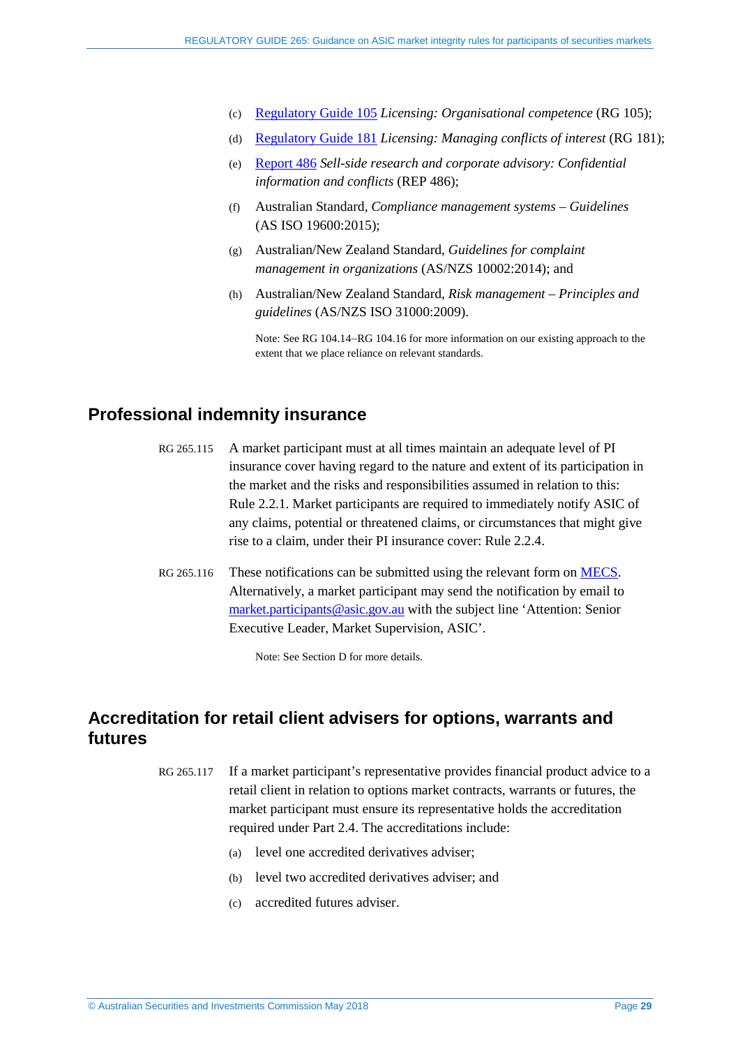(c) [Regulatory Guide 105](#) *Licensing: Organisational competence* (RG 105);

(d) [Regulatory Guide 181](#) *Licensing: Managing conflicts of interest* (RG 181);

(e) [Report 486](#) *Sell-side research and corporate advisory: Confidential information and conflicts* (REP 486);

(f) Australian Standard, *Compliance management systems – Guidelines* (AS ISO 19600:2015);

(g) Australian/New Zealand Standard, *Guidelines for complaint management in organizations* (AS/NZS 10002:2014); and

(h) Australian/New Zealand Standard, *Risk management – Principles and guidelines* (AS/NZS ISO 31000:2009).

Note: See RG 104.14–RG 104.16 for more information on our existing approach to the extent that we place reliance on relevant standards.

## Professional indemnity insurance

RG 265.115 A market participant must at all times maintain an adequate level of PI insurance cover having regard to the nature and extent of its participation in the market and the risks and responsibilities assumed in relation to this: Rule 2.2.1. Market participants are required to immediately notify ASIC of any claims, potential or threatened claims, or circumstances that might give rise to a claim, under their PI insurance cover: Rule 2.2.4.

RG 265.116 These notifications can be submitted using the relevant form on [MECS](#). Alternatively, a market participant may send the notification by email to [market.participants@asic.gov.au](mailto:market.participants@asic.gov.au) with the subject line 'Attention: Senior Executive Leader, Market Supervision, ASIC'.

Note: See Section D for more details.

## Accreditation for retail client advisers for options, warrants and futures

RG 265.117 If a market participant's representative provides financial product advice to a retail client in relation to options market contracts, warrants or futures, the market participant must ensure its representative holds the accreditation required under Part 2.4. The accreditations include:

(a) level one accredited derivatives adviser;

(b) level two accredited derivatives adviser; and

(c) accredited futures adviser.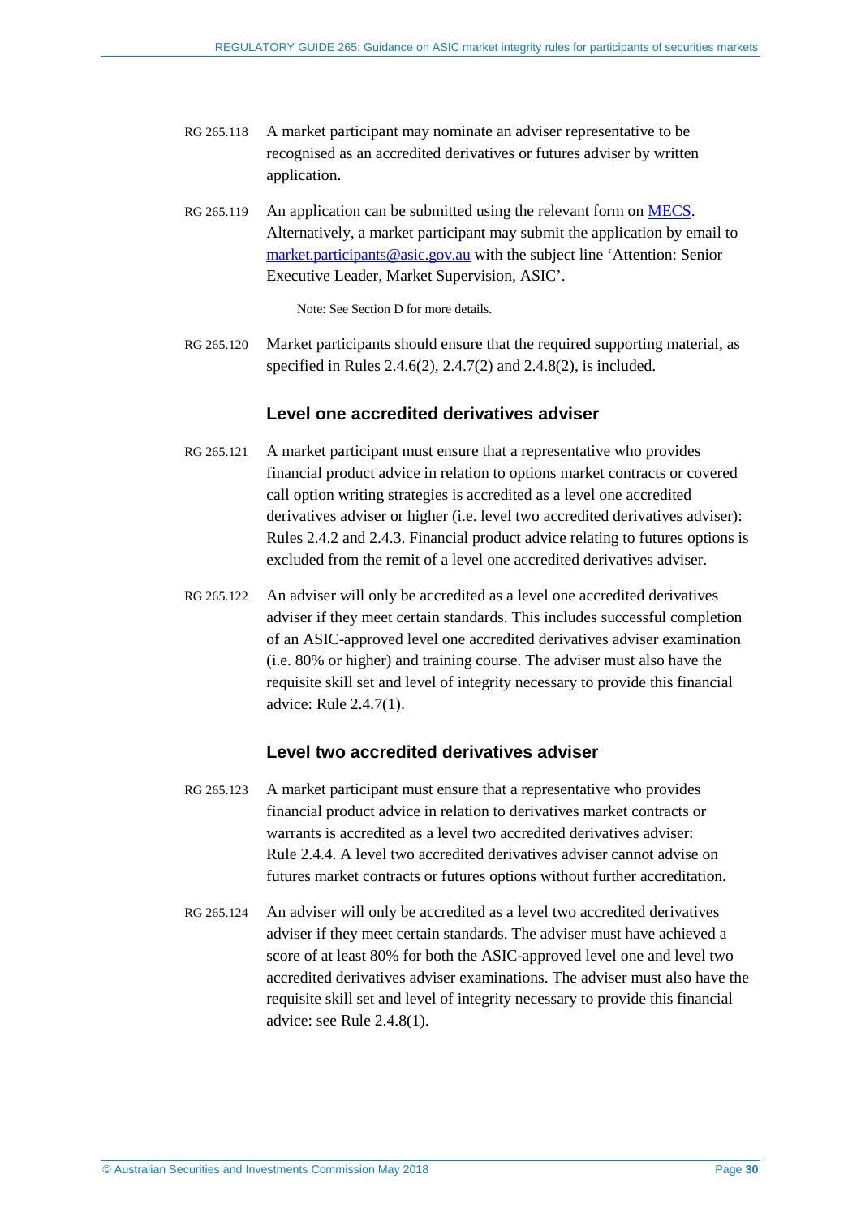RG 265.118 A market participant may nominate an adviser representative to be recognised as an accredited derivatives or futures adviser by written application.

RG 265.119 An application can be submitted using the relevant form on [MECS](MECS). Alternatively, a market participant may submit the application by email to [market.participants@asic.gov.au](mailto:market.participants@asic.gov.au) with the subject line 'Attention: Senior Executive Leader, Market Supervision, ASIC'.

Note: See Section D for more details.

RG 265.120 Market participants should ensure that the required supporting material, as specified in Rules 2.4.6(2), 2.4.7(2) and 2.4.8(2), is included.

### Level one accredited derivatives adviser

RG 265.121 A market participant must ensure that a representative who provides financial product advice in relation to options market contracts or covered call option writing strategies is accredited as a level one accredited derivatives adviser or higher (i.e. level two accredited derivatives adviser): Rules 2.4.2 and 2.4.3. Financial product advice relating to futures options is excluded from the remit of a level one accredited derivatives adviser.

RG 265.122 An adviser will only be accredited as a level one accredited derivatives adviser if they meet certain standards. This includes successful completion of an ASIC-approved level one accredited derivatives adviser examination (i.e. 80% or higher) and training course. The adviser must also have the requisite skill set and level of integrity necessary to provide this financial advice: Rule 2.4.7(1).

### Level two accredited derivatives adviser

RG 265.123 A market participant must ensure that a representative who provides financial product advice in relation to derivatives market contracts or warrants is accredited as a level two accredited derivatives adviser: Rule 2.4.4. A level two accredited derivatives adviser cannot advise on futures market contracts or futures options without further accreditation.

RG 265.124 An adviser will only be accredited as a level two accredited derivatives adviser if they meet certain standards. The adviser must have achieved a score of at least 80% for both the ASIC-approved level one and level two accredited derivatives adviser examinations. The adviser must also have the requisite skill set and level of integrity necessary to provide this financial advice: see Rule 2.4.8(1).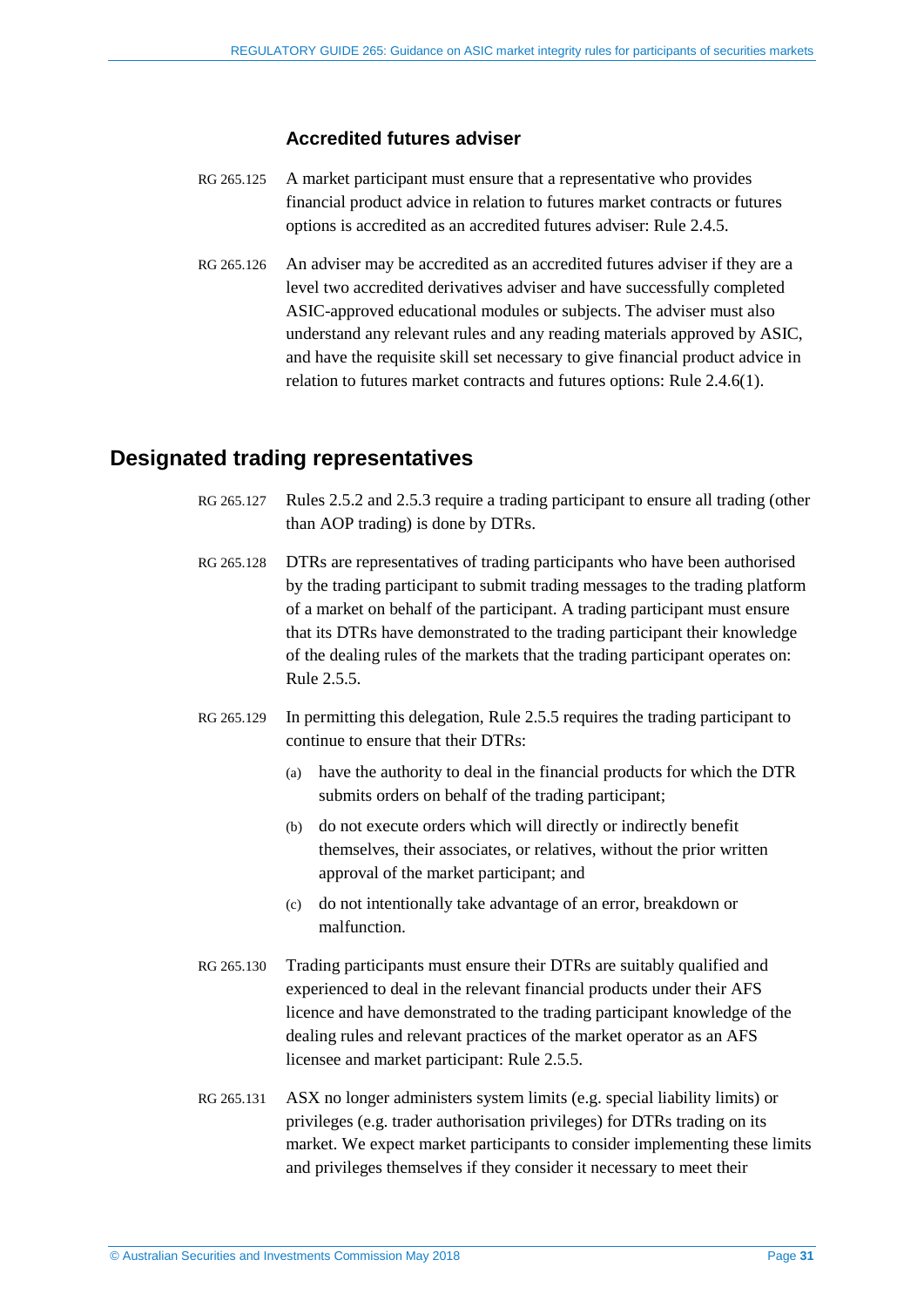### Accredited futures adviser

RG 265.125 A market participant must ensure that a representative who provides financial product advice in relation to futures market contracts or futures options is accredited as an accredited futures adviser: Rule 2.4.5.

RG 265.126 An adviser may be accredited as an accredited futures adviser if they are a level two accredited derivatives adviser and have successfully completed ASIC-approved educational modules or subjects. The adviser must also understand any relevant rules and any reading materials approved by ASIC, and have the requisite skill set necessary to give financial product advice in relation to futures market contracts and futures options: Rule 2.4.6(1).

## Designated trading representatives

RG 265.127 Rules 2.5.2 and 2.5.3 require a trading participant to ensure all trading (other than AOP trading) is done by DTRs.

RG 265.128 DTRs are representatives of trading participants who have been authorised by the trading participant to submit trading messages to the trading platform of a market on behalf of the participant. A trading participant must ensure that its DTRs have demonstrated to the trading participant their knowledge of the dealing rules of the markets that the trading participant operates on: Rule 2.5.5.

RG 265.129 In permitting this delegation, Rule 2.5.5 requires the trading participant to continue to ensure that their DTRs:

(a) have the authority to deal in the financial products for which the DTR submits orders on behalf of the trading participant;

(b) do not execute orders which will directly or indirectly benefit themselves, their associates, or relatives, without the prior written approval of the market participant; and

(c) do not intentionally take advantage of an error, breakdown or malfunction.

RG 265.130 Trading participants must ensure their DTRs are suitably qualified and experienced to deal in the relevant financial products under their AFS licence and have demonstrated to the trading participant knowledge of the dealing rules and relevant practices of the market operator as an AFS licensee and market participant: Rule 2.5.5.

RG 265.131 ASX no longer administers system limits (e.g. special liability limits) or privileges (e.g. trader authorisation privileges) for DTRs trading on its market. We expect market participants to consider implementing these limits and privileges themselves if they consider it necessary to meet their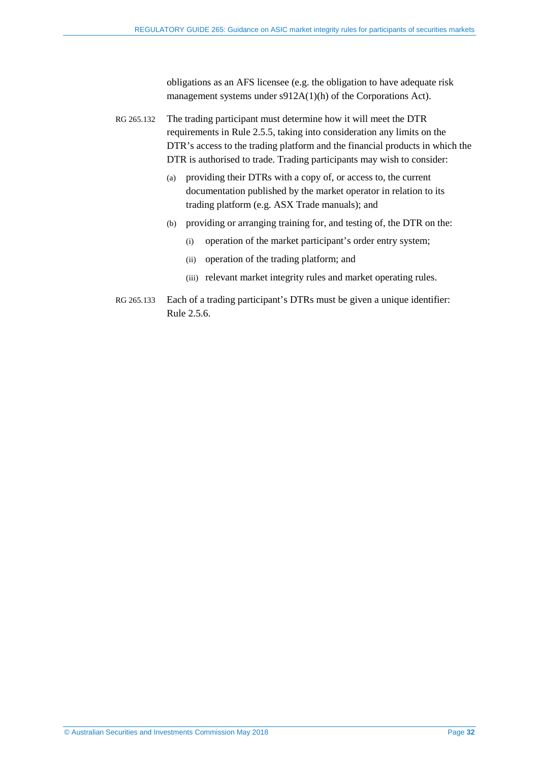obligations as an AFS licensee (e.g. the obligation to have adequate risk management systems under s912A(1)(h) of the Corporations Act).

RG 265.132 The trading participant must determine how it will meet the DTR requirements in Rule 2.5.5, taking into consideration any limits on the DTR's access to the trading platform and the financial products in which the DTR is authorised to trade. Trading participants may wish to consider:

(a) providing their DTRs with a copy of, or access to, the current documentation published by the market operator in relation to its trading platform (e.g. ASX Trade manuals); and

(b) providing or arranging training for, and testing of, the DTR on the:

(i) operation of the market participant's order entry system;

(ii) operation of the trading platform; and

(iii) relevant market integrity rules and market operating rules.

RG 265.133 Each of a trading participant's DTRs must be given a unique identifier: Rule 2.5.6.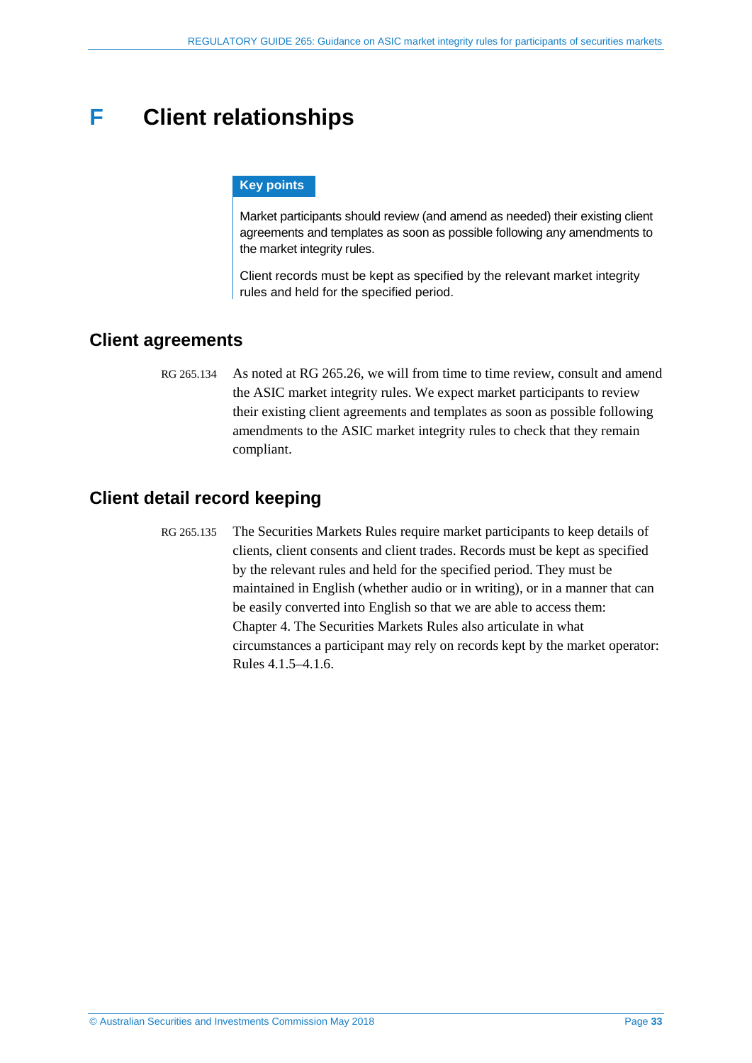# F Client relationships

> **Key points**
>
> Market participants should review (and amend as needed) their existing client agreements and templates as soon as possible following any amendments to the market integrity rules.
>
> Client records must be kept as specified by the relevant market integrity rules and held for the specified period.

## Client agreements

RG 265.134 As noted at RG 265.26, we will from time to time review, consult and amend the ASIC market integrity rules. We expect market participants to review their existing client agreements and templates as soon as possible following amendments to the ASIC market integrity rules to check that they remain compliant.

## Client detail record keeping

RG 265.135 The Securities Markets Rules require market participants to keep details of clients, client consents and client trades. Records must be kept as specified by the relevant rules and held for the specified period. They must be maintained in English (whether audio or in writing), or in a manner that can be easily converted into English so that we are able to access them: Chapter 4. The Securities Markets Rules also articulate in what circumstances a participant may rely on records kept by the market operator: Rules 4.1.5–4.1.6.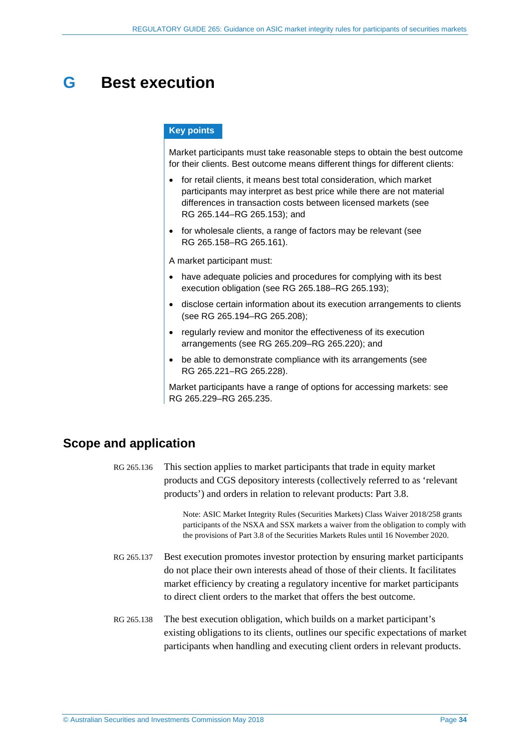# G Best execution

**Key points**

Market participants must take reasonable steps to obtain the best outcome for their clients. Best outcome means different things for different clients:

- for retail clients, it means best total consideration, which market participants may interpret as best price while there are not material differences in transaction costs between licensed markets (see RG 265.144–RG 265.153); and
- for wholesale clients, a range of factors may be relevant (see RG 265.158–RG 265.161).

A market participant must:

- have adequate policies and procedures for complying with its best execution obligation (see RG 265.188–RG 265.193);
- disclose certain information about its execution arrangements to clients (see RG 265.194–RG 265.208);
- regularly review and monitor the effectiveness of its execution arrangements (see RG 265.209–RG 265.220); and
- be able to demonstrate compliance with its arrangements (see RG 265.221–RG 265.228).

Market participants have a range of options for accessing markets: see RG 265.229–RG 265.235.

## Scope and application

RG 265.136 This section applies to market participants that trade in equity market products and CGS depository interests (collectively referred to as 'relevant products') and orders in relation to relevant products: Part 3.8.

Note: ASIC Market Integrity Rules (Securities Markets) Class Waiver 2018/258 grants participants of the NSXA and SSX markets a waiver from the obligation to comply with the provisions of Part 3.8 of the Securities Markets Rules until 16 November 2020.

RG 265.137 Best execution promotes investor protection by ensuring market participants do not place their own interests ahead of those of their clients. It facilitates market efficiency by creating a regulatory incentive for market participants to direct client orders to the market that offers the best outcome.

RG 265.138 The best execution obligation, which builds on a market participant's existing obligations to its clients, outlines our specific expectations of market participants when handling and executing client orders in relevant products.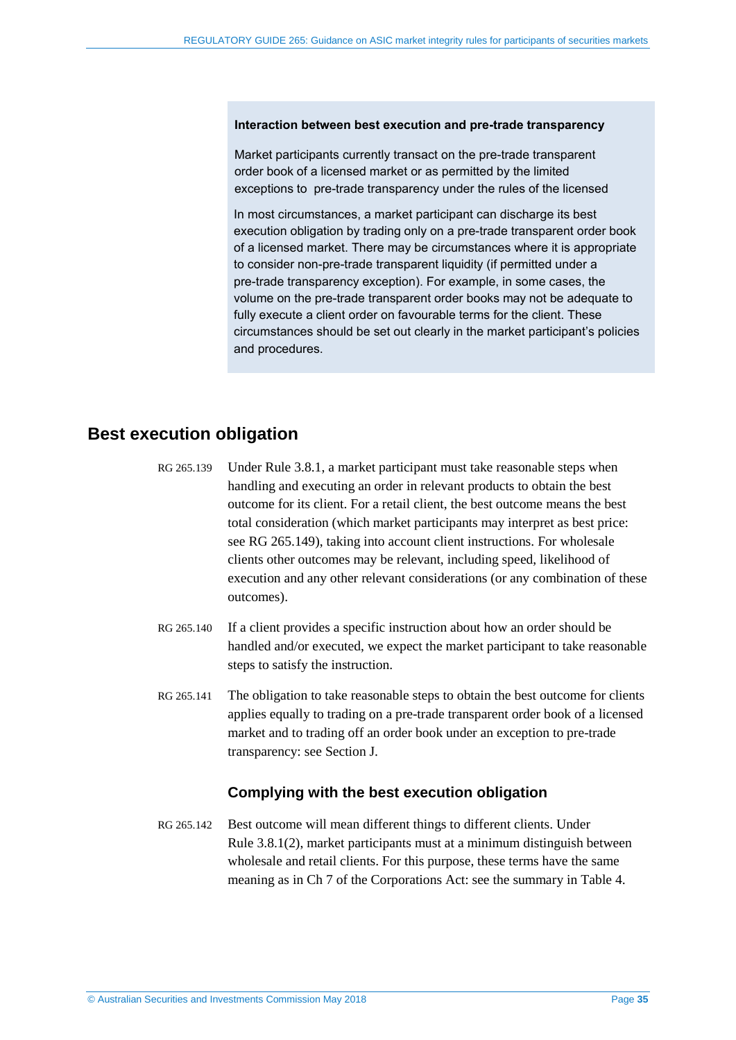**Interaction between best execution and pre-trade transparency**

Market participants currently transact on the pre-trade transparent order book of a licensed market or as permitted by the limited exceptions to pre-trade transparency under the rules of the licensed

In most circumstances, a market participant can discharge its best execution obligation by trading only on a pre-trade transparent order book of a licensed market. There may be circumstances where it is appropriate to consider non-pre-trade transparent liquidity (if permitted under a pre-trade transparency exception). For example, in some cases, the volume on the pre-trade transparent order books may not be adequate to fully execute a client order on favourable terms for the client. These circumstances should be set out clearly in the market participant's policies and procedures.

## Best execution obligation

RG 265.139 Under Rule 3.8.1, a market participant must take reasonable steps when handling and executing an order in relevant products to obtain the best outcome for its client. For a retail client, the best outcome means the best total consideration (which market participants may interpret as best price: see RG 265.149), taking into account client instructions. For wholesale clients other outcomes may be relevant, including speed, likelihood of execution and any other relevant considerations (or any combination of these outcomes).

RG 265.140 If a client provides a specific instruction about how an order should be handled and/or executed, we expect the market participant to take reasonable steps to satisfy the instruction.

RG 265.141 The obligation to take reasonable steps to obtain the best outcome for clients applies equally to trading on a pre-trade transparent order book of a licensed market and to trading off an order book under an exception to pre-trade transparency: see Section J.

### Complying with the best execution obligation

RG 265.142 Best outcome will mean different things to different clients. Under Rule 3.8.1(2), market participants must at a minimum distinguish between wholesale and retail clients. For this purpose, these terms have the same meaning as in Ch 7 of the Corporations Act: see the summary in Table 4.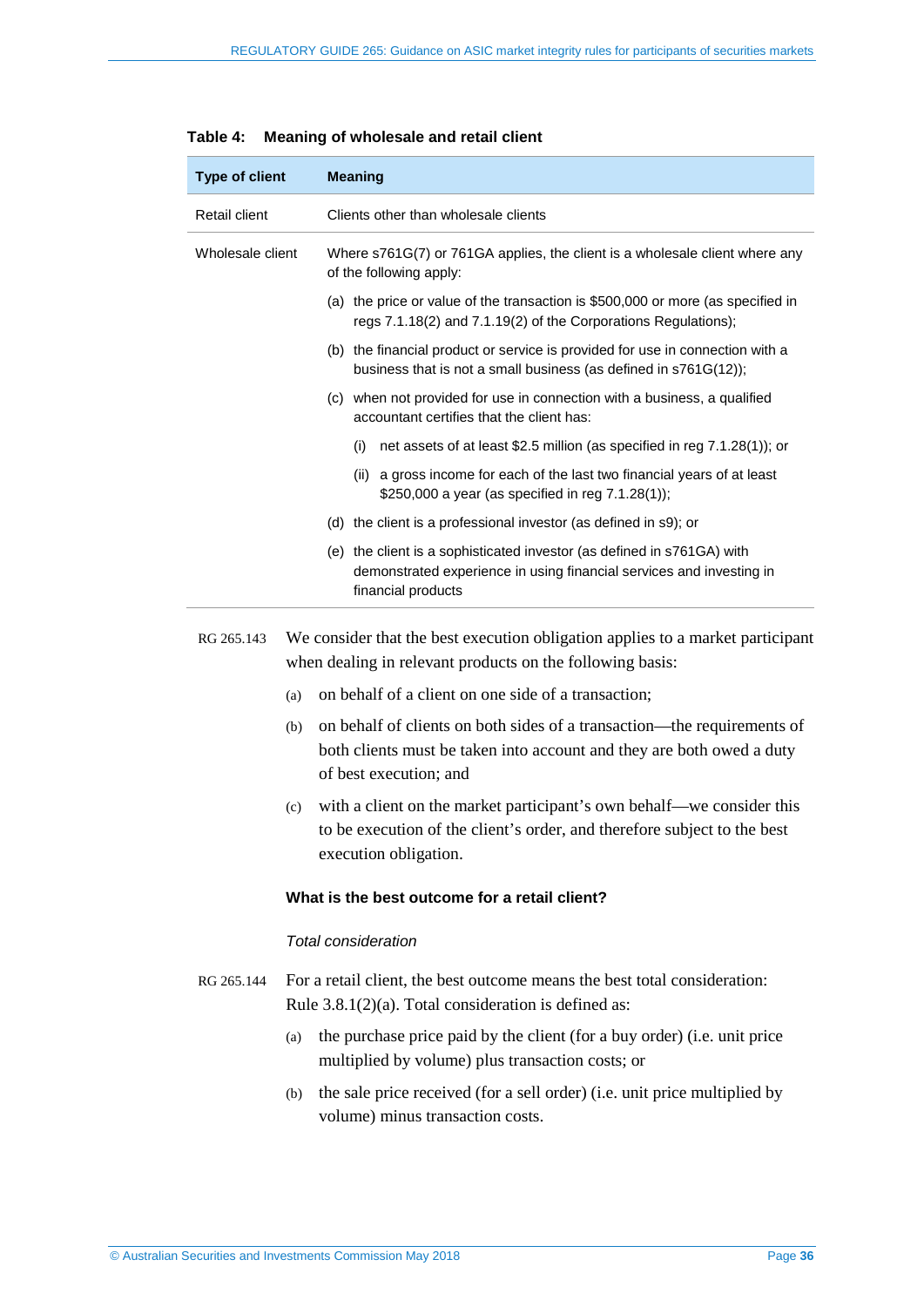**Table 4: Meaning of wholesale and retail client**

| Type of client | Meaning |
|---|---|
| Retail client | Clients other than wholesale clients |
| Wholesale client | Where s761G(7) or 761GA applies, the client is a wholesale client where any of the following apply:<br>(a) the price or value of the transaction is $500,000 or more (as specified in regs 7.1.18(2) and 7.1.19(2) of the Corporations Regulations);<br>(b) the financial product or service is provided for use in connection with a business that is not a small business (as defined in s761G(12));<br>(c) when not provided for use in connection with a business, a qualified accountant certifies that the client has:<br>(i) net assets of at least $2.5 million (as specified in reg 7.1.28(1)); or<br>(ii) a gross income for each of the last two financial years of at least $250,000 a year (as specified in reg 7.1.28(1));<br>(d) the client is a professional investor (as defined in s9); or<br>(e) the client is a sophisticated investor (as defined in s761GA) with demonstrated experience in using financial services and investing in financial products |

RG 265.143 We consider that the best execution obligation applies to a market participant when dealing in relevant products on the following basis:

(a) on behalf of a client on one side of a transaction;

(b) on behalf of clients on both sides of a transaction—the requirements of both clients must be taken into account and they are both owed a duty of best execution; and

(c) with a client on the market participant's own behalf—we consider this to be execution of the client's order, and therefore subject to the best execution obligation.

### What is the best outcome for a retail client?

*Total consideration*

RG 265.144 For a retail client, the best outcome means the best total consideration: Rule 3.8.1(2)(a). Total consideration is defined as:

(a) the purchase price paid by the client (for a buy order) (i.e. unit price multiplied by volume) plus transaction costs; or

(b) the sale price received (for a sell order) (i.e. unit price multiplied by volume) minus transaction costs.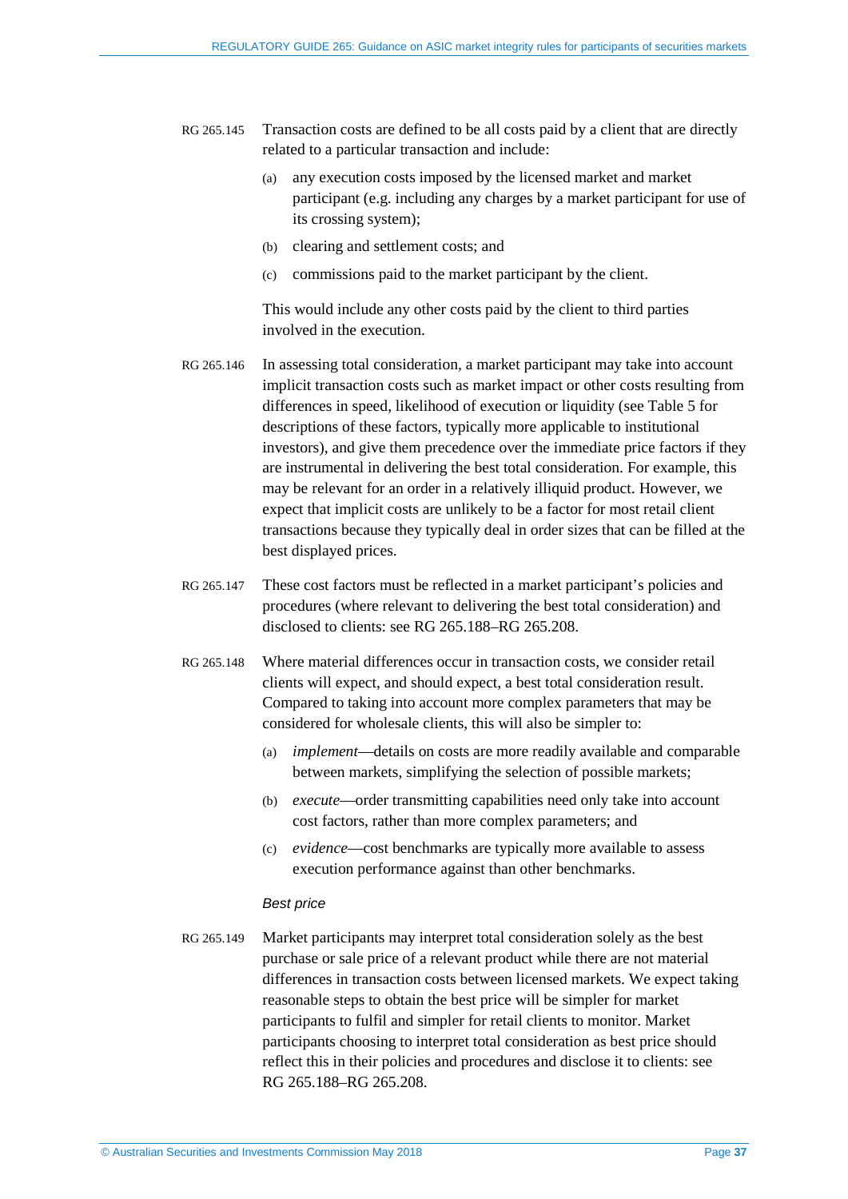RG 265.145 Transaction costs are defined to be all costs paid by a client that are directly related to a particular transaction and include:

(a) any execution costs imposed by the licensed market and market participant (e.g. including any charges by a market participant for use of its crossing system);

(b) clearing and settlement costs; and

(c) commissions paid to the market participant by the client.

This would include any other costs paid by the client to third parties involved in the execution.

RG 265.146 In assessing total consideration, a market participant may take into account implicit transaction costs such as market impact or other costs resulting from differences in speed, likelihood of execution or liquidity (see Table 5 for descriptions of these factors, typically more applicable to institutional investors), and give them precedence over the immediate price factors if they are instrumental in delivering the best total consideration. For example, this may be relevant for an order in a relatively illiquid product. However, we expect that implicit costs are unlikely to be a factor for most retail client transactions because they typically deal in order sizes that can be filled at the best displayed prices.

RG 265.147 These cost factors must be reflected in a market participant's policies and procedures (where relevant to delivering the best total consideration) and disclosed to clients: see RG 265.188–RG 265.208.

RG 265.148 Where material differences occur in transaction costs, we consider retail clients will expect, and should expect, a best total consideration result. Compared to taking into account more complex parameters that may be considered for wholesale clients, this will also be simpler to:

(a) *implement*—details on costs are more readily available and comparable between markets, simplifying the selection of possible markets;

(b) *execute*—order transmitting capabilities need only take into account cost factors, rather than more complex parameters; and

(c) *evidence*—cost benchmarks are typically more available to assess execution performance against than other benchmarks.

*Best price*

RG 265.149 Market participants may interpret total consideration solely as the best purchase or sale price of a relevant product while there are not material differences in transaction costs between licensed markets. We expect taking reasonable steps to obtain the best price will be simpler for market participants to fulfil and simpler for retail clients to monitor. Market participants choosing to interpret total consideration as best price should reflect this in their policies and procedures and disclose it to clients: see RG 265.188–RG 265.208.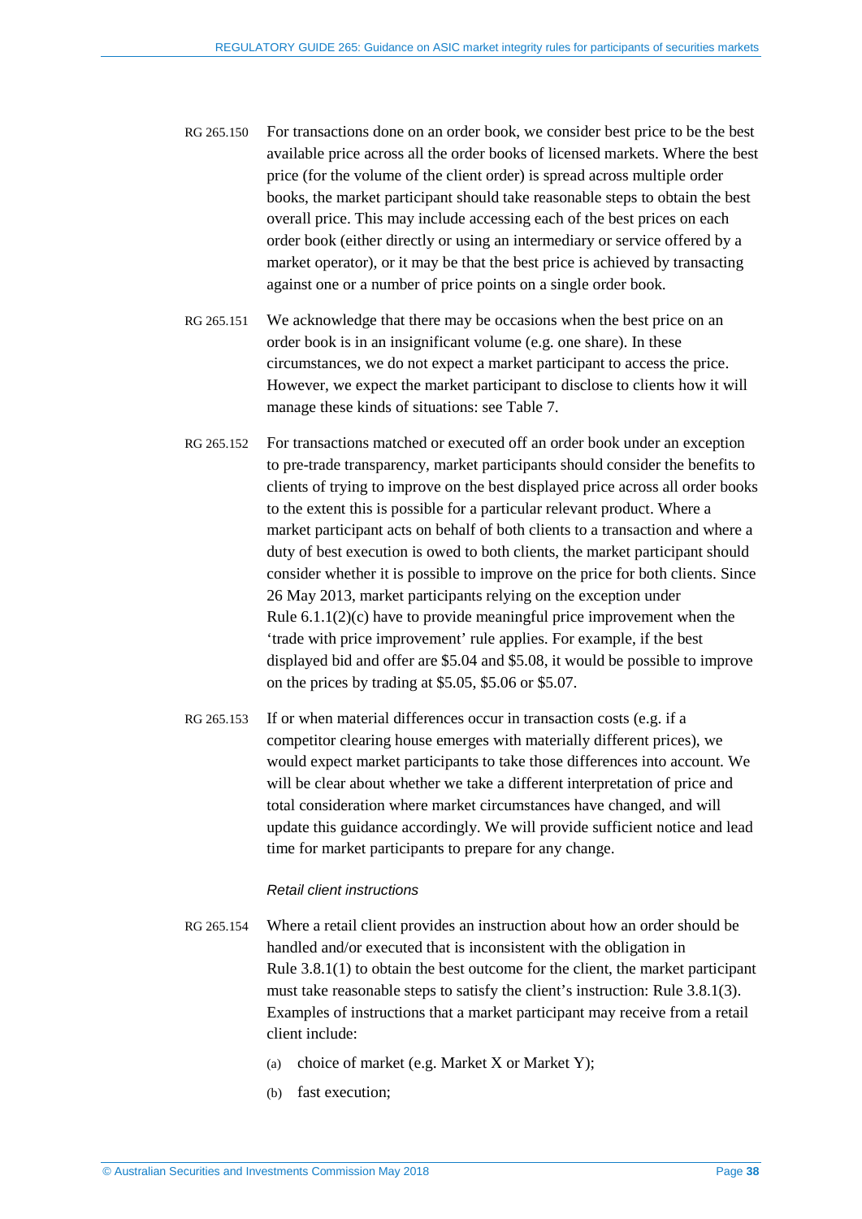RG 265.150 For transactions done on an order book, we consider best price to be the best available price across all the order books of licensed markets. Where the best price (for the volume of the client order) is spread across multiple order books, the market participant should take reasonable steps to obtain the best overall price. This may include accessing each of the best prices on each order book (either directly or using an intermediary or service offered by a market operator), or it may be that the best price is achieved by transacting against one or a number of price points on a single order book.

RG 265.151 We acknowledge that there may be occasions when the best price on an order book is in an insignificant volume (e.g. one share). In these circumstances, we do not expect a market participant to access the price. However, we expect the market participant to disclose to clients how it will manage these kinds of situations: see Table 7.

RG 265.152 For transactions matched or executed off an order book under an exception to pre-trade transparency, market participants should consider the benefits to clients of trying to improve on the best displayed price across all order books to the extent this is possible for a particular relevant product. Where a market participant acts on behalf of both clients to a transaction and where a duty of best execution is owed to both clients, the market participant should consider whether it is possible to improve on the price for both clients. Since 26 May 2013, market participants relying on the exception under Rule 6.1.1(2)(c) have to provide meaningful price improvement when the 'trade with price improvement' rule applies. For example, if the best displayed bid and offer are $5.04 and $5.08, it would be possible to improve on the prices by trading at $5.05, $5.06 or $5.07.

RG 265.153 If or when material differences occur in transaction costs (e.g. if a competitor clearing house emerges with materially different prices), we would expect market participants to take those differences into account. We will be clear about whether we take a different interpretation of price and total consideration where market circumstances have changed, and will update this guidance accordingly. We will provide sufficient notice and lead time for market participants to prepare for any change.

*Retail client instructions*

RG 265.154 Where a retail client provides an instruction about how an order should be handled and/or executed that is inconsistent with the obligation in Rule 3.8.1(1) to obtain the best outcome for the client, the market participant must take reasonable steps to satisfy the client's instruction: Rule 3.8.1(3). Examples of instructions that a market participant may receive from a retail client include:

(a) choice of market (e.g. Market X or Market Y);

(b) fast execution;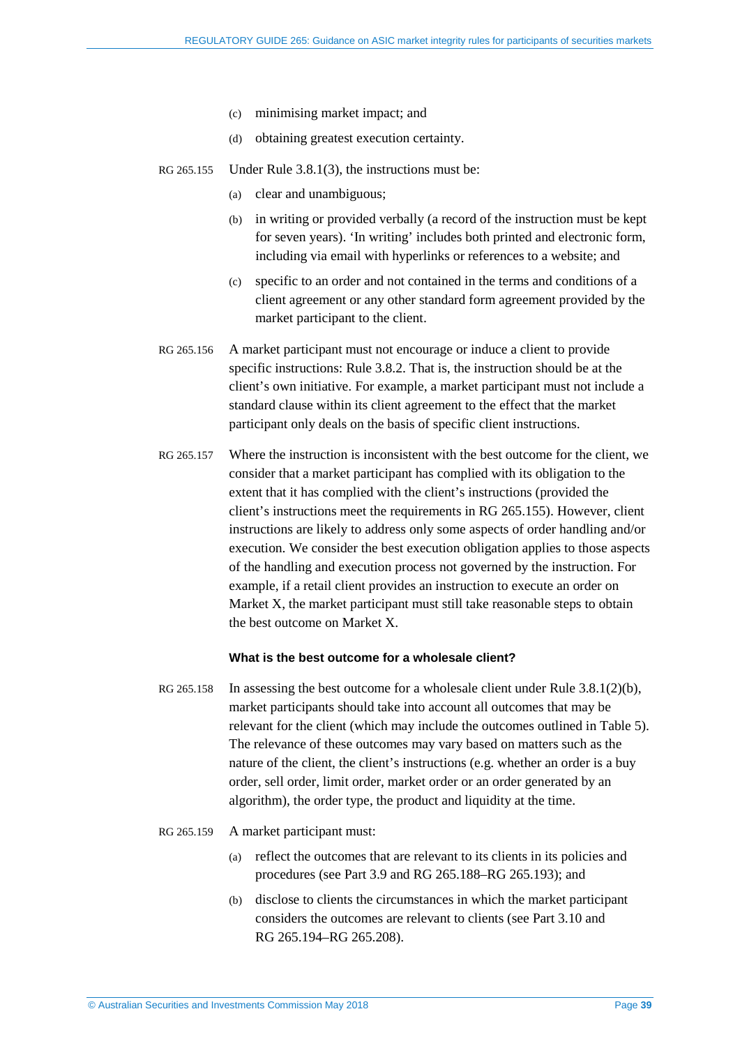(c) minimising market impact; and

(d) obtaining greatest execution certainty.

RG 265.155 Under Rule 3.8.1(3), the instructions must be:

(a) clear and unambiguous;

(b) in writing or provided verbally (a record of the instruction must be kept for seven years). 'In writing' includes both printed and electronic form, including via email with hyperlinks or references to a website; and

(c) specific to an order and not contained in the terms and conditions of a client agreement or any other standard form agreement provided by the market participant to the client.

RG 265.156 A market participant must not encourage or induce a client to provide specific instructions: Rule 3.8.2. That is, the instruction should be at the client's own initiative. For example, a market participant must not include a standard clause within its client agreement to the effect that the market participant only deals on the basis of specific client instructions.

RG 265.157 Where the instruction is inconsistent with the best outcome for the client, we consider that a market participant has complied with its obligation to the extent that it has complied with the client's instructions (provided the client's instructions meet the requirements in RG 265.155). However, client instructions are likely to address only some aspects of order handling and/or execution. We consider the best execution obligation applies to those aspects of the handling and execution process not governed by the instruction. For example, if a retail client provides an instruction to execute an order on Market X, the market participant must still take reasonable steps to obtain the best outcome on Market X.

### What is the best outcome for a wholesale client?

RG 265.158 In assessing the best outcome for a wholesale client under Rule 3.8.1(2)(b), market participants should take into account all outcomes that may be relevant for the client (which may include the outcomes outlined in Table 5). The relevance of these outcomes may vary based on matters such as the nature of the client, the client's instructions (e.g. whether an order is a buy order, sell order, limit order, market order or an order generated by an algorithm), the order type, the product and liquidity at the time.

RG 265.159 A market participant must:

(a) reflect the outcomes that are relevant to its clients in its policies and procedures (see Part 3.9 and RG 265.188–RG 265.193); and

(b) disclose to clients the circumstances in which the market participant considers the outcomes are relevant to clients (see Part 3.10 and RG 265.194–RG 265.208).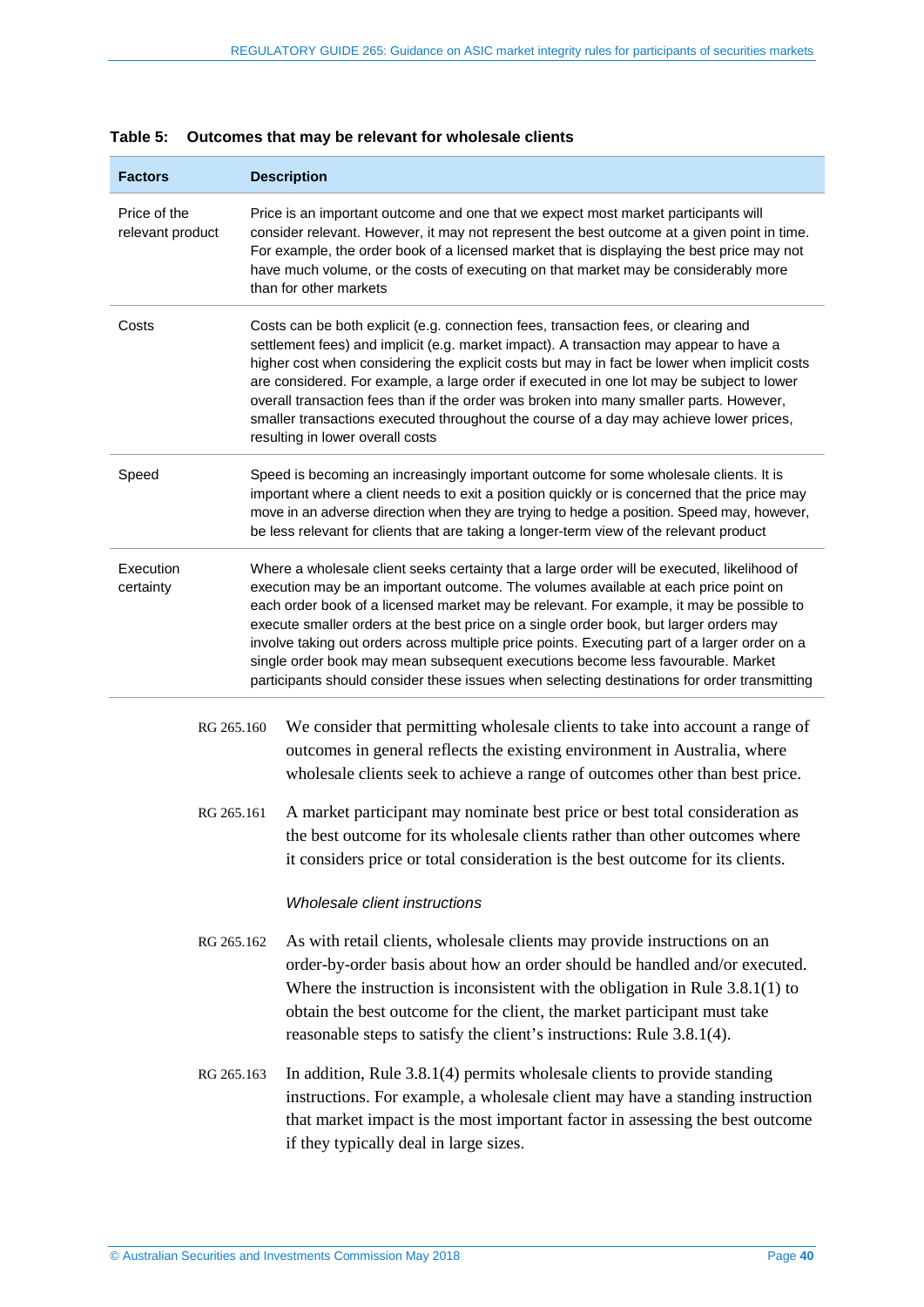**Table 5: Outcomes that may be relevant for wholesale clients**

| Factors | Description |
| --- | --- |
| Price of the relevant product | Price is an important outcome and one that we expect most market participants will consider relevant. However, it may not represent the best outcome at a given point in time. For example, the order book of a licensed market that is displaying the best price may not have much volume, or the costs of executing on that market may be considerably more than for other markets |
| Costs | Costs can be both explicit (e.g. connection fees, transaction fees, or clearing and settlement fees) and implicit (e.g. market impact). A transaction may appear to have a higher cost when considering the explicit costs but may in fact be lower when implicit costs are considered. For example, a large order if executed in one lot may be subject to lower overall transaction fees than if the order was broken into many smaller parts. However, smaller transactions executed throughout the course of a day may achieve lower prices, resulting in lower overall costs |
| Speed | Speed is becoming an increasingly important outcome for some wholesale clients. It is important where a client needs to exit a position quickly or is concerned that the price may move in an adverse direction when they are trying to hedge a position. Speed may, however, be less relevant for clients that are taking a longer-term view of the relevant product |
| Execution certainty | Where a wholesale client seeks certainty that a large order will be executed, likelihood of execution may be an important outcome. The volumes available at each price point on each order book of a licensed market may be relevant. For example, it may be possible to execute smaller orders at the best price on a single order book, but larger orders may involve taking out orders across multiple price points. Executing part of a larger order on a single order book may mean subsequent executions become less favourable. Market participants should consider these issues when selecting destinations for order transmitting |

RG 265.160 We consider that permitting wholesale clients to take into account a range of outcomes in general reflects the existing environment in Australia, where wholesale clients seek to achieve a range of outcomes other than best price.

RG 265.161 A market participant may nominate best price or best total consideration as the best outcome for its wholesale clients rather than other outcomes where it considers price or total consideration is the best outcome for its clients.

*Wholesale client instructions*

RG 265.162 As with retail clients, wholesale clients may provide instructions on an order-by-order basis about how an order should be handled and/or executed. Where the instruction is inconsistent with the obligation in Rule 3.8.1(1) to obtain the best outcome for the client, the market participant must take reasonable steps to satisfy the client's instructions: Rule 3.8.1(4).

RG 265.163 In addition, Rule 3.8.1(4) permits wholesale clients to provide standing instructions. For example, a wholesale client may have a standing instruction that market impact is the most important factor in assessing the best outcome if they typically deal in large sizes.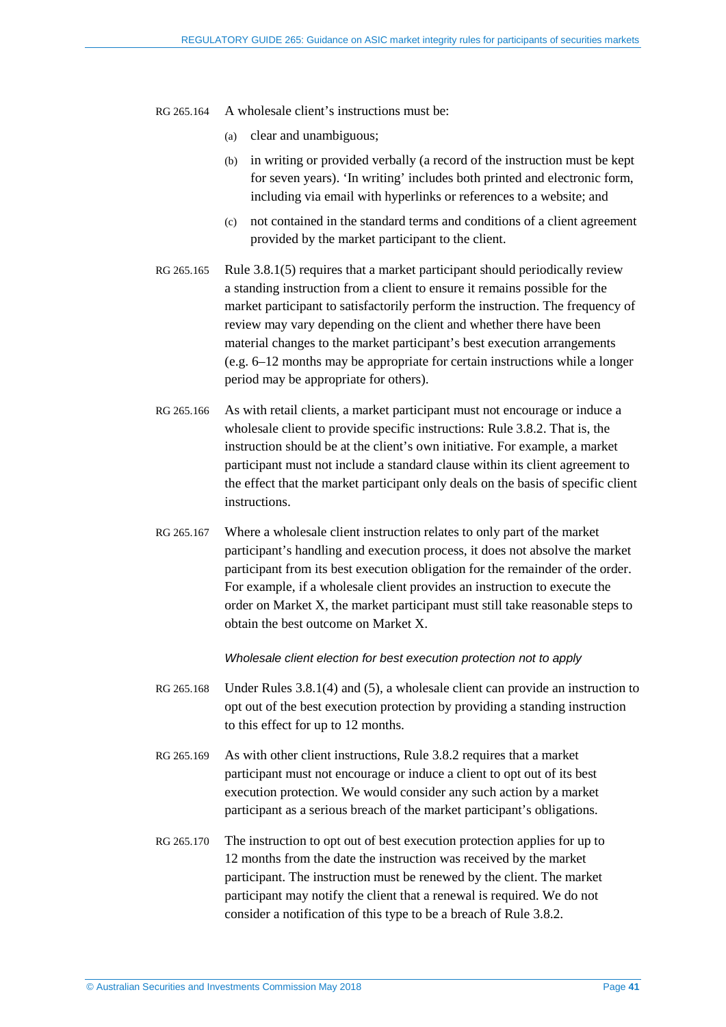RG 265.164 A wholesale client's instructions must be:

(a) clear and unambiguous;

(b) in writing or provided verbally (a record of the instruction must be kept for seven years). 'In writing' includes both printed and electronic form, including via email with hyperlinks or references to a website; and

(c) not contained in the standard terms and conditions of a client agreement provided by the market participant to the client.

RG 265.165 Rule 3.8.1(5) requires that a market participant should periodically review a standing instruction from a client to ensure it remains possible for the market participant to satisfactorily perform the instruction. The frequency of review may vary depending on the client and whether there have been material changes to the market participant's best execution arrangements (e.g. 6–12 months may be appropriate for certain instructions while a longer period may be appropriate for others).

RG 265.166 As with retail clients, a market participant must not encourage or induce a wholesale client to provide specific instructions: Rule 3.8.2. That is, the instruction should be at the client's own initiative. For example, a market participant must not include a standard clause within its client agreement to the effect that the market participant only deals on the basis of specific client instructions.

RG 265.167 Where a wholesale client instruction relates to only part of the market participant's handling and execution process, it does not absolve the market participant from its best execution obligation for the remainder of the order. For example, if a wholesale client provides an instruction to execute the order on Market X, the market participant must still take reasonable steps to obtain the best outcome on Market X.

*Wholesale client election for best execution protection not to apply*

RG 265.168 Under Rules 3.8.1(4) and (5), a wholesale client can provide an instruction to opt out of the best execution protection by providing a standing instruction to this effect for up to 12 months.

RG 265.169 As with other client instructions, Rule 3.8.2 requires that a market participant must not encourage or induce a client to opt out of its best execution protection. We would consider any such action by a market participant as a serious breach of the market participant's obligations.

RG 265.170 The instruction to opt out of best execution protection applies for up to 12 months from the date the instruction was received by the market participant. The instruction must be renewed by the client. The market participant may notify the client that a renewal is required. We do not consider a notification of this type to be a breach of Rule 3.8.2.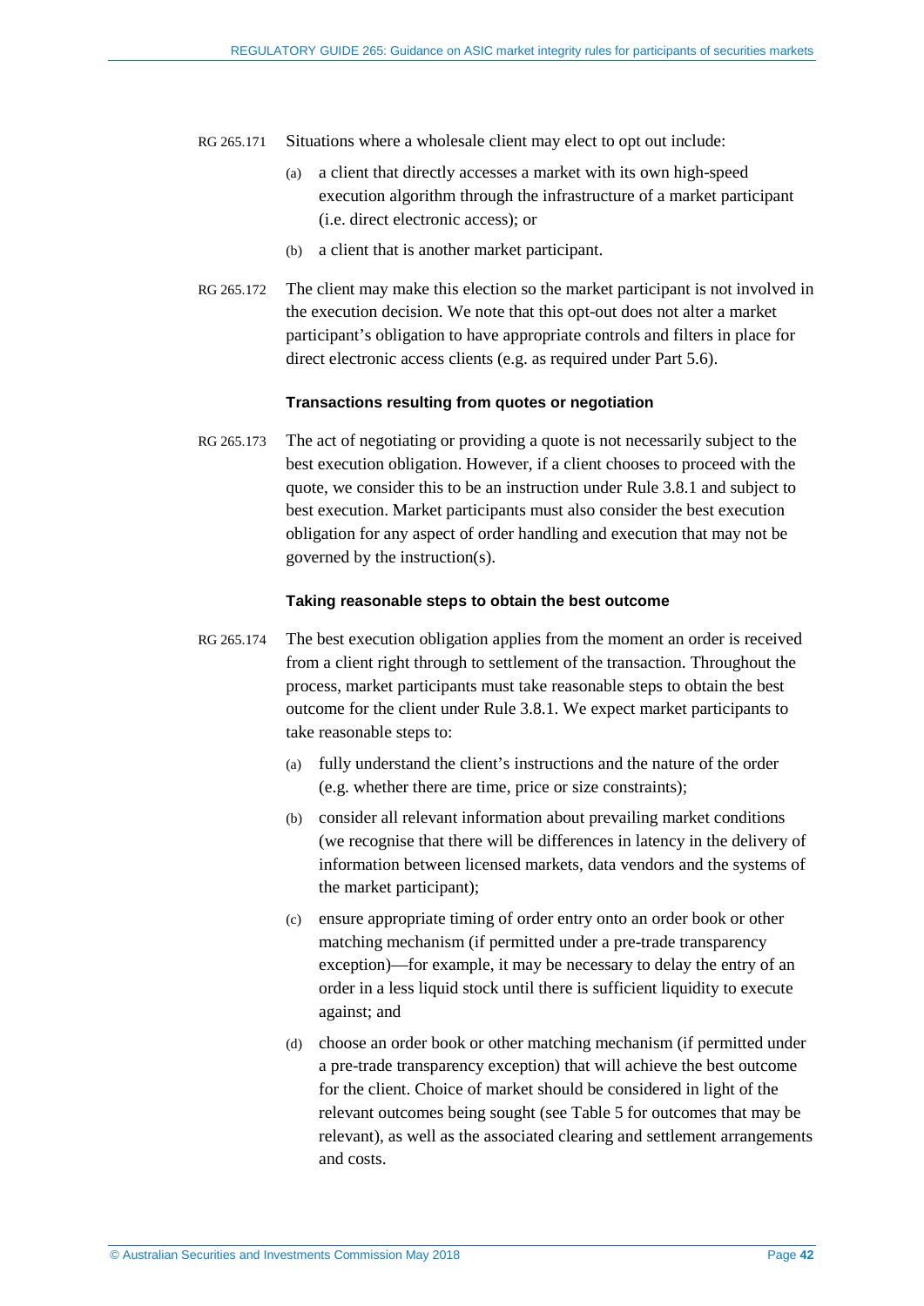RG 265.171 Situations where a wholesale client may elect to opt out include:

(a) a client that directly accesses a market with its own high-speed execution algorithm through the infrastructure of a market participant (i.e. direct electronic access); or

(b) a client that is another market participant.

RG 265.172 The client may make this election so the market participant is not involved in the execution decision. We note that this opt-out does not alter a market participant's obligation to have appropriate controls and filters in place for direct electronic access clients (e.g. as required under Part 5.6).

#### Transactions resulting from quotes or negotiation

RG 265.173 The act of negotiating or providing a quote is not necessarily subject to the best execution obligation. However, if a client chooses to proceed with the quote, we consider this to be an instruction under Rule 3.8.1 and subject to best execution. Market participants must also consider the best execution obligation for any aspect of order handling and execution that may not be governed by the instruction(s).

#### Taking reasonable steps to obtain the best outcome

RG 265.174 The best execution obligation applies from the moment an order is received from a client right through to settlement of the transaction. Throughout the process, market participants must take reasonable steps to obtain the best outcome for the client under Rule 3.8.1. We expect market participants to take reasonable steps to:

(a) fully understand the client's instructions and the nature of the order (e.g. whether there are time, price or size constraints);

(b) consider all relevant information about prevailing market conditions (we recognise that there will be differences in latency in the delivery of information between licensed markets, data vendors and the systems of the market participant);

(c) ensure appropriate timing of order entry onto an order book or other matching mechanism (if permitted under a pre-trade transparency exception)—for example, it may be necessary to delay the entry of an order in a less liquid stock until there is sufficient liquidity to execute against; and

(d) choose an order book or other matching mechanism (if permitted under a pre-trade transparency exception) that will achieve the best outcome for the client. Choice of market should be considered in light of the relevant outcomes being sought (see Table 5 for outcomes that may be relevant), as well as the associated clearing and settlement arrangements and costs.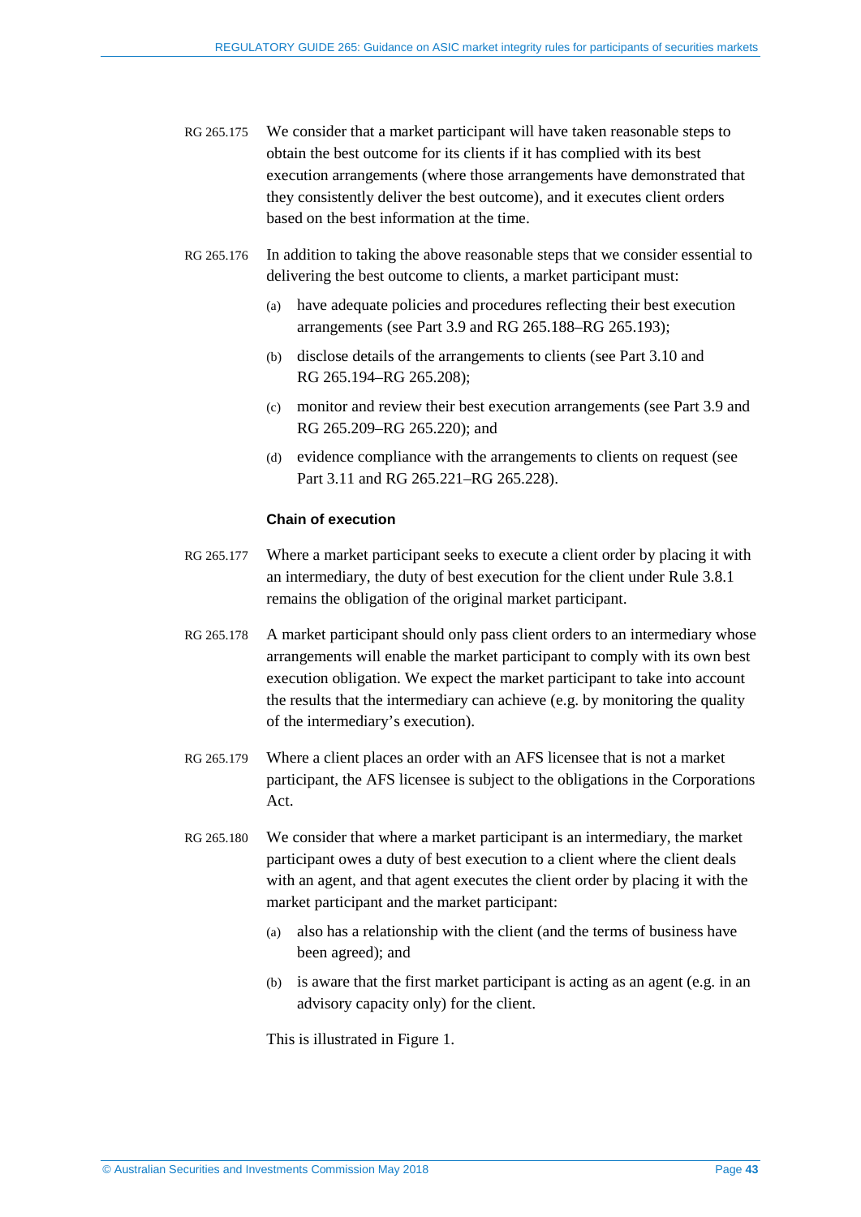RG 265.175 We consider that a market participant will have taken reasonable steps to obtain the best outcome for its clients if it has complied with its best execution arrangements (where those arrangements have demonstrated that they consistently deliver the best outcome), and it executes client orders based on the best information at the time.

RG 265.176 In addition to taking the above reasonable steps that we consider essential to delivering the best outcome to clients, a market participant must:

(a) have adequate policies and procedures reflecting their best execution arrangements (see Part 3.9 and RG 265.188–RG 265.193);

(b) disclose details of the arrangements to clients (see Part 3.10 and RG 265.194–RG 265.208);

(c) monitor and review their best execution arrangements (see Part 3.9 and RG 265.209–RG 265.220); and

(d) evidence compliance with the arrangements to clients on request (see Part 3.11 and RG 265.221–RG 265.228).

### Chain of execution

RG 265.177 Where a market participant seeks to execute a client order by placing it with an intermediary, the duty of best execution for the client under Rule 3.8.1 remains the obligation of the original market participant.

RG 265.178 A market participant should only pass client orders to an intermediary whose arrangements will enable the market participant to comply with its own best execution obligation. We expect the market participant to take into account the results that the intermediary can achieve (e.g. by monitoring the quality of the intermediary's execution).

RG 265.179 Where a client places an order with an AFS licensee that is not a market participant, the AFS licensee is subject to the obligations in the Corporations Act.

RG 265.180 We consider that where a market participant is an intermediary, the market participant owes a duty of best execution to a client where the client deals with an agent, and that agent executes the client order by placing it with the market participant and the market participant:

(a) also has a relationship with the client (and the terms of business have been agreed); and

(b) is aware that the first market participant is acting as an agent (e.g. in an advisory capacity only) for the client.

This is illustrated in Figure 1.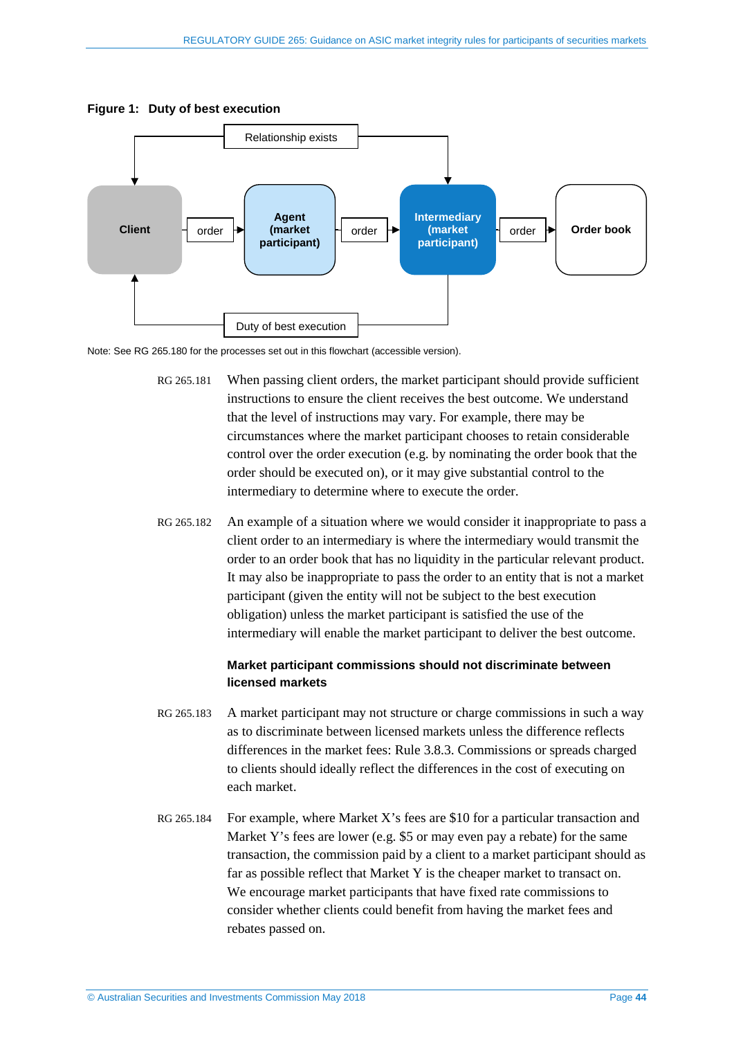**Figure 1: Duty of best execution**

Relationship exists

Client → order → Agent (market participant) → order → Intermediary (market participant) → order → Order book

Duty of best execution

Note: See RG 265.180 for the processes set out in this flowchart (accessible version).

RG 265.181 When passing client orders, the market participant should provide sufficient instructions to ensure the client receives the best outcome. We understand that the level of instructions may vary. For example, there may be circumstances where the market participant chooses to retain considerable control over the order execution (e.g. by nominating the order book that the order should be executed on), or it may give substantial control to the intermediary to determine where to execute the order.

RG 265.182 An example of a situation where we would consider it inappropriate to pass a client order to an intermediary is where the intermediary would transmit the order to an order book that has no liquidity in the particular relevant product. It may also be inappropriate to pass the order to an entity that is not a market participant (given the entity will not be subject to the best execution obligation) unless the market participant is satisfied the use of the intermediary will enable the market participant to deliver the best outcome.

### Market participant commissions should not discriminate between licensed markets

RG 265.183 A market participant may not structure or charge commissions in such a way as to discriminate between licensed markets unless the difference reflects differences in the market fees: Rule 3.8.3. Commissions or spreads charged to clients should ideally reflect the differences in the cost of executing on each market.

RG 265.184 For example, where Market X's fees are $10 for a particular transaction and Market Y's fees are lower (e.g. $5 or may even pay a rebate) for the same transaction, the commission paid by a client to a market participant should as far as possible reflect that Market Y is the cheaper market to transact on. We encourage market participants that have fixed rate commissions to consider whether clients could benefit from having the market fees and rebates passed on.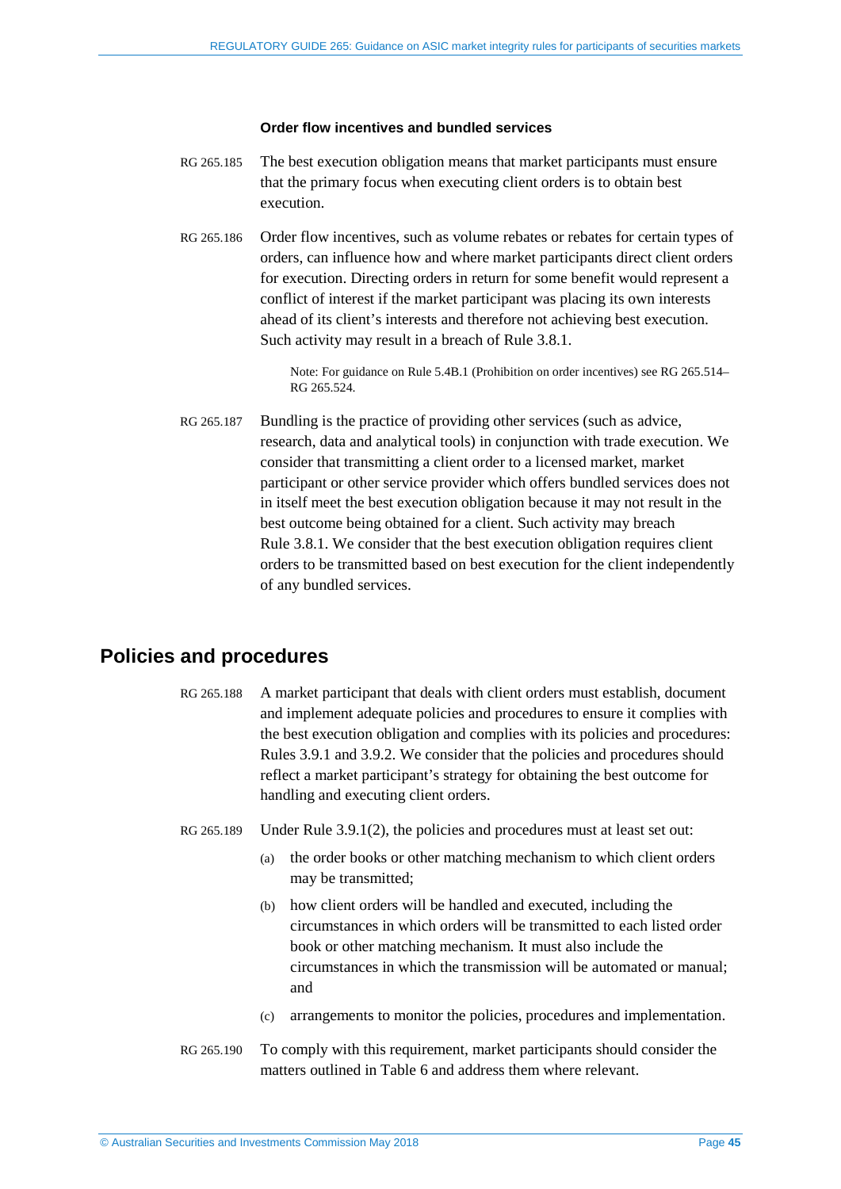#### Order flow incentives and bundled services

RG 265.185 The best execution obligation means that market participants must ensure that the primary focus when executing client orders is to obtain best execution.

RG 265.186 Order flow incentives, such as volume rebates or rebates for certain types of orders, can influence how and where market participants direct client orders for execution. Directing orders in return for some benefit would represent a conflict of interest if the market participant was placing its own interests ahead of its client's interests and therefore not achieving best execution. Such activity may result in a breach of Rule 3.8.1.

> Note: For guidance on Rule 5.4B.1 (Prohibition on order incentives) see RG 265.514–RG 265.524.

RG 265.187 Bundling is the practice of providing other services (such as advice, research, data and analytical tools) in conjunction with trade execution. We consider that transmitting a client order to a licensed market, market participant or other service provider which offers bundled services does not in itself meet the best execution obligation because it may not result in the best outcome being obtained for a client. Such activity may breach Rule 3.8.1. We consider that the best execution obligation requires client orders to be transmitted based on best execution for the client independently of any bundled services.

## Policies and procedures

RG 265.188 A market participant that deals with client orders must establish, document and implement adequate policies and procedures to ensure it complies with the best execution obligation and complies with its policies and procedures: Rules 3.9.1 and 3.9.2. We consider that the policies and procedures should reflect a market participant's strategy for obtaining the best outcome for handling and executing client orders.

RG 265.189 Under Rule 3.9.1(2), the policies and procedures must at least set out:

(a) the order books or other matching mechanism to which client orders may be transmitted;

(b) how client orders will be handled and executed, including the circumstances in which orders will be transmitted to each listed order book or other matching mechanism. It must also include the circumstances in which the transmission will be automated or manual; and

(c) arrangements to monitor the policies, procedures and implementation.

RG 265.190 To comply with this requirement, market participants should consider the matters outlined in Table 6 and address them where relevant.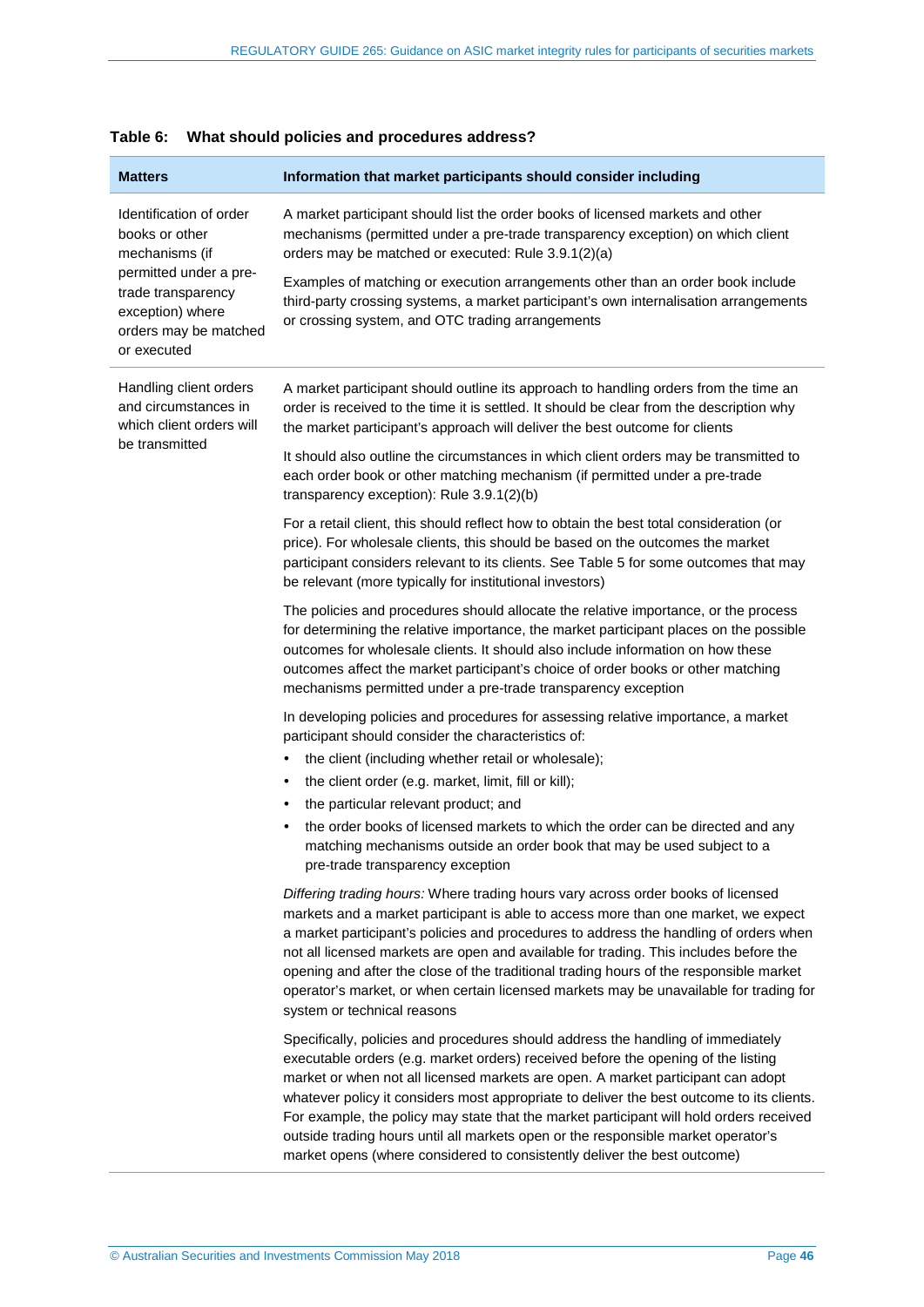**Table 6: What should policies and procedures address?**

| Matters | Information that market participants should consider including |
|---|---|
| Identification of order books or other mechanisms (if permitted under a pre-trade transparency exception) where orders may be matched or executed | A market participant should list the order books of licensed markets and other mechanisms (permitted under a pre-trade transparency exception) on which client orders may be matched or executed: Rule 3.9.1(2)(a)<br><br>Examples of matching or execution arrangements other than an order book include third-party crossing systems, a market participant's own internalisation arrangements or crossing system, and OTC trading arrangements |
| Handling client orders and circumstances in which client orders will be transmitted | A market participant should outline its approach to handling orders from the time an order is received to the time it is settled. It should be clear from the description why the market participant's approach will deliver the best outcome for clients<br><br>It should also outline the circumstances in which client orders may be transmitted to each order book or other matching mechanism (if permitted under a pre-trade transparency exception): Rule 3.9.1(2)(b)<br><br>For a retail client, this should reflect how to obtain the best total consideration (or price). For wholesale clients, this should be based on the outcomes the market participant considers relevant to its clients. See Table 5 for some outcomes that may be relevant (more typically for institutional investors)<br><br>The policies and procedures should allocate the relative importance, or the process for determining the relative importance, the market participant places on the possible outcomes for wholesale clients. It should also include information on how these outcomes affect the market participant's choice of order books or other matching mechanisms permitted under a pre-trade transparency exception<br><br>In developing policies and procedures for assessing relative importance, a market participant should consider the characteristics of:<br>• the client (including whether retail or wholesale);<br>• the client order (e.g. market, limit, fill or kill);<br>• the particular relevant product; and<br>• the order books of licensed markets to which the order can be directed and any matching mechanisms outside an order book that may be used subject to a pre-trade transparency exception<br><br>*Differing trading hours:* Where trading hours vary across order books of licensed markets and a market participant is able to access more than one market, we expect a market participant's policies and procedures to address the handling of orders when not all licensed markets are open and available for trading. This includes before the opening and after the close of the traditional trading hours of the responsible market operator's market, or when certain licensed markets may be unavailable for trading for system or technical reasons<br><br>Specifically, policies and procedures should address the handling of immediately executable orders (e.g. market orders) received before the opening of the listing market or when not all licensed markets are open. A market participant can adopt whatever policy it considers most appropriate to deliver the best outcome to its clients. For example, the policy may state that the market participant will hold orders received outside trading hours until all markets open or the responsible market operator's market opens (where considered to consistently deliver the best outcome) |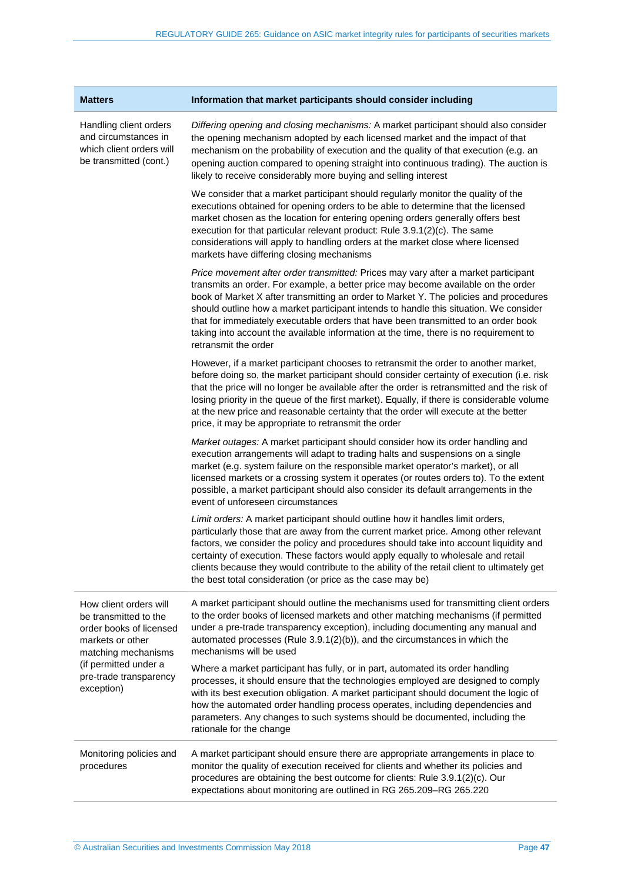| Matters | Information that market participants should consider including |
|---|---|
| Handling client orders and circumstances in which client orders will be transmitted (cont.) | *Differing opening and closing mechanisms:* A market participant should also consider the opening mechanism adopted by each licensed market and the impact of that mechanism on the probability of execution and the quality of that execution (e.g. an opening auction compared to opening straight into continuous trading). The auction is likely to receive considerably more buying and selling interest<br><br>We consider that a market participant should regularly monitor the quality of the executions obtained for opening orders to be able to determine that the licensed market chosen as the location for entering opening orders generally offers best execution for that particular relevant product: Rule 3.9.1(2)(c). The same considerations will apply to handling orders at the market close where licensed markets have differing closing mechanisms<br><br>*Price movement after order transmitted:* Prices may vary after a market participant transmits an order. For example, a better price may become available on the order book of Market X after transmitting an order to Market Y. The policies and procedures should outline how a market participant intends to handle this situation. We consider that for immediately executable orders that have been transmitted to an order book taking into account the available information at the time, there is no requirement to retransmit the order<br><br>However, if a market participant chooses to retransmit the order to another market, before doing so, the market participant should consider certainty of execution (i.e. risk that the price will no longer be available after the order is retransmitted and the risk of losing priority in the queue of the first market). Equally, if there is considerable volume at the new price and reasonable certainty that the order will execute at the better price, it may be appropriate to retransmit the order<br><br>*Market outages:* A market participant should consider how its order handling and execution arrangements will adapt to trading halts and suspensions on a single market (e.g. system failure on the responsible market operator's market), or all licensed markets or a crossing system it operates (or routes orders to). To the extent possible, a market participant should also consider its default arrangements in the event of unforeseen circumstances<br><br>*Limit orders:* A market participant should outline how it handles limit orders, particularly those that are away from the current market price. Among other relevant factors, we consider the policy and procedures should take into account liquidity and certainty of execution. These factors would apply equally to wholesale and retail clients because they would contribute to the ability of the retail client to ultimately get the best total consideration (or price as the case may be) |
| How client orders will be transmitted to the order books of licensed markets or other matching mechanisms (if permitted under a pre-trade transparency exception) | A market participant should outline the mechanisms used for transmitting client orders to the order books of licensed markets and other matching mechanisms (if permitted under a pre-trade transparency exception), including documenting any manual and automated processes (Rule 3.9.1(2)(b)), and the circumstances in which the mechanisms will be used<br><br>Where a market participant has fully, or in part, automated its order handling processes, it should ensure that the technologies employed are designed to comply with its best execution obligation. A market participant should document the logic of how the automated order handling process operates, including dependencies and parameters. Any changes to such systems should be documented, including the rationale for the change |
| Monitoring policies and procedures | A market participant should ensure there are appropriate arrangements in place to monitor the quality of execution received for clients and whether its policies and procedures are obtaining the best outcome for clients: Rule 3.9.1(2)(c). Our expectations about monitoring are outlined in RG 265.209–RG 265.220 |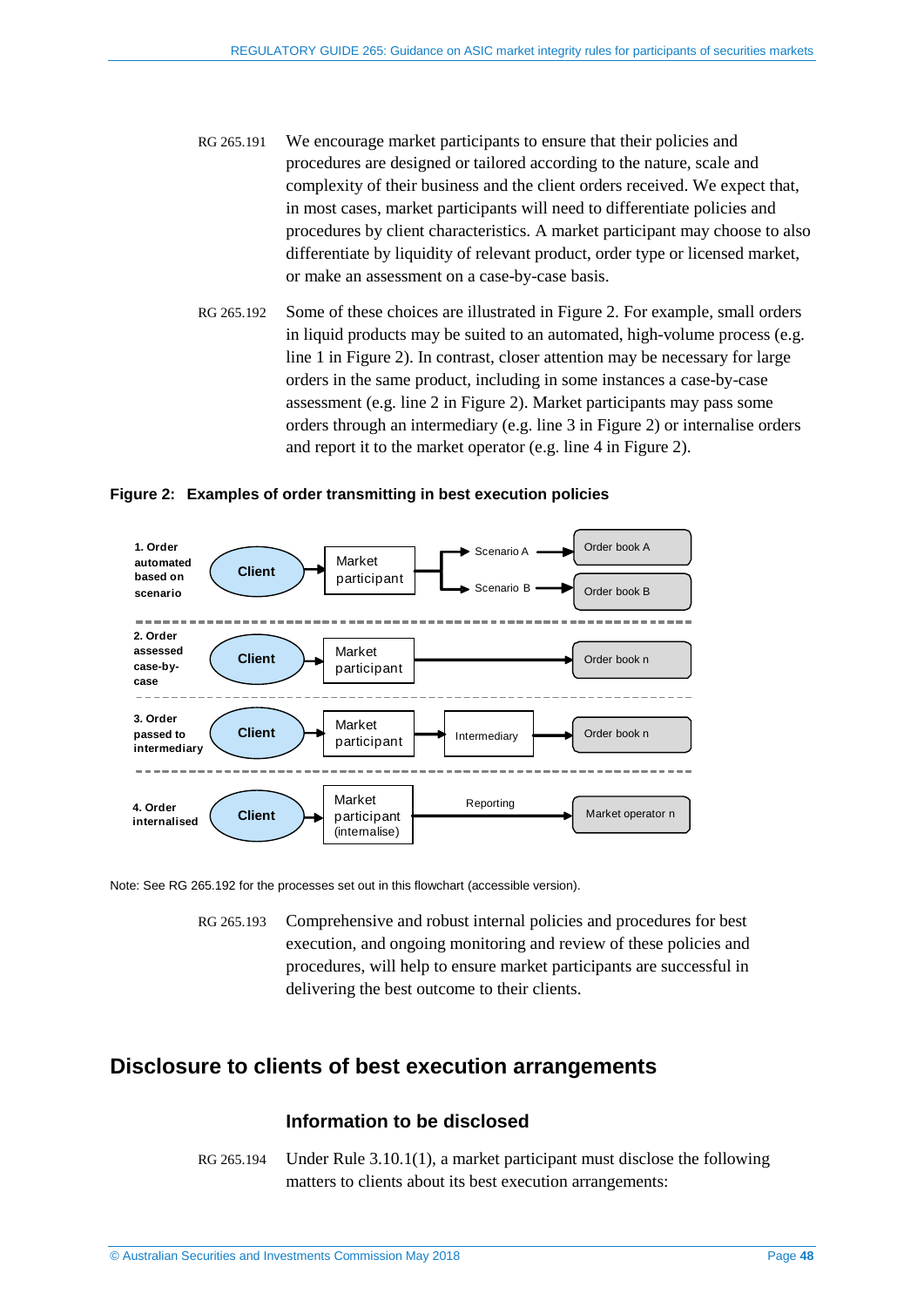RG 265.191 We encourage market participants to ensure that their policies and procedures are designed or tailored according to the nature, scale and complexity of their business and the client orders received. We expect that, in most cases, market participants will need to differentiate policies and procedures by client characteristics. A market participant may choose to also differentiate by liquidity of relevant product, order type or licensed market, or make an assessment on a case-by-case basis.

RG 265.192 Some of these choices are illustrated in Figure 2. For example, small orders in liquid products may be suited to an automated, high-volume process (e.g. line 1 in Figure 2). In contrast, closer attention may be necessary for large orders in the same product, including in some instances a case-by-case assessment (e.g. line 2 in Figure 2). Market participants may pass some orders through an intermediary (e.g. line 3 in Figure 2) or internalise orders and report it to the market operator (e.g. line 4 in Figure 2).

**Figure 2: Examples of order transmitting in best execution policies**

1. Order automated based on scenario: Client → Market participant → Scenario A → Order book A; Scenario B → Order book B

2. Order assessed case-by-case: Client → Market participant → Order book n

3. Order passed to intermediary: Client → Market participant → Intermediary → Order book n

4. Order internalised: Client → Market participant (internalise) → Reporting → Market operator n

Note: See RG 265.192 for the processes set out in this flowchart (accessible version).

RG 265.193 Comprehensive and robust internal policies and procedures for best execution, and ongoing monitoring and review of these policies and procedures, will help to ensure market participants are successful in delivering the best outcome to their clients.

## Disclosure to clients of best execution arrangements

### Information to be disclosed

RG 265.194 Under Rule 3.10.1(1), a market participant must disclose the following matters to clients about its best execution arrangements: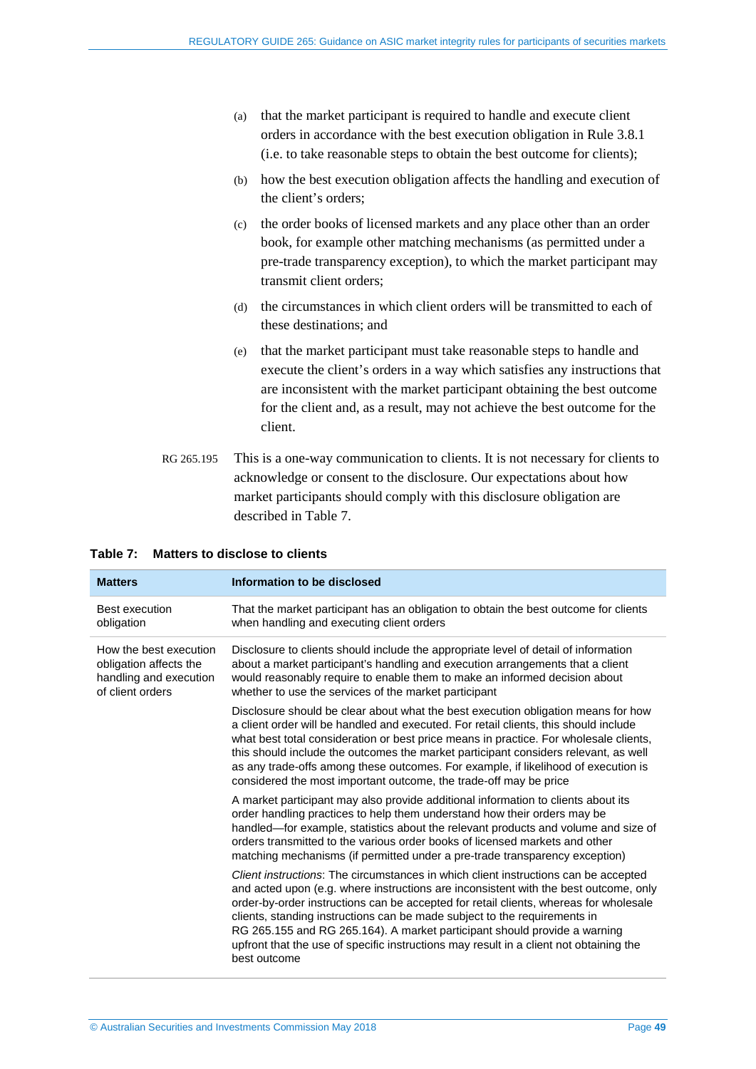(a) that the market participant is required to handle and execute client orders in accordance with the best execution obligation in Rule 3.8.1 (i.e. to take reasonable steps to obtain the best outcome for clients);

(b) how the best execution obligation affects the handling and execution of the client's orders;

(c) the order books of licensed markets and any place other than an order book, for example other matching mechanisms (as permitted under a pre-trade transparency exception), to which the market participant may transmit client orders;

(d) the circumstances in which client orders will be transmitted to each of these destinations; and

(e) that the market participant must take reasonable steps to handle and execute the client's orders in a way which satisfies any instructions that are inconsistent with the market participant obtaining the best outcome for the client and, as a result, may not achieve the best outcome for the client.

RG 265.195 This is a one-way communication to clients. It is not necessary for clients to acknowledge or consent to the disclosure. Our expectations about how market participants should comply with this disclosure obligation are described in Table 7.

**Table 7: Matters to disclose to clients**

| Matters | Information to be disclosed |
|---|---|
| Best execution obligation | That the market participant has an obligation to obtain the best outcome for clients when handling and executing client orders |
| How the best execution obligation affects the handling and execution of client orders | Disclosure to clients should include the appropriate level of detail of information about a market participant's handling and execution arrangements that a client would reasonably require to enable them to make an informed decision about whether to use the services of the market participant<br><br>Disclosure should be clear about what the best execution obligation means for how a client order will be handled and executed. For retail clients, this should include what best total consideration or best price means in practice. For wholesale clients, this should include the outcomes the market participant considers relevant, as well as any trade-offs among these outcomes. For example, if likelihood of execution is considered the most important outcome, the trade-off may be price<br><br>A market participant may also provide additional information to clients about its order handling practices to help them understand how their orders may be handled—for example, statistics about the relevant products and volume and size of orders transmitted to the various order books of licensed markets and other matching mechanisms (if permitted under a pre-trade transparency exception)<br><br>*Client instructions*: The circumstances in which client instructions can be accepted and acted upon (e.g. where instructions are inconsistent with the best outcome, only order-by-order instructions can be accepted for retail clients, whereas for wholesale clients, standing instructions can be made subject to the requirements in RG 265.155 and RG 265.164). A market participant should provide a warning upfront that the use of specific instructions may result in a client not obtaining the best outcome |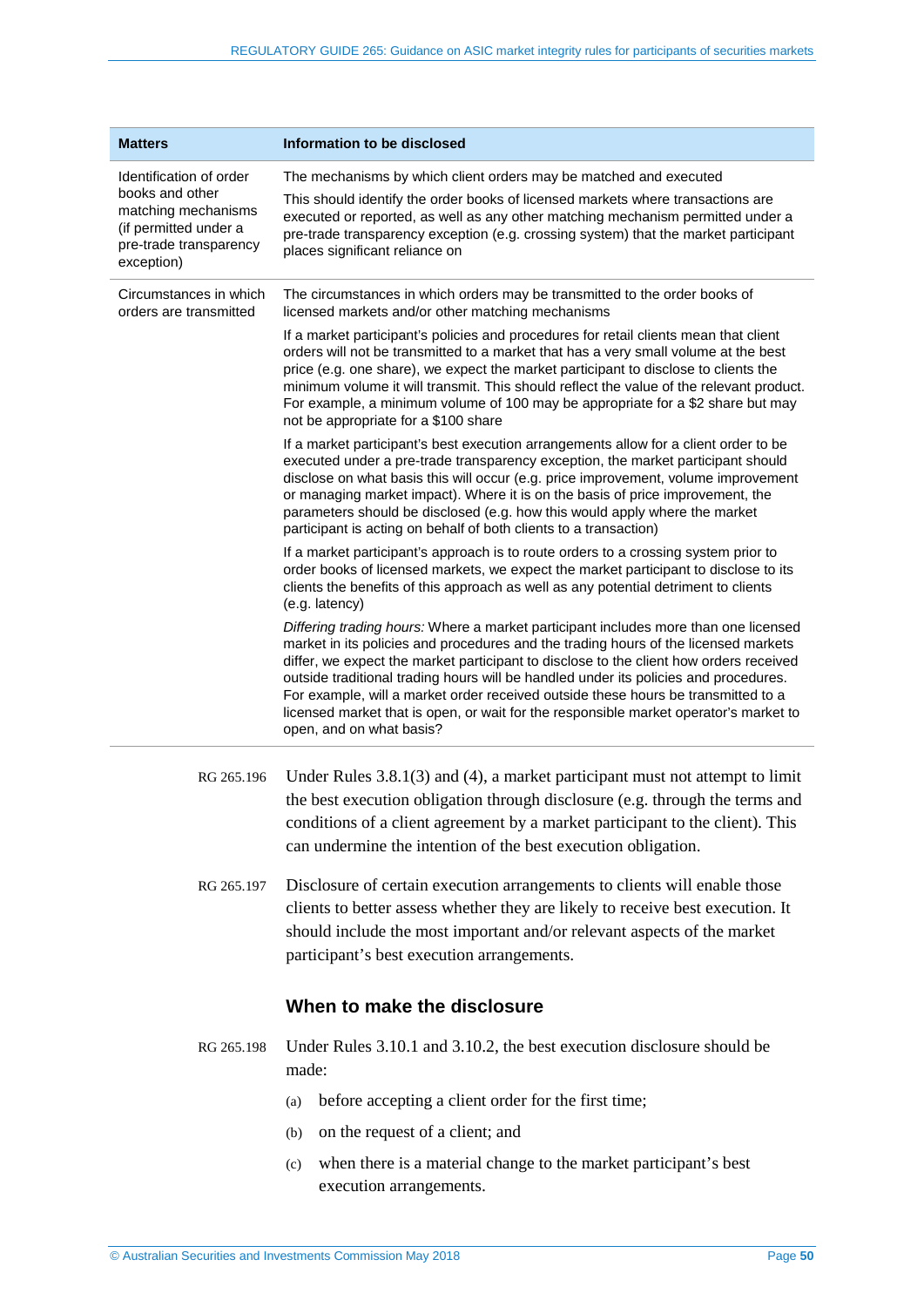| Matters | Information to be disclosed |
|---|---|
| Identification of order books and other matching mechanisms (if permitted under a pre-trade transparency exception) | The mechanisms by which client orders may be matched and executed<br><br>This should identify the order books of licensed markets where transactions are executed or reported, as well as any other matching mechanism permitted under a pre-trade transparency exception (e.g. crossing system) that the market participant places significant reliance on |
| Circumstances in which orders are transmitted | The circumstances in which orders may be transmitted to the order books of licensed markets and/or other matching mechanisms<br><br>If a market participant's policies and procedures for retail clients mean that client orders will not be transmitted to a market that has a very small volume at the best price (e.g. one share), we expect the market participant to disclose to clients the minimum volume it will transmit. This should reflect the value of the relevant product. For example, a minimum volume of 100 may be appropriate for a $2 share but may not be appropriate for a $100 share<br><br>If a market participant's best execution arrangements allow for a client order to be executed under a pre-trade transparency exception, the market participant should disclose on what basis this will occur (e.g. price improvement, volume improvement or managing market impact). Where it is on the basis of price improvement, the parameters should be disclosed (e.g. how this would apply where the market participant is acting on behalf of both clients to a transaction)<br><br>If a market participant's approach is to route orders to a crossing system prior to order books of licensed markets, we expect the market participant to disclose to its clients the benefits of this approach as well as any potential detriment to clients (e.g. latency)<br><br>*Differing trading hours:* Where a market participant includes more than one licensed market in its policies and procedures and the trading hours of the licensed markets differ, we expect the market participant to disclose to the client how orders received outside traditional trading hours will be handled under its policies and procedures. For example, will a market order received outside these hours be transmitted to a licensed market that is open, or wait for the responsible market operator's market to open, and on what basis? |

RG 265.196 Under Rules 3.8.1(3) and (4), a market participant must not attempt to limit the best execution obligation through disclosure (e.g. through the terms and conditions of a client agreement by a market participant to the client). This can undermine the intention of the best execution obligation.

RG 265.197 Disclosure of certain execution arrangements to clients will enable those clients to better assess whether they are likely to receive best execution. It should include the most important and/or relevant aspects of the market participant's best execution arrangements.

### When to make the disclosure

RG 265.198 Under Rules 3.10.1 and 3.10.2, the best execution disclosure should be made:

(a) before accepting a client order for the first time;

(b) on the request of a client; and

(c) when there is a material change to the market participant's best execution arrangements.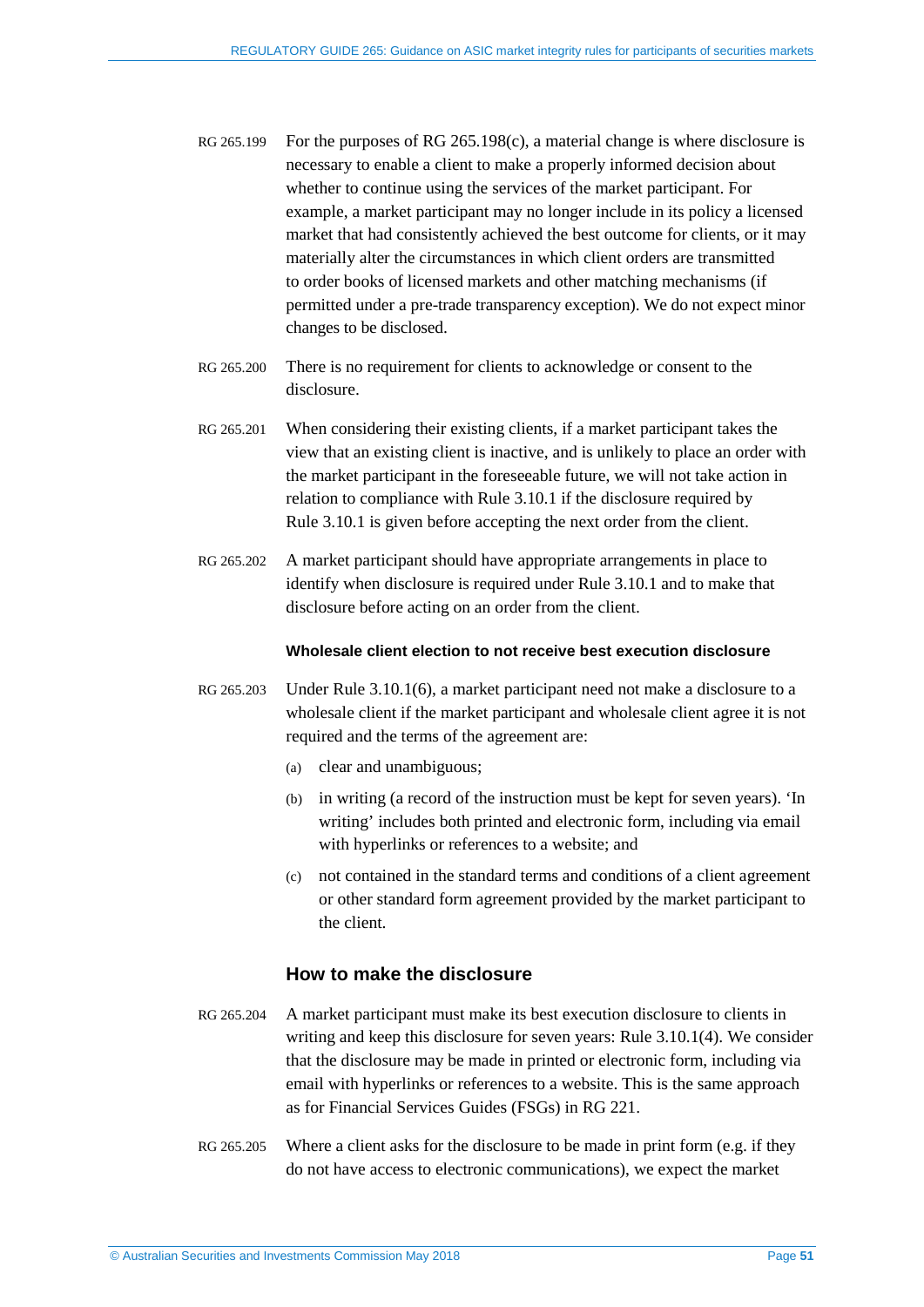RG 265.199 For the purposes of RG 265.198(c), a material change is where disclosure is necessary to enable a client to make a properly informed decision about whether to continue using the services of the market participant. For example, a market participant may no longer include in its policy a licensed market that had consistently achieved the best outcome for clients, or it may materially alter the circumstances in which client orders are transmitted to order books of licensed markets and other matching mechanisms (if permitted under a pre-trade transparency exception). We do not expect minor changes to be disclosed.

RG 265.200 There is no requirement for clients to acknowledge or consent to the disclosure.

RG 265.201 When considering their existing clients, if a market participant takes the view that an existing client is inactive, and is unlikely to place an order with the market participant in the foreseeable future, we will not take action in relation to compliance with Rule 3.10.1 if the disclosure required by Rule 3.10.1 is given before accepting the next order from the client.

RG 265.202 A market participant should have appropriate arrangements in place to identify when disclosure is required under Rule 3.10.1 and to make that disclosure before acting on an order from the client.

#### Wholesale client election to not receive best execution disclosure

RG 265.203 Under Rule 3.10.1(6), a market participant need not make a disclosure to a wholesale client if the market participant and wholesale client agree it is not required and the terms of the agreement are:

(a) clear and unambiguous;

(b) in writing (a record of the instruction must be kept for seven years). 'In writing' includes both printed and electronic form, including via email with hyperlinks or references to a website; and

(c) not contained in the standard terms and conditions of a client agreement or other standard form agreement provided by the market participant to the client.

### How to make the disclosure

RG 265.204 A market participant must make its best execution disclosure to clients in writing and keep this disclosure for seven years: Rule 3.10.1(4). We consider that the disclosure may be made in printed or electronic form, including via email with hyperlinks or references to a website. This is the same approach as for Financial Services Guides (FSGs) in RG 221.

RG 265.205 Where a client asks for the disclosure to be made in print form (e.g. if they do not have access to electronic communications), we expect the market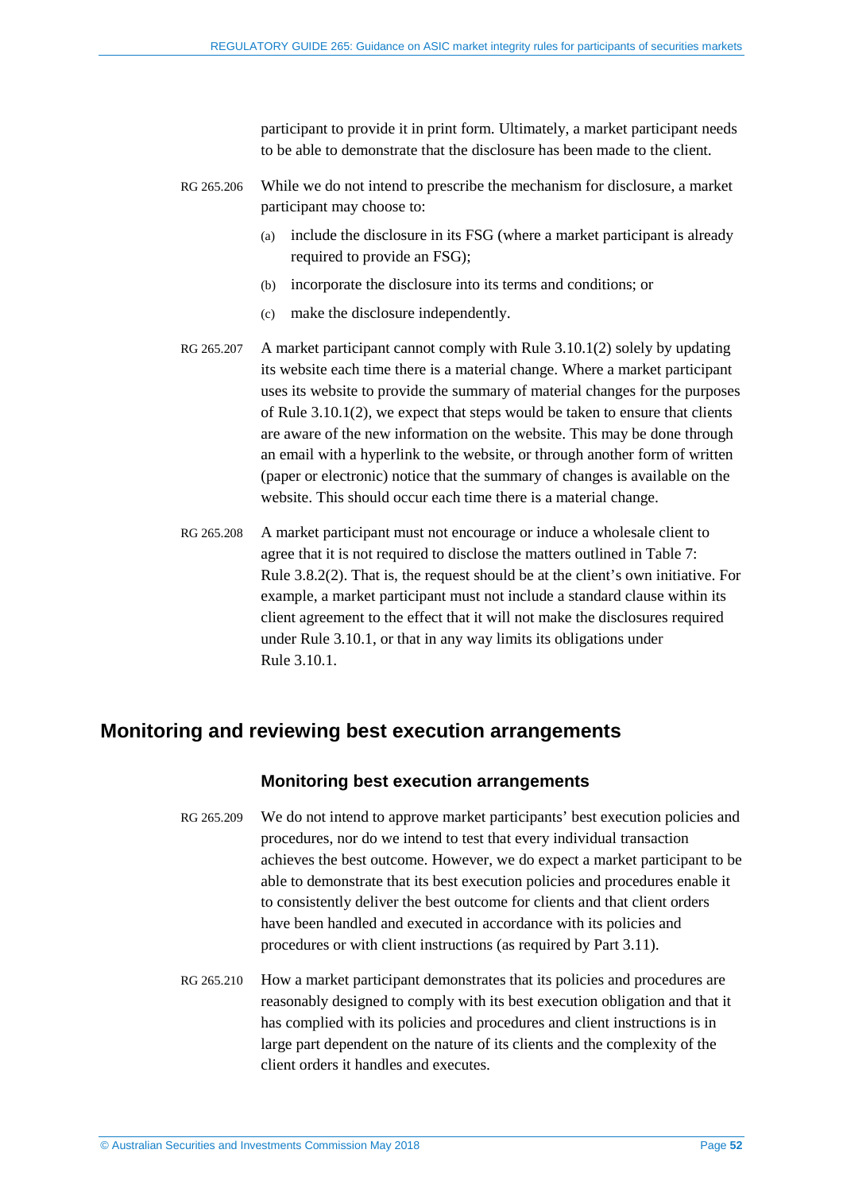participant to provide it in print form. Ultimately, a market participant needs to be able to demonstrate that the disclosure has been made to the client.

RG 265.206 While we do not intend to prescribe the mechanism for disclosure, a market participant may choose to:

(a) include the disclosure in its FSG (where a market participant is already required to provide an FSG);

(b) incorporate the disclosure into its terms and conditions; or

(c) make the disclosure independently.

RG 265.207 A market participant cannot comply with Rule 3.10.1(2) solely by updating its website each time there is a material change. Where a market participant uses its website to provide the summary of material changes for the purposes of Rule 3.10.1(2), we expect that steps would be taken to ensure that clients are aware of the new information on the website. This may be done through an email with a hyperlink to the website, or through another form of written (paper or electronic) notice that the summary of changes is available on the website. This should occur each time there is a material change.

RG 265.208 A market participant must not encourage or induce a wholesale client to agree that it is not required to disclose the matters outlined in Table 7: Rule 3.8.2(2). That is, the request should be at the client's own initiative. For example, a market participant must not include a standard clause within its client agreement to the effect that it will not make the disclosures required under Rule 3.10.1, or that in any way limits its obligations under Rule 3.10.1.

## Monitoring and reviewing best execution arrangements

### Monitoring best execution arrangements

RG 265.209 We do not intend to approve market participants' best execution policies and procedures, nor do we intend to test that every individual transaction achieves the best outcome. However, we do expect a market participant to be able to demonstrate that its best execution policies and procedures enable it to consistently deliver the best outcome for clients and that client orders have been handled and executed in accordance with its policies and procedures or with client instructions (as required by Part 3.11).

RG 265.210 How a market participant demonstrates that its policies and procedures are reasonably designed to comply with its best execution obligation and that it has complied with its policies and procedures and client instructions is in large part dependent on the nature of its clients and the complexity of the client orders it handles and executes.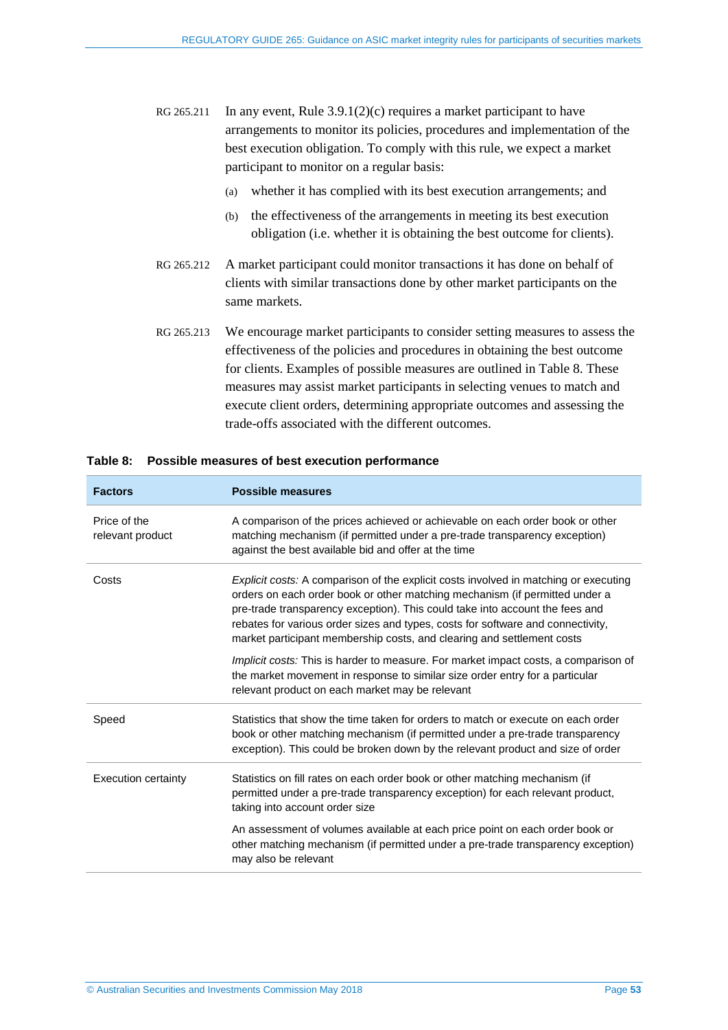RG 265.211 In any event, Rule 3.9.1(2)(c) requires a market participant to have arrangements to monitor its policies, procedures and implementation of the best execution obligation. To comply with this rule, we expect a market participant to monitor on a regular basis:

(a) whether it has complied with its best execution arrangements; and

(b) the effectiveness of the arrangements in meeting its best execution obligation (i.e. whether it is obtaining the best outcome for clients).

RG 265.212 A market participant could monitor transactions it has done on behalf of clients with similar transactions done by other market participants on the same markets.

RG 265.213 We encourage market participants to consider setting measures to assess the effectiveness of the policies and procedures in obtaining the best outcome for clients. Examples of possible measures are outlined in Table 8. These measures may assist market participants in selecting venues to match and execute client orders, determining appropriate outcomes and assessing the trade-offs associated with the different outcomes.

**Table 8: Possible measures of best execution performance**

| Factors | Possible measures |
|---|---|
| Price of the relevant product | A comparison of the prices achieved or achievable on each order book or other matching mechanism (if permitted under a pre-trade transparency exception) against the best available bid and offer at the time |
| Costs | *Explicit costs:* A comparison of the explicit costs involved in matching or executing orders on each order book or other matching mechanism (if permitted under a pre-trade transparency exception). This could take into account the fees and rebates for various order sizes and types, costs for software and connectivity, market participant membership costs, and clearing and settlement costs |
| | *Implicit costs:* This is harder to measure. For market impact costs, a comparison of the market movement in response to similar size order entry for a particular relevant product on each market may be relevant |
| Speed | Statistics that show the time taken for orders to match or execute on each order book or other matching mechanism (if permitted under a pre-trade transparency exception). This could be broken down by the relevant product and size of order |
| Execution certainty | Statistics on fill rates on each order book or other matching mechanism (if permitted under a pre-trade transparency exception) for each relevant product, taking into account order size |
| | An assessment of volumes available at each price point on each order book or other matching mechanism (if permitted under a pre-trade transparency exception) may also be relevant |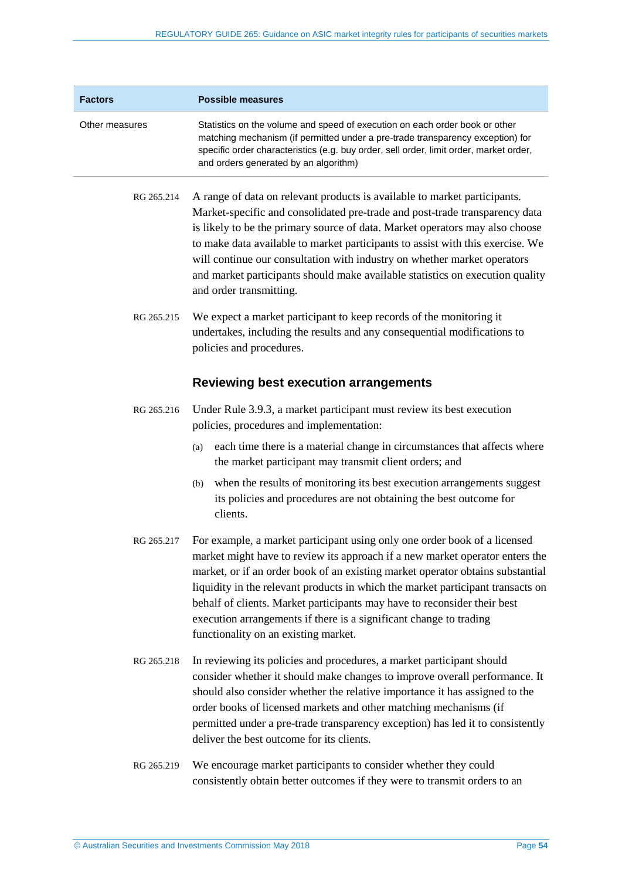| Factors | Possible measures |
| --- | --- |
| Other measures | Statistics on the volume and speed of execution on each order book or other matching mechanism (if permitted under a pre-trade transparency exception) for specific order characteristics (e.g. buy order, sell order, limit order, market order, and orders generated by an algorithm) |

RG 265.214 A range of data on relevant products is available to market participants. Market-specific and consolidated pre-trade and post-trade transparency data is likely to be the primary source of data. Market operators may also choose to make data available to market participants to assist with this exercise. We will continue our consultation with industry on whether market operators and market participants should make available statistics on execution quality and order transmitting.

RG 265.215 We expect a market participant to keep records of the monitoring it undertakes, including the results and any consequential modifications to policies and procedures.

### Reviewing best execution arrangements

RG 265.216 Under Rule 3.9.3, a market participant must review its best execution policies, procedures and implementation:

(a) each time there is a material change in circumstances that affects where the market participant may transmit client orders; and

(b) when the results of monitoring its best execution arrangements suggest its policies and procedures are not obtaining the best outcome for clients.

RG 265.217 For example, a market participant using only one order book of a licensed market might have to review its approach if a new market operator enters the market, or if an order book of an existing market operator obtains substantial liquidity in the relevant products in which the market participant transacts on behalf of clients. Market participants may have to reconsider their best execution arrangements if there is a significant change to trading functionality on an existing market.

RG 265.218 In reviewing its policies and procedures, a market participant should consider whether it should make changes to improve overall performance. It should also consider whether the relative importance it has assigned to the order books of licensed markets and other matching mechanisms (if permitted under a pre-trade transparency exception) has led it to consistently deliver the best outcome for its clients.

RG 265.219 We encourage market participants to consider whether they could consistently obtain better outcomes if they were to transmit orders to an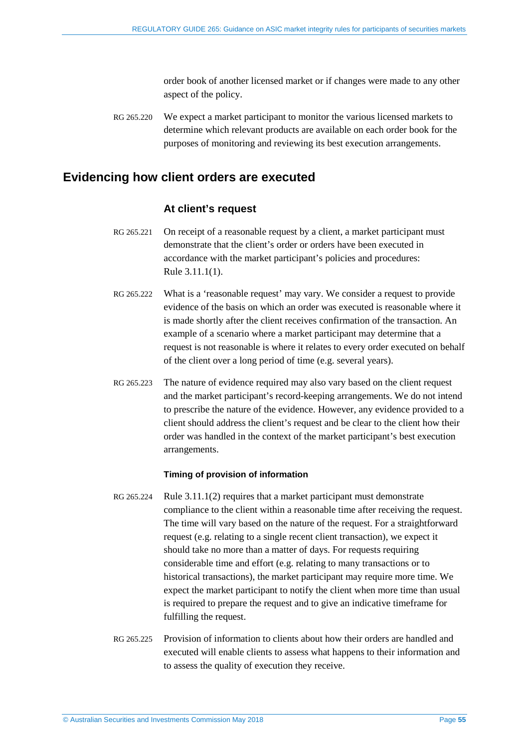order book of another licensed market or if changes were made to any other aspect of the policy.

RG 265.220 We expect a market participant to monitor the various licensed markets to determine which relevant products are available on each order book for the purposes of monitoring and reviewing its best execution arrangements.

## Evidencing how client orders are executed

### At client's request

RG 265.221 On receipt of a reasonable request by a client, a market participant must demonstrate that the client's order or orders have been executed in accordance with the market participant's policies and procedures: Rule 3.11.1(1).

RG 265.222 What is a 'reasonable request' may vary. We consider a request to provide evidence of the basis on which an order was executed is reasonable where it is made shortly after the client receives confirmation of the transaction. An example of a scenario where a market participant may determine that a request is not reasonable is where it relates to every order executed on behalf of the client over a long period of time (e.g. several years).

RG 265.223 The nature of evidence required may also vary based on the client request and the market participant's record-keeping arrangements. We do not intend to prescribe the nature of the evidence. However, any evidence provided to a client should address the client's request and be clear to the client how their order was handled in the context of the market participant's best execution arrangements.

#### Timing of provision of information

RG 265.224 Rule 3.11.1(2) requires that a market participant must demonstrate compliance to the client within a reasonable time after receiving the request. The time will vary based on the nature of the request. For a straightforward request (e.g. relating to a single recent client transaction), we expect it should take no more than a matter of days. For requests requiring considerable time and effort (e.g. relating to many transactions or to historical transactions), the market participant may require more time. We expect the market participant to notify the client when more time than usual is required to prepare the request and to give an indicative timeframe for fulfilling the request.

RG 265.225 Provision of information to clients about how their orders are handled and executed will enable clients to assess what happens to their information and to assess the quality of execution they receive.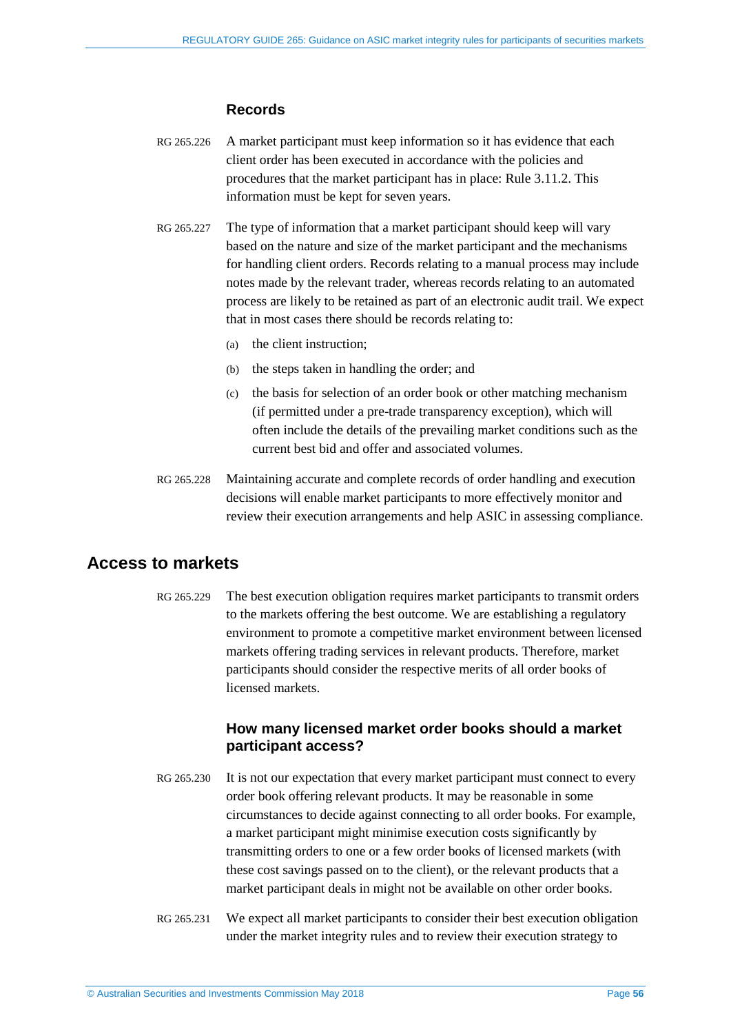### Records

RG 265.226 A market participant must keep information so it has evidence that each client order has been executed in accordance with the policies and procedures that the market participant has in place: Rule 3.11.2. This information must be kept for seven years.

RG 265.227 The type of information that a market participant should keep will vary based on the nature and size of the market participant and the mechanisms for handling client orders. Records relating to a manual process may include notes made by the relevant trader, whereas records relating to an automated process are likely to be retained as part of an electronic audit trail. We expect that in most cases there should be records relating to:

(a) the client instruction;

(b) the steps taken in handling the order; and

(c) the basis for selection of an order book or other matching mechanism (if permitted under a pre-trade transparency exception), which will often include the details of the prevailing market conditions such as the current best bid and offer and associated volumes.

RG 265.228 Maintaining accurate and complete records of order handling and execution decisions will enable market participants to more effectively monitor and review their execution arrangements and help ASIC in assessing compliance.

## Access to markets

RG 265.229 The best execution obligation requires market participants to transmit orders to the markets offering the best outcome. We are establishing a regulatory environment to promote a competitive market environment between licensed markets offering trading services in relevant products. Therefore, market participants should consider the respective merits of all order books of licensed markets.

### How many licensed market order books should a market participant access?

RG 265.230 It is not our expectation that every market participant must connect to every order book offering relevant products. It may be reasonable in some circumstances to decide against connecting to all order books. For example, a market participant might minimise execution costs significantly by transmitting orders to one or a few order books of licensed markets (with these cost savings passed on to the client), or the relevant products that a market participant deals in might not be available on other order books.

RG 265.231 We expect all market participants to consider their best execution obligation under the market integrity rules and to review their execution strategy to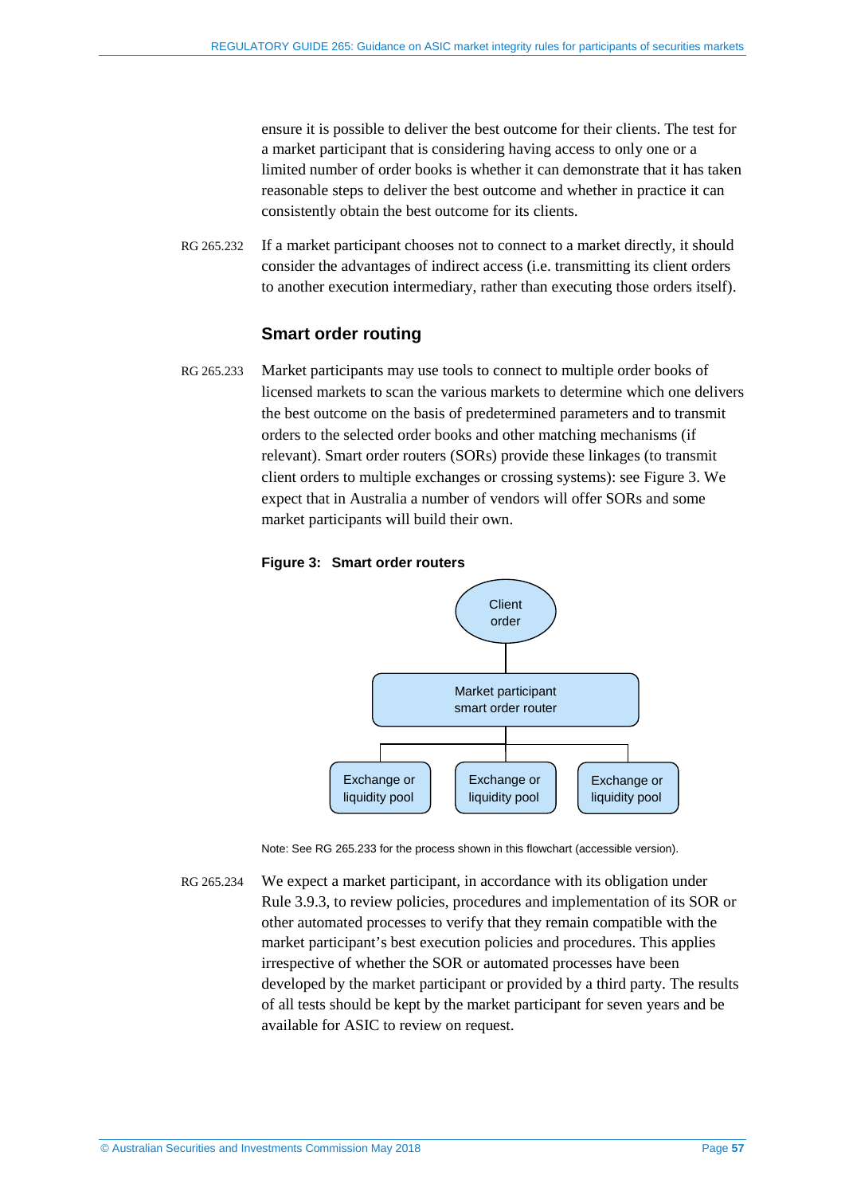ensure it is possible to deliver the best outcome for their clients. The test for a market participant that is considering having access to only one or a limited number of order books is whether it can demonstrate that it has taken reasonable steps to deliver the best outcome and whether in practice it can consistently obtain the best outcome for its clients.

RG 265.232 If a market participant chooses not to connect to a market directly, it should consider the advantages of indirect access (i.e. transmitting its client orders to another execution intermediary, rather than executing those orders itself).

### Smart order routing

RG 265.233 Market participants may use tools to connect to multiple order books of licensed markets to scan the various markets to determine which one delivers the best outcome on the basis of predetermined parameters and to transmit orders to the selected order books and other matching mechanisms (if relevant). Smart order routers (SORs) provide these linkages (to transmit client orders to multiple exchanges or crossing systems): see Figure 3. We expect that in Australia a number of vendors will offer SORs and some market participants will build their own.

**Figure 3: Smart order routers**

Client order

Market participant smart order router

Exchange or liquidity pool | Exchange or liquidity pool | Exchange or liquidity pool

Note: See RG 265.233 for the process shown in this flowchart (accessible version).

RG 265.234 We expect a market participant, in accordance with its obligation under Rule 3.9.3, to review policies, procedures and implementation of its SOR or other automated processes to verify that they remain compatible with the market participant's best execution policies and procedures. This applies irrespective of whether the SOR or automated processes have been developed by the market participant or provided by a third party. The results of all tests should be kept by the market participant for seven years and be available for ASIC to review on request.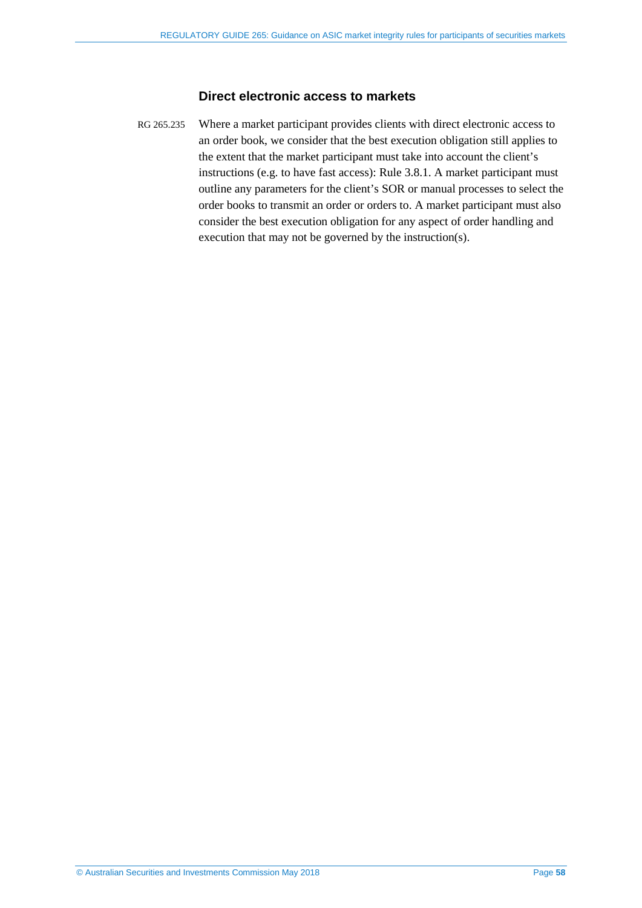### Direct electronic access to markets

RG 265.235 Where a market participant provides clients with direct electronic access to an order book, we consider that the best execution obligation still applies to the extent that the market participant must take into account the client's instructions (e.g. to have fast access): Rule 3.8.1. A market participant must outline any parameters for the client's SOR or manual processes to select the order books to transmit an order or orders to. A market participant must also consider the best execution obligation for any aspect of order handling and execution that may not be governed by the instruction(s).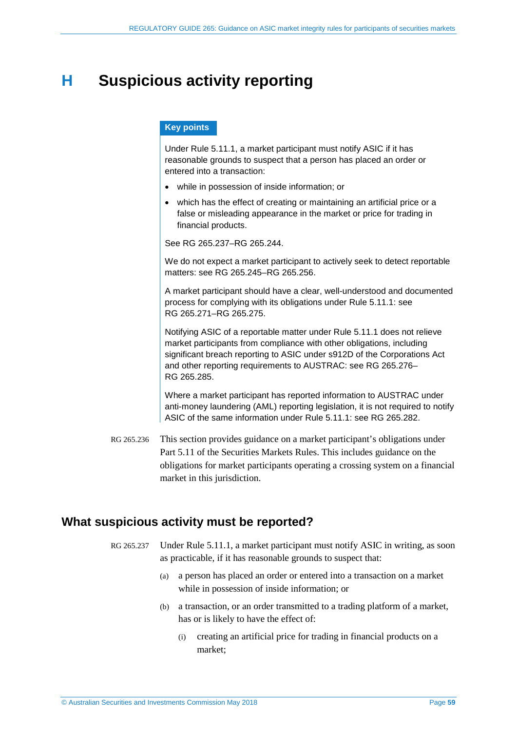# H Suspicious activity reporting

**Key points**

Under Rule 5.11.1, a market participant must notify ASIC if it has reasonable grounds to suspect that a person has placed an order or entered into a transaction:

- while in possession of inside information; or
- which has the effect of creating or maintaining an artificial price or a false or misleading appearance in the market or price for trading in financial products.

See RG 265.237–RG 265.244.

We do not expect a market participant to actively seek to detect reportable matters: see RG 265.245–RG 265.256.

A market participant should have a clear, well-understood and documented process for complying with its obligations under Rule 5.11.1: see RG 265.271–RG 265.275.

Notifying ASIC of a reportable matter under Rule 5.11.1 does not relieve market participants from compliance with other obligations, including significant breach reporting to ASIC under s912D of the Corporations Act and other reporting requirements to AUSTRAC: see RG 265.276–RG 265.285.

Where a market participant has reported information to AUSTRAC under anti-money laundering (AML) reporting legislation, it is not required to notify ASIC of the same information under Rule 5.11.1: see RG 265.282.

RG 265.236 This section provides guidance on a market participant's obligations under Part 5.11 of the Securities Markets Rules. This includes guidance on the obligations for market participants operating a crossing system on a financial market in this jurisdiction.

## What suspicious activity must be reported?

RG 265.237 Under Rule 5.11.1, a market participant must notify ASIC in writing, as soon as practicable, if it has reasonable grounds to suspect that:

(a) a person has placed an order or entered into a transaction on a market while in possession of inside information; or

(b) a transaction, or an order transmitted to a trading platform of a market, has or is likely to have the effect of:

(i) creating an artificial price for trading in financial products on a market;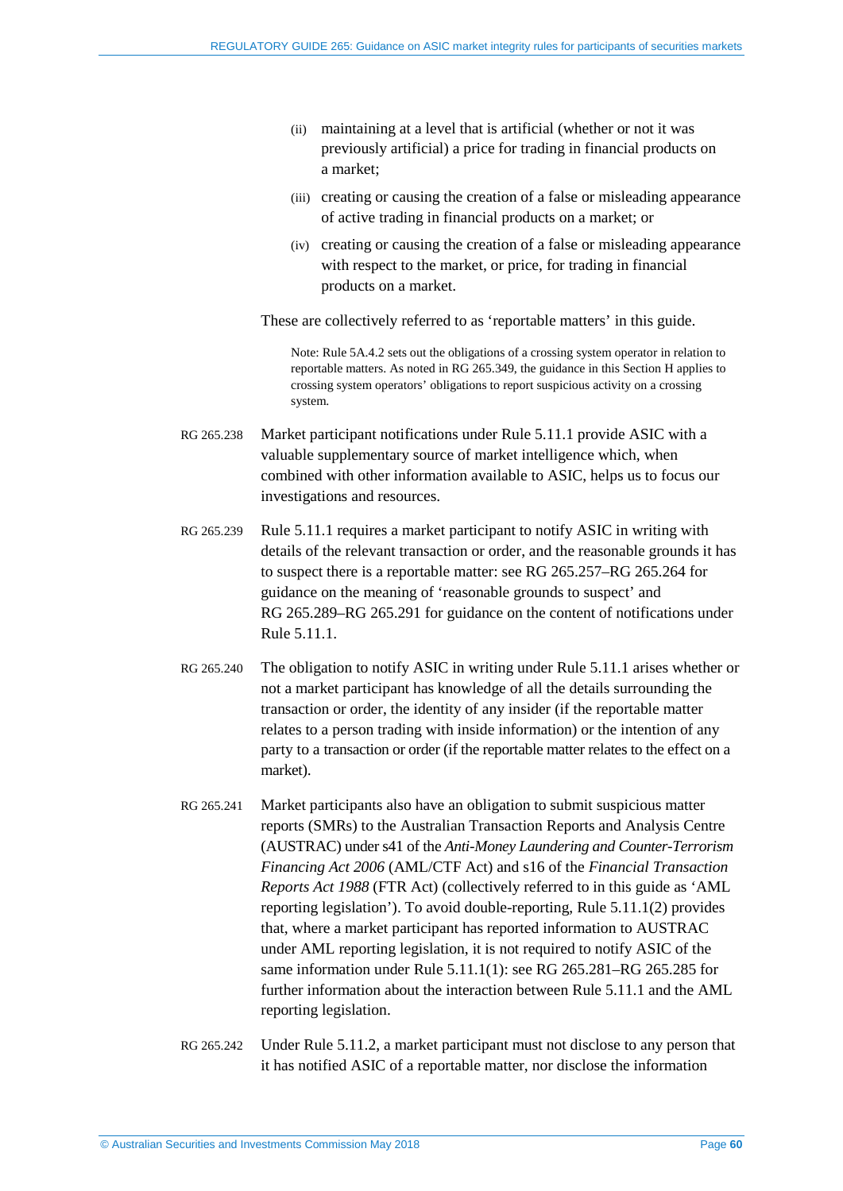(ii) maintaining at a level that is artificial (whether or not it was previously artificial) a price for trading in financial products on a market;

(iii) creating or causing the creation of a false or misleading appearance of active trading in financial products on a market; or

(iv) creating or causing the creation of a false or misleading appearance with respect to the market, or price, for trading in financial products on a market.

These are collectively referred to as 'reportable matters' in this guide.

Note: Rule 5A.4.2 sets out the obligations of a crossing system operator in relation to reportable matters. As noted in RG 265.349, the guidance in this Section H applies to crossing system operators' obligations to report suspicious activity on a crossing system.

RG 265.238 Market participant notifications under Rule 5.11.1 provide ASIC with a valuable supplementary source of market intelligence which, when combined with other information available to ASIC, helps us to focus our investigations and resources.

RG 265.239 Rule 5.11.1 requires a market participant to notify ASIC in writing with details of the relevant transaction or order, and the reasonable grounds it has to suspect there is a reportable matter: see RG 265.257–RG 265.264 for guidance on the meaning of 'reasonable grounds to suspect' and RG 265.289–RG 265.291 for guidance on the content of notifications under Rule 5.11.1.

RG 265.240 The obligation to notify ASIC in writing under Rule 5.11.1 arises whether or not a market participant has knowledge of all the details surrounding the transaction or order, the identity of any insider (if the reportable matter relates to a person trading with inside information) or the intention of any party to a transaction or order (if the reportable matter relates to the effect on a market).

RG 265.241 Market participants also have an obligation to submit suspicious matter reports (SMRs) to the Australian Transaction Reports and Analysis Centre (AUSTRAC) under s41 of the *Anti-Money Laundering and Counter-Terrorism Financing Act 2006* (AML/CTF Act) and s16 of the *Financial Transaction Reports Act 1988* (FTR Act) (collectively referred to in this guide as 'AML reporting legislation'). To avoid double-reporting, Rule 5.11.1(2) provides that, where a market participant has reported information to AUSTRAC under AML reporting legislation, it is not required to notify ASIC of the same information under Rule 5.11.1(1): see RG 265.281–RG 265.285 for further information about the interaction between Rule 5.11.1 and the AML reporting legislation.

RG 265.242 Under Rule 5.11.2, a market participant must not disclose to any person that it has notified ASIC of a reportable matter, nor disclose the information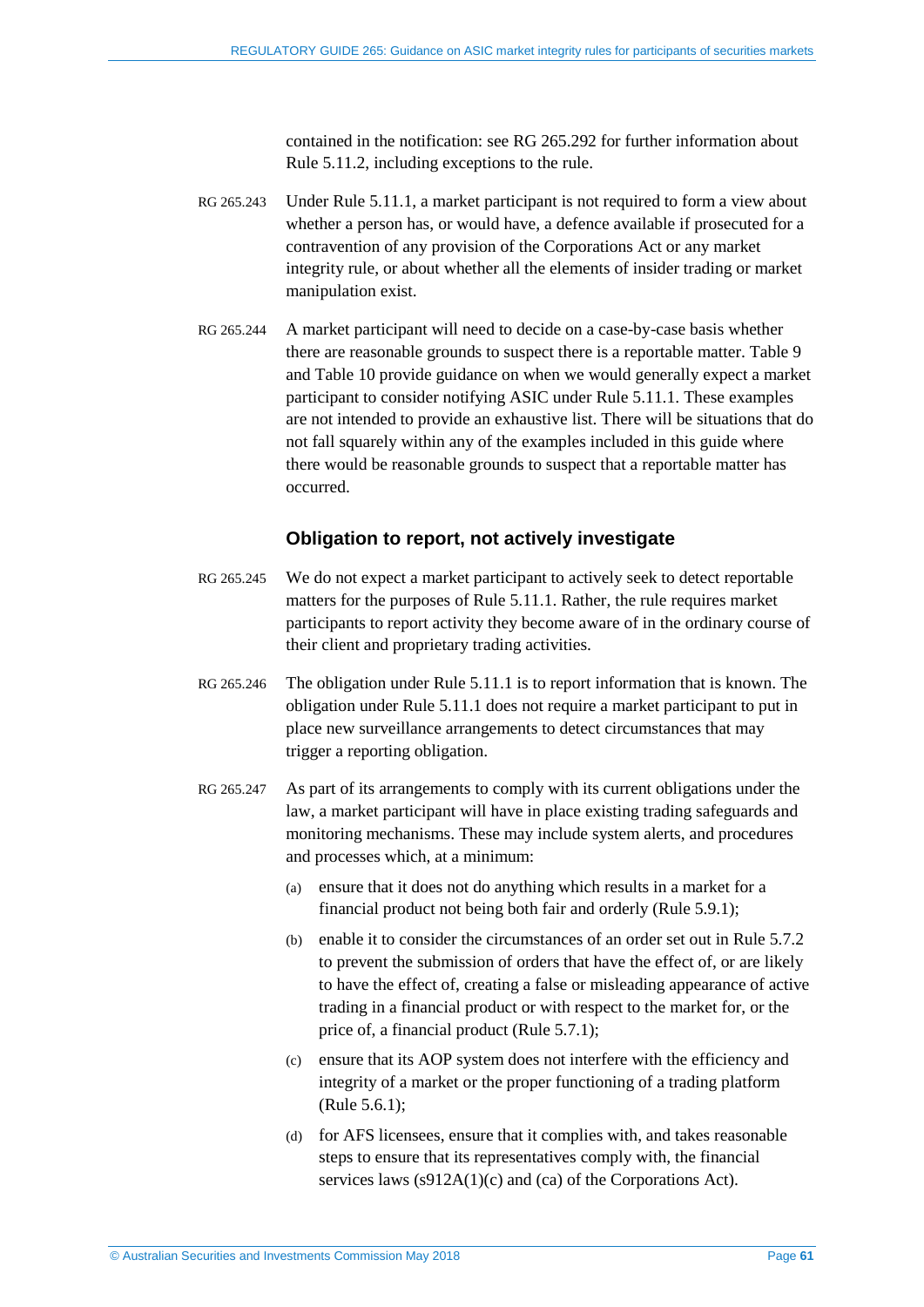contained in the notification: see RG 265.292 for further information about Rule 5.11.2, including exceptions to the rule.

RG 265.243 Under Rule 5.11.1, a market participant is not required to form a view about whether a person has, or would have, a defence available if prosecuted for a contravention of any provision of the Corporations Act or any market integrity rule, or about whether all the elements of insider trading or market manipulation exist.

RG 265.244 A market participant will need to decide on a case-by-case basis whether there are reasonable grounds to suspect there is a reportable matter. Table 9 and Table 10 provide guidance on when we would generally expect a market participant to consider notifying ASIC under Rule 5.11.1. These examples are not intended to provide an exhaustive list. There will be situations that do not fall squarely within any of the examples included in this guide where there would be reasonable grounds to suspect that a reportable matter has occurred.

### Obligation to report, not actively investigate

RG 265.245 We do not expect a market participant to actively seek to detect reportable matters for the purposes of Rule 5.11.1. Rather, the rule requires market participants to report activity they become aware of in the ordinary course of their client and proprietary trading activities.

RG 265.246 The obligation under Rule 5.11.1 is to report information that is known. The obligation under Rule 5.11.1 does not require a market participant to put in place new surveillance arrangements to detect circumstances that may trigger a reporting obligation.

RG 265.247 As part of its arrangements to comply with its current obligations under the law, a market participant will have in place existing trading safeguards and monitoring mechanisms. These may include system alerts, and procedures and processes which, at a minimum:

(a) ensure that it does not do anything which results in a market for a financial product not being both fair and orderly (Rule 5.9.1);

(b) enable it to consider the circumstances of an order set out in Rule 5.7.2 to prevent the submission of orders that have the effect of, or are likely to have the effect of, creating a false or misleading appearance of active trading in a financial product or with respect to the market for, or the price of, a financial product (Rule 5.7.1);

(c) ensure that its AOP system does not interfere with the efficiency and integrity of a market or the proper functioning of a trading platform (Rule 5.6.1);

(d) for AFS licensees, ensure that it complies with, and takes reasonable steps to ensure that its representatives comply with, the financial services laws (s912A(1)(c) and (ca) of the Corporations Act).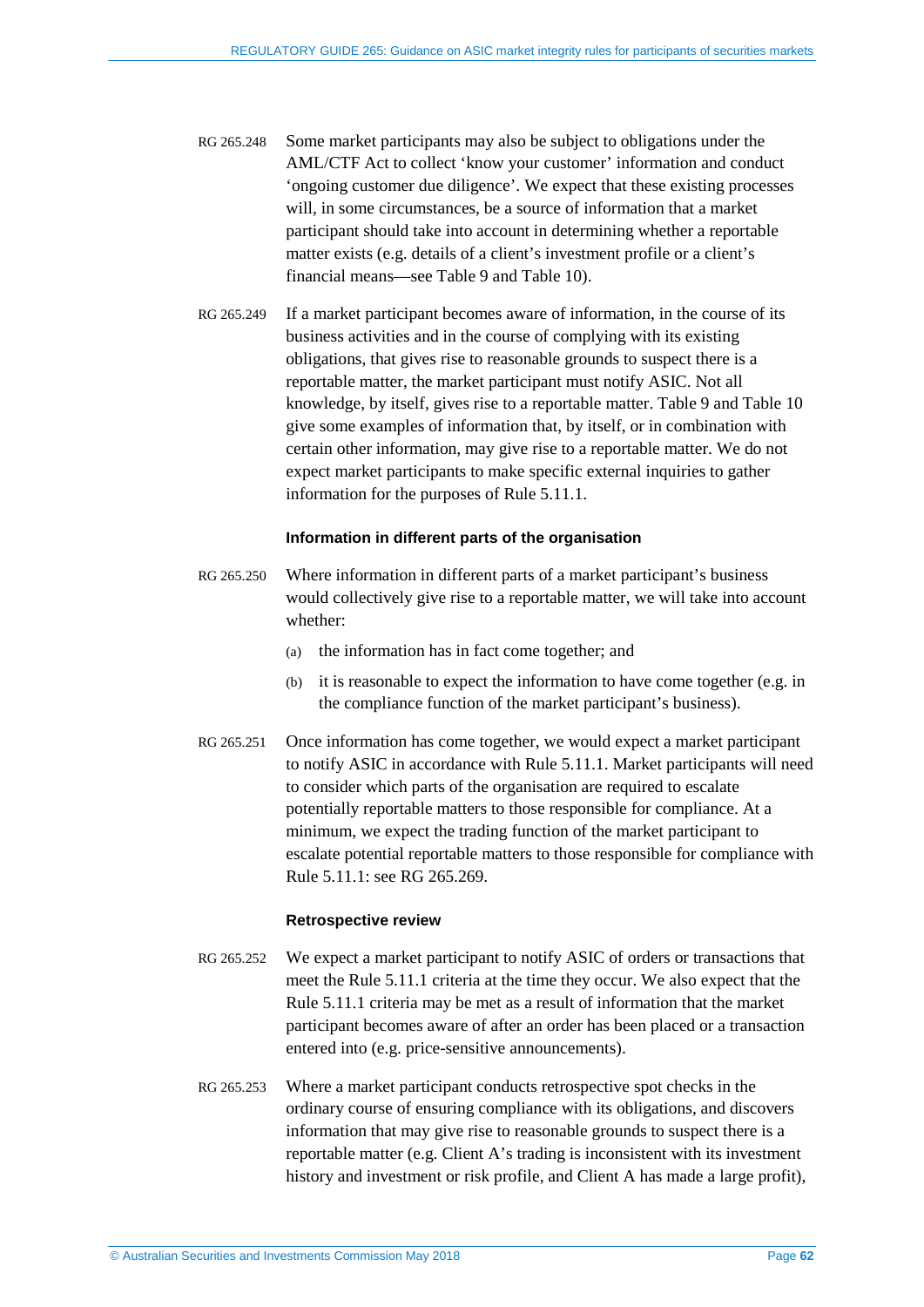RG 265.248 Some market participants may also be subject to obligations under the AML/CTF Act to collect 'know your customer' information and conduct 'ongoing customer due diligence'. We expect that these existing processes will, in some circumstances, be a source of information that a market participant should take into account in determining whether a reportable matter exists (e.g. details of a client's investment profile or a client's financial means—see Table 9 and Table 10).

RG 265.249 If a market participant becomes aware of information, in the course of its business activities and in the course of complying with its existing obligations, that gives rise to reasonable grounds to suspect there is a reportable matter, the market participant must notify ASIC. Not all knowledge, by itself, gives rise to a reportable matter. Table 9 and Table 10 give some examples of information that, by itself, or in combination with certain other information, may give rise to a reportable matter. We do not expect market participants to make specific external inquiries to gather information for the purposes of Rule 5.11.1.

#### Information in different parts of the organisation

RG 265.250 Where information in different parts of a market participant's business would collectively give rise to a reportable matter, we will take into account whether:

(a) the information has in fact come together; and

(b) it is reasonable to expect the information to have come together (e.g. in the compliance function of the market participant's business).

RG 265.251 Once information has come together, we would expect a market participant to notify ASIC in accordance with Rule 5.11.1. Market participants will need to consider which parts of the organisation are required to escalate potentially reportable matters to those responsible for compliance. At a minimum, we expect the trading function of the market participant to escalate potential reportable matters to those responsible for compliance with Rule 5.11.1: see RG 265.269.

#### Retrospective review

RG 265.252 We expect a market participant to notify ASIC of orders or transactions that meet the Rule 5.11.1 criteria at the time they occur. We also expect that the Rule 5.11.1 criteria may be met as a result of information that the market participant becomes aware of after an order has been placed or a transaction entered into (e.g. price-sensitive announcements).

RG 265.253 Where a market participant conducts retrospective spot checks in the ordinary course of ensuring compliance with its obligations, and discovers information that may give rise to reasonable grounds to suspect there is a reportable matter (e.g. Client A's trading is inconsistent with its investment history and investment or risk profile, and Client A has made a large profit),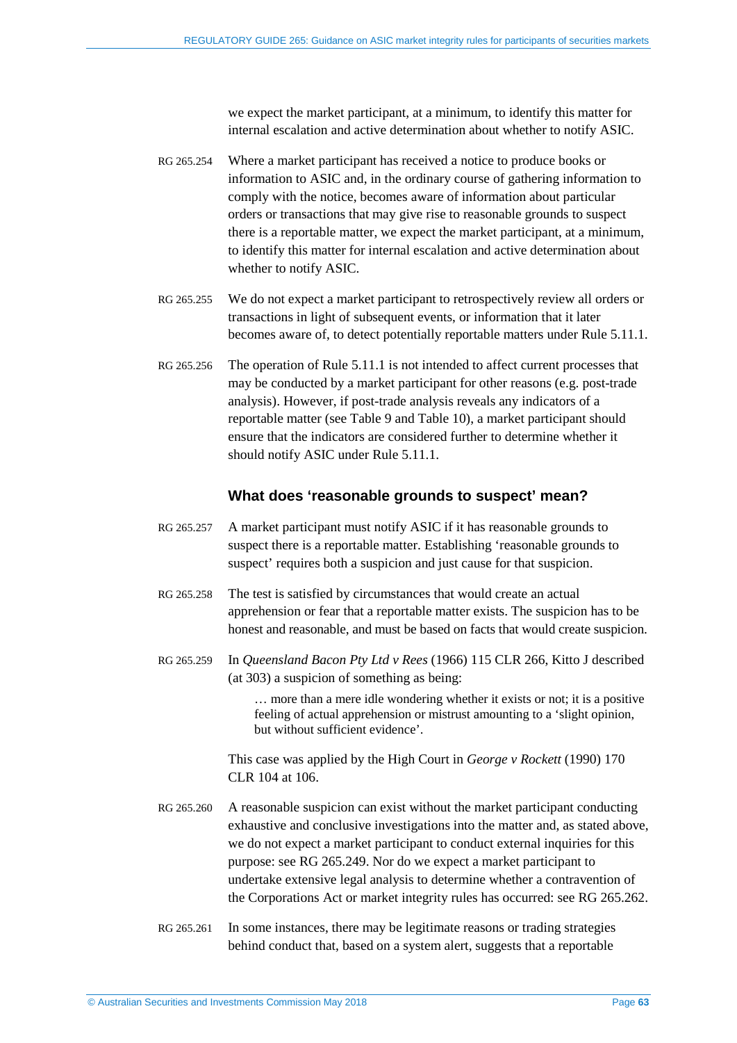we expect the market participant, at a minimum, to identify this matter for internal escalation and active determination about whether to notify ASIC.

RG 265.254 Where a market participant has received a notice to produce books or information to ASIC and, in the ordinary course of gathering information to comply with the notice, becomes aware of information about particular orders or transactions that may give rise to reasonable grounds to suspect there is a reportable matter, we expect the market participant, at a minimum, to identify this matter for internal escalation and active determination about whether to notify ASIC.

RG 265.255 We do not expect a market participant to retrospectively review all orders or transactions in light of subsequent events, or information that it later becomes aware of, to detect potentially reportable matters under Rule 5.11.1.

RG 265.256 The operation of Rule 5.11.1 is not intended to affect current processes that may be conducted by a market participant for other reasons (e.g. post-trade analysis). However, if post-trade analysis reveals any indicators of a reportable matter (see Table 9 and Table 10), a market participant should ensure that the indicators are considered further to determine whether it should notify ASIC under Rule 5.11.1.

### What does 'reasonable grounds to suspect' mean?

RG 265.257 A market participant must notify ASIC if it has reasonable grounds to suspect there is a reportable matter. Establishing 'reasonable grounds to suspect' requires both a suspicion and just cause for that suspicion.

RG 265.258 The test is satisfied by circumstances that would create an actual apprehension or fear that a reportable matter exists. The suspicion has to be honest and reasonable, and must be based on facts that would create suspicion.

RG 265.259 In *Queensland Bacon Pty Ltd v Rees* (1966) 115 CLR 266, Kitto J described (at 303) a suspicion of something as being:

> … more than a mere idle wondering whether it exists or not; it is a positive feeling of actual apprehension or mistrust amounting to a 'slight opinion, but without sufficient evidence'.

This case was applied by the High Court in *George v Rockett* (1990) 170 CLR 104 at 106.

RG 265.260 A reasonable suspicion can exist without the market participant conducting exhaustive and conclusive investigations into the matter and, as stated above, we do not expect a market participant to conduct external inquiries for this purpose: see RG 265.249. Nor do we expect a market participant to undertake extensive legal analysis to determine whether a contravention of the Corporations Act or market integrity rules has occurred: see RG 265.262.

RG 265.261 In some instances, there may be legitimate reasons or trading strategies behind conduct that, based on a system alert, suggests that a reportable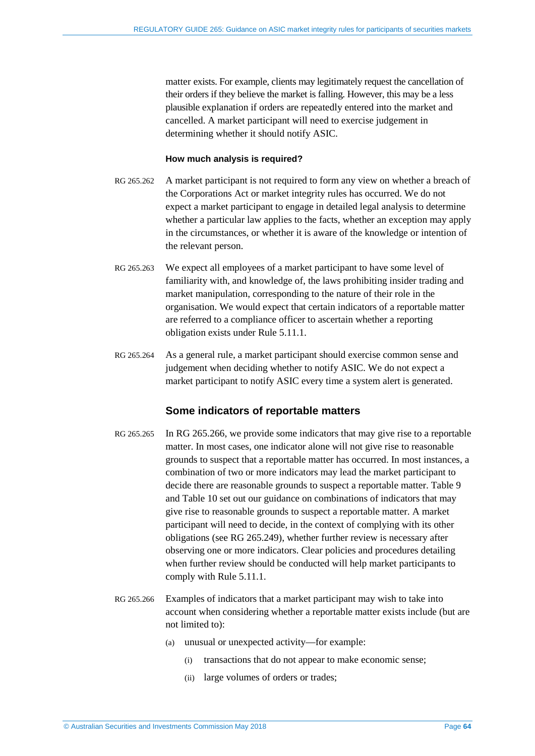matter exists. For example, clients may legitimately request the cancellation of their orders if they believe the market is falling. However, this may be a less plausible explanation if orders are repeatedly entered into the market and cancelled. A market participant will need to exercise judgement in determining whether it should notify ASIC.

#### How much analysis is required?

RG 265.262 A market participant is not required to form any view on whether a breach of the Corporations Act or market integrity rules has occurred. We do not expect a market participant to engage in detailed legal analysis to determine whether a particular law applies to the facts, whether an exception may apply in the circumstances, or whether it is aware of the knowledge or intention of the relevant person.

RG 265.263 We expect all employees of a market participant to have some level of familiarity with, and knowledge of, the laws prohibiting insider trading and market manipulation, corresponding to the nature of their role in the organisation. We would expect that certain indicators of a reportable matter are referred to a compliance officer to ascertain whether a reporting obligation exists under Rule 5.11.1.

RG 265.264 As a general rule, a market participant should exercise common sense and judgement when deciding whether to notify ASIC. We do not expect a market participant to notify ASIC every time a system alert is generated.

### Some indicators of reportable matters

RG 265.265 In RG 265.266, we provide some indicators that may give rise to a reportable matter. In most cases, one indicator alone will not give rise to reasonable grounds to suspect that a reportable matter has occurred. In most instances, a combination of two or more indicators may lead the market participant to decide there are reasonable grounds to suspect a reportable matter. Table 9 and Table 10 set out our guidance on combinations of indicators that may give rise to reasonable grounds to suspect a reportable matter. A market participant will need to decide, in the context of complying with its other obligations (see RG 265.249), whether further review is necessary after observing one or more indicators. Clear policies and procedures detailing when further review should be conducted will help market participants to comply with Rule 5.11.1.

RG 265.266 Examples of indicators that a market participant may wish to take into account when considering whether a reportable matter exists include (but are not limited to):

- (a) unusual or unexpected activity—for example:
  - (i) transactions that do not appear to make economic sense;
  - (ii) large volumes of orders or trades;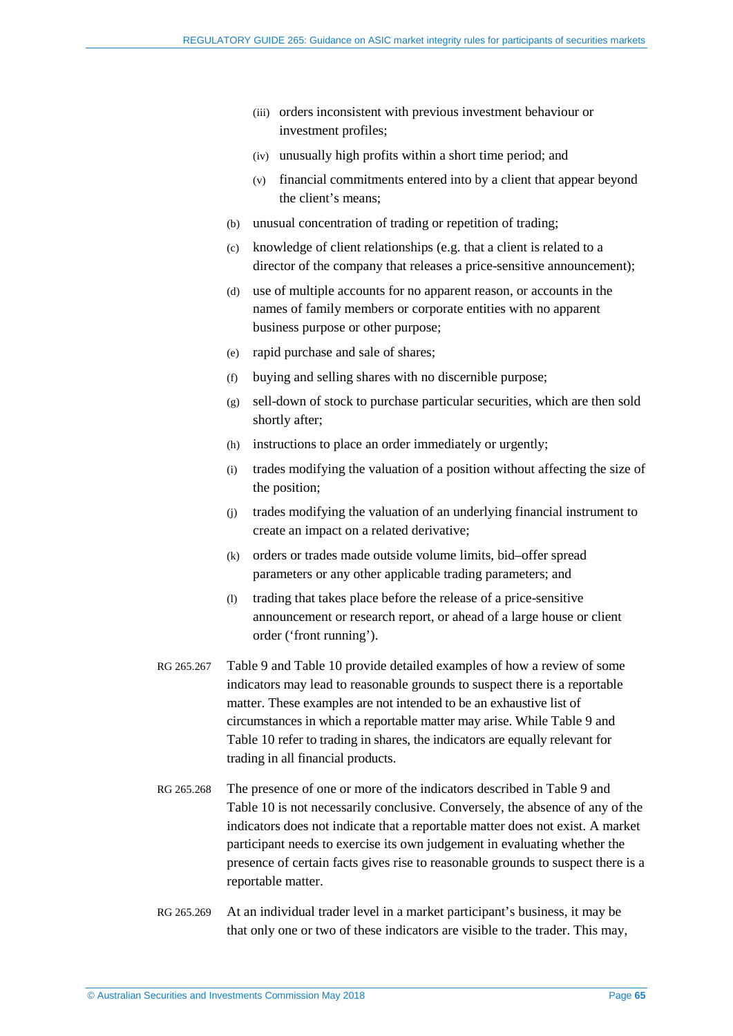(iii) orders inconsistent with previous investment behaviour or investment profiles;

(iv) unusually high profits within a short time period; and

(v) financial commitments entered into by a client that appear beyond the client's means;

(b) unusual concentration of trading or repetition of trading;

(c) knowledge of client relationships (e.g. that a client is related to a director of the company that releases a price-sensitive announcement);

(d) use of multiple accounts for no apparent reason, or accounts in the names of family members or corporate entities with no apparent business purpose or other purpose;

(e) rapid purchase and sale of shares;

(f) buying and selling shares with no discernible purpose;

(g) sell-down of stock to purchase particular securities, which are then sold shortly after;

(h) instructions to place an order immediately or urgently;

(i) trades modifying the valuation of a position without affecting the size of the position;

(j) trades modifying the valuation of an underlying financial instrument to create an impact on a related derivative;

(k) orders or trades made outside volume limits, bid–offer spread parameters or any other applicable trading parameters; and

(l) trading that takes place before the release of a price-sensitive announcement or research report, or ahead of a large house or client order ('front running').

RG 265.267 Table 9 and Table 10 provide detailed examples of how a review of some indicators may lead to reasonable grounds to suspect there is a reportable matter. These examples are not intended to be an exhaustive list of circumstances in which a reportable matter may arise. While Table 9 and Table 10 refer to trading in shares, the indicators are equally relevant for trading in all financial products.

RG 265.268 The presence of one or more of the indicators described in Table 9 and Table 10 is not necessarily conclusive. Conversely, the absence of any of the indicators does not indicate that a reportable matter does not exist. A market participant needs to exercise its own judgement in evaluating whether the presence of certain facts gives rise to reasonable grounds to suspect there is a reportable matter.

RG 265.269 At an individual trader level in a market participant's business, it may be that only one or two of these indicators are visible to the trader. This may,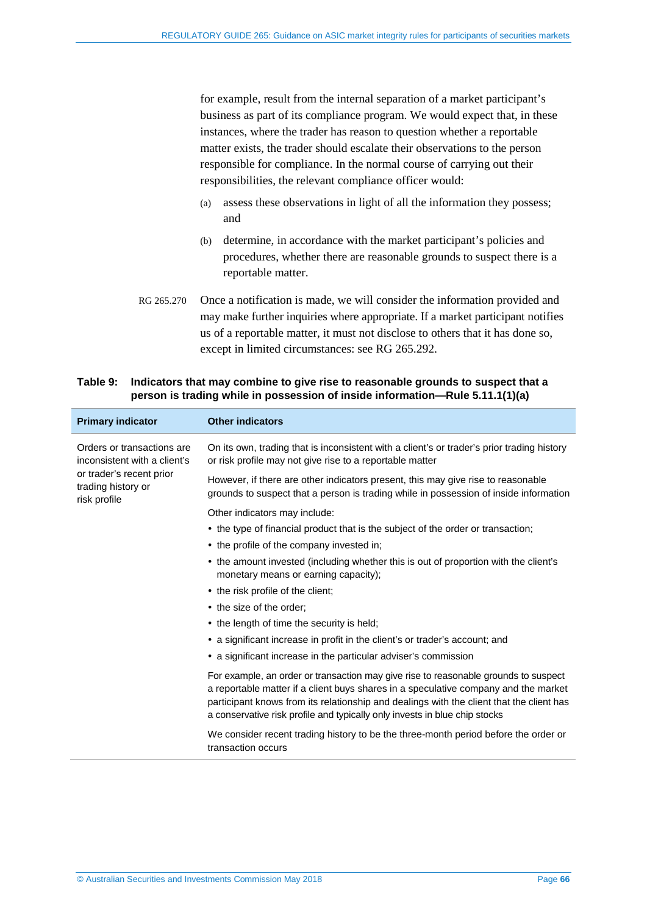for example, result from the internal separation of a market participant's business as part of its compliance program. We would expect that, in these instances, where the trader has reason to question whether a reportable matter exists, the trader should escalate their observations to the person responsible for compliance. In the normal course of carrying out their responsibilities, the relevant compliance officer would:

(a) assess these observations in light of all the information they possess; and

(b) determine, in accordance with the market participant's policies and procedures, whether there are reasonable grounds to suspect there is a reportable matter.

RG 265.270 Once a notification is made, we will consider the information provided and may make further inquiries where appropriate. If a market participant notifies us of a reportable matter, it must not disclose to others that it has done so, except in limited circumstances: see RG 265.292.

**Table 9: Indicators that may combine to give rise to reasonable grounds to suspect that a person is trading while in possession of inside information—Rule 5.11.1(1)(a)**

| Primary indicator | Other indicators |
|---|---|
| Orders or transactions are inconsistent with a client's or trader's recent prior trading history or risk profile | On its own, trading that is inconsistent with a client's or trader's prior trading history or risk profile may not give rise to a reportable matter<br><br>However, if there are other indicators present, this may give rise to reasonable grounds to suspect that a person is trading while in possession of inside information<br><br>Other indicators may include:<br>• the type of financial product that is the subject of the order or transaction;<br>• the profile of the company invested in;<br>• the amount invested (including whether this is out of proportion with the client's monetary means or earning capacity);<br>• the risk profile of the client;<br>• the size of the order;<br>• the length of time the security is held;<br>• a significant increase in profit in the client's or trader's account; and<br>• a significant increase in the particular adviser's commission<br><br>For example, an order or transaction may give rise to reasonable grounds to suspect a reportable matter if a client buys shares in a speculative company and the market participant knows from its relationship and dealings with the client that the client has a conservative risk profile and typically only invests in blue chip stocks<br><br>We consider recent trading history to be the three-month period before the order or transaction occurs |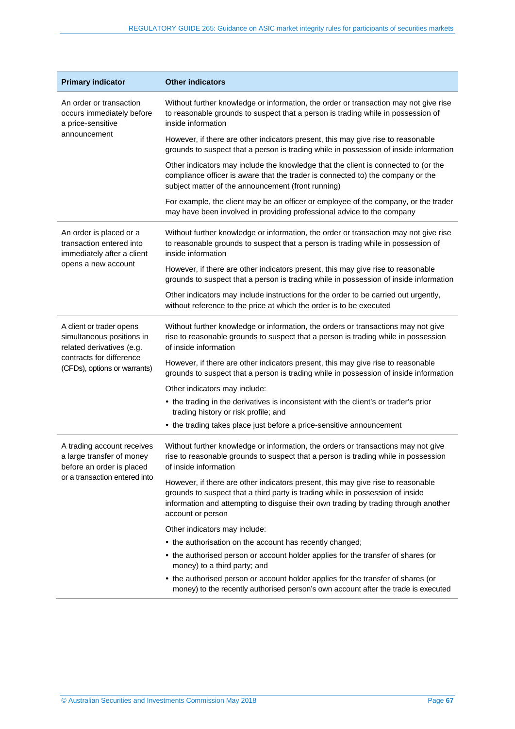| Primary indicator | Other indicators |
|---|---|
| An order or transaction occurs immediately before a price-sensitive announcement | Without further knowledge or information, the order or transaction may not give rise to reasonable grounds to suspect that a person is trading while in possession of inside information<br><br>However, if there are other indicators present, this may give rise to reasonable grounds to suspect that a person is trading while in possession of inside information<br><br>Other indicators may include the knowledge that the client is connected to (or the compliance officer is aware that the trader is connected to) the company or the subject matter of the announcement (front running)<br><br>For example, the client may be an officer or employee of the company, or the trader may have been involved in providing professional advice to the company |
| An order is placed or a transaction entered into immediately after a client opens a new account | Without further knowledge or information, the order or transaction may not give rise to reasonable grounds to suspect that a person is trading while in possession of inside information<br><br>However, if there are other indicators present, this may give rise to reasonable grounds to suspect that a person is trading while in possession of inside information<br><br>Other indicators may include instructions for the order to be carried out urgently, without reference to the price at which the order is to be executed |
| A client or trader opens simultaneous positions in related derivatives (e.g. contracts for difference (CFDs), options or warrants) | Without further knowledge or information, the orders or transactions may not give rise to reasonable grounds to suspect that a person is trading while in possession of inside information<br><br>However, if there are other indicators present, this may give rise to reasonable grounds to suspect that a person is trading while in possession of inside information<br><br>Other indicators may include:<br>• the trading in the derivatives is inconsistent with the client's or trader's prior trading history or risk profile; and<br>• the trading takes place just before a price-sensitive announcement |
| A trading account receives a large transfer of money before an order is placed or a transaction entered into | Without further knowledge or information, the orders or transactions may not give rise to reasonable grounds to suspect that a person is trading while in possession of inside information<br><br>However, if there are other indicators present, this may give rise to reasonable grounds to suspect that a third party is trading while in possession of inside information and attempting to disguise their own trading by trading through another account or person<br><br>Other indicators may include:<br>• the authorisation on the account has recently changed;<br>• the authorised person or account holder applies for the transfer of shares (or money) to a third party; and<br>• the authorised person or account holder applies for the transfer of shares (or money) to the recently authorised person's own account after the trade is executed |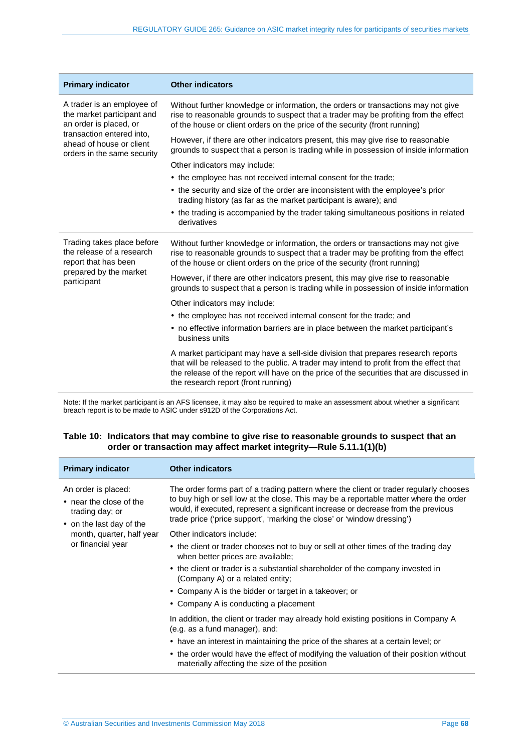| Primary indicator | Other indicators |
|---|---|
| A trader is an employee of the market participant and an order is placed, or transaction entered into, ahead of house or client orders in the same security | Without further knowledge or information, the orders or transactions may not give rise to reasonable grounds to suspect that a trader may be profiting from the effect of the house or client orders on the price of the security (front running)<br><br>However, if there are other indicators present, this may give rise to reasonable grounds to suspect that a person is trading while in possession of inside information<br><br>Other indicators may include:<br>• the employee has not received internal consent for the trade;<br>• the security and size of the order are inconsistent with the employee's prior trading history (as far as the market participant is aware); and<br>• the trading is accompanied by the trader taking simultaneous positions in related derivatives |
| Trading takes place before the release of a research report that has been prepared by the market participant | Without further knowledge or information, the orders or transactions may not give rise to reasonable grounds to suspect that a trader may be profiting from the effect of the house or client orders on the price of the security (front running)<br><br>However, if there are other indicators present, this may give rise to reasonable grounds to suspect that a person is trading while in possession of inside information<br><br>Other indicators may include:<br>• the employee has not received internal consent for the trade; and<br>• no effective information barriers are in place between the market participant's business units<br><br>A market participant may have a sell-side division that prepares research reports that will be released to the public. A trader may intend to profit from the effect that the release of the report will have on the price of the securities that are discussed in the research report (front running) |

Note: If the market participant is an AFS licensee, it may also be required to make an assessment about whether a significant breach report is to be made to ASIC under s912D of the Corporations Act.

**Table 10: Indicators that may combine to give rise to reasonable grounds to suspect that an order or transaction may affect market integrity—Rule 5.11.1(1)(b)**

| Primary indicator | Other indicators |
|---|---|
| An order is placed:<br>• near the close of the trading day; or<br>• on the last day of the month, quarter, half year or financial year | The order forms part of a trading pattern where the client or trader regularly chooses to buy high or sell low at the close. This may be a reportable matter where the order would, if executed, represent a significant increase or decrease from the previous trade price ('price support', 'marking the close' or 'window dressing')<br><br>Other indicators include:<br>• the client or trader chooses not to buy or sell at other times of the trading day when better prices are available;<br>• the client or trader is a substantial shareholder of the company invested in (Company A) or a related entity;<br>• Company A is the bidder or target in a takeover; or<br>• Company A is conducting a placement<br><br>In addition, the client or trader may already hold existing positions in Company A (e.g. as a fund manager), and:<br>• have an interest in maintaining the price of the shares at a certain level; or<br>• the order would have the effect of modifying the valuation of their position without materially affecting the size of the position |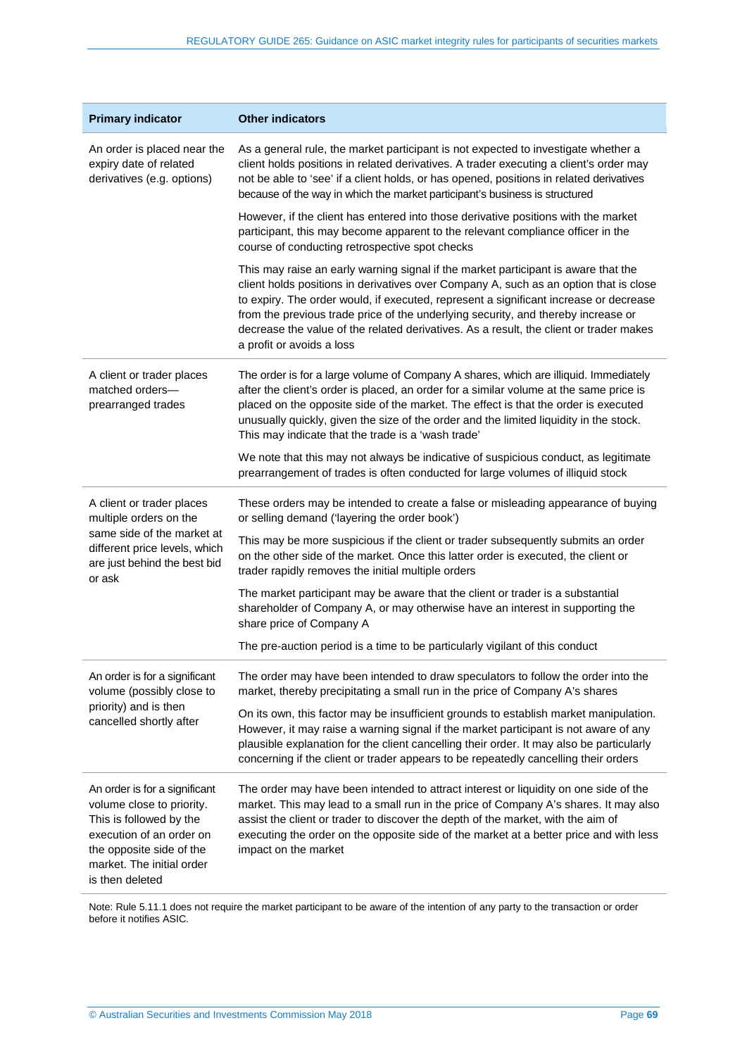| Primary indicator | Other indicators |
|---|---|
| An order is placed near the expiry date of related derivatives (e.g. options) | As a general rule, the market participant is not expected to investigate whether a client holds positions in related derivatives. A trader executing a client's order may not be able to 'see' if a client holds, or has opened, positions in related derivatives because of the way in which the market participant's business is structured |
| | However, if the client has entered into those derivative positions with the market participant, this may become apparent to the relevant compliance officer in the course of conducting retrospective spot checks |
| | This may raise an early warning signal if the market participant is aware that the client holds positions in derivatives over Company A, such as an option that is close to expiry. The order would, if executed, represent a significant increase or decrease from the previous trade price of the underlying security, and thereby increase or decrease the value of the related derivatives. As a result, the client or trader makes a profit or avoids a loss |
| A client or trader places matched orders—prearranged trades | The order is for a large volume of Company A shares, which are illiquid. Immediately after the client's order is placed, an order for a similar volume at the same price is placed on the opposite side of the market. The effect is that the order is executed unusually quickly, given the size of the order and the limited liquidity in the stock. This may indicate that the trade is a 'wash trade' |
| | We note that this may not always be indicative of suspicious conduct, as legitimate prearrangement of trades is often conducted for large volumes of illiquid stock |
| A client or trader places multiple orders on the same side of the market at different price levels, which are just behind the best bid or ask | These orders may be intended to create a false or misleading appearance of buying or selling demand ('layering the order book') |
| | This may be more suspicious if the client or trader subsequently submits an order on the other side of the market. Once this latter order is executed, the client or trader rapidly removes the initial multiple orders |
| | The market participant may be aware that the client or trader is a substantial shareholder of Company A, or may otherwise have an interest in supporting the share price of Company A |
| | The pre-auction period is a time to be particularly vigilant of this conduct |
| An order is for a significant volume (possibly close to priority) and is then cancelled shortly after | The order may have been intended to draw speculators to follow the order into the market, thereby precipitating a small run in the price of Company A's shares |
| | On its own, this factor may be insufficient grounds to establish market manipulation. However, it may raise a warning signal if the market participant is not aware of any plausible explanation for the client cancelling their order. It may also be particularly concerning if the client or trader appears to be repeatedly cancelling their orders |
| An order is for a significant volume close to priority. This is followed by the execution of an order on the opposite side of the market. The initial order is then deleted | The order may have been intended to attract interest or liquidity on one side of the market. This may lead to a small run in the price of Company A's shares. It may also assist the client or trader to discover the depth of the market, with the aim of executing the order on the opposite side of the market at a better price and with less impact on the market |

Note: Rule 5.11.1 does not require the market participant to be aware of the intention of any party to the transaction or order before it notifies ASIC.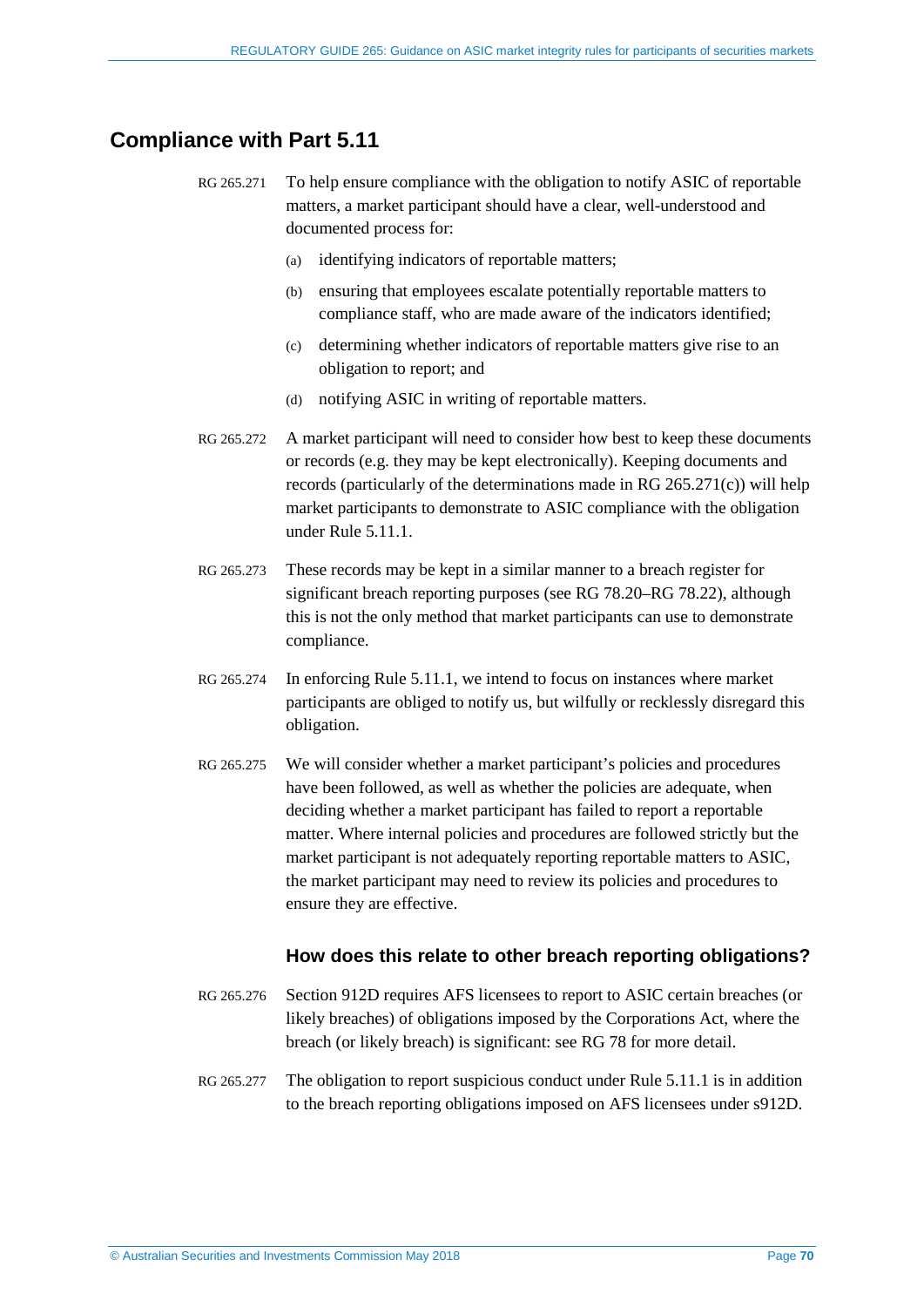## Compliance with Part 5.11

RG 265.271 To help ensure compliance with the obligation to notify ASIC of reportable matters, a market participant should have a clear, well-understood and documented process for:

(a) identifying indicators of reportable matters;

(b) ensuring that employees escalate potentially reportable matters to compliance staff, who are made aware of the indicators identified;

(c) determining whether indicators of reportable matters give rise to an obligation to report; and

(d) notifying ASIC in writing of reportable matters.

RG 265.272 A market participant will need to consider how best to keep these documents or records (e.g. they may be kept electronically). Keeping documents and records (particularly of the determinations made in RG 265.271(c)) will help market participants to demonstrate to ASIC compliance with the obligation under Rule 5.11.1.

RG 265.273 These records may be kept in a similar manner to a breach register for significant breach reporting purposes (see RG 78.20–RG 78.22), although this is not the only method that market participants can use to demonstrate compliance.

RG 265.274 In enforcing Rule 5.11.1, we intend to focus on instances where market participants are obliged to notify us, but wilfully or recklessly disregard this obligation.

RG 265.275 We will consider whether a market participant's policies and procedures have been followed, as well as whether the policies are adequate, when deciding whether a market participant has failed to report a reportable matter. Where internal policies and procedures are followed strictly but the market participant is not adequately reporting reportable matters to ASIC, the market participant may need to review its policies and procedures to ensure they are effective.

### How does this relate to other breach reporting obligations?

RG 265.276 Section 912D requires AFS licensees to report to ASIC certain breaches (or likely breaches) of obligations imposed by the Corporations Act, where the breach (or likely breach) is significant: see RG 78 for more detail.

RG 265.277 The obligation to report suspicious conduct under Rule 5.11.1 is in addition to the breach reporting obligations imposed on AFS licensees under s912D.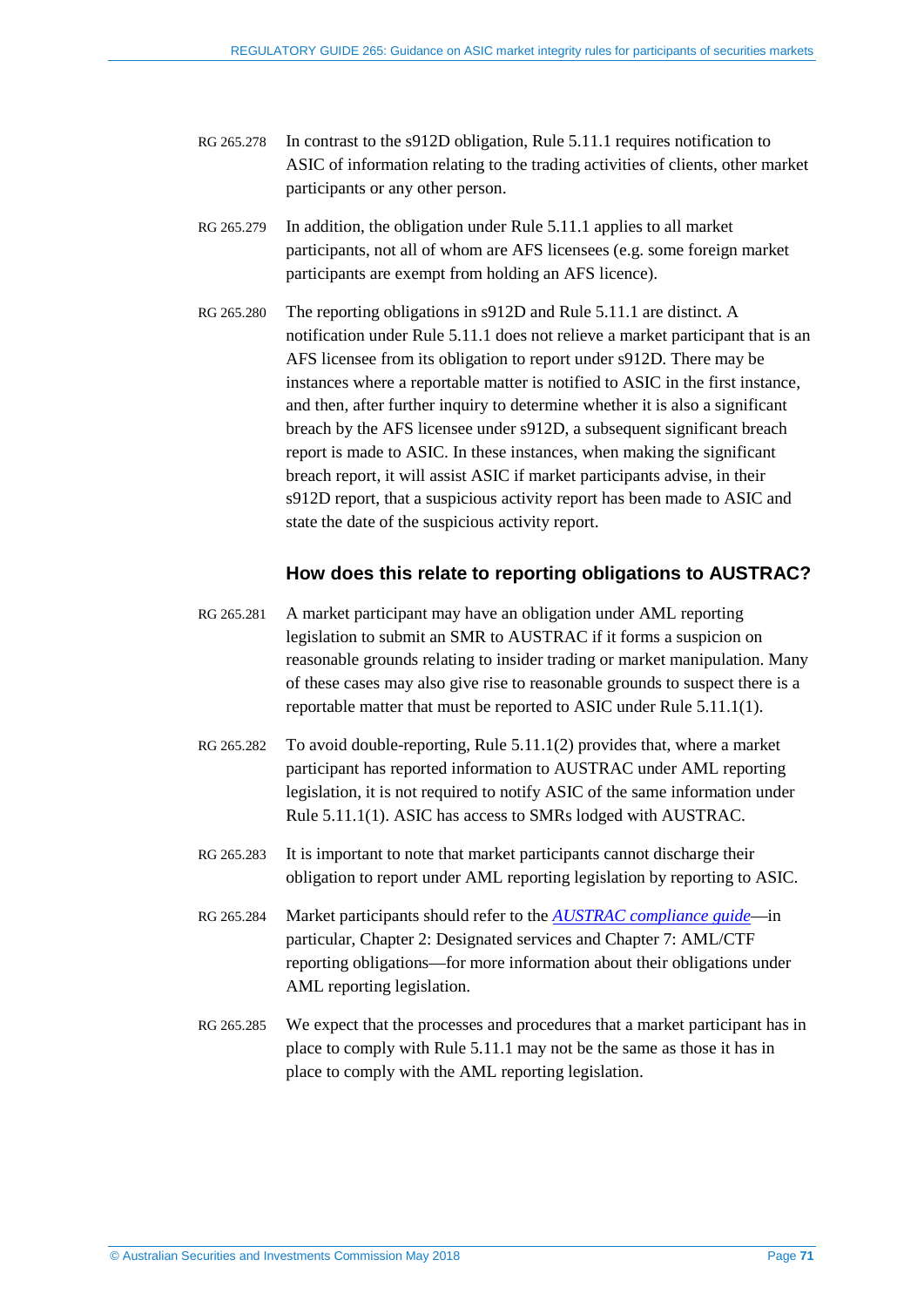RG 265.278 In contrast to the s912D obligation, Rule 5.11.1 requires notification to ASIC of information relating to the trading activities of clients, other market participants or any other person.

RG 265.279 In addition, the obligation under Rule 5.11.1 applies to all market participants, not all of whom are AFS licensees (e.g. some foreign market participants are exempt from holding an AFS licence).

RG 265.280 The reporting obligations in s912D and Rule 5.11.1 are distinct. A notification under Rule 5.11.1 does not relieve a market participant that is an AFS licensee from its obligation to report under s912D. There may be instances where a reportable matter is notified to ASIC in the first instance, and then, after further inquiry to determine whether it is also a significant breach by the AFS licensee under s912D, a subsequent significant breach report is made to ASIC. In these instances, when making the significant breach report, it will assist ASIC if market participants advise, in their s912D report, that a suspicious activity report has been made to ASIC and state the date of the suspicious activity report.

### How does this relate to reporting obligations to AUSTRAC?

RG 265.281 A market participant may have an obligation under AML reporting legislation to submit an SMR to AUSTRAC if it forms a suspicion on reasonable grounds relating to insider trading or market manipulation. Many of these cases may also give rise to reasonable grounds to suspect there is a reportable matter that must be reported to ASIC under Rule 5.11.1(1).

RG 265.282 To avoid double-reporting, Rule 5.11.1(2) provides that, where a market participant has reported information to AUSTRAC under AML reporting legislation, it is not required to notify ASIC of the same information under Rule 5.11.1(1). ASIC has access to SMRs lodged with AUSTRAC.

RG 265.283 It is important to note that market participants cannot discharge their obligation to report under AML reporting legislation by reporting to ASIC.

RG 265.284 Market participants should refer to the *AUSTRAC compliance guide*—in particular, Chapter 2: Designated services and Chapter 7: AML/CTF reporting obligations—for more information about their obligations under AML reporting legislation.

RG 265.285 We expect that the processes and procedures that a market participant has in place to comply with Rule 5.11.1 may not be the same as those it has in place to comply with the AML reporting legislation.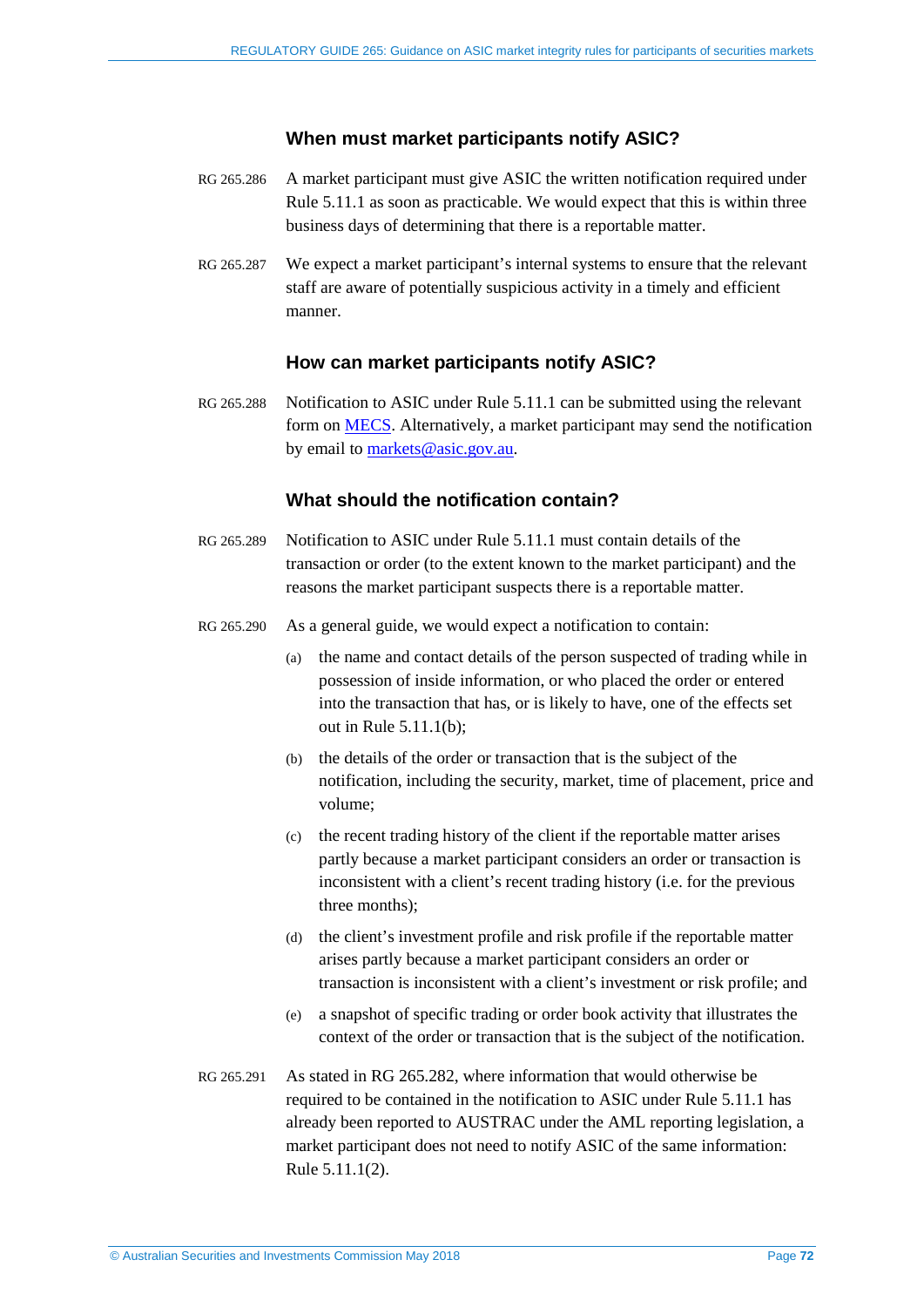### When must market participants notify ASIC?

RG 265.286 A market participant must give ASIC the written notification required under Rule 5.11.1 as soon as practicable. We would expect that this is within three business days of determining that there is a reportable matter.

RG 265.287 We expect a market participant's internal systems to ensure that the relevant staff are aware of potentially suspicious activity in a timely and efficient manner.

### How can market participants notify ASIC?

RG 265.288 Notification to ASIC under Rule 5.11.1 can be submitted using the relevant form on [MECS](). Alternatively, a market participant may send the notification by email to [markets@asic.gov.au](mailto:markets@asic.gov.au).

### What should the notification contain?

RG 265.289 Notification to ASIC under Rule 5.11.1 must contain details of the transaction or order (to the extent known to the market participant) and the reasons the market participant suspects there is a reportable matter.

RG 265.290 As a general guide, we would expect a notification to contain:

(a) the name and contact details of the person suspected of trading while in possession of inside information, or who placed the order or entered into the transaction that has, or is likely to have, one of the effects set out in Rule 5.11.1(b);

(b) the details of the order or transaction that is the subject of the notification, including the security, market, time of placement, price and volume;

(c) the recent trading history of the client if the reportable matter arises partly because a market participant considers an order or transaction is inconsistent with a client's recent trading history (i.e. for the previous three months);

(d) the client's investment profile and risk profile if the reportable matter arises partly because a market participant considers an order or transaction is inconsistent with a client's investment or risk profile; and

(e) a snapshot of specific trading or order book activity that illustrates the context of the order or transaction that is the subject of the notification.

RG 265.291 As stated in RG 265.282, where information that would otherwise be required to be contained in the notification to ASIC under Rule 5.11.1 has already been reported to AUSTRAC under the AML reporting legislation, a market participant does not need to notify ASIC of the same information: Rule 5.11.1(2).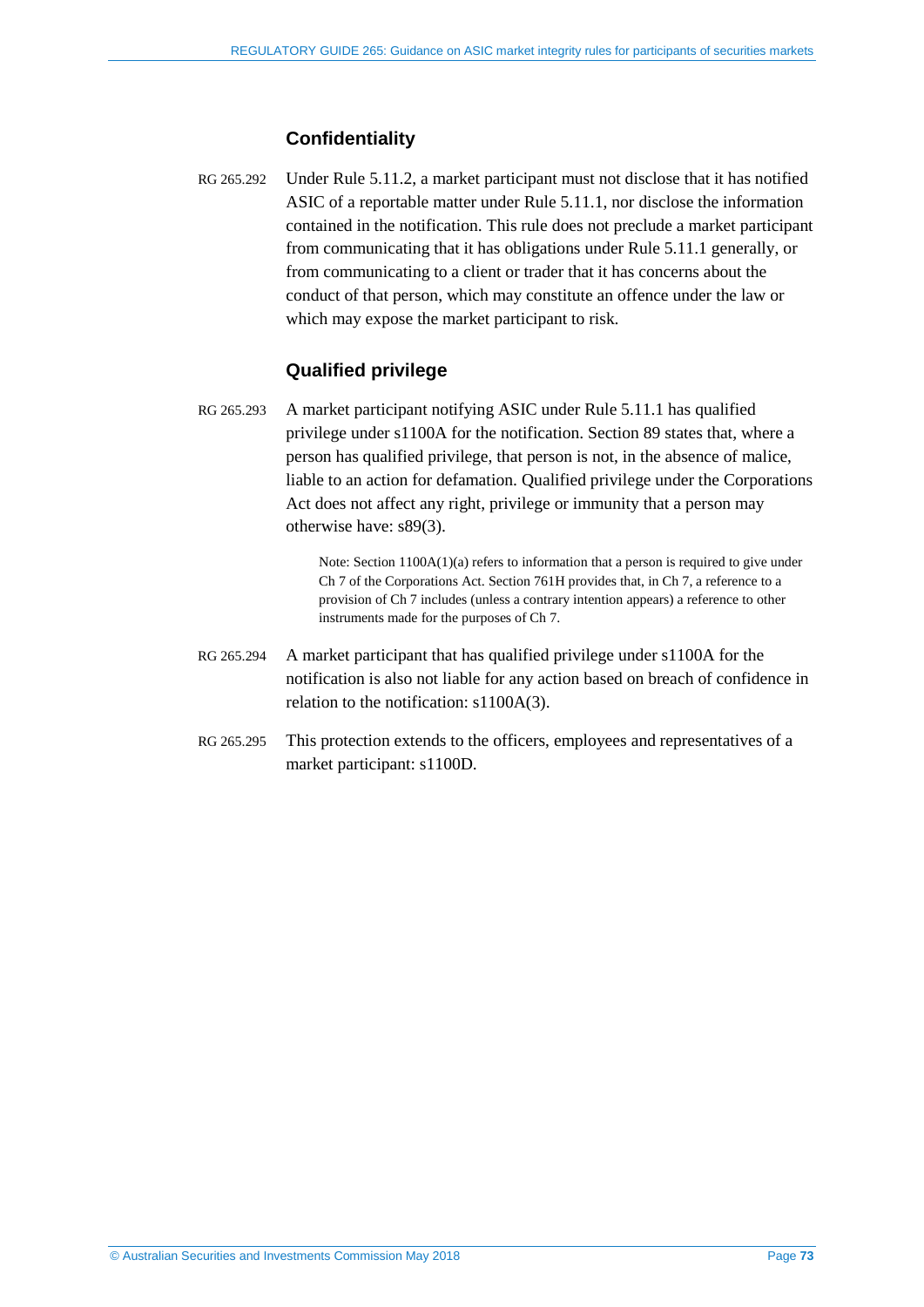### Confidentiality

RG 265.292 Under Rule 5.11.2, a market participant must not disclose that it has notified ASIC of a reportable matter under Rule 5.11.1, nor disclose the information contained in the notification. This rule does not preclude a market participant from communicating that it has obligations under Rule 5.11.1 generally, or from communicating to a client or trader that it has concerns about the conduct of that person, which may constitute an offence under the law or which may expose the market participant to risk.

### Qualified privilege

RG 265.293 A market participant notifying ASIC under Rule 5.11.1 has qualified privilege under s1100A for the notification. Section 89 states that, where a person has qualified privilege, that person is not, in the absence of malice, liable to an action for defamation. Qualified privilege under the Corporations Act does not affect any right, privilege or immunity that a person may otherwise have: s89(3).

> Note: Section 1100A(1)(a) refers to information that a person is required to give under Ch 7 of the Corporations Act. Section 761H provides that, in Ch 7, a reference to a provision of Ch 7 includes (unless a contrary intention appears) a reference to other instruments made for the purposes of Ch 7.

RG 265.294 A market participant that has qualified privilege under s1100A for the notification is also not liable for any action based on breach of confidence in relation to the notification: s1100A(3).

RG 265.295 This protection extends to the officers, employees and representatives of a market participant: s1100D.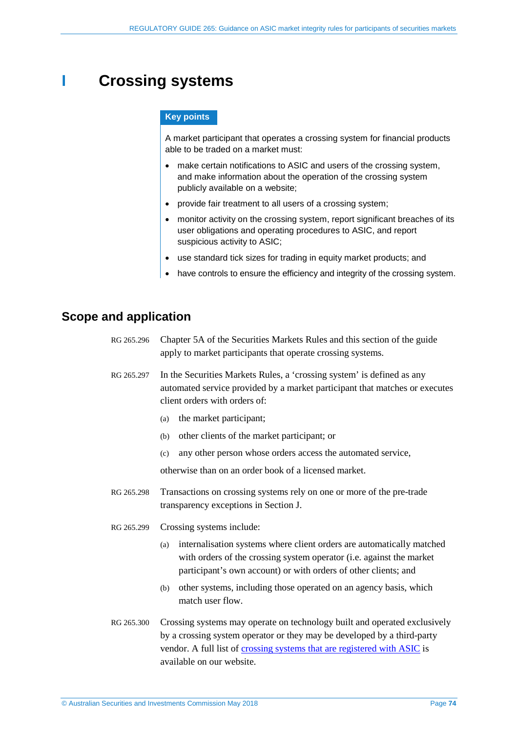# I Crossing systems

**Key points**

A market participant that operates a crossing system for financial products able to be traded on a market must:

- make certain notifications to ASIC and users of the crossing system, and make information about the operation of the crossing system publicly available on a website;
- provide fair treatment to all users of a crossing system;
- monitor activity on the crossing system, report significant breaches of its user obligations and operating procedures to ASIC, and report suspicious activity to ASIC;
- use standard tick sizes for trading in equity market products; and
- have controls to ensure the efficiency and integrity of the crossing system.

## Scope and application

RG 265.296 Chapter 5A of the Securities Markets Rules and this section of the guide apply to market participants that operate crossing systems.

RG 265.297 In the Securities Markets Rules, a 'crossing system' is defined as any automated service provided by a market participant that matches or executes client orders with orders of:

(a) the market participant;

(b) other clients of the market participant; or

(c) any other person whose orders access the automated service,

otherwise than on an order book of a licensed market.

RG 265.298 Transactions on crossing systems rely on one or more of the pre-trade transparency exceptions in Section J.

RG 265.299 Crossing systems include:

(a) internalisation systems where client orders are automatically matched with orders of the crossing system operator (i.e. against the market participant's own account) or with orders of other clients; and

(b) other systems, including those operated on an agency basis, which match user flow.

RG 265.300 Crossing systems may operate on technology built and operated exclusively by a crossing system operator or they may be developed by a third-party vendor. A full list of crossing systems that are registered with ASIC is available on our website.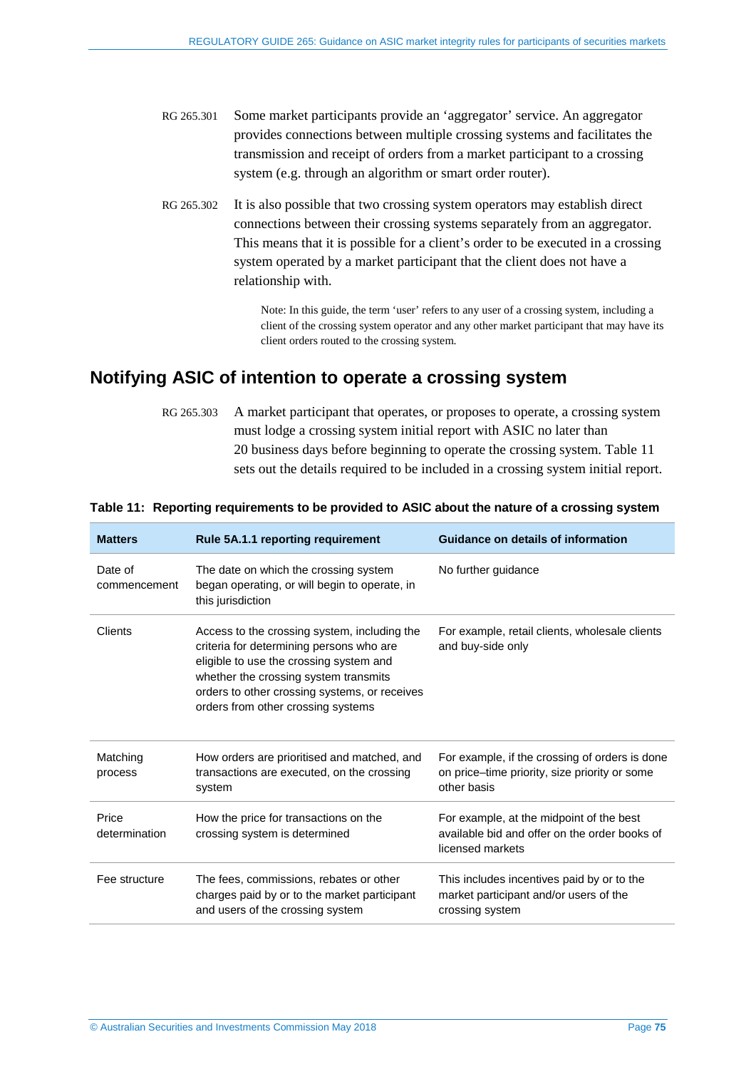RG 265.301 Some market participants provide an ‘aggregator’ service. An aggregator provides connections between multiple crossing systems and facilitates the transmission and receipt of orders from a market participant to a crossing system (e.g. through an algorithm or smart order router).

RG 265.302 It is also possible that two crossing system operators may establish direct connections between their crossing systems separately from an aggregator. This means that it is possible for a client’s order to be executed in a crossing system operated by a market participant that the client does not have a relationship with.

> Note: In this guide, the term ‘user’ refers to any user of a crossing system, including a client of the crossing system operator and any other market participant that may have its client orders routed to the crossing system.

## Notifying ASIC of intention to operate a crossing system

RG 265.303 A market participant that operates, or proposes to operate, a crossing system must lodge a crossing system initial report with ASIC no later than 20 business days before beginning to operate the crossing system. Table 11 sets out the details required to be included in a crossing system initial report.

**Table 11: Reporting requirements to be provided to ASIC about the nature of a crossing system**

| Matters | Rule 5A.1.1 reporting requirement | Guidance on details of information |
|---|---|---|
| Date of commencement | The date on which the crossing system began operating, or will begin to operate, in this jurisdiction | No further guidance |
| Clients | Access to the crossing system, including the criteria for determining persons who are eligible to use the crossing system and whether the crossing system transmits orders to other crossing systems, or receives orders from other crossing systems | For example, retail clients, wholesale clients and buy-side only |
| Matching process | How orders are prioritised and matched, and transactions are executed, on the crossing system | For example, if the crossing of orders is done on price–time priority, size priority or some other basis |
| Price determination | How the price for transactions on the crossing system is determined | For example, at the midpoint of the best available bid and offer on the order books of licensed markets |
| Fee structure | The fees, commissions, rebates or other charges paid by or to the market participant and users of the crossing system | This includes incentives paid by or to the market participant and/or users of the crossing system |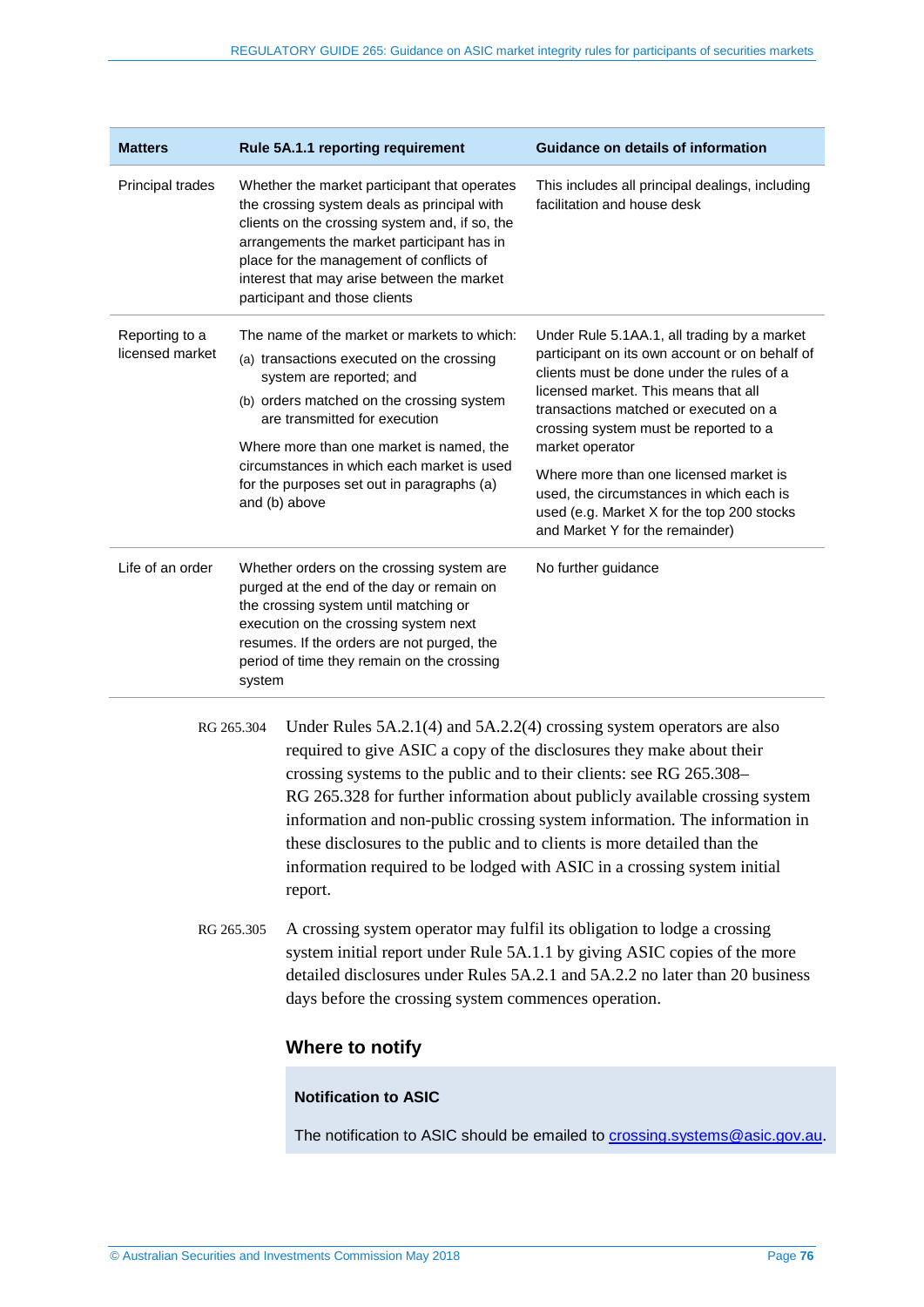| Matters | Rule 5A.1.1 reporting requirement | Guidance on details of information |
|---|---|---|
| Principal trades | Whether the market participant that operates the crossing system deals as principal with clients on the crossing system and, if so, the arrangements the market participant has in place for the management of conflicts of interest that may arise between the market participant and those clients | This includes all principal dealings, including facilitation and house desk |
| Reporting to a licensed market | The name of the market or markets to which: (a) transactions executed on the crossing system are reported; and (b) orders matched on the crossing system are transmitted for execution<br><br>Where more than one market is named, the circumstances in which each market is used for the purposes set out in paragraphs (a) and (b) above | Under Rule 5.1AA.1, all trading by a market participant on its own account or on behalf of clients must be done under the rules of a licensed market. This means that all transactions matched or executed on a crossing system must be reported to a market operator<br><br>Where more than one licensed market is used, the circumstances in which each is used (e.g. Market X for the top 200 stocks and Market Y for the remainder) |
| Life of an order | Whether orders on the crossing system are purged at the end of the day or remain on the crossing system until matching or execution on the crossing system next resumes. If the orders are not purged, the period of time they remain on the crossing system | No further guidance |

RG 265.304 Under Rules 5A.2.1(4) and 5A.2.2(4) crossing system operators are also required to give ASIC a copy of the disclosures they make about their crossing systems to the public and to their clients: see RG 265.308–RG 265.328 for further information about publicly available crossing system information and non-public crossing system information. The information in these disclosures to the public and to clients is more detailed than the information required to be lodged with ASIC in a crossing system initial report.

RG 265.305 A crossing system operator may fulfil its obligation to lodge a crossing system initial report under Rule 5A.1.1 by giving ASIC copies of the more detailed disclosures under Rules 5A.2.1 and 5A.2.2 no later than 20 business days before the crossing system commences operation.

### Where to notify

**Notification to ASIC**

The notification to ASIC should be emailed to crossing.systems@asic.gov.au.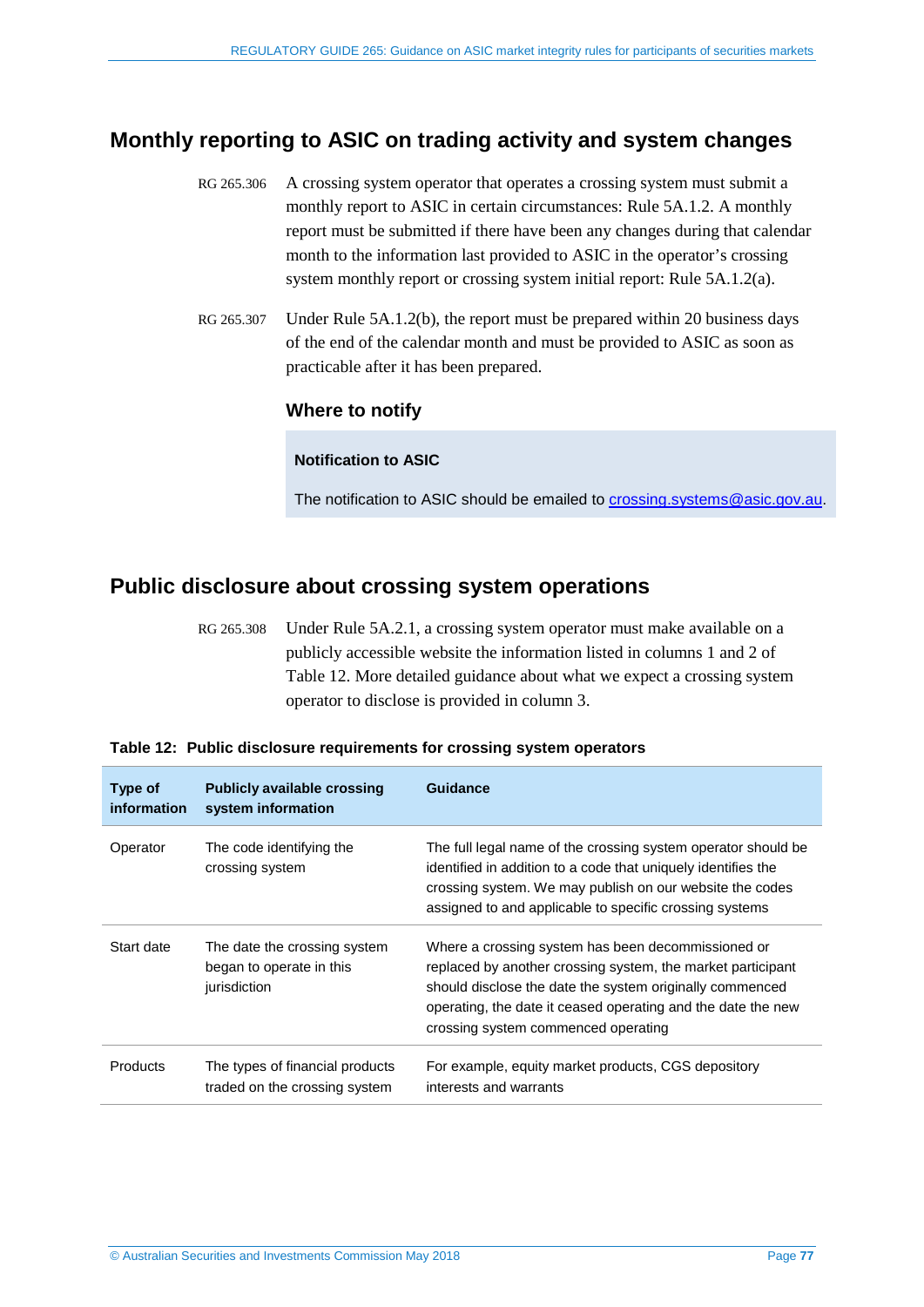## Monthly reporting to ASIC on trading activity and system changes

RG 265.306 A crossing system operator that operates a crossing system must submit a monthly report to ASIC in certain circumstances: Rule 5A.1.2. A monthly report must be submitted if there have been any changes during that calendar month to the information last provided to ASIC in the operator's crossing system monthly report or crossing system initial report: Rule 5A.1.2(a).

RG 265.307 Under Rule 5A.1.2(b), the report must be prepared within 20 business days of the end of the calendar month and must be provided to ASIC as soon as practicable after it has been prepared.

### Where to notify

**Notification to ASIC**

The notification to ASIC should be emailed to crossing.systems@asic.gov.au.

## Public disclosure about crossing system operations

RG 265.308 Under Rule 5A.2.1, a crossing system operator must make available on a publicly accessible website the information listed in columns 1 and 2 of Table 12. More detailed guidance about what we expect a crossing system operator to disclose is provided in column 3.

**Table 12: Public disclosure requirements for crossing system operators**

| Type of information | Publicly available crossing system information | Guidance |
|---|---|---|
| Operator | The code identifying the crossing system | The full legal name of the crossing system operator should be identified in addition to a code that uniquely identifies the crossing system. We may publish on our website the codes assigned to and applicable to specific crossing systems |
| Start date | The date the crossing system began to operate in this jurisdiction | Where a crossing system has been decommissioned or replaced by another crossing system, the market participant should disclose the date the system originally commenced operating, the date it ceased operating and the date the new crossing system commenced operating |
| Products | The types of financial products traded on the crossing system | For example, equity market products, CGS depository interests and warrants |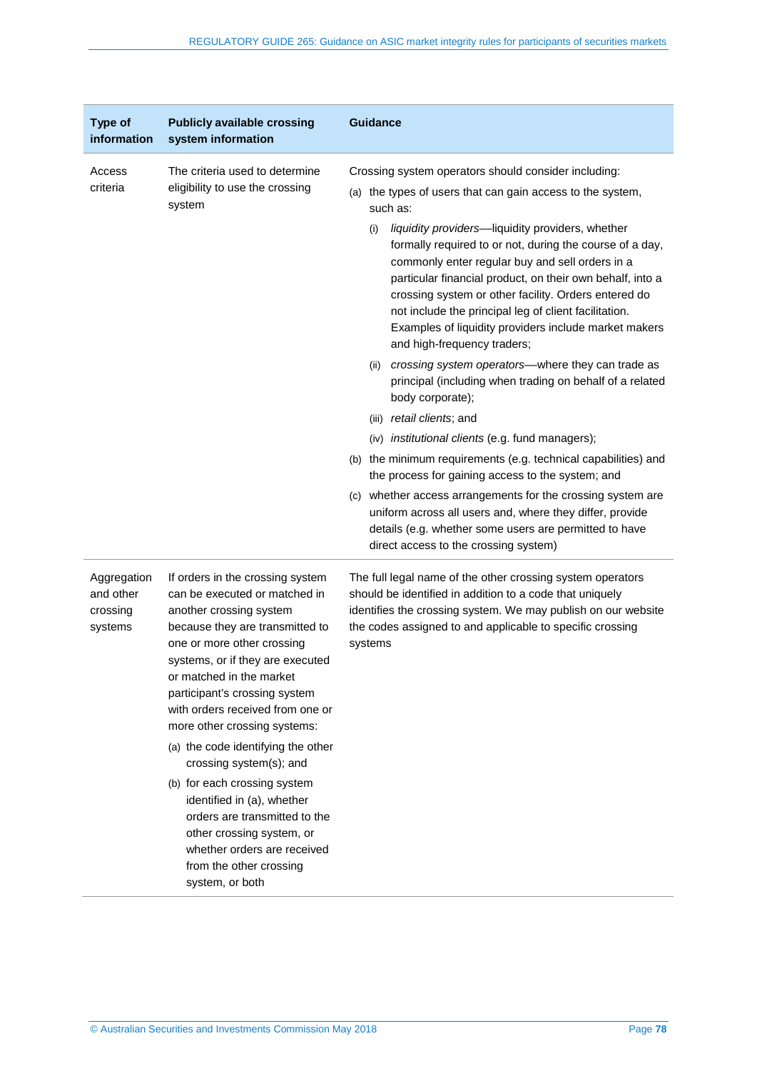| Type of information | Publicly available crossing system information | Guidance |
|---|---|---|
| Access criteria | The criteria used to determine eligibility to use the crossing system | Crossing system operators should consider including:<br>(a) the types of users that can gain access to the system, such as:<br>(i) *liquidity providers*—liquidity providers, whether formally required to or not, during the course of a day, commonly enter regular buy and sell orders in a particular financial product, on their own behalf, into a crossing system or other facility. Orders entered do not include the principal leg of client facilitation. Examples of liquidity providers include market makers and high-frequency traders;<br>(ii) *crossing system operators*—where they can trade as principal (including when trading on behalf of a related body corporate);<br>(iii) *retail clients*; and<br>(iv) *institutional clients* (e.g. fund managers);<br>(b) the minimum requirements (e.g. technical capabilities) and the process for gaining access to the system; and<br>(c) whether access arrangements for the crossing system are uniform across all users and, where they differ, provide details (e.g. whether some users are permitted to have direct access to the crossing system) |
| Aggregation and other crossing systems | If orders in the crossing system can be executed or matched in another crossing system because they are transmitted to one or more other crossing systems, or if they are executed or matched in the market participant's crossing system with orders received from one or more other crossing systems:<br>(a) the code identifying the other crossing system(s); and<br>(b) for each crossing system identified in (a), whether orders are transmitted to the other crossing system, or whether orders are received from the other crossing system, or both | The full legal name of the other crossing system operators should be identified in addition to a code that uniquely identifies the crossing system. We may publish on our website the codes assigned to and applicable to specific crossing systems |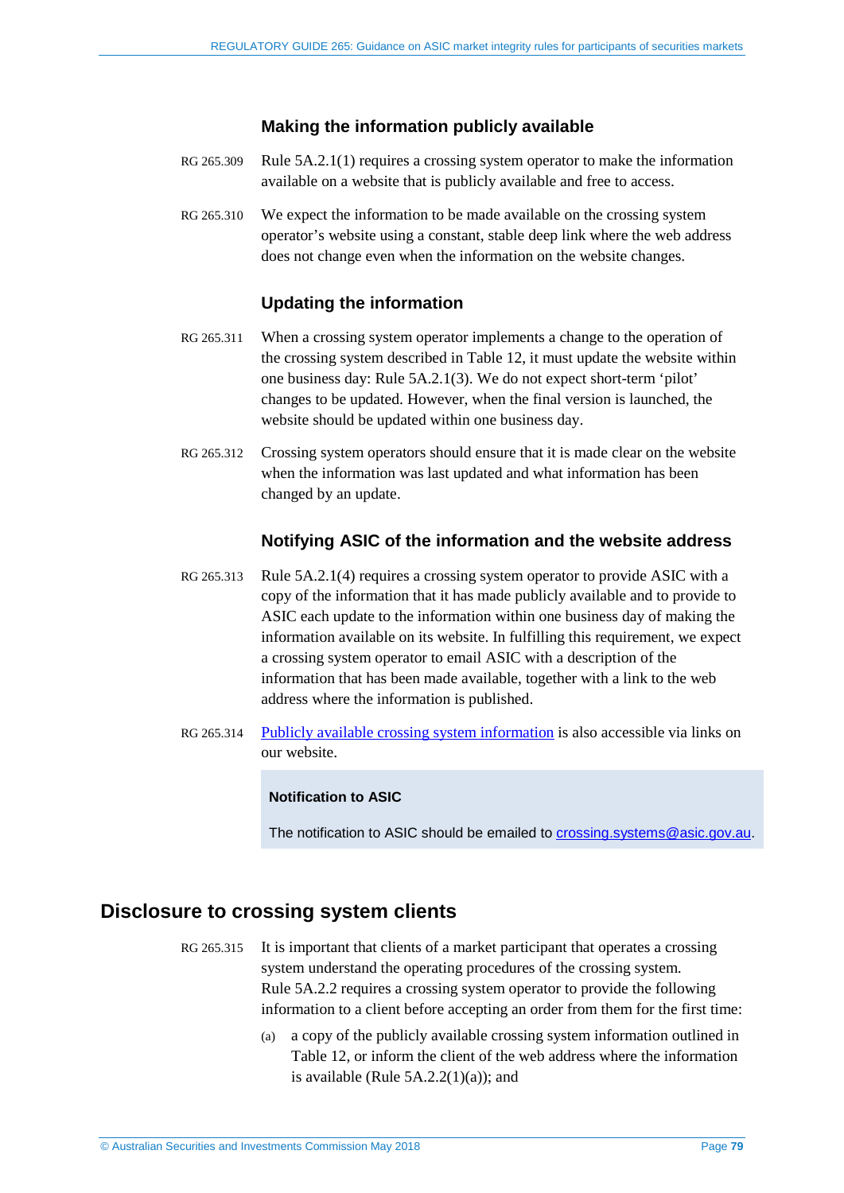### Making the information publicly available

RG 265.309 Rule 5A.2.1(1) requires a crossing system operator to make the information available on a website that is publicly available and free to access.

RG 265.310 We expect the information to be made available on the crossing system operator's website using a constant, stable deep link where the web address does not change even when the information on the website changes.

### Updating the information

RG 265.311 When a crossing system operator implements a change to the operation of the crossing system described in Table 12, it must update the website within one business day: Rule 5A.2.1(3). We do not expect short-term 'pilot' changes to be updated. However, when the final version is launched, the website should be updated within one business day.

RG 265.312 Crossing system operators should ensure that it is made clear on the website when the information was last updated and what information has been changed by an update.

### Notifying ASIC of the information and the website address

RG 265.313 Rule 5A.2.1(4) requires a crossing system operator to provide ASIC with a copy of the information that it has made publicly available and to provide to ASIC each update to the information within one business day of making the information available on its website. In fulfilling this requirement, we expect a crossing system operator to email ASIC with a description of the information that has been made available, together with a link to the web address where the information is published.

RG 265.314 Publicly available crossing system information is also accessible via links on our website.

> **Notification to ASIC**
>
> The notification to ASIC should be emailed to crossing.systems@asic.gov.au.

## Disclosure to crossing system clients

RG 265.315 It is important that clients of a market participant that operates a crossing system understand the operating procedures of the crossing system. Rule 5A.2.2 requires a crossing system operator to provide the following information to a client before accepting an order from them for the first time:

(a) a copy of the publicly available crossing system information outlined in Table 12, or inform the client of the web address where the information is available (Rule 5A.2.2(1)(a)); and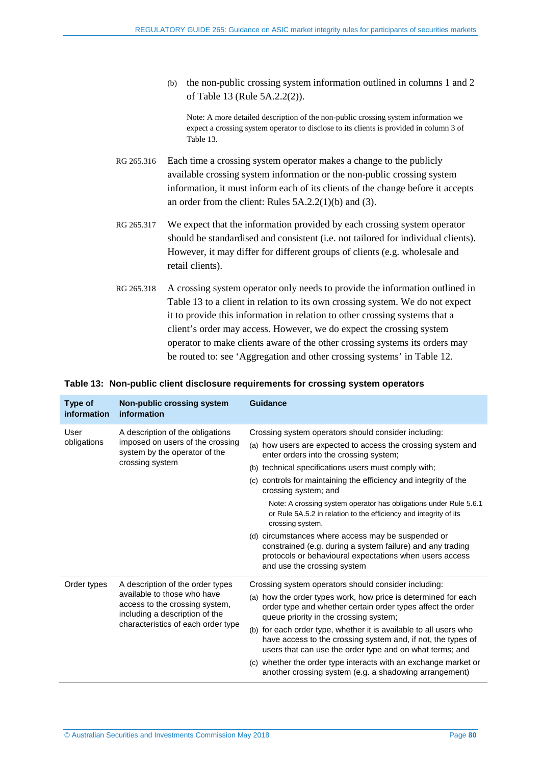(b) the non-public crossing system information outlined in columns 1 and 2 of Table 13 (Rule 5A.2.2(2)).

Note: A more detailed description of the non-public crossing system information we expect a crossing system operator to disclose to its clients is provided in column 3 of Table 13.

RG 265.316 Each time a crossing system operator makes a change to the publicly available crossing system information or the non-public crossing system information, it must inform each of its clients of the change before it accepts an order from the client: Rules 5A.2.2(1)(b) and (3).

RG 265.317 We expect that the information provided by each crossing system operator should be standardised and consistent (i.e. not tailored for individual clients). However, it may differ for different groups of clients (e.g. wholesale and retail clients).

RG 265.318 A crossing system operator only needs to provide the information outlined in Table 13 to a client in relation to its own crossing system. We do not expect it to provide this information in relation to other crossing systems that a client's order may access. However, we do expect the crossing system operator to make clients aware of the other crossing systems its orders may be routed to: see 'Aggregation and other crossing systems' in Table 12.

**Table 13: Non-public client disclosure requirements for crossing system operators**

| Type of information | Non-public crossing system information | Guidance |
|---|---|---|
| User obligations | A description of the obligations imposed on users of the crossing system by the operator of the crossing system | Crossing system operators should consider including: (a) how users are expected to access the crossing system and enter orders into the crossing system; (b) technical specifications users must comply with; (c) controls for maintaining the efficiency and integrity of the crossing system; and Note: A crossing system operator has obligations under Rule 5.6.1 or Rule 5A.5.2 in relation to the efficiency and integrity of its crossing system. (d) circumstances where access may be suspended or constrained (e.g. during a system failure) and any trading protocols or behavioural expectations when users access and use the crossing system |
| Order types | A description of the order types available to those who have access to the crossing system, including a description of the characteristics of each order type | Crossing system operators should consider including: (a) how the order types work, how price is determined for each order type and whether certain order types affect the order queue priority in the crossing system; (b) for each order type, whether it is available to all users who have access to the crossing system and, if not, the types of users that can use the order type and on what terms; and (c) whether the order type interacts with an exchange market or another crossing system (e.g. a shadowing arrangement) |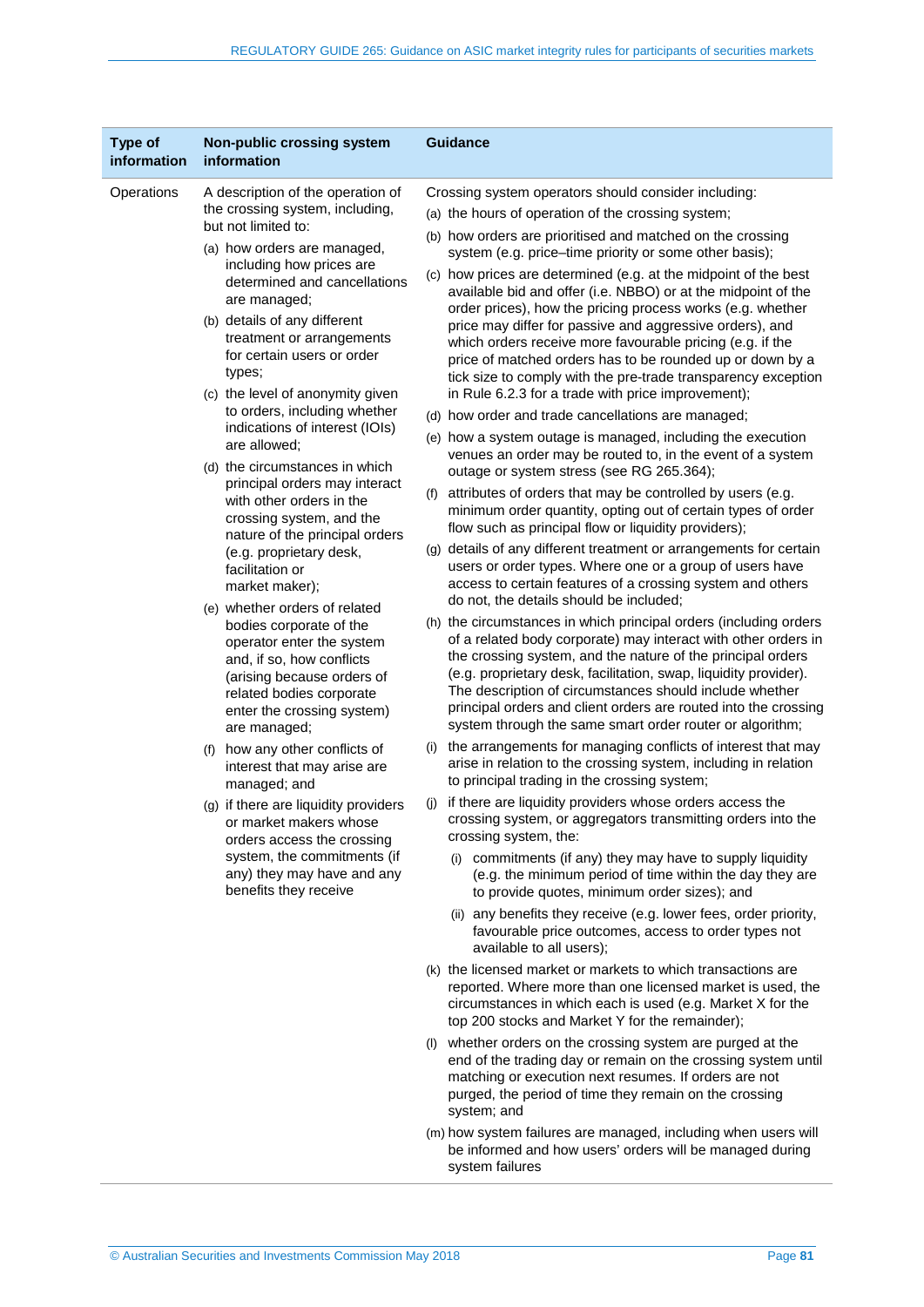| Type of information | Non-public crossing system information | Guidance |
|---|---|---|
| Operations | A description of the operation of the crossing system, including, but not limited to: <br>(a) how orders are managed, including how prices are determined and cancellations are managed; <br>(b) details of any different treatment or arrangements for certain users or order types; <br>(c) the level of anonymity given to orders, including whether indications of interest (IOIs) are allowed; <br>(d) the circumstances in which principal orders may interact with other orders in the crossing system, and the nature of the principal orders (e.g. proprietary desk, facilitation or market maker); <br>(e) whether orders of related bodies corporate of the operator enter the system and, if so, how conflicts (arising because orders of related bodies corporate enter the crossing system) are managed; <br>(f) how any other conflicts of interest that may arise are managed; and <br>(g) if there are liquidity providers or market makers whose orders access the crossing system, the commitments (if any) they may have and any benefits they receive | Crossing system operators should consider including: <br>(a) the hours of operation of the crossing system; <br>(b) how orders are prioritised and matched on the crossing system (e.g. price–time priority or some other basis); <br>(c) how prices are determined (e.g. at the midpoint of the best available bid and offer (i.e. NBBO) or at the midpoint of the order prices), how the pricing process works (e.g. whether price may differ for passive and aggressive orders), and which orders receive more favourable pricing (e.g. if the price of matched orders has to be rounded up or down by a tick size to comply with the pre-trade transparency exception in Rule 6.2.3 for a trade with price improvement); <br>(d) how order and trade cancellations are managed; <br>(e) how a system outage is managed, including the execution venues an order may be routed to, in the event of a system outage or system stress (see RG 265.364); <br>(f) attributes of orders that may be controlled by users (e.g. minimum order quantity, opting out of certain types of order flow such as principal flow or liquidity providers); <br>(g) details of any different treatment or arrangements for certain users or order types. Where one or a group of users have access to certain features of a crossing system and others do not, the details should be included; <br>(h) the circumstances in which principal orders (including orders of a related body corporate) may interact with other orders in the crossing system, and the nature of the principal orders (e.g. proprietary desk, facilitation, swap, liquidity provider). The description of circumstances should include whether principal orders and client orders are routed into the crossing system through the same smart order router or algorithm; <br>(i) the arrangements for managing conflicts of interest that may arise in relation to the crossing system, including in relation to principal trading in the crossing system; <br>(j) if there are liquidity providers whose orders access the crossing system, or aggregators transmitting orders into the crossing system, the: <br>(i) commitments (if any) they may have to supply liquidity (e.g. the minimum period of time within the day they are to provide quotes, minimum order sizes); and <br>(ii) any benefits they receive (e.g. lower fees, order priority, favourable price outcomes, access to order types not available to all users); <br>(k) the licensed market or markets to which transactions are reported. Where more than one licensed market is used, the circumstances in which each is used (e.g. Market X for the top 200 stocks and Market Y for the remainder); <br>(l) whether orders on the crossing system are purged at the end of the trading day or remain on the crossing system until matching or execution next resumes. If orders are not purged, the period of time they remain on the crossing system; and <br>(m) how system failures are managed, including when users will be informed and how users' orders will be managed during system failures |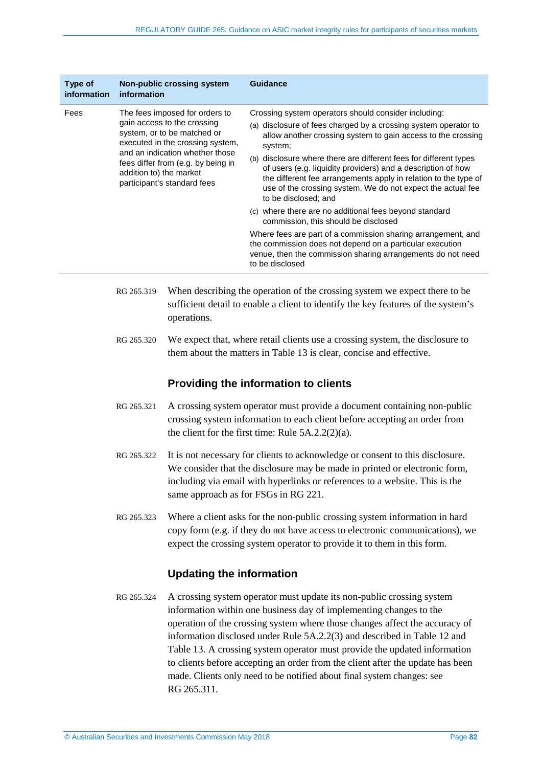| Type of information | Non-public crossing system information | Guidance |
|---|---|---|
| Fees | The fees imposed for orders to gain access to the crossing system, or to be matched or executed in the crossing system, and an indication whether those fees differ from (e.g. by being in addition to) the market participant's standard fees | Crossing system operators should consider including: (a) disclosure of fees charged by a crossing system operator to allow another crossing system to gain access to the crossing system; (b) disclosure where there are different fees for different types of users (e.g. liquidity providers) and a description of how the different fee arrangements apply in relation to the type of use of the crossing system. We do not expect the actual fee to be disclosed; and (c) where there are no additional fees beyond standard commission, this should be disclosed. Where fees are part of a commission sharing arrangement, and the commission does not depend on a particular execution venue, then the commission sharing arrangements do not need to be disclosed |

RG 265.319 When describing the operation of the crossing system we expect there to be sufficient detail to enable a client to identify the key features of the system's operations.

RG 265.320 We expect that, where retail clients use a crossing system, the disclosure to them about the matters in Table 13 is clear, concise and effective.

## Providing the information to clients

RG 265.321 A crossing system operator must provide a document containing non-public crossing system information to each client before accepting an order from the client for the first time: Rule 5A.2.2(2)(a).

RG 265.322 It is not necessary for clients to acknowledge or consent to this disclosure. We consider that the disclosure may be made in printed or electronic form, including via email with hyperlinks or references to a website. This is the same approach as for FSGs in RG 221.

RG 265.323 Where a client asks for the non-public crossing system information in hard copy form (e.g. if they do not have access to electronic communications), we expect the crossing system operator to provide it to them in this form.

## Updating the information

RG 265.324 A crossing system operator must update its non-public crossing system information within one business day of implementing changes to the operation of the crossing system where those changes affect the accuracy of information disclosed under Rule 5A.2.2(3) and described in Table 12 and Table 13. A crossing system operator must provide the updated information to clients before accepting an order from the client after the update has been made. Clients only need to be notified about final system changes: see RG 265.311.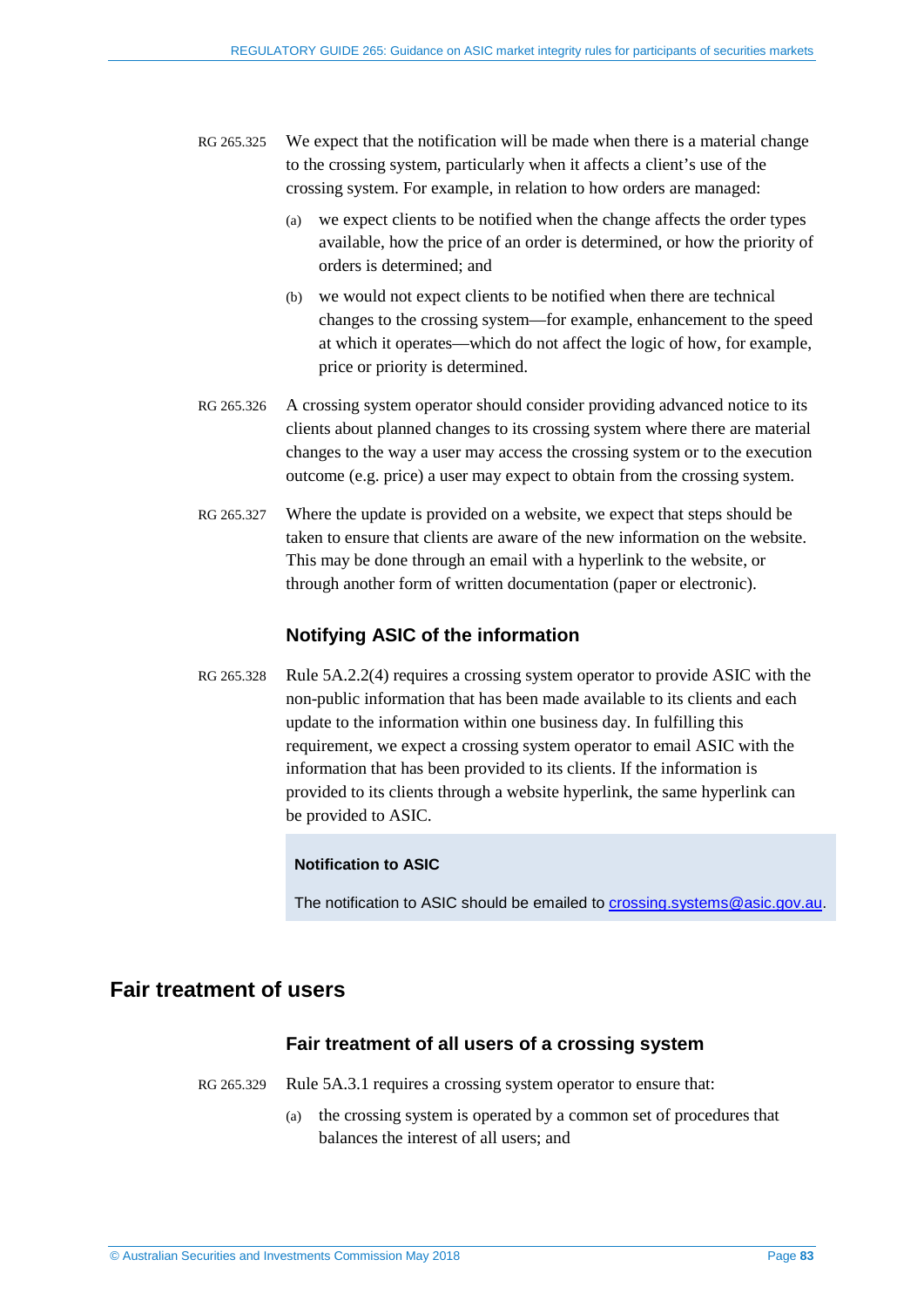RG 265.325 We expect that the notification will be made when there is a material change to the crossing system, particularly when it affects a client's use of the crossing system. For example, in relation to how orders are managed:

(a) we expect clients to be notified when the change affects the order types available, how the price of an order is determined, or how the priority of orders is determined; and

(b) we would not expect clients to be notified when there are technical changes to the crossing system—for example, enhancement to the speed at which it operates—which do not affect the logic of how, for example, price or priority is determined.

RG 265.326 A crossing system operator should consider providing advanced notice to its clients about planned changes to its crossing system where there are material changes to the way a user may access the crossing system or to the execution outcome (e.g. price) a user may expect to obtain from the crossing system.

RG 265.327 Where the update is provided on a website, we expect that steps should be taken to ensure that clients are aware of the new information on the website. This may be done through an email with a hyperlink to the website, or through another form of written documentation (paper or electronic).

### Notifying ASIC of the information

RG 265.328 Rule 5A.2.2(4) requires a crossing system operator to provide ASIC with the non-public information that has been made available to its clients and each update to the information within one business day. In fulfilling this requirement, we expect a crossing system operator to email ASIC with the information that has been provided to its clients. If the information is provided to its clients through a website hyperlink, the same hyperlink can be provided to ASIC.

> **Notification to ASIC**
>
> The notification to ASIC should be emailed to crossing.systems@asic.gov.au.

## Fair treatment of users

### Fair treatment of all users of a crossing system

RG 265.329 Rule 5A.3.1 requires a crossing system operator to ensure that:

(a) the crossing system is operated by a common set of procedures that balances the interest of all users; and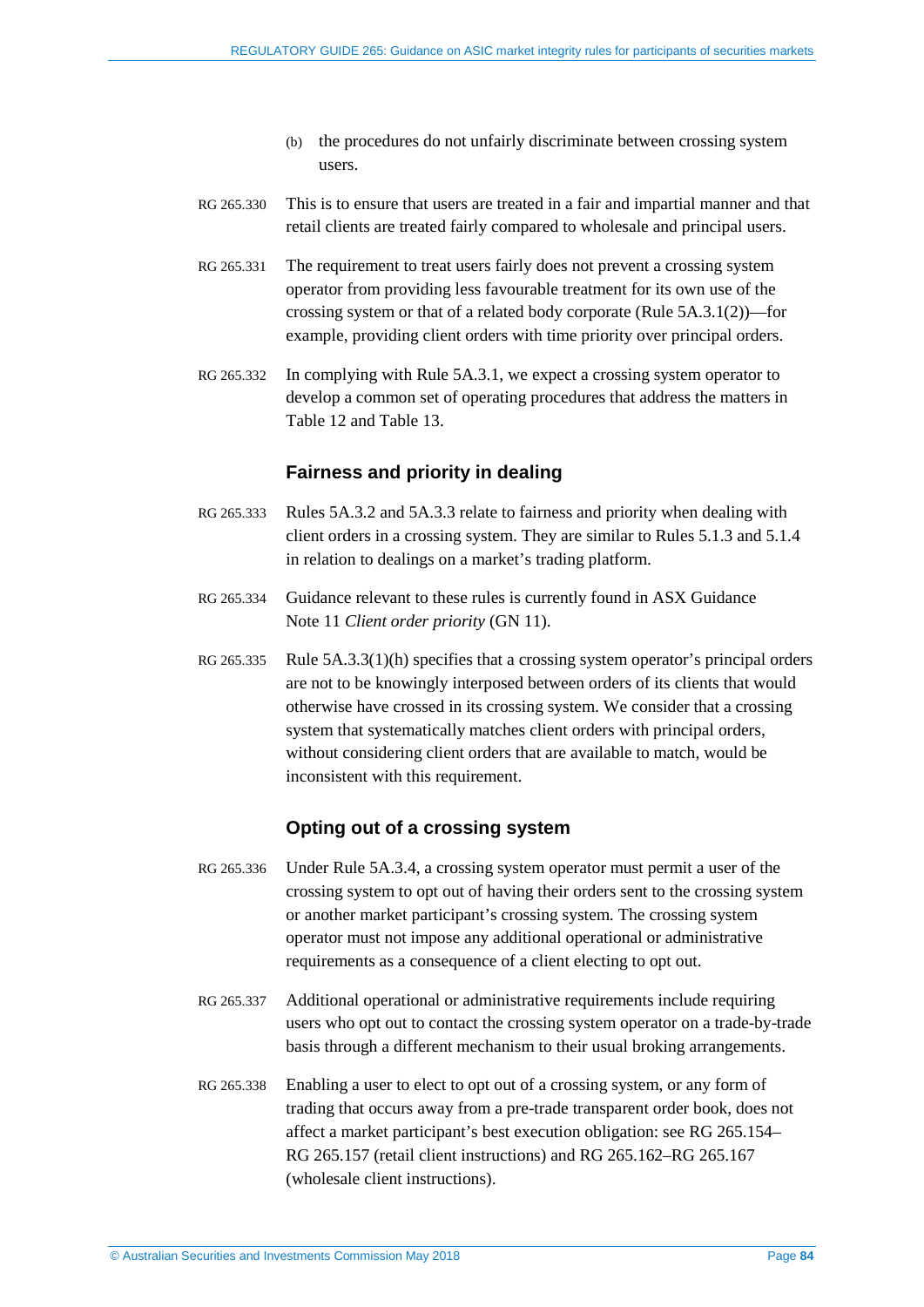(b) the procedures do not unfairly discriminate between crossing system users.

RG 265.330 This is to ensure that users are treated in a fair and impartial manner and that retail clients are treated fairly compared to wholesale and principal users.

RG 265.331 The requirement to treat users fairly does not prevent a crossing system operator from providing less favourable treatment for its own use of the crossing system or that of a related body corporate (Rule 5A.3.1(2))—for example, providing client orders with time priority over principal orders.

RG 265.332 In complying with Rule 5A.3.1, we expect a crossing system operator to develop a common set of operating procedures that address the matters in Table 12 and Table 13.

### Fairness and priority in dealing

RG 265.333 Rules 5A.3.2 and 5A.3.3 relate to fairness and priority when dealing with client orders in a crossing system. They are similar to Rules 5.1.3 and 5.1.4 in relation to dealings on a market's trading platform.

RG 265.334 Guidance relevant to these rules is currently found in ASX Guidance Note 11 *Client order priority* (GN 11).

RG 265.335 Rule 5A.3.3(1)(h) specifies that a crossing system operator's principal orders are not to be knowingly interposed between orders of its clients that would otherwise have crossed in its crossing system. We consider that a crossing system that systematically matches client orders with principal orders, without considering client orders that are available to match, would be inconsistent with this requirement.

### Opting out of a crossing system

RG 265.336 Under Rule 5A.3.4, a crossing system operator must permit a user of the crossing system to opt out of having their orders sent to the crossing system or another market participant's crossing system. The crossing system operator must not impose any additional operational or administrative requirements as a consequence of a client electing to opt out.

RG 265.337 Additional operational or administrative requirements include requiring users who opt out to contact the crossing system operator on a trade-by-trade basis through a different mechanism to their usual broking arrangements.

RG 265.338 Enabling a user to elect to opt out of a crossing system, or any form of trading that occurs away from a pre-trade transparent order book, does not affect a market participant's best execution obligation: see RG 265.154–RG 265.157 (retail client instructions) and RG 265.162–RG 265.167 (wholesale client instructions).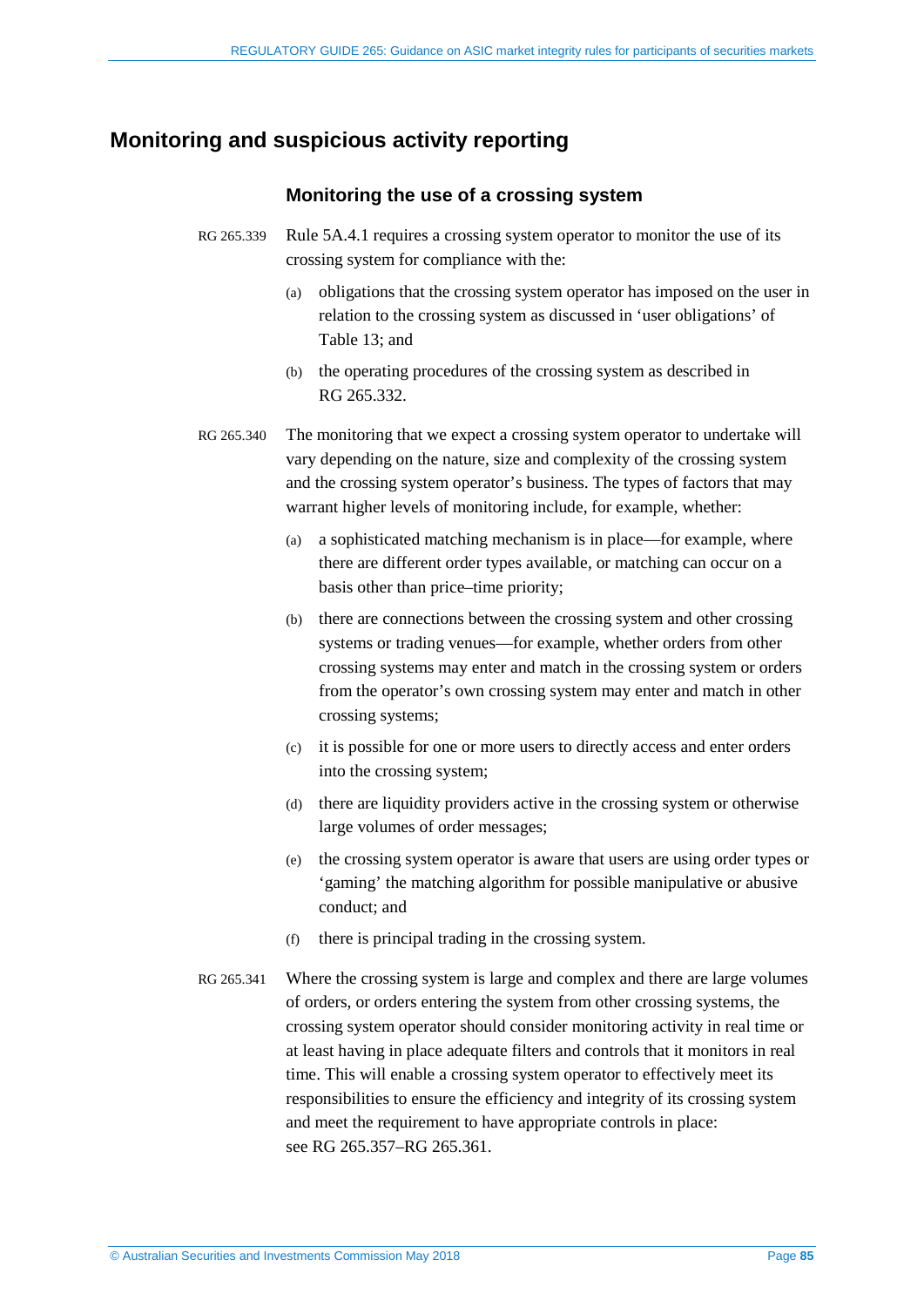## Monitoring and suspicious activity reporting

### Monitoring the use of a crossing system

RG 265.339 Rule 5A.4.1 requires a crossing system operator to monitor the use of its crossing system for compliance with the:

(a) obligations that the crossing system operator has imposed on the user in relation to the crossing system as discussed in 'user obligations' of Table 13; and

(b) the operating procedures of the crossing system as described in RG 265.332.

RG 265.340 The monitoring that we expect a crossing system operator to undertake will vary depending on the nature, size and complexity of the crossing system and the crossing system operator's business. The types of factors that may warrant higher levels of monitoring include, for example, whether:

(a) a sophisticated matching mechanism is in place—for example, where there are different order types available, or matching can occur on a basis other than price–time priority;

(b) there are connections between the crossing system and other crossing systems or trading venues—for example, whether orders from other crossing systems may enter and match in the crossing system or orders from the operator's own crossing system may enter and match in other crossing systems;

(c) it is possible for one or more users to directly access and enter orders into the crossing system;

(d) there are liquidity providers active in the crossing system or otherwise large volumes of order messages;

(e) the crossing system operator is aware that users are using order types or 'gaming' the matching algorithm for possible manipulative or abusive conduct; and

(f) there is principal trading in the crossing system.

RG 265.341 Where the crossing system is large and complex and there are large volumes of orders, or orders entering the system from other crossing systems, the crossing system operator should consider monitoring activity in real time or at least having in place adequate filters and controls that it monitors in real time. This will enable a crossing system operator to effectively meet its responsibilities to ensure the efficiency and integrity of its crossing system and meet the requirement to have appropriate controls in place: see RG 265.357–RG 265.361.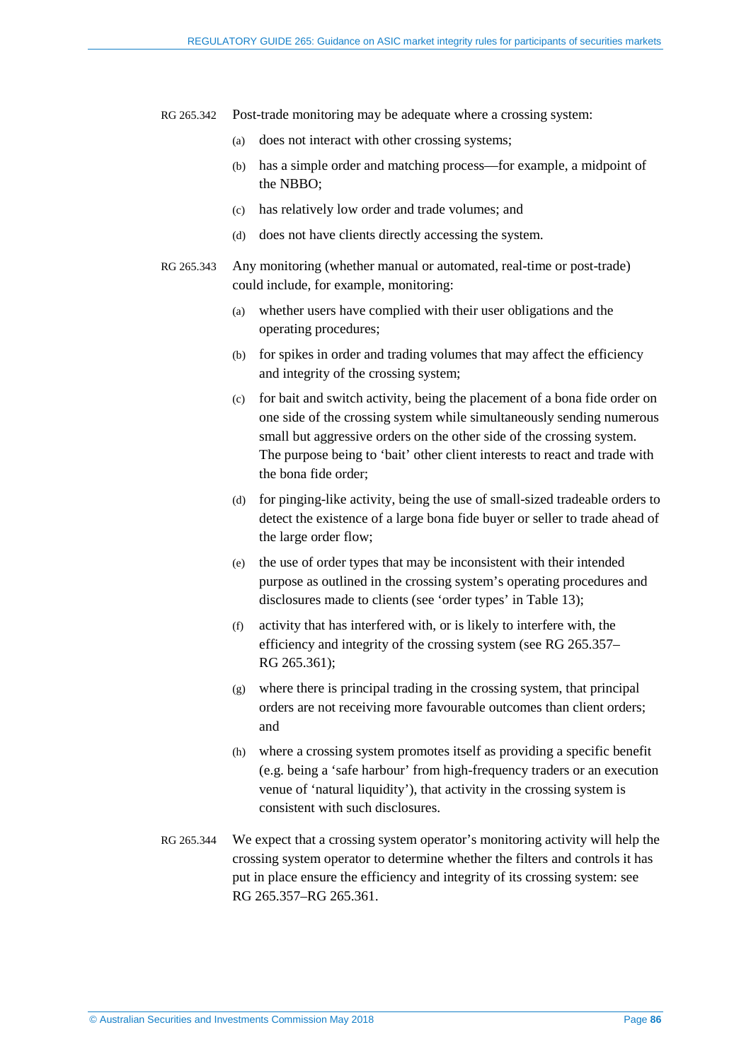RG 265.342 Post-trade monitoring may be adequate where a crossing system:

(a) does not interact with other crossing systems;

(b) has a simple order and matching process—for example, a midpoint of the NBBO;

(c) has relatively low order and trade volumes; and

(d) does not have clients directly accessing the system.

RG 265.343 Any monitoring (whether manual or automated, real-time or post-trade) could include, for example, monitoring:

(a) whether users have complied with their user obligations and the operating procedures;

(b) for spikes in order and trading volumes that may affect the efficiency and integrity of the crossing system;

(c) for bait and switch activity, being the placement of a bona fide order on one side of the crossing system while simultaneously sending numerous small but aggressive orders on the other side of the crossing system. The purpose being to 'bait' other client interests to react and trade with the bona fide order;

(d) for pinging-like activity, being the use of small-sized tradeable orders to detect the existence of a large bona fide buyer or seller to trade ahead of the large order flow;

(e) the use of order types that may be inconsistent with their intended purpose as outlined in the crossing system's operating procedures and disclosures made to clients (see 'order types' in Table 13);

(f) activity that has interfered with, or is likely to interfere with, the efficiency and integrity of the crossing system (see RG 265.357–RG 265.361);

(g) where there is principal trading in the crossing system, that principal orders are not receiving more favourable outcomes than client orders; and

(h) where a crossing system promotes itself as providing a specific benefit (e.g. being a 'safe harbour' from high-frequency traders or an execution venue of 'natural liquidity'), that activity in the crossing system is consistent with such disclosures.

RG 265.344 We expect that a crossing system operator's monitoring activity will help the crossing system operator to determine whether the filters and controls it has put in place ensure the efficiency and integrity of its crossing system: see RG 265.357–RG 265.361.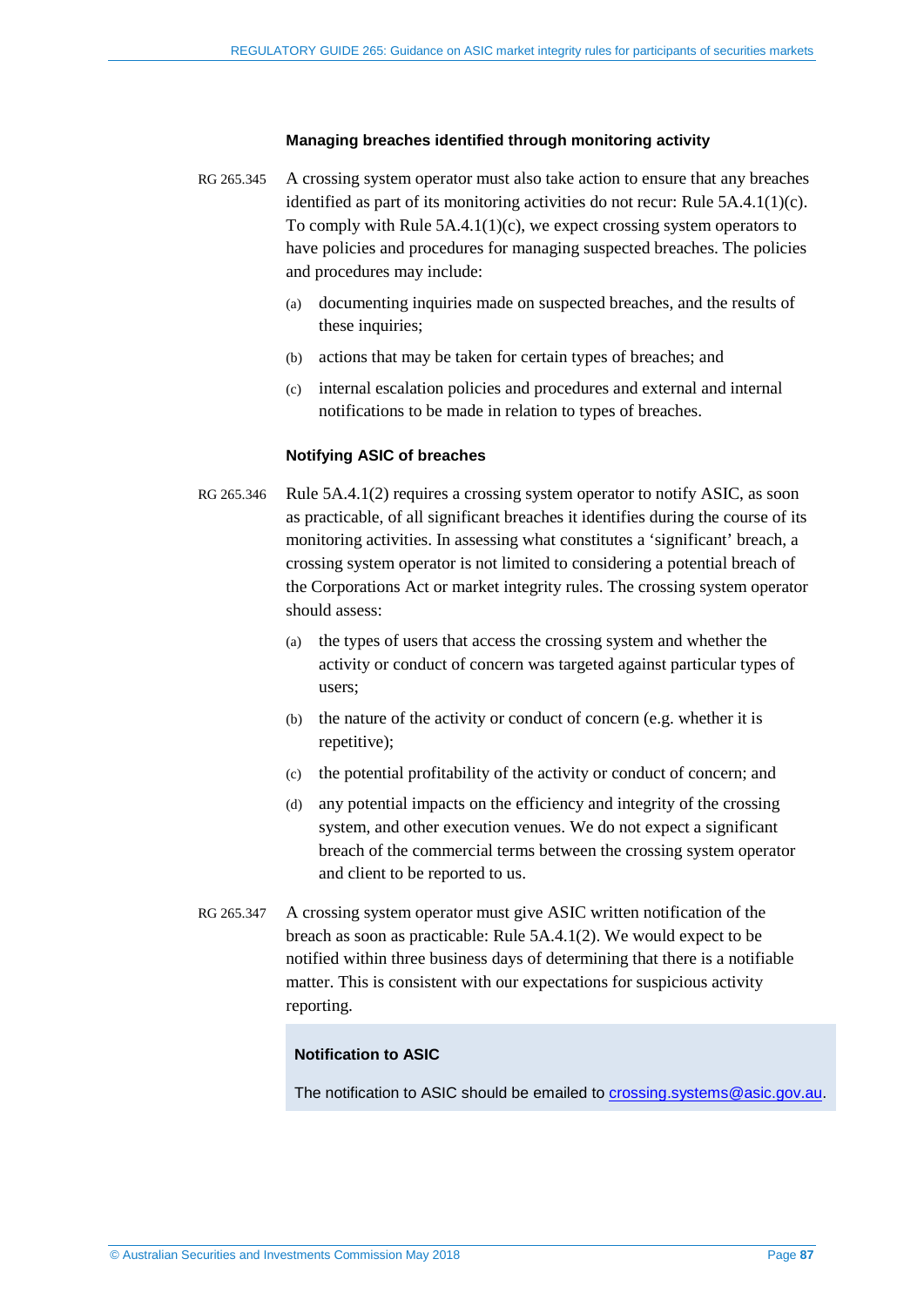### Managing breaches identified through monitoring activity

RG 265.345 A crossing system operator must also take action to ensure that any breaches identified as part of its monitoring activities do not recur: Rule 5A.4.1(1)(c). To comply with Rule 5A.4.1(1)(c), we expect crossing system operators to have policies and procedures for managing suspected breaches. The policies and procedures may include:

- (a) documenting inquiries made on suspected breaches, and the results of these inquiries;
- (b) actions that may be taken for certain types of breaches; and
- (c) internal escalation policies and procedures and external and internal notifications to be made in relation to types of breaches.

### Notifying ASIC of breaches

RG 265.346 Rule 5A.4.1(2) requires a crossing system operator to notify ASIC, as soon as practicable, of all significant breaches it identifies during the course of its monitoring activities. In assessing what constitutes a 'significant' breach, a crossing system operator is not limited to considering a potential breach of the Corporations Act or market integrity rules. The crossing system operator should assess:

- (a) the types of users that access the crossing system and whether the activity or conduct of concern was targeted against particular types of users;
- (b) the nature of the activity or conduct of concern (e.g. whether it is repetitive);
- (c) the potential profitability of the activity or conduct of concern; and
- (d) any potential impacts on the efficiency and integrity of the crossing system, and other execution venues. We do not expect a significant breach of the commercial terms between the crossing system operator and client to be reported to us.

RG 265.347 A crossing system operator must give ASIC written notification of the breach as soon as practicable: Rule 5A.4.1(2). We would expect to be notified within three business days of determining that there is a notifiable matter. This is consistent with our expectations for suspicious activity reporting.

> **Notification to ASIC**
>
> The notification to ASIC should be emailed to crossing.systems@asic.gov.au.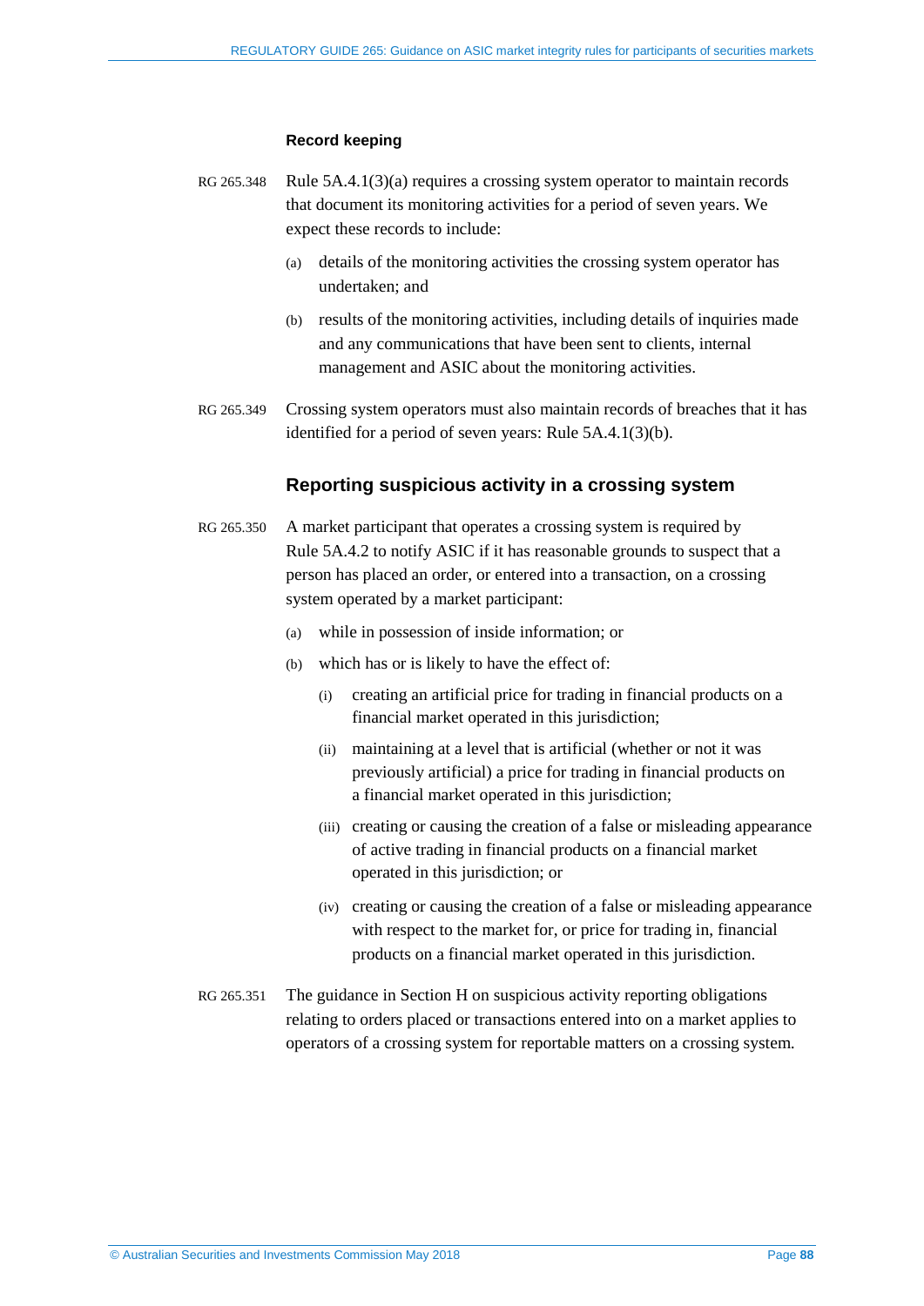#### Record keeping

RG 265.348 Rule 5A.4.1(3)(a) requires a crossing system operator to maintain records that document its monitoring activities for a period of seven years. We expect these records to include:

(a) details of the monitoring activities the crossing system operator has undertaken; and

(b) results of the monitoring activities, including details of inquiries made and any communications that have been sent to clients, internal management and ASIC about the monitoring activities.

RG 265.349 Crossing system operators must also maintain records of breaches that it has identified for a period of seven years: Rule 5A.4.1(3)(b).

### Reporting suspicious activity in a crossing system

RG 265.350 A market participant that operates a crossing system is required by Rule 5A.4.2 to notify ASIC if it has reasonable grounds to suspect that a person has placed an order, or entered into a transaction, on a crossing system operated by a market participant:

(a) while in possession of inside information; or

(b) which has or is likely to have the effect of:

(i) creating an artificial price for trading in financial products on a financial market operated in this jurisdiction;

(ii) maintaining at a level that is artificial (whether or not it was previously artificial) a price for trading in financial products on a financial market operated in this jurisdiction;

(iii) creating or causing the creation of a false or misleading appearance of active trading in financial products on a financial market operated in this jurisdiction; or

(iv) creating or causing the creation of a false or misleading appearance with respect to the market for, or price for trading in, financial products on a financial market operated in this jurisdiction.

RG 265.351 The guidance in Section H on suspicious activity reporting obligations relating to orders placed or transactions entered into on a market applies to operators of a crossing system for reportable matters on a crossing system.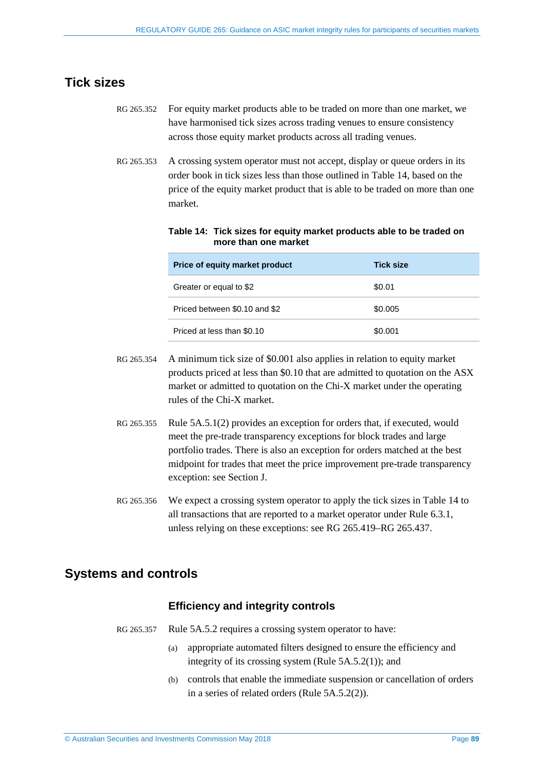## Tick sizes

RG 265.352 For equity market products able to be traded on more than one market, we have harmonised tick sizes across trading venues to ensure consistency across those equity market products across all trading venues.

RG 265.353 A crossing system operator must not accept, display or queue orders in its order book in tick sizes less than those outlined in Table 14, based on the price of the equity market product that is able to be traded on more than one market.

**Table 14: Tick sizes for equity market products able to be traded on more than one market**

| Price of equity market product | Tick size |
|---|---|
| Greater or equal to $2 | $0.01 |
| Priced between $0.10 and $2 | $0.005 |
| Priced at less than $0.10 | $0.001 |

RG 265.354 A minimum tick size of $0.001 also applies in relation to equity market products priced at less than $0.10 that are admitted to quotation on the ASX market or admitted to quotation on the Chi-X market under the operating rules of the Chi-X market.

RG 265.355 Rule 5A.5.1(2) provides an exception for orders that, if executed, would meet the pre-trade transparency exceptions for block trades and large portfolio trades. There is also an exception for orders matched at the best midpoint for trades that meet the price improvement pre-trade transparency exception: see Section J.

RG 265.356 We expect a crossing system operator to apply the tick sizes in Table 14 to all transactions that are reported to a market operator under Rule 6.3.1, unless relying on these exceptions: see RG 265.419–RG 265.437.

## Systems and controls

### Efficiency and integrity controls

RG 265.357 Rule 5A.5.2 requires a crossing system operator to have:

(a) appropriate automated filters designed to ensure the efficiency and integrity of its crossing system (Rule 5A.5.2(1)); and

(b) controls that enable the immediate suspension or cancellation of orders in a series of related orders (Rule 5A.5.2(2)).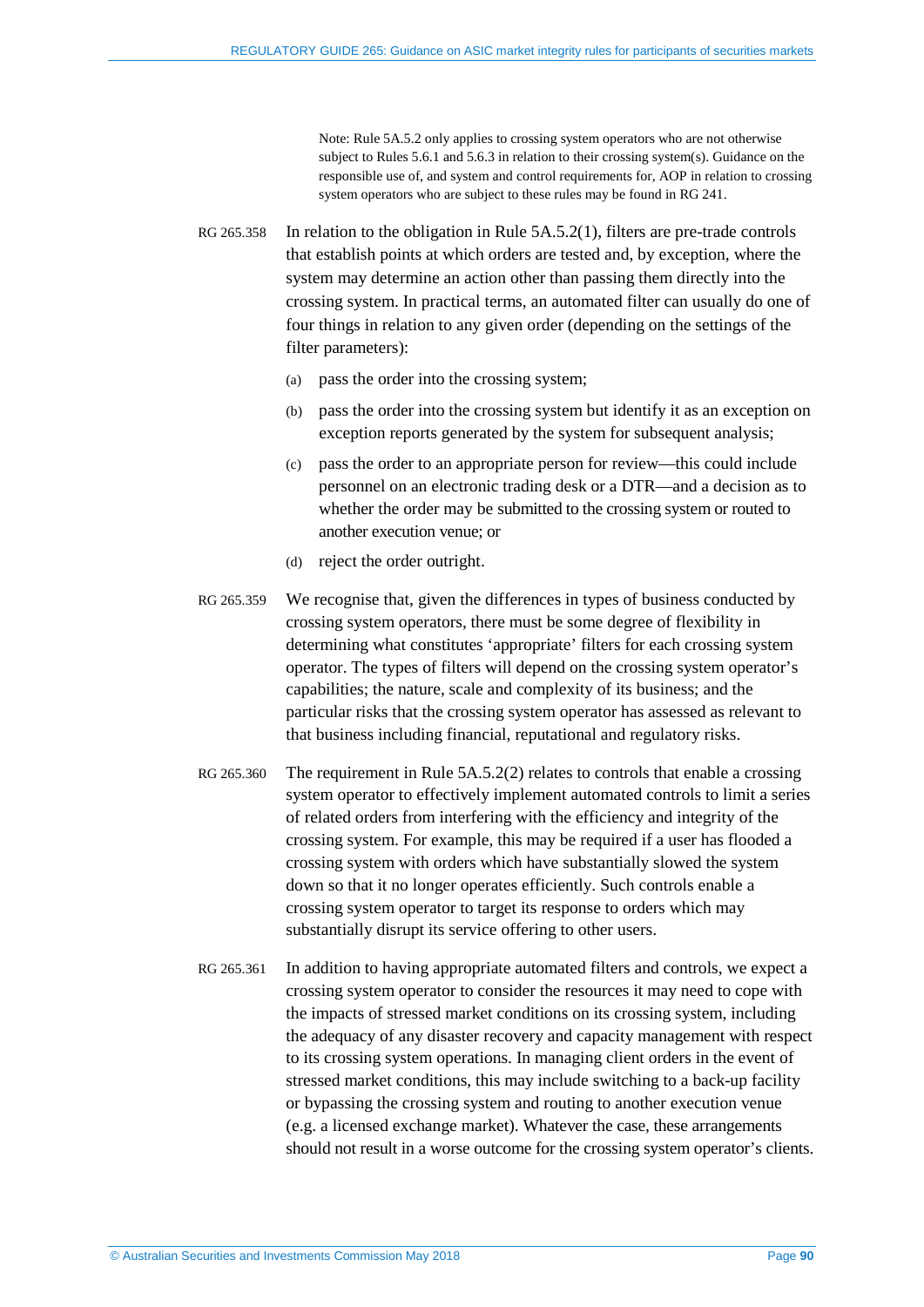Note: Rule 5A.5.2 only applies to crossing system operators who are not otherwise subject to Rules 5.6.1 and 5.6.3 in relation to their crossing system(s). Guidance on the responsible use of, and system and control requirements for, AOP in relation to crossing system operators who are subject to these rules may be found in RG 241.

RG 265.358 In relation to the obligation in Rule 5A.5.2(1), filters are pre-trade controls that establish points at which orders are tested and, by exception, where the system may determine an action other than passing them directly into the crossing system. In practical terms, an automated filter can usually do one of four things in relation to any given order (depending on the settings of the filter parameters):

(a) pass the order into the crossing system;

(b) pass the order into the crossing system but identify it as an exception on exception reports generated by the system for subsequent analysis;

(c) pass the order to an appropriate person for review—this could include personnel on an electronic trading desk or a DTR—and a decision as to whether the order may be submitted to the crossing system or routed to another execution venue; or

(d) reject the order outright.

RG 265.359 We recognise that, given the differences in types of business conducted by crossing system operators, there must be some degree of flexibility in determining what constitutes 'appropriate' filters for each crossing system operator. The types of filters will depend on the crossing system operator's capabilities; the nature, scale and complexity of its business; and the particular risks that the crossing system operator has assessed as relevant to that business including financial, reputational and regulatory risks.

RG 265.360 The requirement in Rule 5A.5.2(2) relates to controls that enable a crossing system operator to effectively implement automated controls to limit a series of related orders from interfering with the efficiency and integrity of the crossing system. For example, this may be required if a user has flooded a crossing system with orders which have substantially slowed the system down so that it no longer operates efficiently. Such controls enable a crossing system operator to target its response to orders which may substantially disrupt its service offering to other users.

RG 265.361 In addition to having appropriate automated filters and controls, we expect a crossing system operator to consider the resources it may need to cope with the impacts of stressed market conditions on its crossing system, including the adequacy of any disaster recovery and capacity management with respect to its crossing system operations. In managing client orders in the event of stressed market conditions, this may include switching to a back-up facility or bypassing the crossing system and routing to another execution venue (e.g. a licensed exchange market). Whatever the case, these arrangements should not result in a worse outcome for the crossing system operator's clients.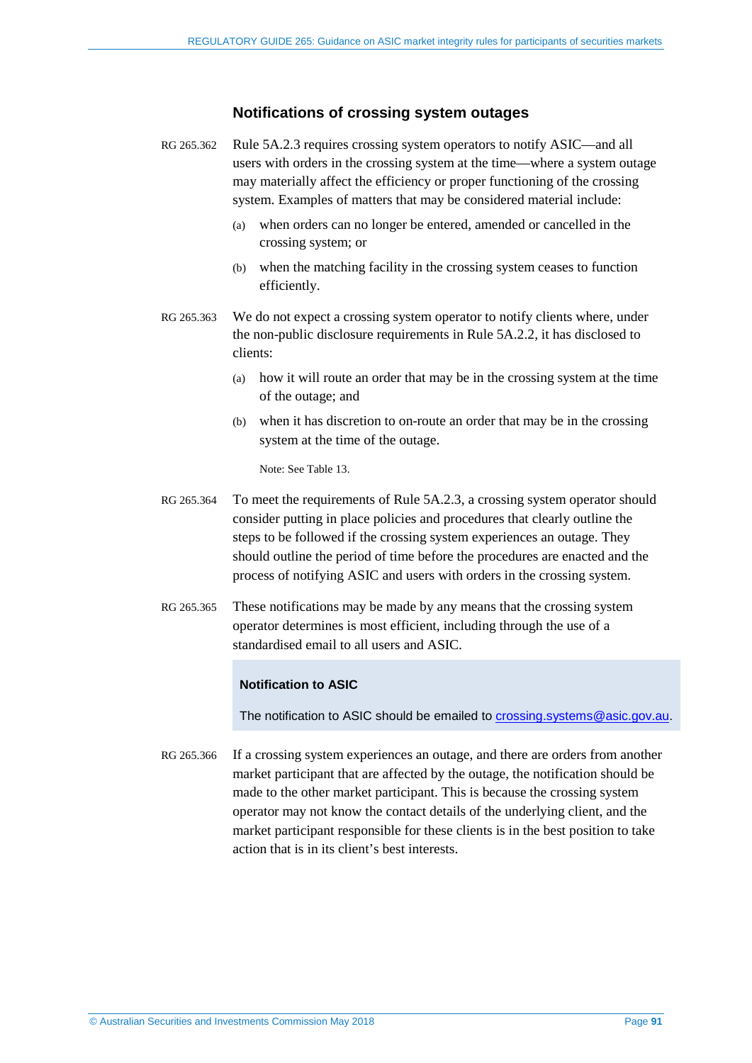### Notifications of crossing system outages

RG 265.362 Rule 5A.2.3 requires crossing system operators to notify ASIC—and all users with orders in the crossing system at the time—where a system outage may materially affect the efficiency or proper functioning of the crossing system. Examples of matters that may be considered material include:

(a) when orders can no longer be entered, amended or cancelled in the crossing system; or

(b) when the matching facility in the crossing system ceases to function efficiently.

RG 265.363 We do not expect a crossing system operator to notify clients where, under the non-public disclosure requirements in Rule 5A.2.2, it has disclosed to clients:

(a) how it will route an order that may be in the crossing system at the time of the outage; and

(b) when it has discretion to on-route an order that may be in the crossing system at the time of the outage.

Note: See Table 13.

RG 265.364 To meet the requirements of Rule 5A.2.3, a crossing system operator should consider putting in place policies and procedures that clearly outline the steps to be followed if the crossing system experiences an outage. They should outline the period of time before the procedures are enacted and the process of notifying ASIC and users with orders in the crossing system.

RG 265.365 These notifications may be made by any means that the crossing system operator determines is most efficient, including through the use of a standardised email to all users and ASIC.

> **Notification to ASIC**
>
> The notification to ASIC should be emailed to crossing.systems@asic.gov.au.

RG 265.366 If a crossing system experiences an outage, and there are orders from another market participant that are affected by the outage, the notification should be made to the other market participant. This is because the crossing system operator may not know the contact details of the underlying client, and the market participant responsible for these clients is in the best position to take action that is in its client's best interests.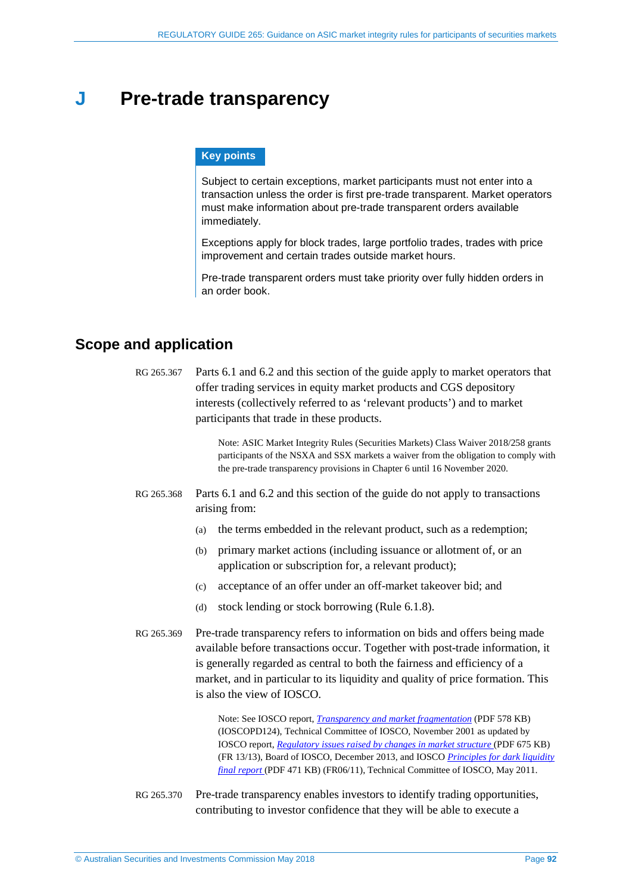# J Pre-trade transparency

**Key points**

Subject to certain exceptions, market participants must not enter into a transaction unless the order is first pre-trade transparent. Market operators must make information about pre-trade transparent orders available immediately.

Exceptions apply for block trades, large portfolio trades, trades with price improvement and certain trades outside market hours.

Pre-trade transparent orders must take priority over fully hidden orders in an order book.

## Scope and application

RG 265.367 Parts 6.1 and 6.2 and this section of the guide apply to market operators that offer trading services in equity market products and CGS depository interests (collectively referred to as 'relevant products') and to market participants that trade in these products.

> Note: ASIC Market Integrity Rules (Securities Markets) Class Waiver 2018/258 grants participants of the NSXA and SSX markets a waiver from the obligation to comply with the pre-trade transparency provisions in Chapter 6 until 16 November 2020.

RG 265.368 Parts 6.1 and 6.2 and this section of the guide do not apply to transactions arising from:

(a) the terms embedded in the relevant product, such as a redemption;

(b) primary market actions (including issuance or allotment of, or an application or subscription for, a relevant product);

(c) acceptance of an offer under an off-market takeover bid; and

(d) stock lending or stock borrowing (Rule 6.1.8).

RG 265.369 Pre-trade transparency refers to information on bids and offers being made available before transactions occur. Together with post-trade information, it is generally regarded as central to both the fairness and efficiency of a market, and in particular to its liquidity and quality of price formation. This is also the view of IOSCO.

> Note: See IOSCO report, *Transparency and market fragmentation* (PDF 578 KB) (IOSCOPD124), Technical Committee of IOSCO, November 2001 as updated by IOSCO report, *Regulatory issues raised by changes in market structure* (PDF 675 KB) (FR 13/13), Board of IOSCO, December 2013, and IOSCO *Principles for dark liquidity final report* (PDF 471 KB) (FR06/11), Technical Committee of IOSCO, May 2011.

RG 265.370 Pre-trade transparency enables investors to identify trading opportunities, contributing to investor confidence that they will be able to execute a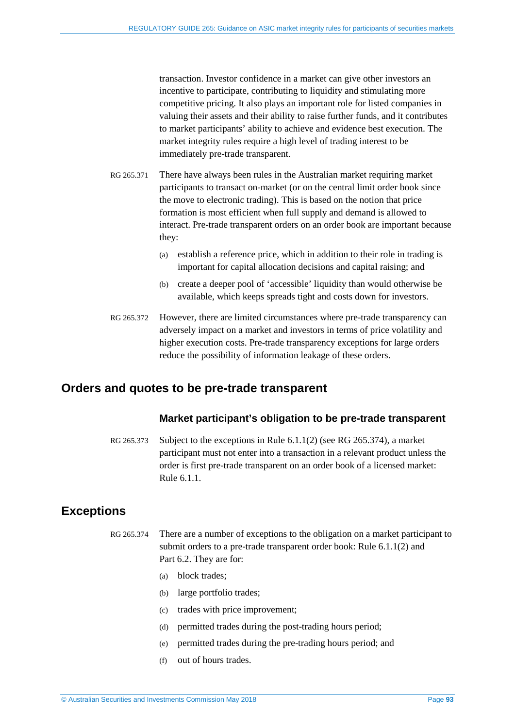transaction. Investor confidence in a market can give other investors an incentive to participate, contributing to liquidity and stimulating more competitive pricing. It also plays an important role for listed companies in valuing their assets and their ability to raise further funds, and it contributes to market participants' ability to achieve and evidence best execution. The market integrity rules require a high level of trading interest to be immediately pre-trade transparent.

RG 265.371 There have always been rules in the Australian market requiring market participants to transact on-market (or on the central limit order book since the move to electronic trading). This is based on the notion that price formation is most efficient when full supply and demand is allowed to interact. Pre-trade transparent orders on an order book are important because they:

(a) establish a reference price, which in addition to their role in trading is important for capital allocation decisions and capital raising; and

(b) create a deeper pool of 'accessible' liquidity than would otherwise be available, which keeps spreads tight and costs down for investors.

RG 265.372 However, there are limited circumstances where pre-trade transparency can adversely impact on a market and investors in terms of price volatility and higher execution costs. Pre-trade transparency exceptions for large orders reduce the possibility of information leakage of these orders.

## Orders and quotes to be pre-trade transparent

### Market participant's obligation to be pre-trade transparent

RG 265.373 Subject to the exceptions in Rule 6.1.1(2) (see RG 265.374), a market participant must not enter into a transaction in a relevant product unless the order is first pre-trade transparent on an order book of a licensed market: Rule 6.1.1.

## Exceptions

RG 265.374 There are a number of exceptions to the obligation on a market participant to submit orders to a pre-trade transparent order book: Rule 6.1.1(2) and Part 6.2. They are for:

(a) block trades;

(b) large portfolio trades;

(c) trades with price improvement;

(d) permitted trades during the post-trading hours period;

(e) permitted trades during the pre-trading hours period; and

(f) out of hours trades.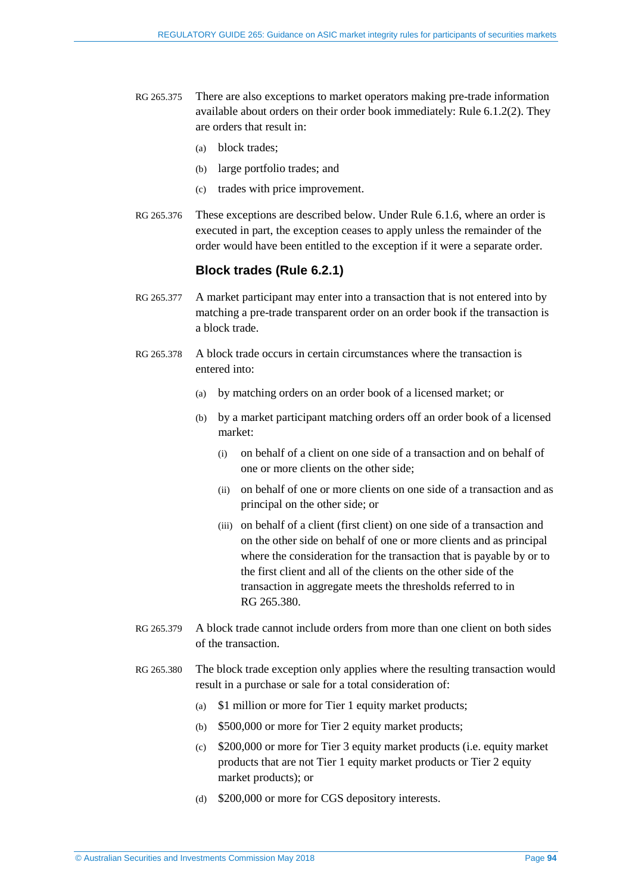RG 265.375 There are also exceptions to market operators making pre-trade information available about orders on their order book immediately: Rule 6.1.2(2). They are orders that result in:

(a) block trades;

(b) large portfolio trades; and

(c) trades with price improvement.

RG 265.376 These exceptions are described below. Under Rule 6.1.6, where an order is executed in part, the exception ceases to apply unless the remainder of the order would have been entitled to the exception if it were a separate order.

### Block trades (Rule 6.2.1)

RG 265.377 A market participant may enter into a transaction that is not entered into by matching a pre-trade transparent order on an order book if the transaction is a block trade.

RG 265.378 A block trade occurs in certain circumstances where the transaction is entered into:

(a) by matching orders on an order book of a licensed market; or

(b) by a market participant matching orders off an order book of a licensed market:

  (i) on behalf of a client on one side of a transaction and on behalf of one or more clients on the other side;

  (ii) on behalf of one or more clients on one side of a transaction and as principal on the other side; or

  (iii) on behalf of a client (first client) on one side of a transaction and on the other side on behalf of one or more clients and as principal where the consideration for the transaction that is payable by or to the first client and all of the clients on the other side of the transaction in aggregate meets the thresholds referred to in RG 265.380.

RG 265.379 A block trade cannot include orders from more than one client on both sides of the transaction.

RG 265.380 The block trade exception only applies where the resulting transaction would result in a purchase or sale for a total consideration of:

(a) $1 million or more for Tier 1 equity market products;

(b) $500,000 or more for Tier 2 equity market products;

(c) $200,000 or more for Tier 3 equity market products (i.e. equity market products that are not Tier 1 equity market products or Tier 2 equity market products); or

(d) $200,000 or more for CGS depository interests.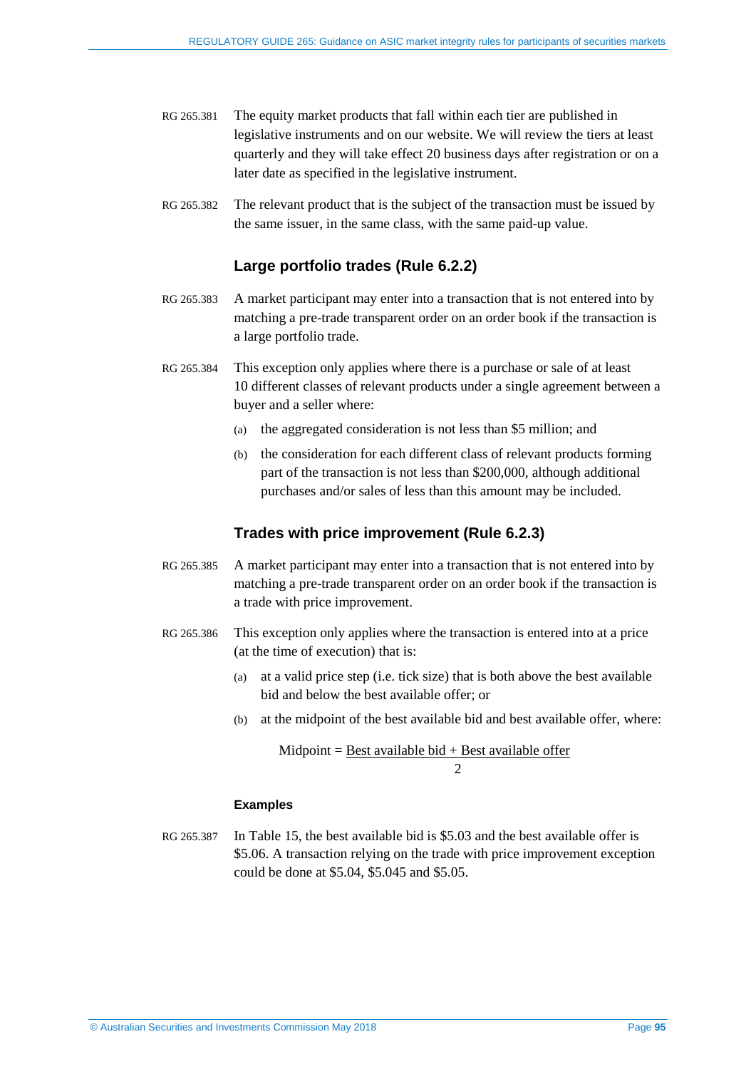RG 265.381 The equity market products that fall within each tier are published in legislative instruments and on our website. We will review the tiers at least quarterly and they will take effect 20 business days after registration or on a later date as specified in the legislative instrument.

RG 265.382 The relevant product that is the subject of the transaction must be issued by the same issuer, in the same class, with the same paid-up value.

### Large portfolio trades (Rule 6.2.2)

RG 265.383 A market participant may enter into a transaction that is not entered into by matching a pre-trade transparent order on an order book if the transaction is a large portfolio trade.

RG 265.384 This exception only applies where there is a purchase or sale of at least 10 different classes of relevant products under a single agreement between a buyer and a seller where:

(a) the aggregated consideration is not less than $5 million; and

(b) the consideration for each different class of relevant products forming part of the transaction is not less than $200,000, although additional purchases and/or sales of less than this amount may be included.

### Trades with price improvement (Rule 6.2.3)

RG 265.385 A market participant may enter into a transaction that is not entered into by matching a pre-trade transparent order on an order book if the transaction is a trade with price improvement.

RG 265.386 This exception only applies where the transaction is entered into at a price (at the time of execution) that is:

(a) at a valid price step (i.e. tick size) that is both above the best available bid and below the best available offer; or

(b) at the midpoint of the best available bid and best available offer, where:

$$\text{Midpoint} = \frac{\text{Best available bid} + \text{Best available offer}}{2}$$

#### Examples

RG 265.387 In Table 15, the best available bid is $5.03 and the best available offer is $5.06. A transaction relying on the trade with price improvement exception could be done at $5.04, $5.045 and $5.05.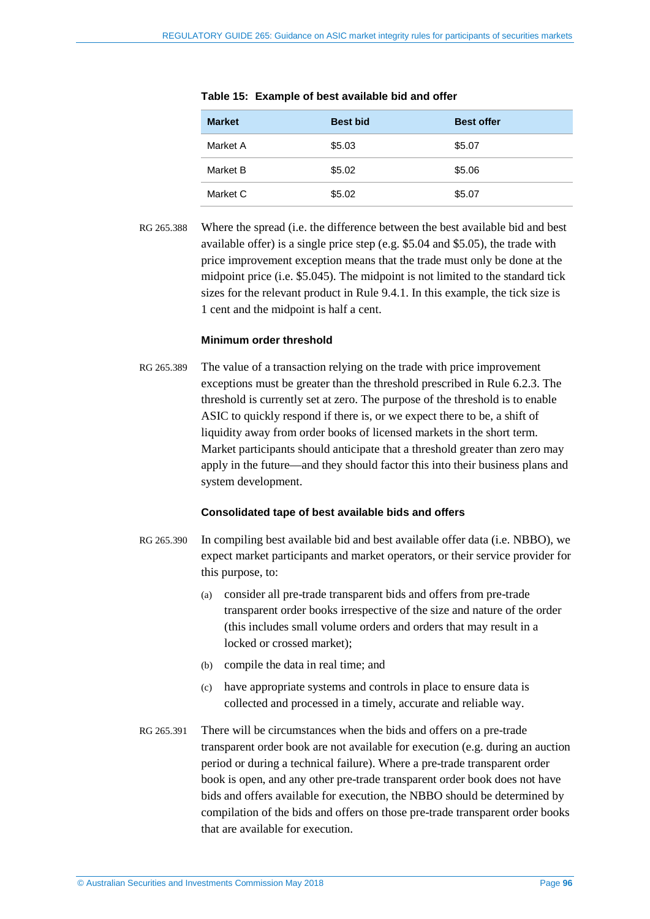**Table 15: Example of best available bid and offer**

| Market | Best bid | Best offer |
|---|---|---|
| Market A | $5.03 | $5.07 |
| Market B | $5.02 | $5.06 |
| Market C | $5.02 | $5.07 |

RG 265.388 Where the spread (i.e. the difference between the best available bid and best available offer) is a single price step (e.g. $5.04 and $5.05), the trade with price improvement exception means that the trade must only be done at the midpoint price (i.e. $5.045). The midpoint is not limited to the standard tick sizes for the relevant product in Rule 9.4.1. In this example, the tick size is 1 cent and the midpoint is half a cent.

### Minimum order threshold

RG 265.389 The value of a transaction relying on the trade with price improvement exceptions must be greater than the threshold prescribed in Rule 6.2.3. The threshold is currently set at zero. The purpose of the threshold is to enable ASIC to quickly respond if there is, or we expect there to be, a shift of liquidity away from order books of licensed markets in the short term. Market participants should anticipate that a threshold greater than zero may apply in the future—and they should factor this into their business plans and system development.

### Consolidated tape of best available bids and offers

RG 265.390 In compiling best available bid and best available offer data (i.e. NBBO), we expect market participants and market operators, or their service provider for this purpose, to:

(a) consider all pre-trade transparent bids and offers from pre-trade transparent order books irrespective of the size and nature of the order (this includes small volume orders and orders that may result in a locked or crossed market);

(b) compile the data in real time; and

(c) have appropriate systems and controls in place to ensure data is collected and processed in a timely, accurate and reliable way.

RG 265.391 There will be circumstances when the bids and offers on a pre-trade transparent order book are not available for execution (e.g. during an auction period or during a technical failure). Where a pre-trade transparent order book is open, and any other pre-trade transparent order book does not have bids and offers available for execution, the NBBO should be determined by compilation of the bids and offers on those pre-trade transparent order books that are available for execution.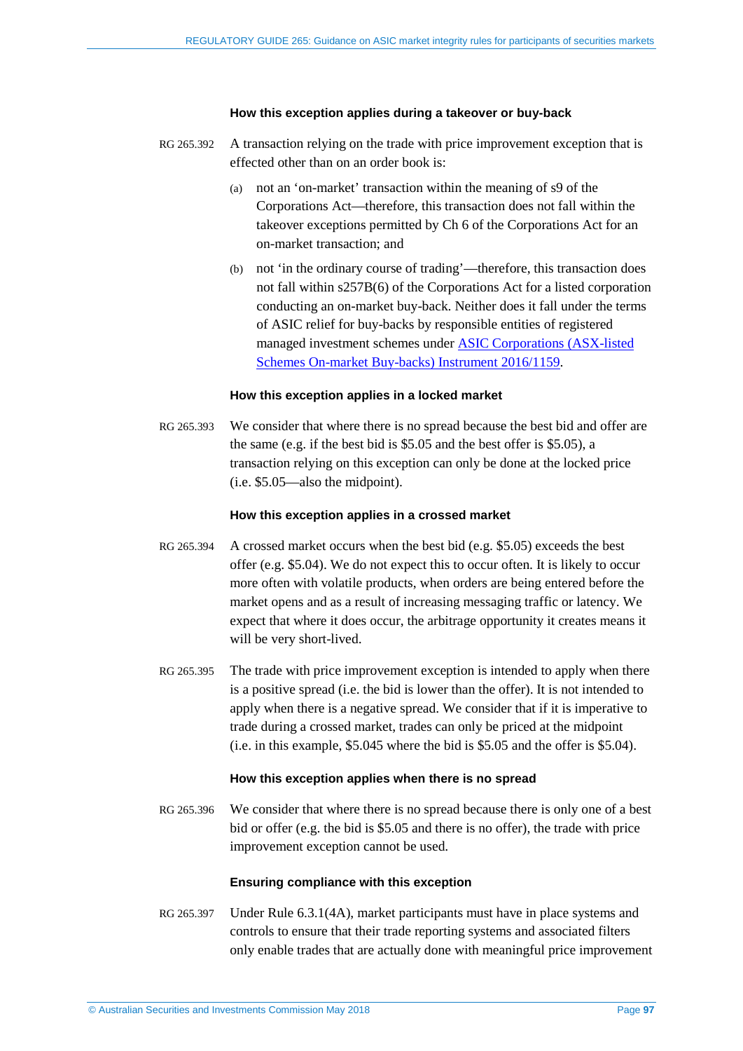#### How this exception applies during a takeover or buy-back

RG 265.392 A transaction relying on the trade with price improvement exception that is effected other than on an order book is:

(a) not an 'on-market' transaction within the meaning of s9 of the Corporations Act—therefore, this transaction does not fall within the takeover exceptions permitted by Ch 6 of the Corporations Act for an on-market transaction; and

(b) not 'in the ordinary course of trading'—therefore, this transaction does not fall within s257B(6) of the Corporations Act for a listed corporation conducting an on-market buy-back. Neither does it fall under the terms of ASIC relief for buy-backs by responsible entities of registered managed investment schemes under ASIC Corporations (ASX-listed Schemes On-market Buy-backs) Instrument 2016/1159.

#### How this exception applies in a locked market

RG 265.393 We consider that where there is no spread because the best bid and offer are the same (e.g. if the best bid is $5.05 and the best offer is $5.05), a transaction relying on this exception can only be done at the locked price (i.e. $5.05—also the midpoint).

#### How this exception applies in a crossed market

RG 265.394 A crossed market occurs when the best bid (e.g. $5.05) exceeds the best offer (e.g. $5.04). We do not expect this to occur often. It is likely to occur more often with volatile products, when orders are being entered before the market opens and as a result of increasing messaging traffic or latency. We expect that where it does occur, the arbitrage opportunity it creates means it will be very short-lived.

RG 265.395 The trade with price improvement exception is intended to apply when there is a positive spread (i.e. the bid is lower than the offer). It is not intended to apply when there is a negative spread. We consider that if it is imperative to trade during a crossed market, trades can only be priced at the midpoint (i.e. in this example, $5.045 where the bid is $5.05 and the offer is $5.04).

#### How this exception applies when there is no spread

RG 265.396 We consider that where there is no spread because there is only one of a best bid or offer (e.g. the bid is $5.05 and there is no offer), the trade with price improvement exception cannot be used.

#### Ensuring compliance with this exception

RG 265.397 Under Rule 6.3.1(4A), market participants must have in place systems and controls to ensure that their trade reporting systems and associated filters only enable trades that are actually done with meaningful price improvement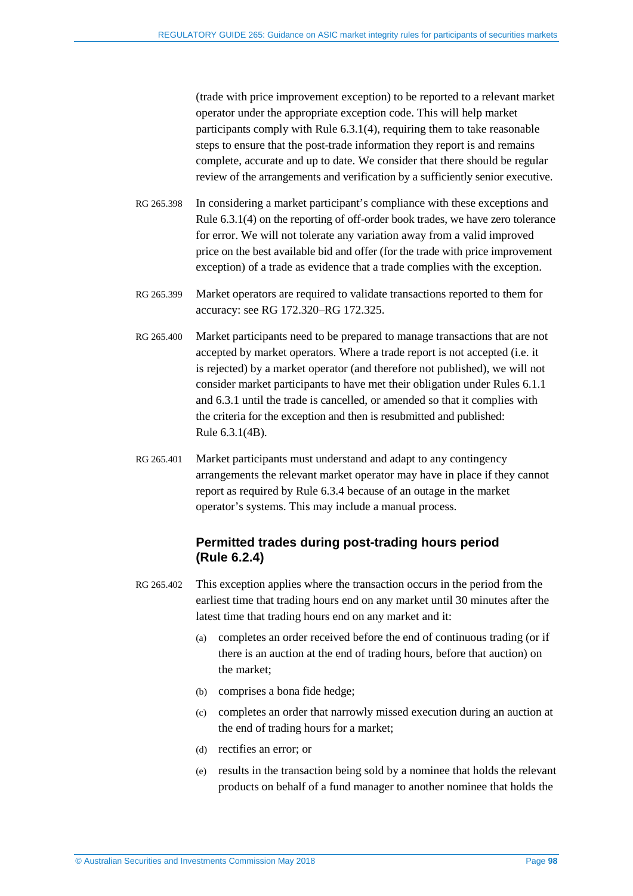(trade with price improvement exception) to be reported to a relevant market operator under the appropriate exception code. This will help market participants comply with Rule 6.3.1(4), requiring them to take reasonable steps to ensure that the post-trade information they report is and remains complete, accurate and up to date. We consider that there should be regular review of the arrangements and verification by a sufficiently senior executive.

RG 265.398 In considering a market participant's compliance with these exceptions and Rule 6.3.1(4) on the reporting of off-order book trades, we have zero tolerance for error. We will not tolerate any variation away from a valid improved price on the best available bid and offer (for the trade with price improvement exception) of a trade as evidence that a trade complies with the exception.

RG 265.399 Market operators are required to validate transactions reported to them for accuracy: see RG 172.320–RG 172.325.

RG 265.400 Market participants need to be prepared to manage transactions that are not accepted by market operators. Where a trade report is not accepted (i.e. it is rejected) by a market operator (and therefore not published), we will not consider market participants to have met their obligation under Rules 6.1.1 and 6.3.1 until the trade is cancelled, or amended so that it complies with the criteria for the exception and then is resubmitted and published: Rule 6.3.1(4B).

RG 265.401 Market participants must understand and adapt to any contingency arrangements the relevant market operator may have in place if they cannot report as required by Rule 6.3.4 because of an outage in the market operator's systems. This may include a manual process.

### Permitted trades during post-trading hours period (Rule 6.2.4)

RG 265.402 This exception applies where the transaction occurs in the period from the earliest time that trading hours end on any market until 30 minutes after the latest time that trading hours end on any market and it:

(a) completes an order received before the end of continuous trading (or if there is an auction at the end of trading hours, before that auction) on the market;

(b) comprises a bona fide hedge;

(c) completes an order that narrowly missed execution during an auction at the end of trading hours for a market;

(d) rectifies an error; or

(e) results in the transaction being sold by a nominee that holds the relevant products on behalf of a fund manager to another nominee that holds the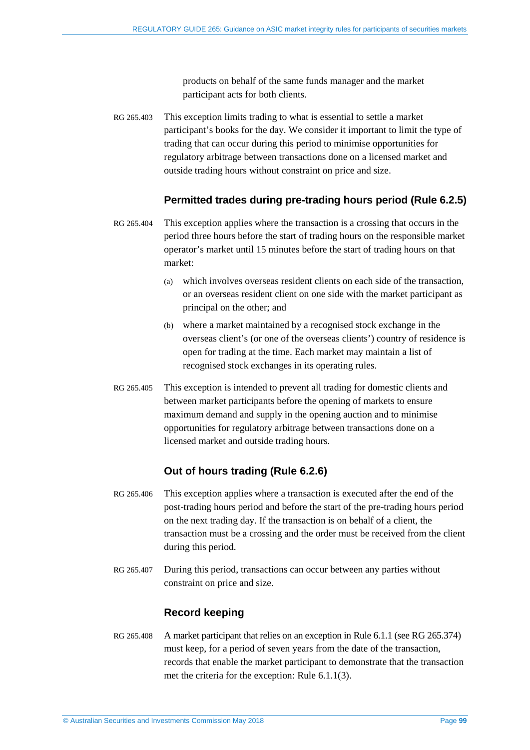products on behalf of the same funds manager and the market participant acts for both clients.

RG 265.403 This exception limits trading to what is essential to settle a market participant's books for the day. We consider it important to limit the type of trading that can occur during this period to minimise opportunities for regulatory arbitrage between transactions done on a licensed market and outside trading hours without constraint on price and size.

### Permitted trades during pre-trading hours period (Rule 6.2.5)

RG 265.404 This exception applies where the transaction is a crossing that occurs in the period three hours before the start of trading hours on the responsible market operator's market until 15 minutes before the start of trading hours on that market:

(a) which involves overseas resident clients on each side of the transaction, or an overseas resident client on one side with the market participant as principal on the other; and

(b) where a market maintained by a recognised stock exchange in the overseas client's (or one of the overseas clients') country of residence is open for trading at the time. Each market may maintain a list of recognised stock exchanges in its operating rules.

RG 265.405 This exception is intended to prevent all trading for domestic clients and between market participants before the opening of markets to ensure maximum demand and supply in the opening auction and to minimise opportunities for regulatory arbitrage between transactions done on a licensed market and outside trading hours.

### Out of hours trading (Rule 6.2.6)

RG 265.406 This exception applies where a transaction is executed after the end of the post-trading hours period and before the start of the pre-trading hours period on the next trading day. If the transaction is on behalf of a client, the transaction must be a crossing and the order must be received from the client during this period.

RG 265.407 During this period, transactions can occur between any parties without constraint on price and size.

### Record keeping

RG 265.408 A market participant that relies on an exception in Rule 6.1.1 (see RG 265.374) must keep, for a period of seven years from the date of the transaction, records that enable the market participant to demonstrate that the transaction met the criteria for the exception: Rule 6.1.1(3).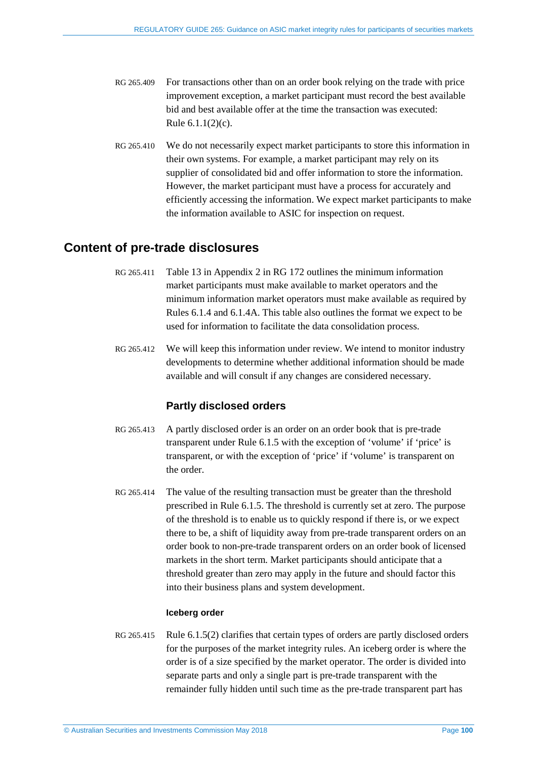RG 265.409 For transactions other than on an order book relying on the trade with price improvement exception, a market participant must record the best available bid and best available offer at the time the transaction was executed: Rule 6.1.1(2)(c).

RG 265.410 We do not necessarily expect market participants to store this information in their own systems. For example, a market participant may rely on its supplier of consolidated bid and offer information to store the information. However, the market participant must have a process for accurately and efficiently accessing the information. We expect market participants to make the information available to ASIC for inspection on request.

## Content of pre-trade disclosures

RG 265.411 Table 13 in Appendix 2 in RG 172 outlines the minimum information market participants must make available to market operators and the minimum information market operators must make available as required by Rules 6.1.4 and 6.1.4A. This table also outlines the format we expect to be used for information to facilitate the data consolidation process.

RG 265.412 We will keep this information under review. We intend to monitor industry developments to determine whether additional information should be made available and will consult if any changes are considered necessary.

### Partly disclosed orders

RG 265.413 A partly disclosed order is an order on an order book that is pre-trade transparent under Rule 6.1.5 with the exception of 'volume' if 'price' is transparent, or with the exception of 'price' if 'volume' is transparent on the order.

RG 265.414 The value of the resulting transaction must be greater than the threshold prescribed in Rule 6.1.5. The threshold is currently set at zero. The purpose of the threshold is to enable us to quickly respond if there is, or we expect there to be, a shift of liquidity away from pre-trade transparent orders on an order book to non-pre-trade transparent orders on an order book of licensed markets in the short term. Market participants should anticipate that a threshold greater than zero may apply in the future and should factor this into their business plans and system development.

#### Iceberg order

RG 265.415 Rule 6.1.5(2) clarifies that certain types of orders are partly disclosed orders for the purposes of the market integrity rules. An iceberg order is where the order is of a size specified by the market operator. The order is divided into separate parts and only a single part is pre-trade transparent with the remainder fully hidden until such time as the pre-trade transparent part has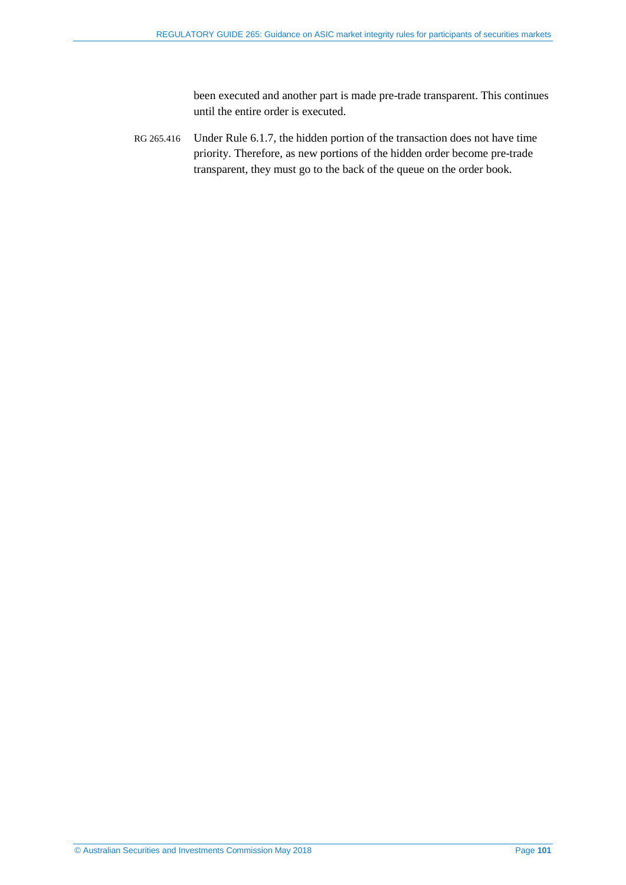been executed and another part is made pre-trade transparent. This continues until the entire order is executed.

RG 265.416 Under Rule 6.1.7, the hidden portion of the transaction does not have time priority. Therefore, as new portions of the hidden order become pre-trade transparent, they must go to the back of the queue on the order book.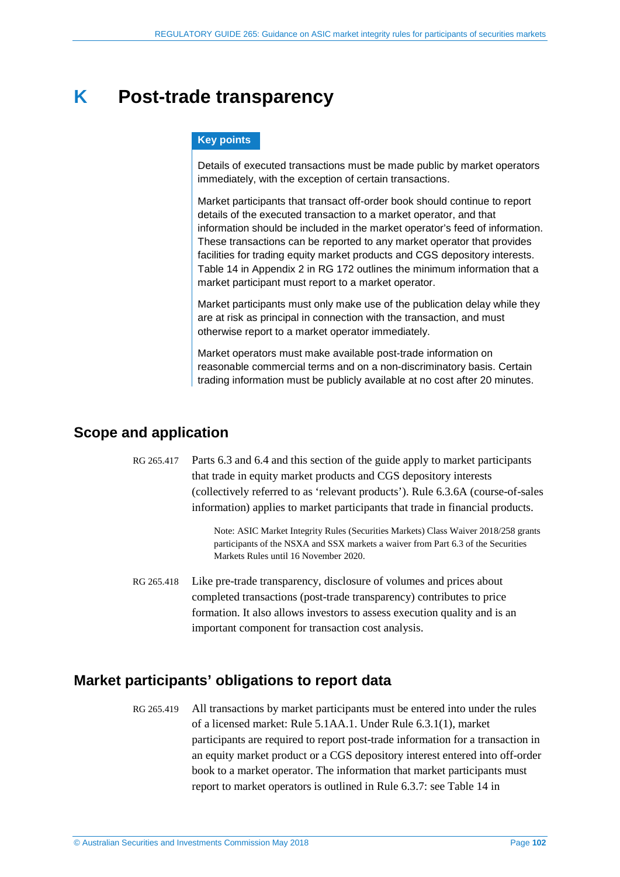# K Post-trade transparency

**Key points**

Details of executed transactions must be made public by market operators immediately, with the exception of certain transactions.

Market participants that transact off-order book should continue to report details of the executed transaction to a market operator, and that information should be included in the market operator's feed of information. These transactions can be reported to any market operator that provides facilities for trading equity market products and CGS depository interests. Table 14 in Appendix 2 in RG 172 outlines the minimum information that a market participant must report to a market operator.

Market participants must only make use of the publication delay while they are at risk as principal in connection with the transaction, and must otherwise report to a market operator immediately.

Market operators must make available post-trade information on reasonable commercial terms and on a non-discriminatory basis. Certain trading information must be publicly available at no cost after 20 minutes.

## Scope and application

RG 265.417 Parts 6.3 and 6.4 and this section of the guide apply to market participants that trade in equity market products and CGS depository interests (collectively referred to as 'relevant products'). Rule 6.3.6A (course-of-sales information) applies to market participants that trade in financial products.

> Note: ASIC Market Integrity Rules (Securities Markets) Class Waiver 2018/258 grants participants of the NSXA and SSX markets a waiver from Part 6.3 of the Securities Markets Rules until 16 November 2020.

RG 265.418 Like pre-trade transparency, disclosure of volumes and prices about completed transactions (post-trade transparency) contributes to price formation. It also allows investors to assess execution quality and is an important component for transaction cost analysis.

## Market participants' obligations to report data

RG 265.419 All transactions by market participants must be entered into under the rules of a licensed market: Rule 5.1AA.1. Under Rule 6.3.1(1), market participants are required to report post-trade information for a transaction in an equity market product or a CGS depository interest entered into off-order book to a market operator. The information that market participants must report to market operators is outlined in Rule 6.3.7: see Table 14 in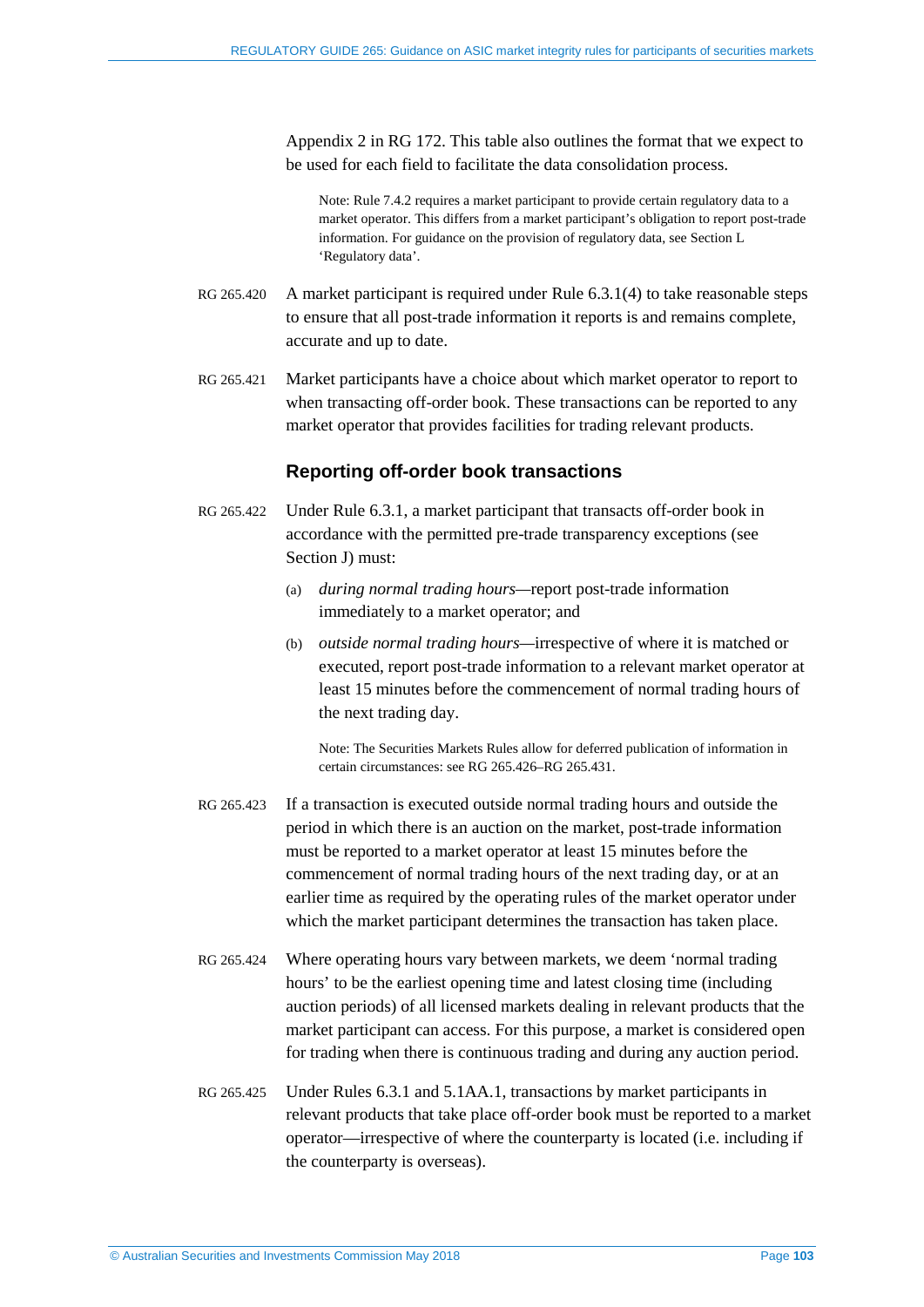Appendix 2 in RG 172. This table also outlines the format that we expect to be used for each field to facilitate the data consolidation process.

> Note: Rule 7.4.2 requires a market participant to provide certain regulatory data to a market operator. This differs from a market participant's obligation to report post-trade information. For guidance on the provision of regulatory data, see Section L 'Regulatory data'.

RG 265.420 A market participant is required under Rule 6.3.1(4) to take reasonable steps to ensure that all post-trade information it reports is and remains complete, accurate and up to date.

RG 265.421 Market participants have a choice about which market operator to report to when transacting off-order book. These transactions can be reported to any market operator that provides facilities for trading relevant products.

### Reporting off-order book transactions

RG 265.422 Under Rule 6.3.1, a market participant that transacts off-order book in accordance with the permitted pre-trade transparency exceptions (see Section J) must:

(a) *during normal trading hours*—report post-trade information immediately to a market operator; and

(b) *outside normal trading hours*—irrespective of where it is matched or executed, report post-trade information to a relevant market operator at least 15 minutes before the commencement of normal trading hours of the next trading day.

> Note: The Securities Markets Rules allow for deferred publication of information in certain circumstances: see RG 265.426–RG 265.431.

RG 265.423 If a transaction is executed outside normal trading hours and outside the period in which there is an auction on the market, post-trade information must be reported to a market operator at least 15 minutes before the commencement of normal trading hours of the next trading day, or at an earlier time as required by the operating rules of the market operator under which the market participant determines the transaction has taken place.

RG 265.424 Where operating hours vary between markets, we deem 'normal trading hours' to be the earliest opening time and latest closing time (including auction periods) of all licensed markets dealing in relevant products that the market participant can access. For this purpose, a market is considered open for trading when there is continuous trading and during any auction period.

RG 265.425 Under Rules 6.3.1 and 5.1AA.1, transactions by market participants in relevant products that take place off-order book must be reported to a market operator—irrespective of where the counterparty is located (i.e. including if the counterparty is overseas).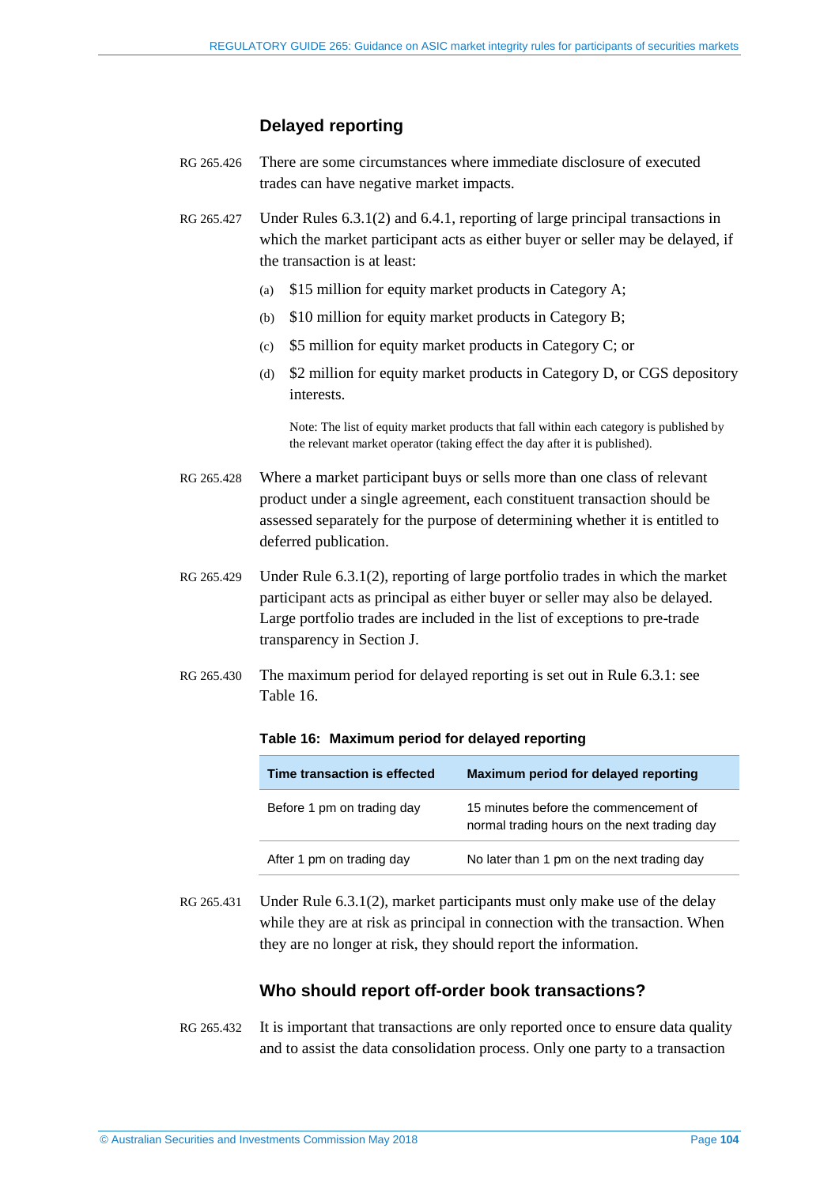### Delayed reporting

RG 265.426 There are some circumstances where immediate disclosure of executed trades can have negative market impacts.

RG 265.427 Under Rules 6.3.1(2) and 6.4.1, reporting of large principal transactions in which the market participant acts as either buyer or seller may be delayed, if the transaction is at least:

(a) $15 million for equity market products in Category A;

(b) $10 million for equity market products in Category B;

(c) $5 million for equity market products in Category C; or

(d) $2 million for equity market products in Category D, or CGS depository interests.

Note: The list of equity market products that fall within each category is published by the relevant market operator (taking effect the day after it is published).

RG 265.428 Where a market participant buys or sells more than one class of relevant product under a single agreement, each constituent transaction should be assessed separately for the purpose of determining whether it is entitled to deferred publication.

RG 265.429 Under Rule 6.3.1(2), reporting of large portfolio trades in which the market participant acts as principal as either buyer or seller may also be delayed. Large portfolio trades are included in the list of exceptions to pre-trade transparency in Section J.

RG 265.430 The maximum period for delayed reporting is set out in Rule 6.3.1: see Table 16.

**Table 16: Maximum period for delayed reporting**

| Time transaction is effected | Maximum period for delayed reporting |
|---|---|
| Before 1 pm on trading day | 15 minutes before the commencement of normal trading hours on the next trading day |
| After 1 pm on trading day | No later than 1 pm on the next trading day |

RG 265.431 Under Rule 6.3.1(2), market participants must only make use of the delay while they are at risk as principal in connection with the transaction. When they are no longer at risk, they should report the information.

### Who should report off-order book transactions?

RG 265.432 It is important that transactions are only reported once to ensure data quality and to assist the data consolidation process. Only one party to a transaction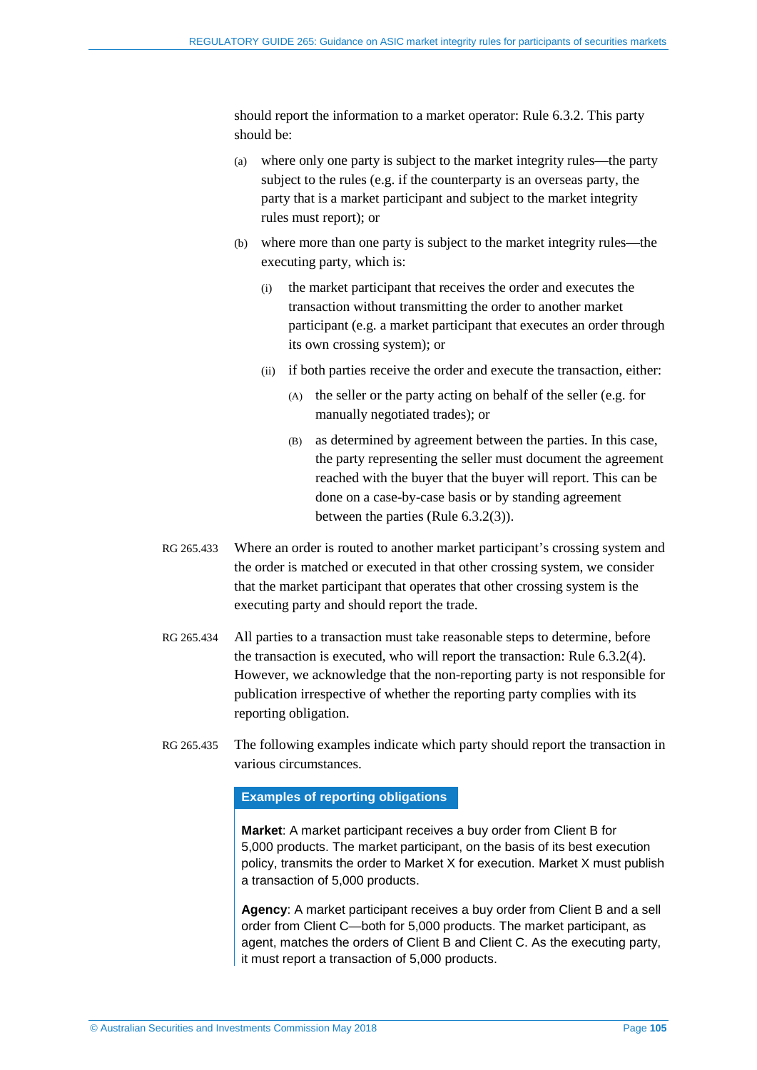should report the information to a market operator: Rule 6.3.2. This party should be:

(a) where only one party is subject to the market integrity rules—the party subject to the rules (e.g. if the counterparty is an overseas party, the party that is a market participant and subject to the market integrity rules must report); or

(b) where more than one party is subject to the market integrity rules—the executing party, which is:

  (i) the market participant that receives the order and executes the transaction without transmitting the order to another market participant (e.g. a market participant that executes an order through its own crossing system); or

  (ii) if both parties receive the order and execute the transaction, either:

    (A) the seller or the party acting on behalf of the seller (e.g. for manually negotiated trades); or

    (B) as determined by agreement between the parties. In this case, the party representing the seller must document the agreement reached with the buyer that the buyer will report. This can be done on a case-by-case basis or by standing agreement between the parties (Rule 6.3.2(3)).

RG 265.433 Where an order is routed to another market participant's crossing system and the order is matched or executed in that other crossing system, we consider that the market participant that operates that other crossing system is the executing party and should report the trade.

RG 265.434 All parties to a transaction must take reasonable steps to determine, before the transaction is executed, who will report the transaction: Rule 6.3.2(4). However, we acknowledge that the non-reporting party is not responsible for publication irrespective of whether the reporting party complies with its reporting obligation.

RG 265.435 The following examples indicate which party should report the transaction in various circumstances.

**Examples of reporting obligations**

**Market**: A market participant receives a buy order from Client B for 5,000 products. The market participant, on the basis of its best execution policy, transmits the order to Market X for execution. Market X must publish a transaction of 5,000 products.

**Agency**: A market participant receives a buy order from Client B and a sell order from Client C—both for 5,000 products. The market participant, as agent, matches the orders of Client B and Client C. As the executing party, it must report a transaction of 5,000 products.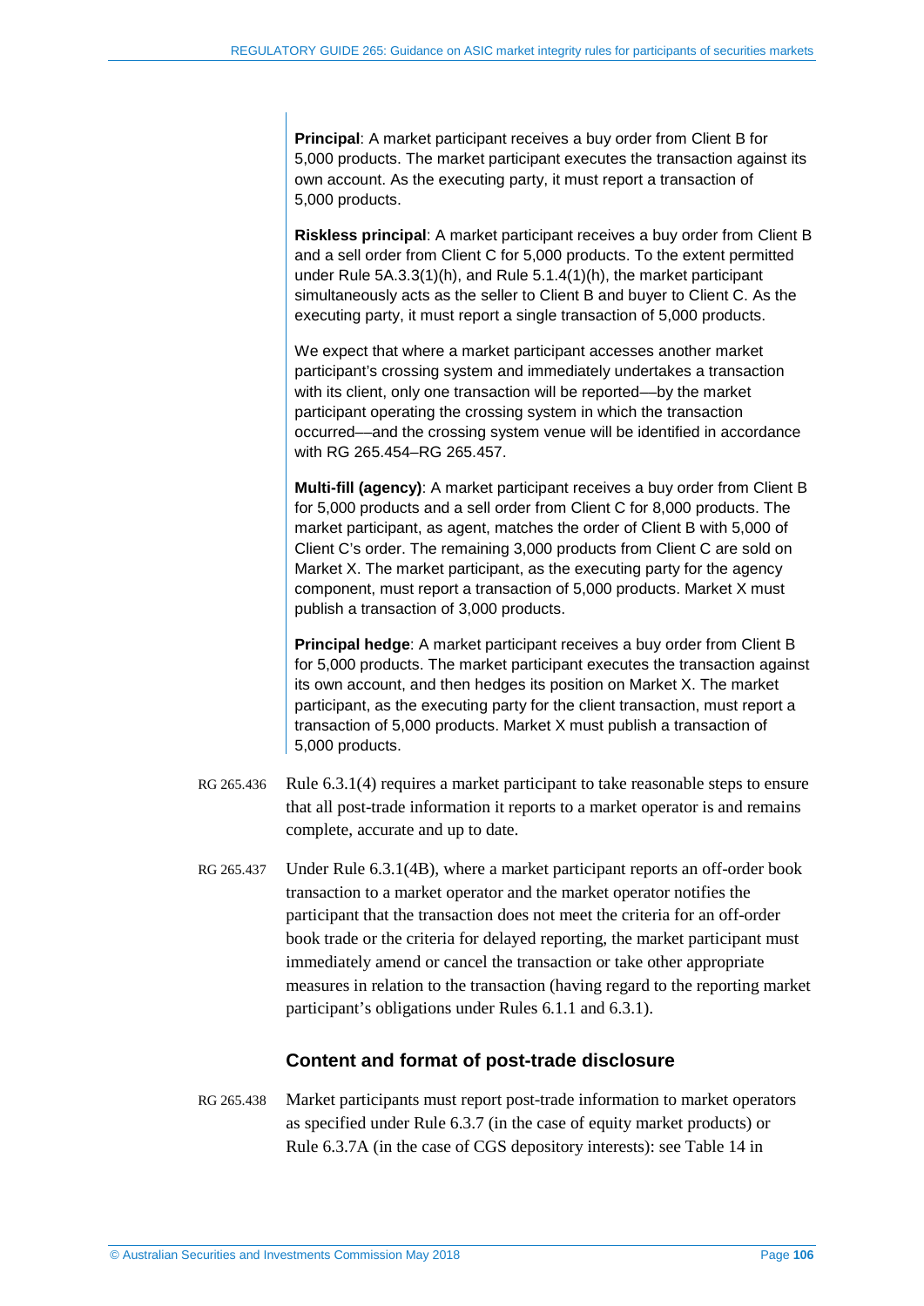**Principal**: A market participant receives a buy order from Client B for 5,000 products. The market participant executes the transaction against its own account. As the executing party, it must report a transaction of 5,000 products.

**Riskless principal**: A market participant receives a buy order from Client B and a sell order from Client C for 5,000 products. To the extent permitted under Rule 5A.3.3(1)(h), and Rule 5.1.4(1)(h), the market participant simultaneously acts as the seller to Client B and buyer to Client C. As the executing party, it must report a single transaction of 5,000 products.

We expect that where a market participant accesses another market participant's crossing system and immediately undertakes a transaction with its client, only one transaction will be reported—by the market participant operating the crossing system in which the transaction occurred—and the crossing system venue will be identified in accordance with RG 265.454–RG 265.457.

**Multi-fill (agency)**: A market participant receives a buy order from Client B for 5,000 products and a sell order from Client C for 8,000 products. The market participant, as agent, matches the order of Client B with 5,000 of Client C's order. The remaining 3,000 products from Client C are sold on Market X. The market participant, as the executing party for the agency component, must report a transaction of 5,000 products. Market X must publish a transaction of 3,000 products.

**Principal hedge**: A market participant receives a buy order from Client B for 5,000 products. The market participant executes the transaction against its own account, and then hedges its position on Market X. The market participant, as the executing party for the client transaction, must report a transaction of 5,000 products. Market X must publish a transaction of 5,000 products.

RG 265.436 Rule 6.3.1(4) requires a market participant to take reasonable steps to ensure that all post-trade information it reports to a market operator is and remains complete, accurate and up to date.

RG 265.437 Under Rule 6.3.1(4B), where a market participant reports an off-order book transaction to a market operator and the market operator notifies the participant that the transaction does not meet the criteria for an off-order book trade or the criteria for delayed reporting, the market participant must immediately amend or cancel the transaction or take other appropriate measures in relation to the transaction (having regard to the reporting market participant's obligations under Rules 6.1.1 and 6.3.1).

### Content and format of post-trade disclosure

RG 265.438 Market participants must report post-trade information to market operators as specified under Rule 6.3.7 (in the case of equity market products) or Rule 6.3.7A (in the case of CGS depository interests): see Table 14 in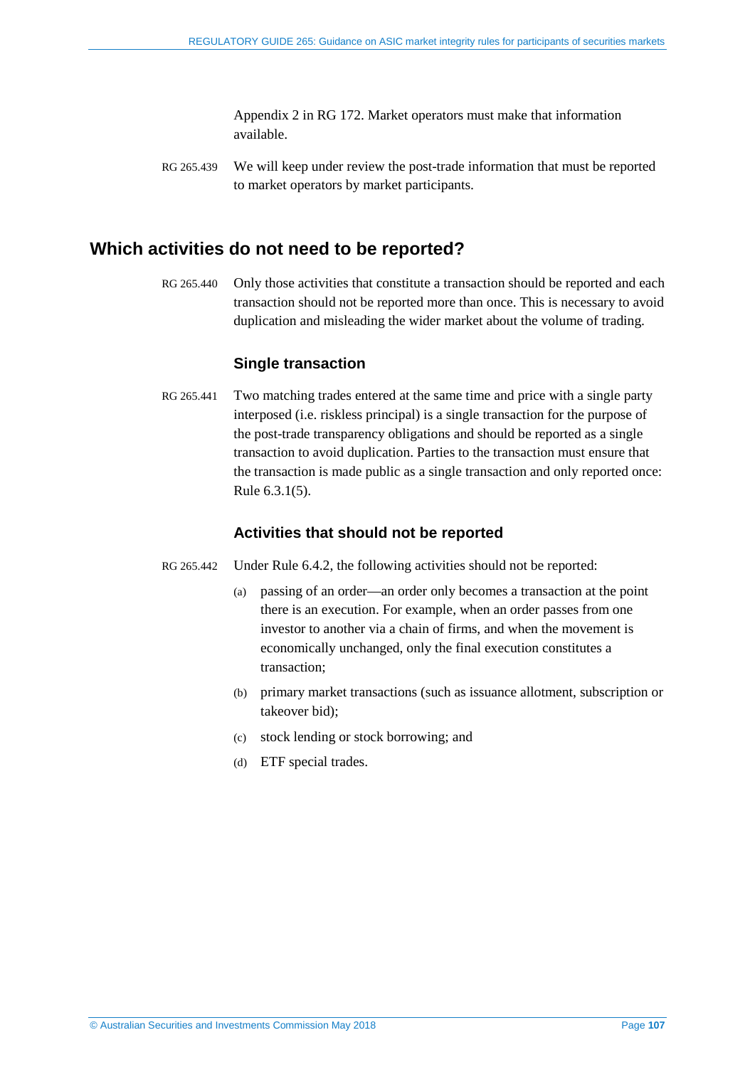Appendix 2 in RG 172. Market operators must make that information available.

RG 265.439 We will keep under review the post-trade information that must be reported to market operators by market participants.

## Which activities do not need to be reported?

RG 265.440 Only those activities that constitute a transaction should be reported and each transaction should not be reported more than once. This is necessary to avoid duplication and misleading the wider market about the volume of trading.

### Single transaction

RG 265.441 Two matching trades entered at the same time and price with a single party interposed (i.e. riskless principal) is a single transaction for the purpose of the post-trade transparency obligations and should be reported as a single transaction to avoid duplication. Parties to the transaction must ensure that the transaction is made public as a single transaction and only reported once: Rule 6.3.1(5).

### Activities that should not be reported

RG 265.442 Under Rule 6.4.2, the following activities should not be reported:

(a) passing of an order—an order only becomes a transaction at the point there is an execution. For example, when an order passes from one investor to another via a chain of firms, and when the movement is economically unchanged, only the final execution constitutes a transaction;

(b) primary market transactions (such as issuance allotment, subscription or takeover bid);

(c) stock lending or stock borrowing; and

(d) ETF special trades.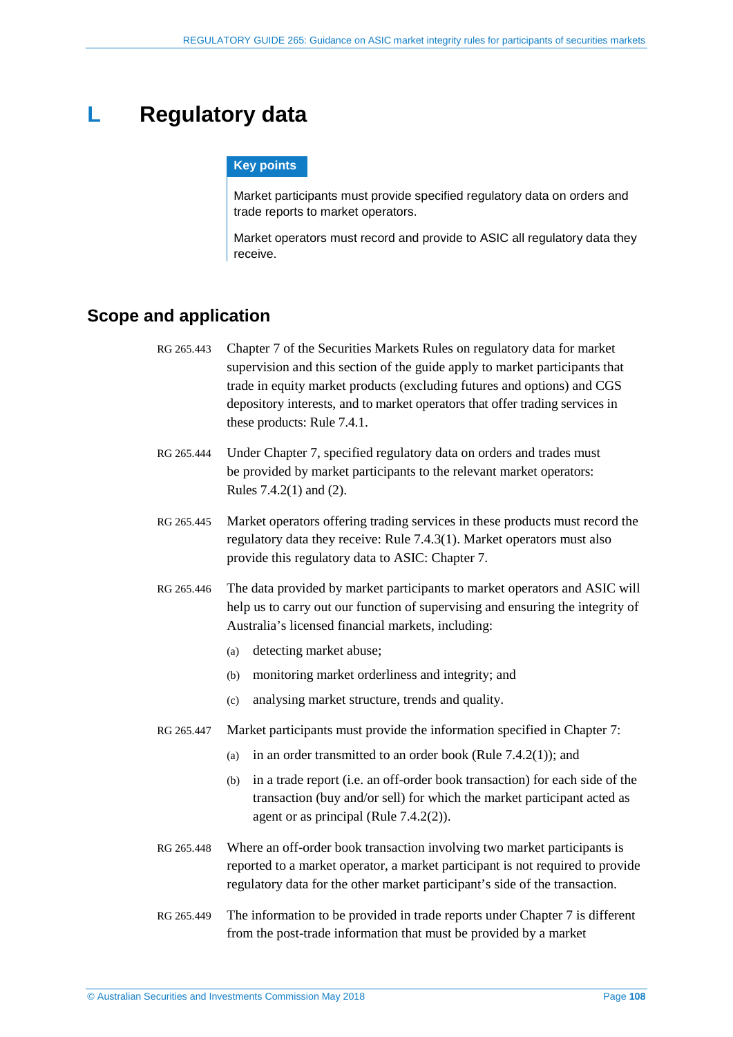# L Regulatory data

**Key points**

Market participants must provide specified regulatory data on orders and trade reports to market operators.

Market operators must record and provide to ASIC all regulatory data they receive.

## Scope and application

RG 265.443 Chapter 7 of the Securities Markets Rules on regulatory data for market supervision and this section of the guide apply to market participants that trade in equity market products (excluding futures and options) and CGS depository interests, and to market operators that offer trading services in these products: Rule 7.4.1.

RG 265.444 Under Chapter 7, specified regulatory data on orders and trades must be provided by market participants to the relevant market operators: Rules 7.4.2(1) and (2).

RG 265.445 Market operators offering trading services in these products must record the regulatory data they receive: Rule 7.4.3(1). Market operators must also provide this regulatory data to ASIC: Chapter 7.

RG 265.446 The data provided by market participants to market operators and ASIC will help us to carry out our function of supervising and ensuring the integrity of Australia's licensed financial markets, including:

(a) detecting market abuse;

(b) monitoring market orderliness and integrity; and

(c) analysing market structure, trends and quality.

RG 265.447 Market participants must provide the information specified in Chapter 7:

(a) in an order transmitted to an order book (Rule 7.4.2(1)); and

(b) in a trade report (i.e. an off-order book transaction) for each side of the transaction (buy and/or sell) for which the market participant acted as agent or as principal (Rule 7.4.2(2)).

RG 265.448 Where an off-order book transaction involving two market participants is reported to a market operator, a market participant is not required to provide regulatory data for the other market participant's side of the transaction.

RG 265.449 The information to be provided in trade reports under Chapter 7 is different from the post-trade information that must be provided by a market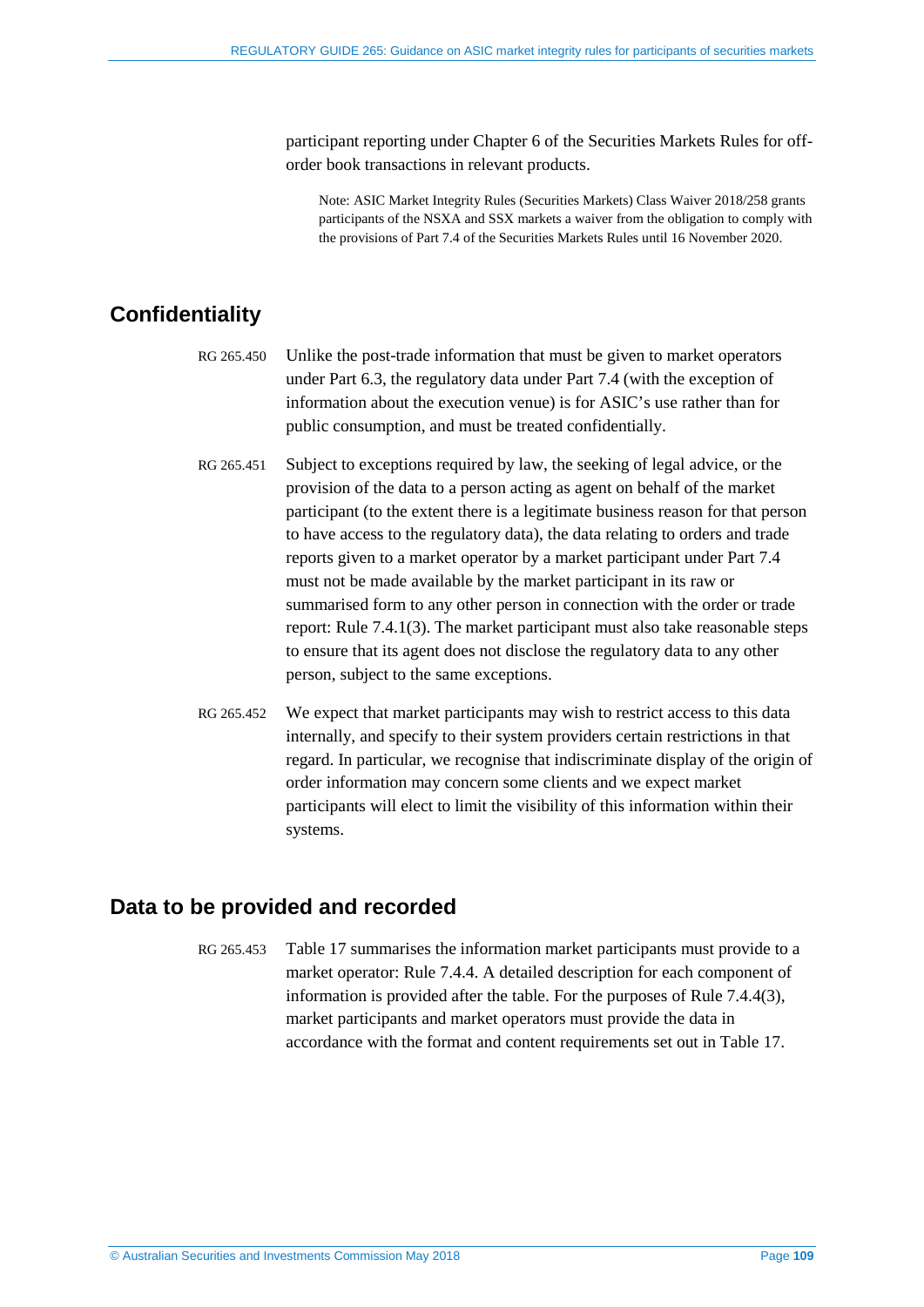participant reporting under Chapter 6 of the Securities Markets Rules for off-order book transactions in relevant products.

Note: ASIC Market Integrity Rules (Securities Markets) Class Waiver 2018/258 grants participants of the NSXA and SSX markets a waiver from the obligation to comply with the provisions of Part 7.4 of the Securities Markets Rules until 16 November 2020.

## Confidentiality

RG 265.450 Unlike the post-trade information that must be given to market operators under Part 6.3, the regulatory data under Part 7.4 (with the exception of information about the execution venue) is for ASIC's use rather than for public consumption, and must be treated confidentially.

RG 265.451 Subject to exceptions required by law, the seeking of legal advice, or the provision of the data to a person acting as agent on behalf of the market participant (to the extent there is a legitimate business reason for that person to have access to the regulatory data), the data relating to orders and trade reports given to a market operator by a market participant under Part 7.4 must not be made available by the market participant in its raw or summarised form to any other person in connection with the order or trade report: Rule 7.4.1(3). The market participant must also take reasonable steps to ensure that its agent does not disclose the regulatory data to any other person, subject to the same exceptions.

RG 265.452 We expect that market participants may wish to restrict access to this data internally, and specify to their system providers certain restrictions in that regard. In particular, we recognise that indiscriminate display of the origin of order information may concern some clients and we expect market participants will elect to limit the visibility of this information within their systems.

## Data to be provided and recorded

RG 265.453 Table 17 summarises the information market participants must provide to a market operator: Rule 7.4.4. A detailed description for each component of information is provided after the table. For the purposes of Rule 7.4.4(3), market participants and market operators must provide the data in accordance with the format and content requirements set out in Table 17.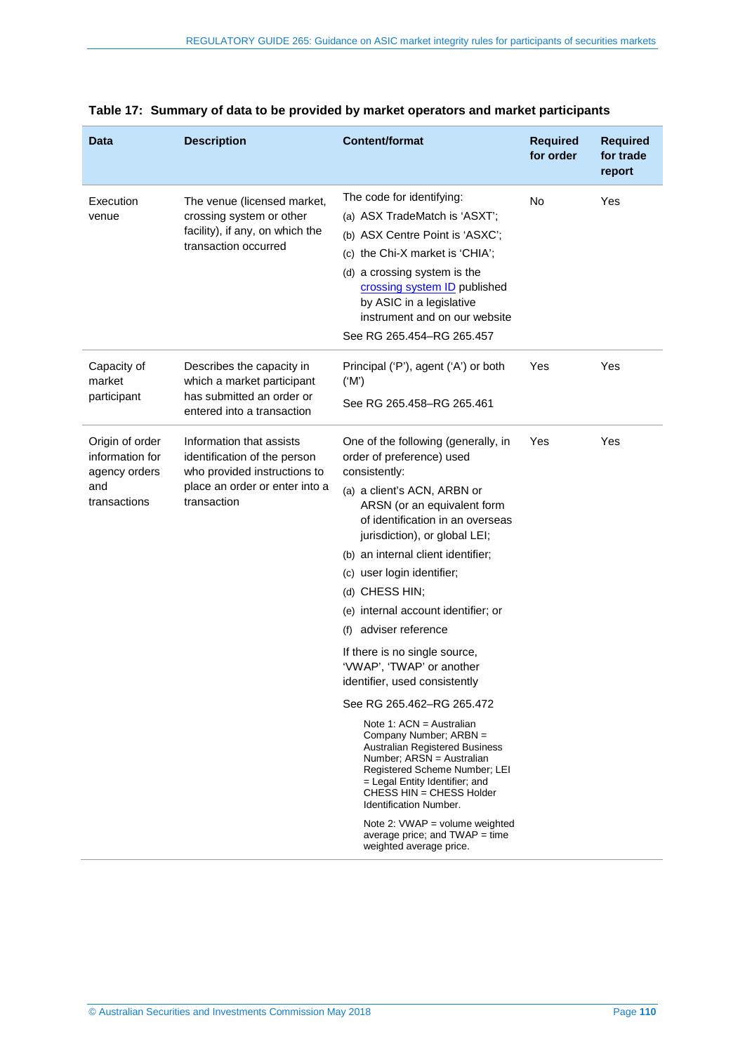**Table 17: Summary of data to be provided by market operators and market participants**

| Data | Description | Content/format | Required for order | Required for trade report |
|---|---|---|---|---|
| Execution venue | The venue (licensed market, crossing system or other facility), if any, on which the transaction occurred | The code for identifying:<br>(a) ASX TradeMatch is 'ASXT';<br>(b) ASX Centre Point is 'ASXC';<br>(c) the Chi-X market is 'CHIA';<br>(d) a crossing system is the crossing system ID published by ASIC in a legislative instrument and on our website<br>See RG 265.454–RG 265.457 | No | Yes |
| Capacity of market participant | Describes the capacity in which a market participant has submitted an order or entered into a transaction | Principal ('P'), agent ('A') or both ('M')<br>See RG 265.458–RG 265.461 | Yes | Yes |
| Origin of order information for agency orders and transactions | Information that assists identification of the person who provided instructions to place an order or enter into a transaction | One of the following (generally, in order of preference) used consistently:<br>(a) a client's ACN, ARBN or ARSN (or an equivalent form of identification in an overseas jurisdiction), or global LEI;<br>(b) an internal client identifier;<br>(c) user login identifier;<br>(d) CHESS HIN;<br>(e) internal account identifier; or<br>(f) adviser reference<br>If there is no single source, 'VWAP', 'TWAP' or another identifier, used consistently<br>See RG 265.462–RG 265.472<br>Note 1: ACN = Australian Company Number; ARBN = Australian Registered Business Number; ARSN = Australian Registered Scheme Number; LEI = Legal Entity Identifier; and CHESS HIN = CHESS Holder Identification Number.<br>Note 2: VWAP = volume weighted average price; and TWAP = time weighted average price. | Yes | Yes |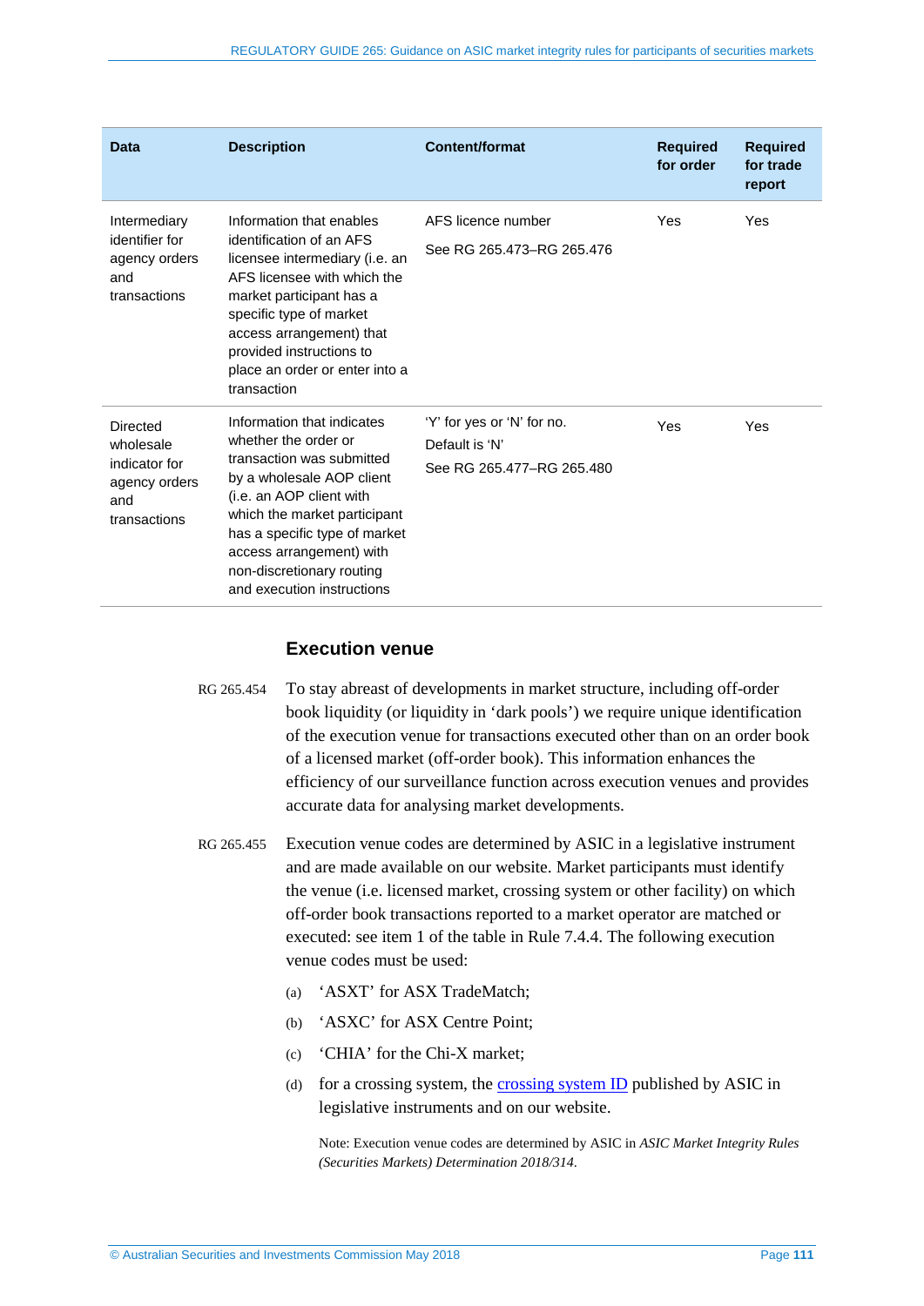| Data | Description | Content/format | Required for order | Required for trade report |
|---|---|---|---|---|
| Intermediary identifier for agency orders and transactions | Information that enables identification of an AFS licensee intermediary (i.e. an AFS licensee with which the market participant has a specific type of market access arrangement) that provided instructions to place an order or enter into a transaction | AFS licence number<br><br>See RG 265.473–RG 265.476 | Yes | Yes |
| Directed wholesale indicator for agency orders and transactions | Information that indicates whether the order or transaction was submitted by a wholesale AOP client (i.e. an AOP client with which the market participant has a specific type of market access arrangement) with non-discretionary routing and execution instructions | 'Y' for yes or 'N' for no. Default is 'N'<br><br>See RG 265.477–RG 265.480 | Yes | Yes |

## Execution venue

RG 265.454 To stay abreast of developments in market structure, including off-order book liquidity (or liquidity in 'dark pools') we require unique identification of the execution venue for transactions executed other than on an order book of a licensed market (off-order book). This information enhances the efficiency of our surveillance function across execution venues and provides accurate data for analysing market developments.

RG 265.455 Execution venue codes are determined by ASIC in a legislative instrument and are made available on our website. Market participants must identify the venue (i.e. licensed market, crossing system or other facility) on which off-order book transactions reported to a market operator are matched or executed: see item 1 of the table in Rule 7.4.4. The following execution venue codes must be used:

(a) 'ASXT' for ASX TradeMatch;

(b) 'ASXC' for ASX Centre Point;

(c) 'CHIA' for the Chi-X market;

(d) for a crossing system, the crossing system ID published by ASIC in legislative instruments and on our website.

Note: Execution venue codes are determined by ASIC in *ASIC Market Integrity Rules (Securities Markets) Determination 2018/314*.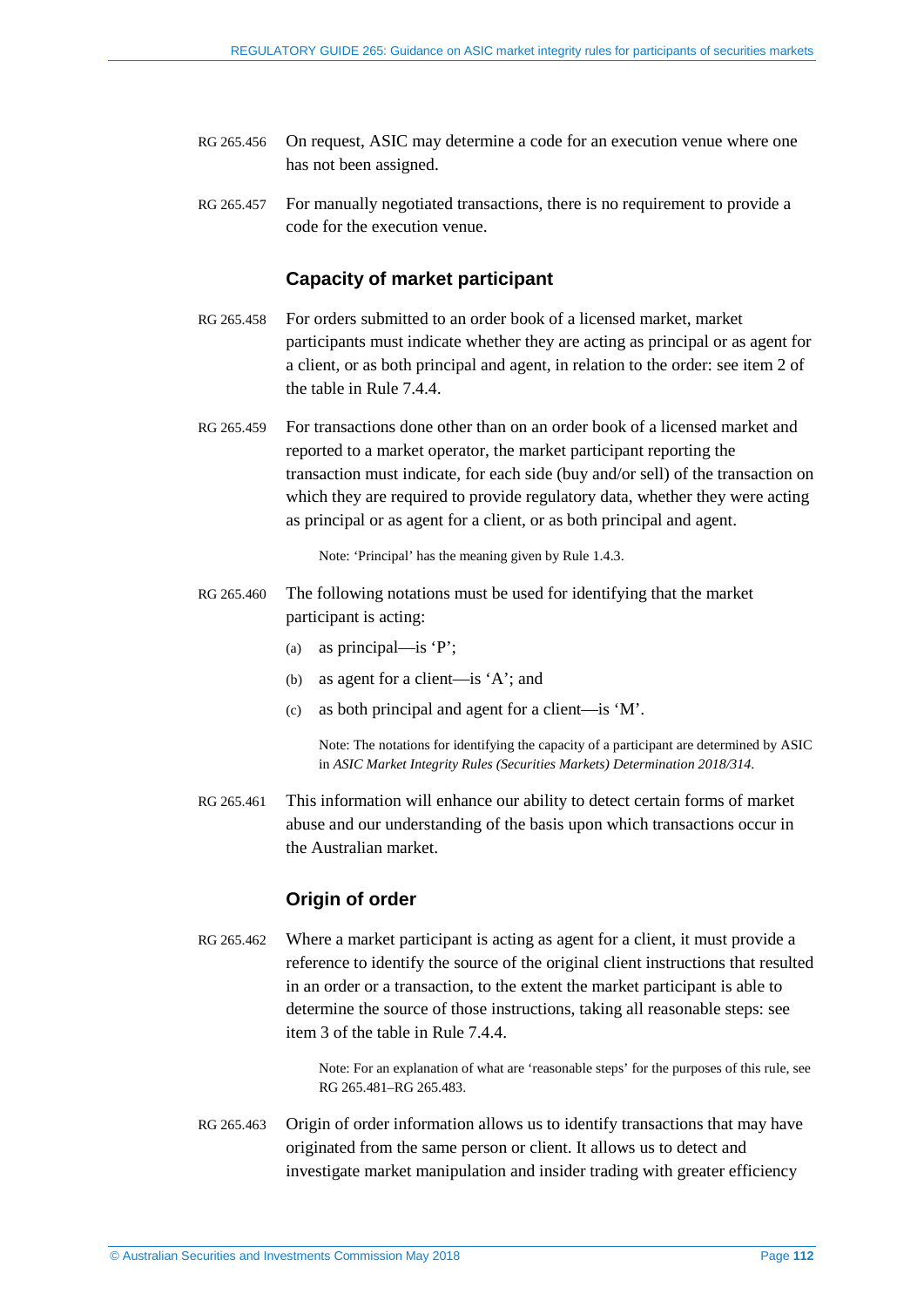RG 265.456 On request, ASIC may determine a code for an execution venue where one has not been assigned.

RG 265.457 For manually negotiated transactions, there is no requirement to provide a code for the execution venue.

### Capacity of market participant

RG 265.458 For orders submitted to an order book of a licensed market, market participants must indicate whether they are acting as principal or as agent for a client, or as both principal and agent, in relation to the order: see item 2 of the table in Rule 7.4.4.

RG 265.459 For transactions done other than on an order book of a licensed market and reported to a market operator, the market participant reporting the transaction must indicate, for each side (buy and/or sell) of the transaction on which they are required to provide regulatory data, whether they were acting as principal or as agent for a client, or as both principal and agent.

> Note: 'Principal' has the meaning given by Rule 1.4.3.

RG 265.460 The following notations must be used for identifying that the market participant is acting:

(a) as principal—is 'P';

(b) as agent for a client—is 'A'; and

(c) as both principal and agent for a client—is 'M'.

> Note: The notations for identifying the capacity of a participant are determined by ASIC in *ASIC Market Integrity Rules (Securities Markets) Determination 2018/314*.

RG 265.461 This information will enhance our ability to detect certain forms of market abuse and our understanding of the basis upon which transactions occur in the Australian market.

### Origin of order

RG 265.462 Where a market participant is acting as agent for a client, it must provide a reference to identify the source of the original client instructions that resulted in an order or a transaction, to the extent the market participant is able to determine the source of those instructions, taking all reasonable steps: see item 3 of the table in Rule 7.4.4.

> Note: For an explanation of what are 'reasonable steps' for the purposes of this rule, see RG 265.481–RG 265.483.

RG 265.463 Origin of order information allows us to identify transactions that may have originated from the same person or client. It allows us to detect and investigate market manipulation and insider trading with greater efficiency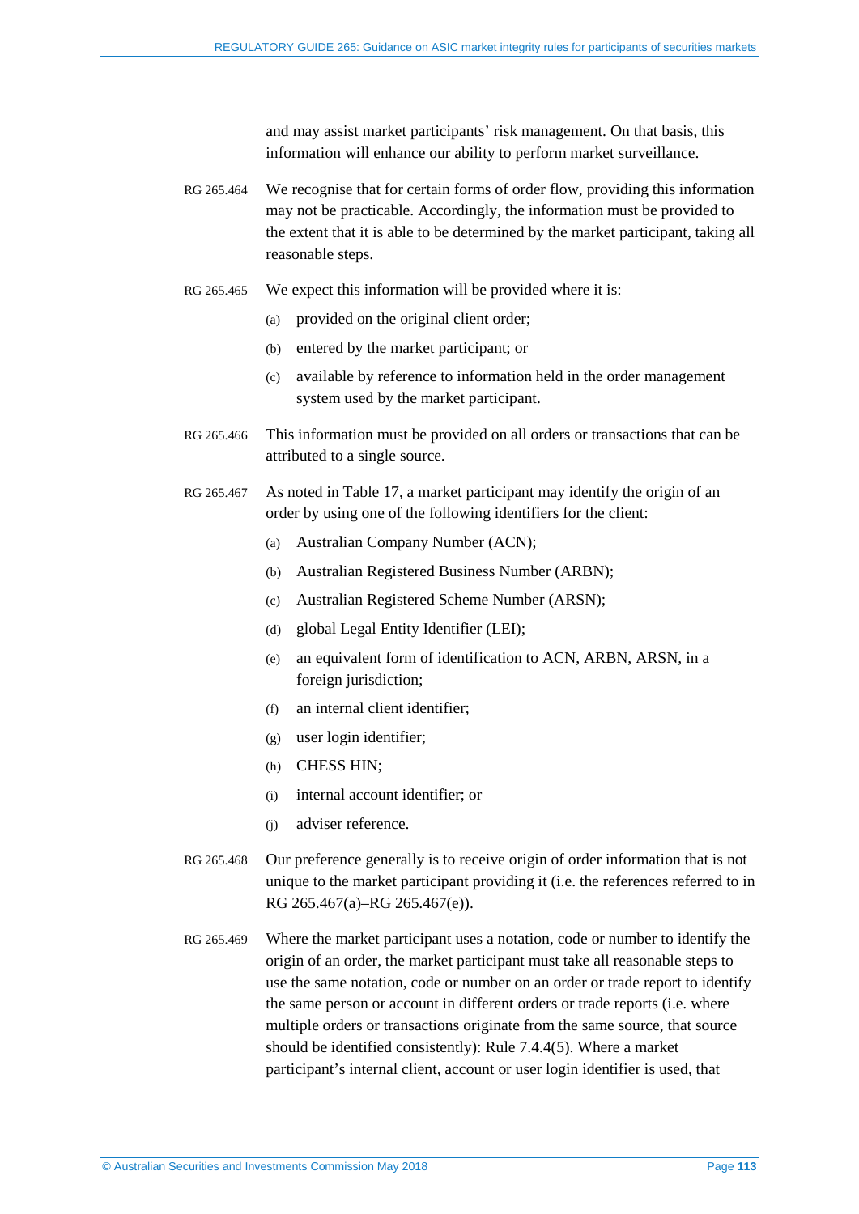and may assist market participants' risk management. On that basis, this information will enhance our ability to perform market surveillance.

RG 265.464 We recognise that for certain forms of order flow, providing this information may not be practicable. Accordingly, the information must be provided to the extent that it is able to be determined by the market participant, taking all reasonable steps.

RG 265.465 We expect this information will be provided where it is:

(a) provided on the original client order;

(b) entered by the market participant; or

(c) available by reference to information held in the order management system used by the market participant.

RG 265.466 This information must be provided on all orders or transactions that can be attributed to a single source.

RG 265.467 As noted in Table 17, a market participant may identify the origin of an order by using one of the following identifiers for the client:

(a) Australian Company Number (ACN);

(b) Australian Registered Business Number (ARBN);

(c) Australian Registered Scheme Number (ARSN);

(d) global Legal Entity Identifier (LEI);

(e) an equivalent form of identification to ACN, ARBN, ARSN, in a foreign jurisdiction;

(f) an internal client identifier;

(g) user login identifier;

(h) CHESS HIN;

(i) internal account identifier; or

(j) adviser reference.

RG 265.468 Our preference generally is to receive origin of order information that is not unique to the market participant providing it (i.e. the references referred to in RG 265.467(a)–RG 265.467(e)).

RG 265.469 Where the market participant uses a notation, code or number to identify the origin of an order, the market participant must take all reasonable steps to use the same notation, code or number on an order or trade report to identify the same person or account in different orders or trade reports (i.e. where multiple orders or transactions originate from the same source, that source should be identified consistently): Rule 7.4.4(5). Where a market participant's internal client, account or user login identifier is used, that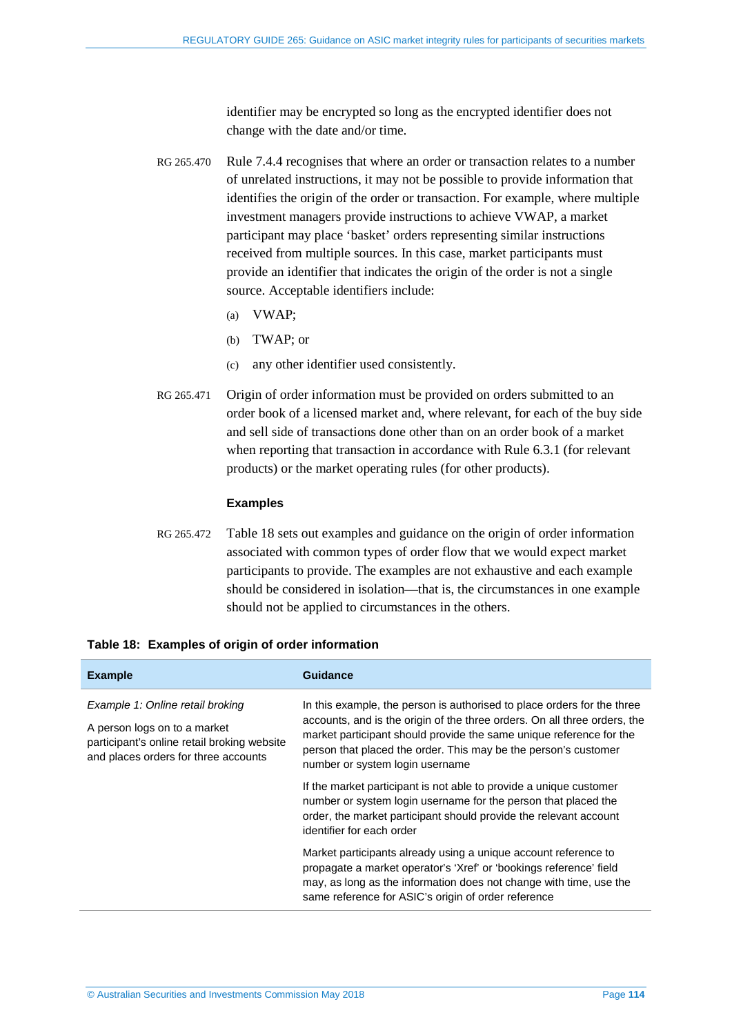identifier may be encrypted so long as the encrypted identifier does not change with the date and/or time.

RG 265.470 Rule 7.4.4 recognises that where an order or transaction relates to a number of unrelated instructions, it may not be possible to provide information that identifies the origin of the order or transaction. For example, where multiple investment managers provide instructions to achieve VWAP, a market participant may place 'basket' orders representing similar instructions received from multiple sources. In this case, market participants must provide an identifier that indicates the origin of the order is not a single source. Acceptable identifiers include:

(a) VWAP;

(b) TWAP; or

(c) any other identifier used consistently.

RG 265.471 Origin of order information must be provided on orders submitted to an order book of a licensed market and, where relevant, for each of the buy side and sell side of transactions done other than on an order book of a market when reporting that transaction in accordance with Rule 6.3.1 (for relevant products) or the market operating rules (for other products).

### Examples

RG 265.472 Table 18 sets out examples and guidance on the origin of order information associated with common types of order flow that we would expect market participants to provide. The examples are not exhaustive and each example should be considered in isolation—that is, the circumstances in one example should not be applied to circumstances in the others.

**Table 18: Examples of origin of order information**

| Example | Guidance |
|---|---|
| *Example 1: Online retail broking*<br><br>A person logs on to a market participant's online retail broking website and places orders for three accounts | In this example, the person is authorised to place orders for the three accounts, and is the origin of the three orders. On all three orders, the market participant should provide the same unique reference for the person that placed the order. This may be the person's customer number or system login username<br><br>If the market participant is not able to provide a unique customer number or system login username for the person that placed the order, the market participant should provide the relevant account identifier for each order<br><br>Market participants already using a unique account reference to propagate a market operator's 'Xref' or 'bookings reference' field may, as long as the information does not change with time, use the same reference for ASIC's origin of order reference |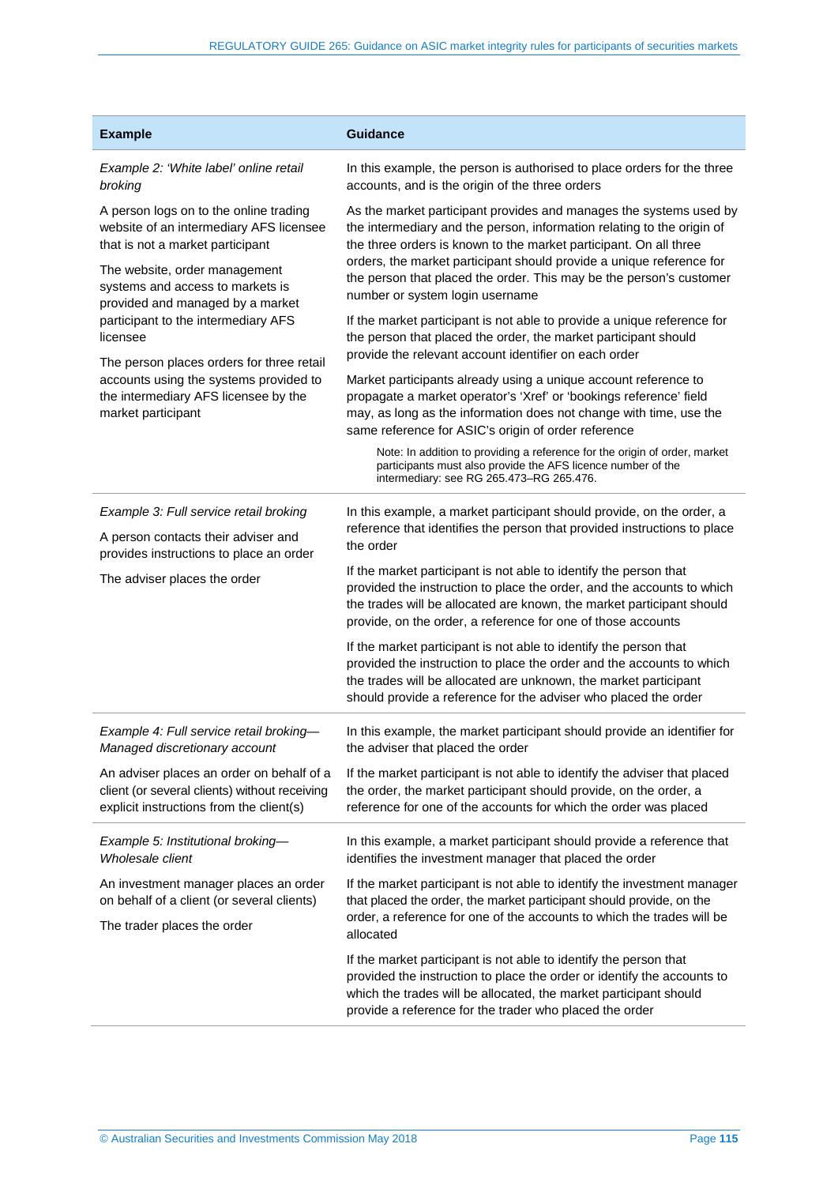| Example | Guidance |
|---|---|
| *Example 2: 'White label' online retail broking*<br><br>A person logs on to the online trading website of an intermediary AFS licensee that is not a market participant<br><br>The website, order management systems and access to markets is provided and managed by a market participant to the intermediary AFS licensee<br><br>The person places orders for three retail accounts using the systems provided to the intermediary AFS licensee by the market participant | In this example, the person is authorised to place orders for the three accounts, and is the origin of the three orders<br><br>As the market participant provides and manages the systems used by the intermediary and the person, information relating to the origin of the three orders is known to the market participant. On all three orders, the market participant should provide a unique reference for the person that placed the order. This may be the person's customer number or system login username<br><br>If the market participant is not able to provide a unique reference for the person that placed the order, the market participant should provide the relevant account identifier on each order<br><br>Market participants already using a unique account reference to propagate a market operator's 'Xref' or 'bookings reference' field may, as long as the information does not change with time, use the same reference for ASIC's origin of order reference<br><br>Note: In addition to providing a reference for the origin of order, market participants must also provide the AFS licence number of the intermediary: see RG 265.473–RG 265.476. |
| *Example 3: Full service retail broking*<br><br>A person contacts their adviser and provides instructions to place an order<br><br>The adviser places the order | In this example, a market participant should provide, on the order, a reference that identifies the person that provided instructions to place the order<br><br>If the market participant is not able to identify the person that provided the instruction to place the order, and the accounts to which the trades will be allocated are known, the market participant should provide, on the order, a reference for one of those accounts<br><br>If the market participant is not able to identify the person that provided the instruction to place the order and the accounts to which the trades will be allocated are unknown, the market participant should provide a reference for the adviser who placed the order |
| *Example 4: Full service retail broking—Managed discretionary account*<br><br>An adviser places an order on behalf of a client (or several clients) without receiving explicit instructions from the client(s) | In this example, the market participant should provide an identifier for the adviser that placed the order<br><br>If the market participant is not able to identify the adviser that placed the order, the market participant should provide, on the order, a reference for one of the accounts for which the order was placed |
| *Example 5: Institutional broking—Wholesale client*<br><br>An investment manager places an order on behalf of a client (or several clients)<br><br>The trader places the order | In this example, a market participant should provide a reference that identifies the investment manager that placed the order<br><br>If the market participant is not able to identify the investment manager that placed the order, the market participant should provide, on the order, a reference for one of the accounts to which the trades will be allocated<br><br>If the market participant is not able to identify the person that provided the instruction to place the order or identify the accounts to which the trades will be allocated, the market participant should provide a reference for the trader who placed the order |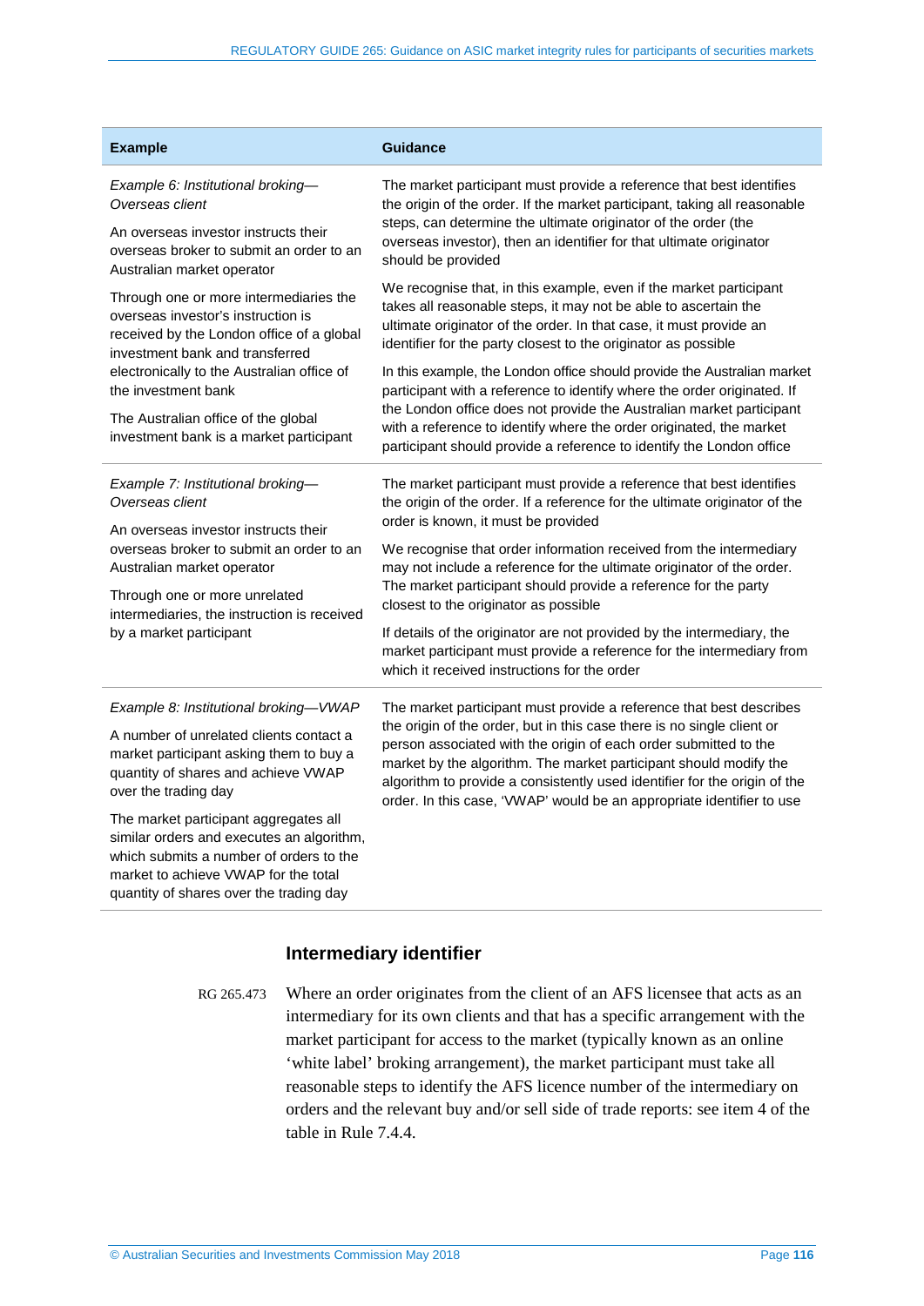| Example | Guidance |
|---|---|
| *Example 6: Institutional broking—Overseas client*<br><br>An overseas investor instructs their overseas broker to submit an order to an Australian market operator<br><br>Through one or more intermediaries the overseas investor's instruction is received by the London office of a global investment bank and transferred electronically to the Australian office of the investment bank<br><br>The Australian office of the global investment bank is a market participant | The market participant must provide a reference that best identifies the origin of the order. If the market participant, taking all reasonable steps, can determine the ultimate originator of the order (the overseas investor), then an identifier for that ultimate originator should be provided<br><br>We recognise that, in this example, even if the market participant takes all reasonable steps, it may not be able to ascertain the ultimate originator of the order. In that case, it must provide an identifier for the party closest to the originator as possible<br><br>In this example, the London office should provide the Australian market participant with a reference to identify where the order originated. If the London office does not provide the Australian market participant with a reference to identify where the order originated, the market participant should provide a reference to identify the London office |
| *Example 7: Institutional broking—Overseas client*<br><br>An overseas investor instructs their overseas broker to submit an order to an Australian market operator<br><br>Through one or more unrelated intermediaries, the instruction is received by a market participant | The market participant must provide a reference that best identifies the origin of the order. If a reference for the ultimate originator of the order is known, it must be provided<br><br>We recognise that order information received from the intermediary may not include a reference for the ultimate originator of the order. The market participant should provide a reference for the party closest to the originator as possible<br><br>If details of the originator are not provided by the intermediary, the market participant must provide a reference for the intermediary from which it received instructions for the order |
| *Example 8: Institutional broking—VWAP*<br><br>A number of unrelated clients contact a market participant asking them to buy a quantity of shares and achieve VWAP over the trading day<br><br>The market participant aggregates all similar orders and executes an algorithm, which submits a number of orders to the market to achieve VWAP for the total quantity of shares over the trading day | The market participant must provide a reference that best describes the origin of the order, but in this case there is no single client or person associated with the origin of each order submitted to the market by the algorithm. The market participant should modify the algorithm to provide a consistently used identifier for the origin of the order. In this case, 'VWAP' would be an appropriate identifier to use |

## Intermediary identifier

RG 265.473 Where an order originates from the client of an AFS licensee that acts as an intermediary for its own clients and that has a specific arrangement with the market participant for access to the market (typically known as an online 'white label' broking arrangement), the market participant must take all reasonable steps to identify the AFS licence number of the intermediary on orders and the relevant buy and/or sell side of trade reports: see item 4 of the table in Rule 7.4.4.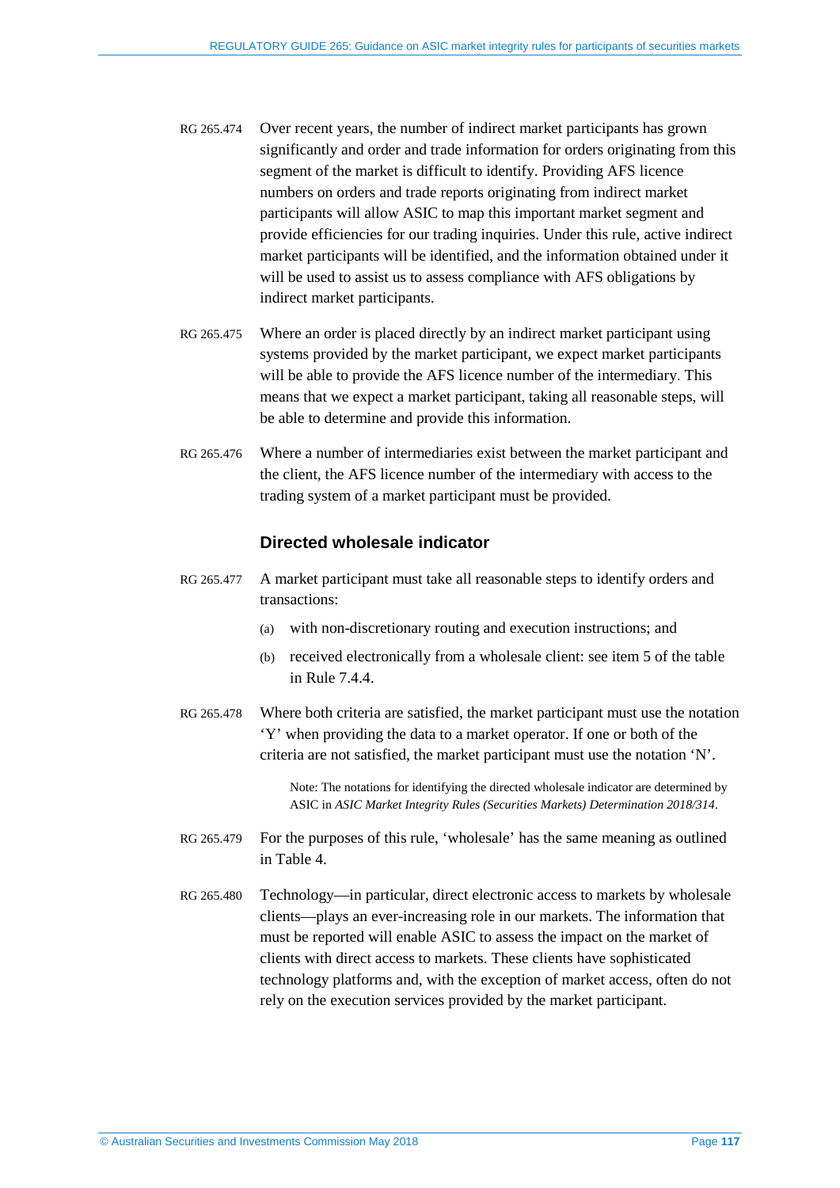RG 265.474 Over recent years, the number of indirect market participants has grown significantly and order and trade information for orders originating from this segment of the market is difficult to identify. Providing AFS licence numbers on orders and trade reports originating from indirect market participants will allow ASIC to map this important market segment and provide efficiencies for our trading inquiries. Under this rule, active indirect market participants will be identified, and the information obtained under it will be used to assist us to assess compliance with AFS obligations by indirect market participants.

RG 265.475 Where an order is placed directly by an indirect market participant using systems provided by the market participant, we expect market participants will be able to provide the AFS licence number of the intermediary. This means that we expect a market participant, taking all reasonable steps, will be able to determine and provide this information.

RG 265.476 Where a number of intermediaries exist between the market participant and the client, the AFS licence number of the intermediary with access to the trading system of a market participant must be provided.

### Directed wholesale indicator

RG 265.477 A market participant must take all reasonable steps to identify orders and transactions:

(a) with non-discretionary routing and execution instructions; and

(b) received electronically from a wholesale client: see item 5 of the table in Rule 7.4.4.

RG 265.478 Where both criteria are satisfied, the market participant must use the notation 'Y' when providing the data to a market operator. If one or both of the criteria are not satisfied, the market participant must use the notation 'N'.

> Note: The notations for identifying the directed wholesale indicator are determined by ASIC in *ASIC Market Integrity Rules (Securities Markets) Determination 2018/314*.

RG 265.479 For the purposes of this rule, 'wholesale' has the same meaning as outlined in Table 4.

RG 265.480 Technology—in particular, direct electronic access to markets by wholesale clients—plays an ever-increasing role in our markets. The information that must be reported will enable ASIC to assess the impact on the market of clients with direct access to markets. These clients have sophisticated technology platforms and, with the exception of market access, often do not rely on the execution services provided by the market participant.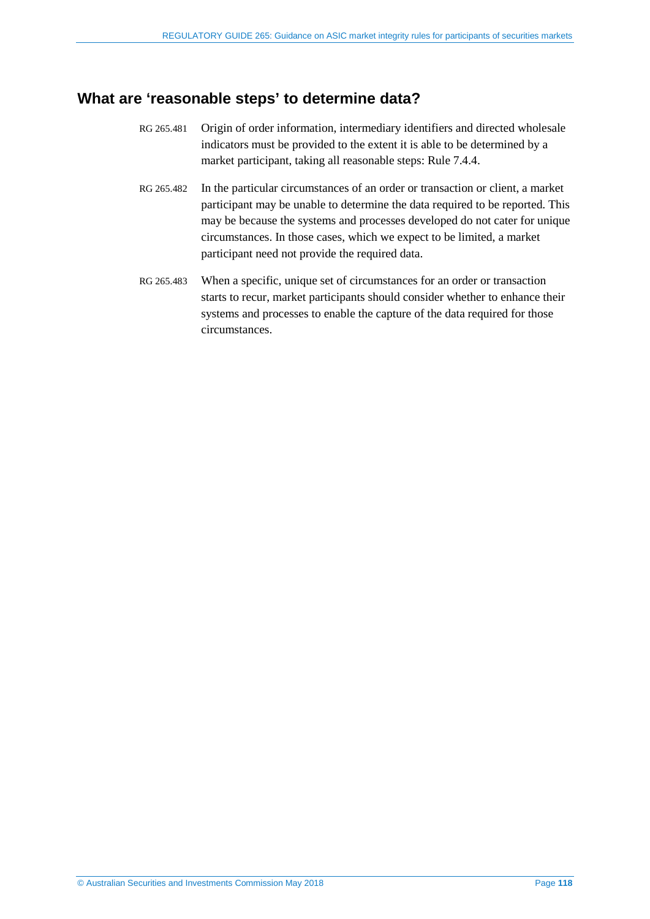## What are 'reasonable steps' to determine data?

RG 265.481 Origin of order information, intermediary identifiers and directed wholesale indicators must be provided to the extent it is able to be determined by a market participant, taking all reasonable steps: Rule 7.4.4.

RG 265.482 In the particular circumstances of an order or transaction or client, a market participant may be unable to determine the data required to be reported. This may be because the systems and processes developed do not cater for unique circumstances. In those cases, which we expect to be limited, a market participant need not provide the required data.

RG 265.483 When a specific, unique set of circumstances for an order or transaction starts to recur, market participants should consider whether to enhance their systems and processes to enable the capture of the data required for those circumstances.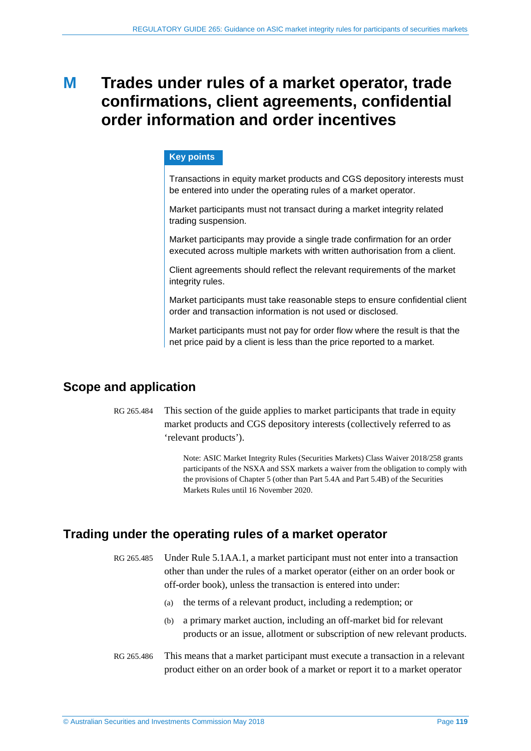# M Trades under rules of a market operator, trade confirmations, client agreements, confidential order information and order incentives

**Key points**

Transactions in equity market products and CGS depository interests must be entered into under the operating rules of a market operator.

Market participants must not transact during a market integrity related trading suspension.

Market participants may provide a single trade confirmation for an order executed across multiple markets with written authorisation from a client.

Client agreements should reflect the relevant requirements of the market integrity rules.

Market participants must take reasonable steps to ensure confidential client order and transaction information is not used or disclosed.

Market participants must not pay for order flow where the result is that the net price paid by a client is less than the price reported to a market.

## Scope and application

RG 265.484 This section of the guide applies to market participants that trade in equity market products and CGS depository interests (collectively referred to as 'relevant products').

Note: ASIC Market Integrity Rules (Securities Markets) Class Waiver 2018/258 grants participants of the NSXA and SSX markets a waiver from the obligation to comply with the provisions of Chapter 5 (other than Part 5.4A and Part 5.4B) of the Securities Markets Rules until 16 November 2020.

## Trading under the operating rules of a market operator

RG 265.485 Under Rule 5.1AA.1, a market participant must not enter into a transaction other than under the rules of a market operator (either on an order book or off-order book), unless the transaction is entered into under:

(a) the terms of a relevant product, including a redemption; or

(b) a primary market auction, including an off-market bid for relevant products or an issue, allotment or subscription of new relevant products.

RG 265.486 This means that a market participant must execute a transaction in a relevant product either on an order book of a market or report it to a market operator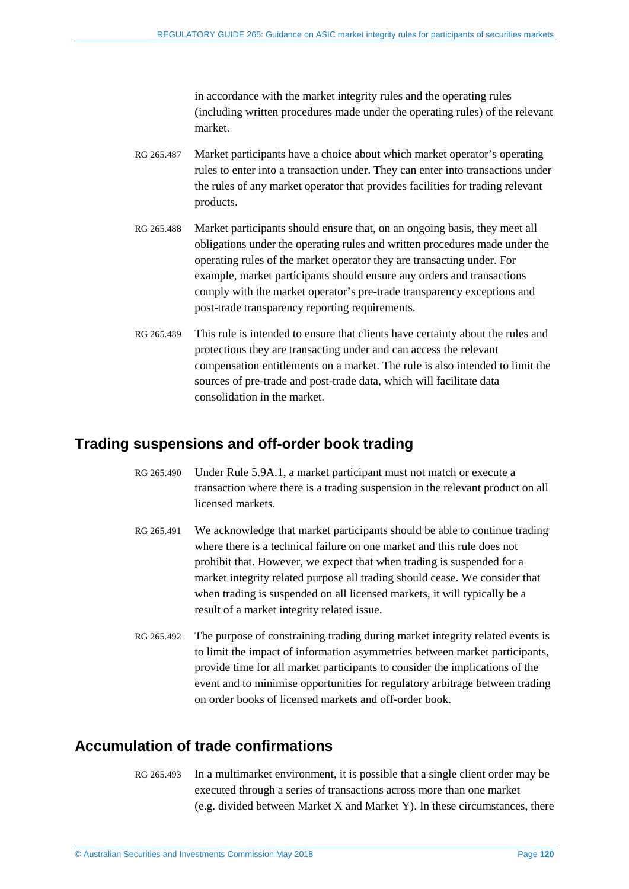in accordance with the market integrity rules and the operating rules (including written procedures made under the operating rules) of the relevant market.

RG 265.487 Market participants have a choice about which market operator's operating rules to enter into a transaction under. They can enter into transactions under the rules of any market operator that provides facilities for trading relevant products.

RG 265.488 Market participants should ensure that, on an ongoing basis, they meet all obligations under the operating rules and written procedures made under the operating rules of the market operator they are transacting under. For example, market participants should ensure any orders and transactions comply with the market operator's pre-trade transparency exceptions and post-trade transparency reporting requirements.

RG 265.489 This rule is intended to ensure that clients have certainty about the rules and protections they are transacting under and can access the relevant compensation entitlements on a market. The rule is also intended to limit the sources of pre-trade and post-trade data, which will facilitate data consolidation in the market.

## Trading suspensions and off-order book trading

RG 265.490 Under Rule 5.9A.1, a market participant must not match or execute a transaction where there is a trading suspension in the relevant product on all licensed markets.

RG 265.491 We acknowledge that market participants should be able to continue trading where there is a technical failure on one market and this rule does not prohibit that. However, we expect that when trading is suspended for a market integrity related purpose all trading should cease. We consider that when trading is suspended on all licensed markets, it will typically be a result of a market integrity related issue.

RG 265.492 The purpose of constraining trading during market integrity related events is to limit the impact of information asymmetries between market participants, provide time for all market participants to consider the implications of the event and to minimise opportunities for regulatory arbitrage between trading on order books of licensed markets and off-order book.

## Accumulation of trade confirmations

RG 265.493 In a multimarket environment, it is possible that a single client order may be executed through a series of transactions across more than one market (e.g. divided between Market X and Market Y). In these circumstances, there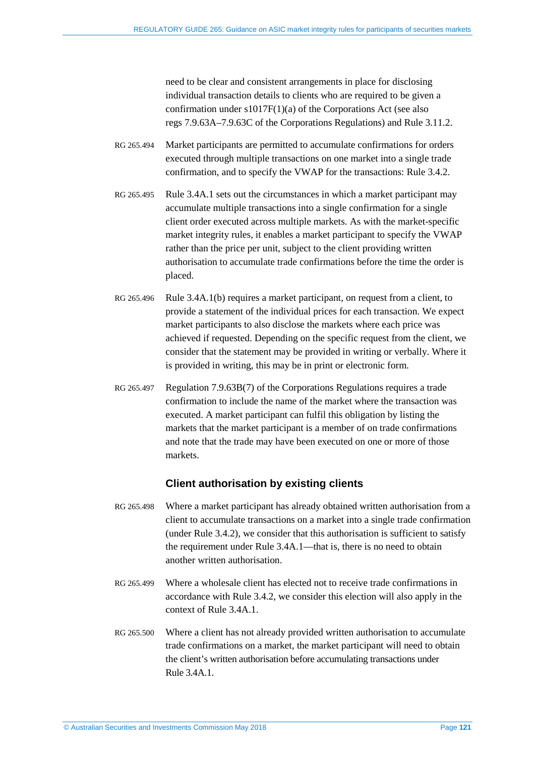need to be clear and consistent arrangements in place for disclosing individual transaction details to clients who are required to be given a confirmation under s1017F(1)(a) of the Corporations Act (see also regs 7.9.63A–7.9.63C of the Corporations Regulations) and Rule 3.11.2.

RG 265.494 Market participants are permitted to accumulate confirmations for orders executed through multiple transactions on one market into a single trade confirmation, and to specify the VWAP for the transactions: Rule 3.4.2.

RG 265.495 Rule 3.4A.1 sets out the circumstances in which a market participant may accumulate multiple transactions into a single confirmation for a single client order executed across multiple markets. As with the market-specific market integrity rules, it enables a market participant to specify the VWAP rather than the price per unit, subject to the client providing written authorisation to accumulate trade confirmations before the time the order is placed.

RG 265.496 Rule 3.4A.1(b) requires a market participant, on request from a client, to provide a statement of the individual prices for each transaction. We expect market participants to also disclose the markets where each price was achieved if requested. Depending on the specific request from the client, we consider that the statement may be provided in writing or verbally. Where it is provided in writing, this may be in print or electronic form.

RG 265.497 Regulation 7.9.63B(7) of the Corporations Regulations requires a trade confirmation to include the name of the market where the transaction was executed. A market participant can fulfil this obligation by listing the markets that the market participant is a member of on trade confirmations and note that the trade may have been executed on one or more of those markets.

### Client authorisation by existing clients

RG 265.498 Where a market participant has already obtained written authorisation from a client to accumulate transactions on a market into a single trade confirmation (under Rule 3.4.2), we consider that this authorisation is sufficient to satisfy the requirement under Rule 3.4A.1—that is, there is no need to obtain another written authorisation.

RG 265.499 Where a wholesale client has elected not to receive trade confirmations in accordance with Rule 3.4.2, we consider this election will also apply in the context of Rule 3.4A.1.

RG 265.500 Where a client has not already provided written authorisation to accumulate trade confirmations on a market, the market participant will need to obtain the client's written authorisation before accumulating transactions under Rule 3.4A.1.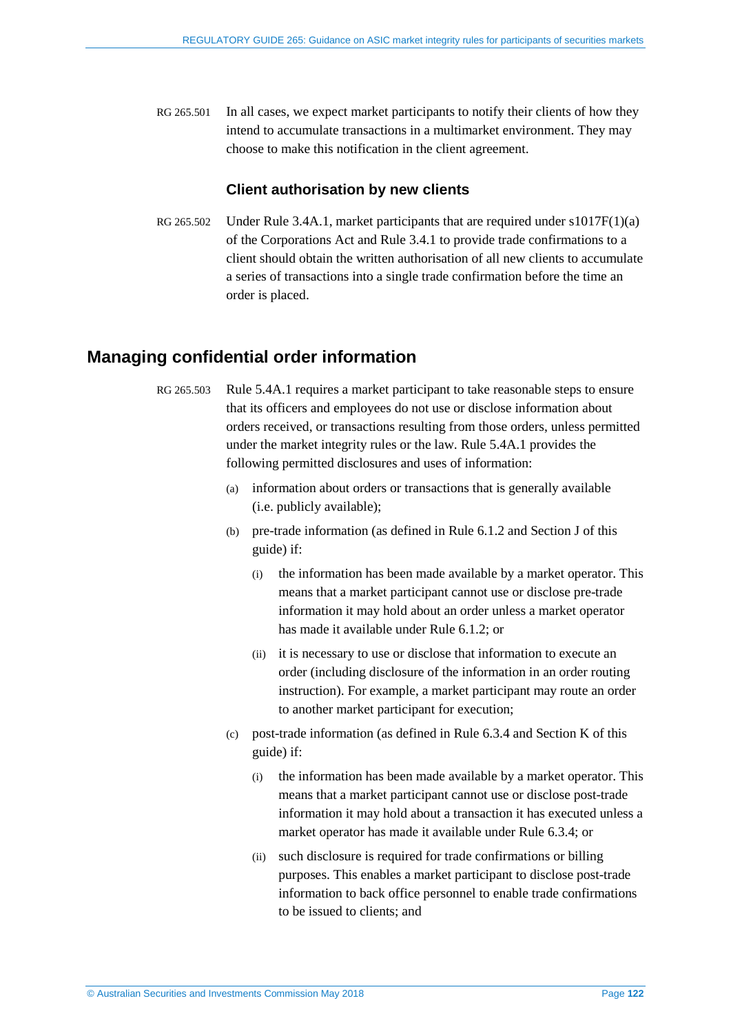RG 265.501 In all cases, we expect market participants to notify their clients of how they intend to accumulate transactions in a multimarket environment. They may choose to make this notification in the client agreement.

### Client authorisation by new clients

RG 265.502 Under Rule 3.4A.1, market participants that are required under s1017F(1)(a) of the Corporations Act and Rule 3.4.1 to provide trade confirmations to a client should obtain the written authorisation of all new clients to accumulate a series of transactions into a single trade confirmation before the time an order is placed.

## Managing confidential order information

RG 265.503 Rule 5.4A.1 requires a market participant to take reasonable steps to ensure that its officers and employees do not use or disclose information about orders received, or transactions resulting from those orders, unless permitted under the market integrity rules or the law. Rule 5.4A.1 provides the following permitted disclosures and uses of information:

(a) information about orders or transactions that is generally available (i.e. publicly available);

(b) pre-trade information (as defined in Rule 6.1.2 and Section J of this guide) if:

  (i) the information has been made available by a market operator. This means that a market participant cannot use or disclose pre-trade information it may hold about an order unless a market operator has made it available under Rule 6.1.2; or

  (ii) it is necessary to use or disclose that information to execute an order (including disclosure of the information in an order routing instruction). For example, a market participant may route an order to another market participant for execution;

(c) post-trade information (as defined in Rule 6.3.4 and Section K of this guide) if:

  (i) the information has been made available by a market operator. This means that a market participant cannot use or disclose post-trade information it may hold about a transaction it has executed unless a market operator has made it available under Rule 6.3.4; or

  (ii) such disclosure is required for trade confirmations or billing purposes. This enables a market participant to disclose post-trade information to back office personnel to enable trade confirmations to be issued to clients; and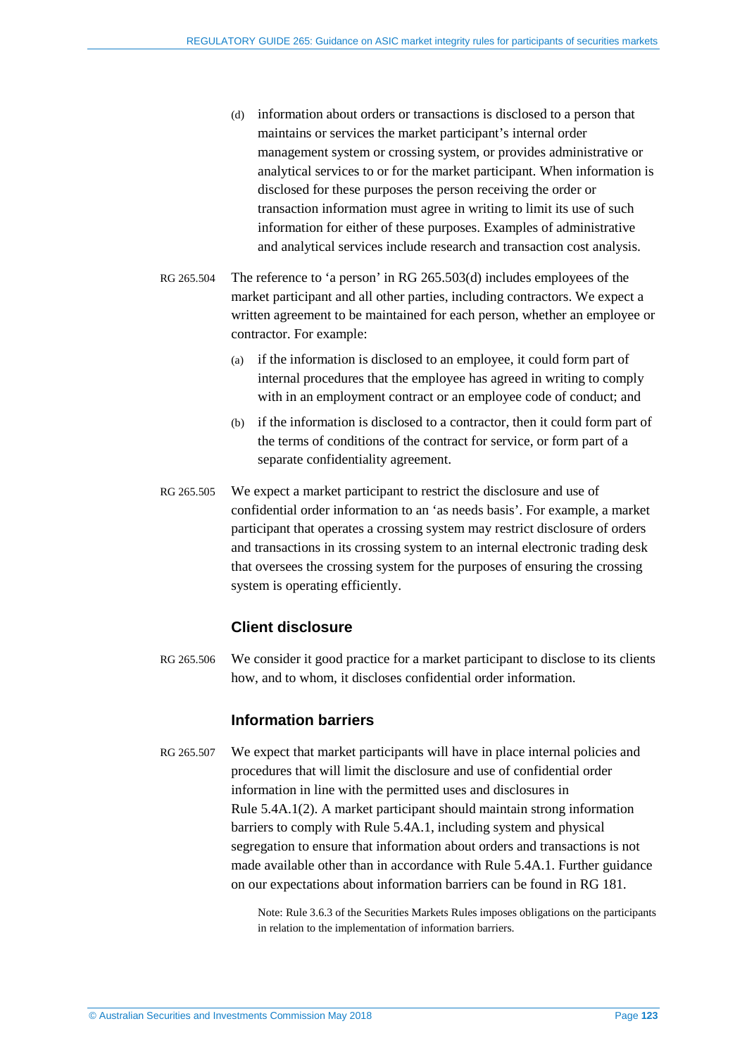(d) information about orders or transactions is disclosed to a person that maintains or services the market participant's internal order management system or crossing system, or provides administrative or analytical services to or for the market participant. When information is disclosed for these purposes the person receiving the order or transaction information must agree in writing to limit its use of such information for either of these purposes. Examples of administrative and analytical services include research and transaction cost analysis.

RG 265.504 The reference to 'a person' in RG 265.503(d) includes employees of the market participant and all other parties, including contractors. We expect a written agreement to be maintained for each person, whether an employee or contractor. For example:

(a) if the information is disclosed to an employee, it could form part of internal procedures that the employee has agreed in writing to comply with in an employment contract or an employee code of conduct; and

(b) if the information is disclosed to a contractor, then it could form part of the terms of conditions of the contract for service, or form part of a separate confidentiality agreement.

RG 265.505 We expect a market participant to restrict the disclosure and use of confidential order information to an 'as needs basis'. For example, a market participant that operates a crossing system may restrict disclosure of orders and transactions in its crossing system to an internal electronic trading desk that oversees the crossing system for the purposes of ensuring the crossing system is operating efficiently.

### Client disclosure

RG 265.506 We consider it good practice for a market participant to disclose to its clients how, and to whom, it discloses confidential order information.

### Information barriers

RG 265.507 We expect that market participants will have in place internal policies and procedures that will limit the disclosure and use of confidential order information in line with the permitted uses and disclosures in Rule 5.4A.1(2). A market participant should maintain strong information barriers to comply with Rule 5.4A.1, including system and physical segregation to ensure that information about orders and transactions is not made available other than in accordance with Rule 5.4A.1. Further guidance on our expectations about information barriers can be found in RG 181.

Note: Rule 3.6.3 of the Securities Markets Rules imposes obligations on the participants in relation to the implementation of information barriers.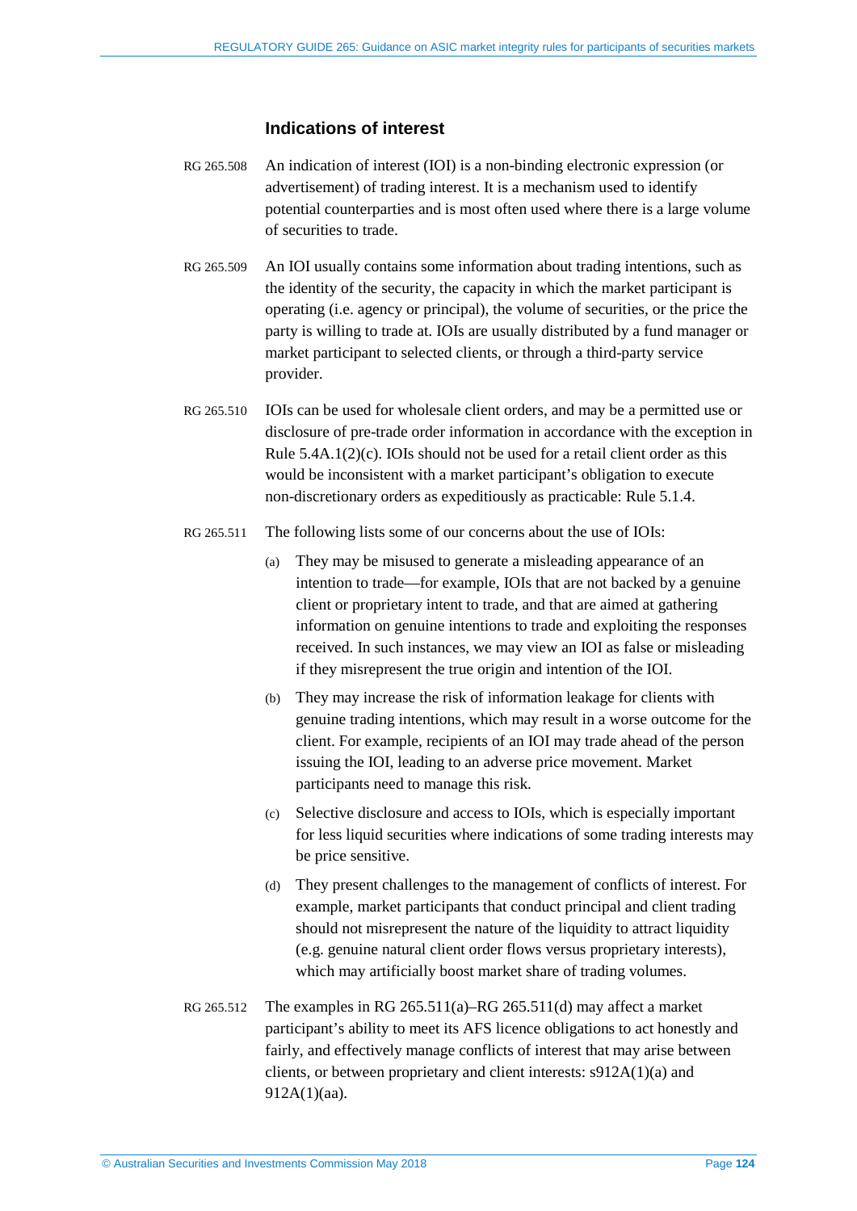### Indications of interest

RG 265.508 An indication of interest (IOI) is a non-binding electronic expression (or advertisement) of trading interest. It is a mechanism used to identify potential counterparties and is most often used where there is a large volume of securities to trade.

RG 265.509 An IOI usually contains some information about trading intentions, such as the identity of the security, the capacity in which the market participant is operating (i.e. agency or principal), the volume of securities, or the price the party is willing to trade at. IOIs are usually distributed by a fund manager or market participant to selected clients, or through a third-party service provider.

RG 265.510 IOIs can be used for wholesale client orders, and may be a permitted use or disclosure of pre-trade order information in accordance with the exception in Rule 5.4A.1(2)(c). IOIs should not be used for a retail client order as this would be inconsistent with a market participant's obligation to execute non-discretionary orders as expeditiously as practicable: Rule 5.1.4.

RG 265.511 The following lists some of our concerns about the use of IOIs:

(a) They may be misused to generate a misleading appearance of an intention to trade—for example, IOIs that are not backed by a genuine client or proprietary intent to trade, and that are aimed at gathering information on genuine intentions to trade and exploiting the responses received. In such instances, we may view an IOI as false or misleading if they misrepresent the true origin and intention of the IOI.

(b) They may increase the risk of information leakage for clients with genuine trading intentions, which may result in a worse outcome for the client. For example, recipients of an IOI may trade ahead of the person issuing the IOI, leading to an adverse price movement. Market participants need to manage this risk.

(c) Selective disclosure and access to IOIs, which is especially important for less liquid securities where indications of some trading interests may be price sensitive.

(d) They present challenges to the management of conflicts of interest. For example, market participants that conduct principal and client trading should not misrepresent the nature of the liquidity to attract liquidity (e.g. genuine natural client order flows versus proprietary interests), which may artificially boost market share of trading volumes.

RG 265.512 The examples in RG 265.511(a)–RG 265.511(d) may affect a market participant's ability to meet its AFS licence obligations to act honestly and fairly, and effectively manage conflicts of interest that may arise between clients, or between proprietary and client interests: s912A(1)(a) and 912A(1)(aa).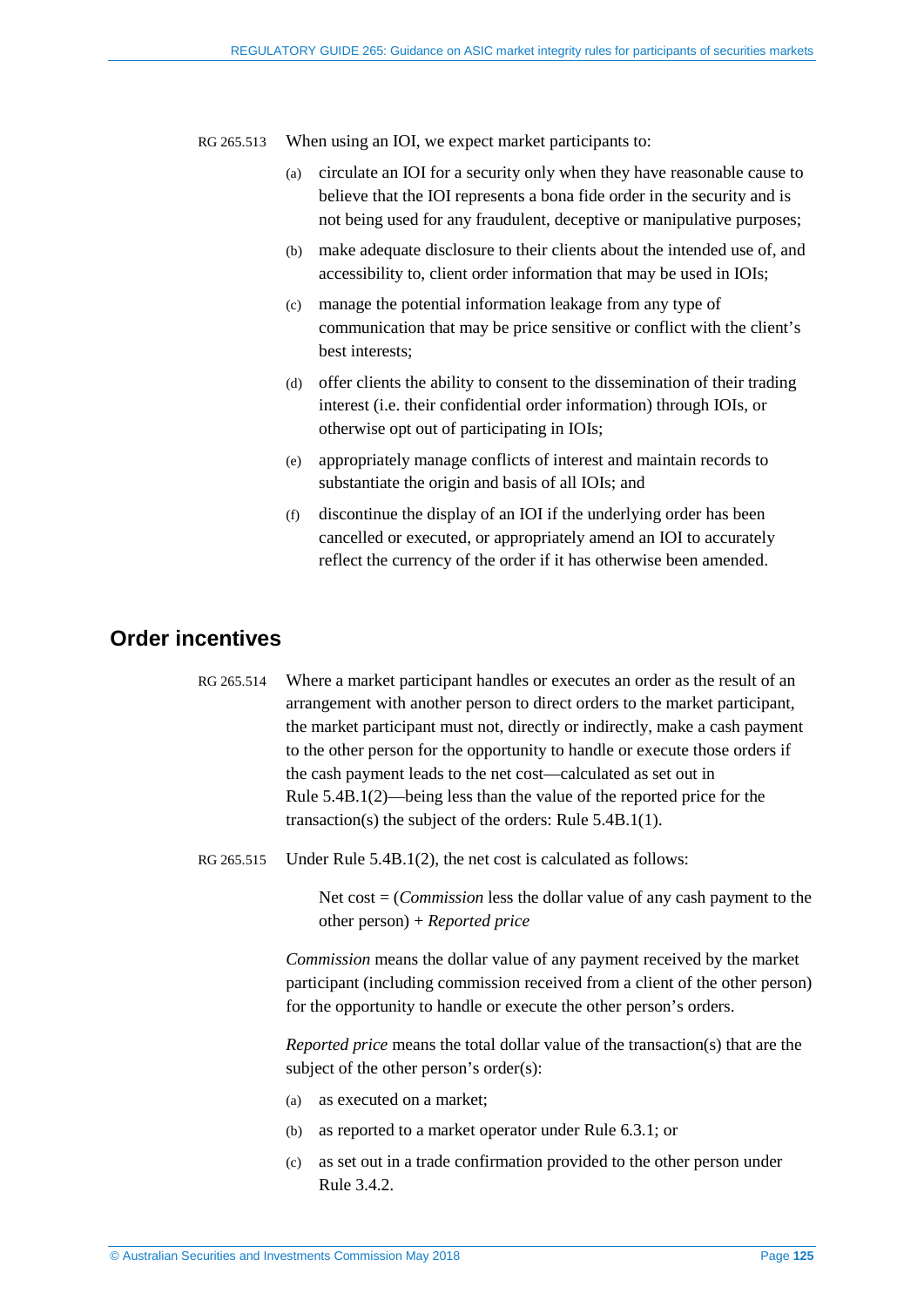RG 265.513 When using an IOI, we expect market participants to:

(a) circulate an IOI for a security only when they have reasonable cause to believe that the IOI represents a bona fide order in the security and is not being used for any fraudulent, deceptive or manipulative purposes;

(b) make adequate disclosure to their clients about the intended use of, and accessibility to, client order information that may be used in IOIs;

(c) manage the potential information leakage from any type of communication that may be price sensitive or conflict with the client's best interests;

(d) offer clients the ability to consent to the dissemination of their trading interest (i.e. their confidential order information) through IOIs, or otherwise opt out of participating in IOIs;

(e) appropriately manage conflicts of interest and maintain records to substantiate the origin and basis of all IOIs; and

(f) discontinue the display of an IOI if the underlying order has been cancelled or executed, or appropriately amend an IOI to accurately reflect the currency of the order if it has otherwise been amended.

## Order incentives

RG 265.514 Where a market participant handles or executes an order as the result of an arrangement with another person to direct orders to the market participant, the market participant must not, directly or indirectly, make a cash payment to the other person for the opportunity to handle or execute those orders if the cash payment leads to the net cost—calculated as set out in Rule 5.4B.1(2)—being less than the value of the reported price for the transaction(s) the subject of the orders: Rule 5.4B.1(1).

RG 265.515 Under Rule 5.4B.1(2), the net cost is calculated as follows:

> Net cost = (*Commission* less the dollar value of any cash payment to the other person) + *Reported price*

*Commission* means the dollar value of any payment received by the market participant (including commission received from a client of the other person) for the opportunity to handle or execute the other person's orders.

*Reported price* means the total dollar value of the transaction(s) that are the subject of the other person's order(s):

(a) as executed on a market;

(b) as reported to a market operator under Rule 6.3.1; or

(c) as set out in a trade confirmation provided to the other person under Rule 3.4.2.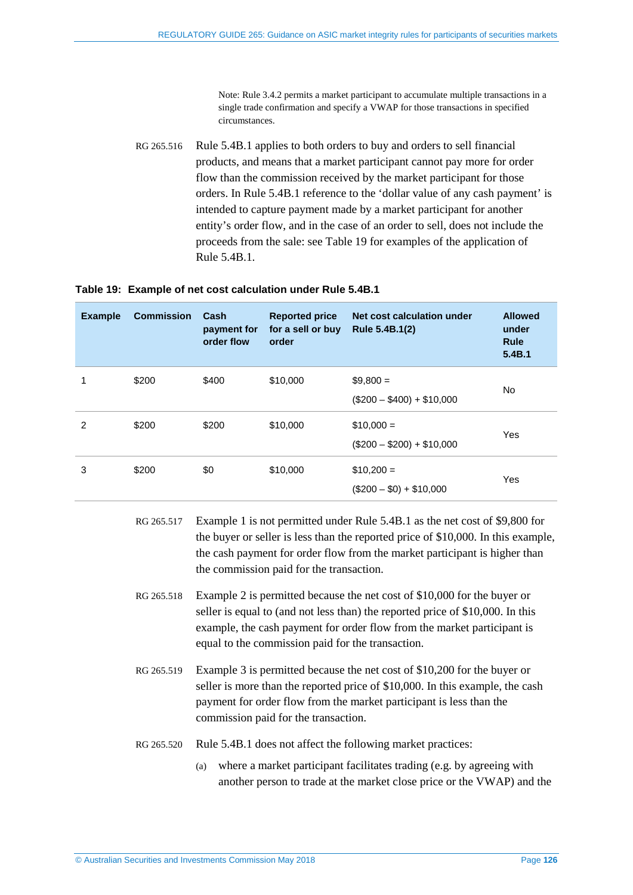Note: Rule 3.4.2 permits a market participant to accumulate multiple transactions in a single trade confirmation and specify a VWAP for those transactions in specified circumstances.

RG 265.516 Rule 5.4B.1 applies to both orders to buy and orders to sell financial products, and means that a market participant cannot pay more for order flow than the commission received by the market participant for those orders. In Rule 5.4B.1 reference to the 'dollar value of any cash payment' is intended to capture payment made by a market participant for another entity's order flow, and in the case of an order to sell, does not include the proceeds from the sale: see Table 19 for examples of the application of Rule 5.4B.1.

**Table 19: Example of net cost calculation under Rule 5.4B.1**

| Example | Commission | Cash payment for order flow | Reported price for a sell or buy order | Net cost calculation under Rule 5.4B.1(2) | Allowed under Rule 5.4B.1 |
|---|---|---|---|---|---|
| 1 | $200 | $400 | $10,000 | $9,800 = ($200 – $400) + $10,000 | No |
| 2 | $200 | $200 | $10,000 | $10,000 = ($200 – $200) + $10,000 | Yes |
| 3 | $200 | $0 | $10,000 | $10,200 = ($200 – $0) + $10,000 | Yes |

RG 265.517 Example 1 is not permitted under Rule 5.4B.1 as the net cost of $9,800 for the buyer or seller is less than the reported price of $10,000. In this example, the cash payment for order flow from the market participant is higher than the commission paid for the transaction.

RG 265.518 Example 2 is permitted because the net cost of $10,000 for the buyer or seller is equal to (and not less than) the reported price of $10,000. In this example, the cash payment for order flow from the market participant is equal to the commission paid for the transaction.

RG 265.519 Example 3 is permitted because the net cost of $10,200 for the buyer or seller is more than the reported price of $10,000. In this example, the cash payment for order flow from the market participant is less than the commission paid for the transaction.

RG 265.520 Rule 5.4B.1 does not affect the following market practices:

(a) where a market participant facilitates trading (e.g. by agreeing with another person to trade at the market close price or the VWAP) and the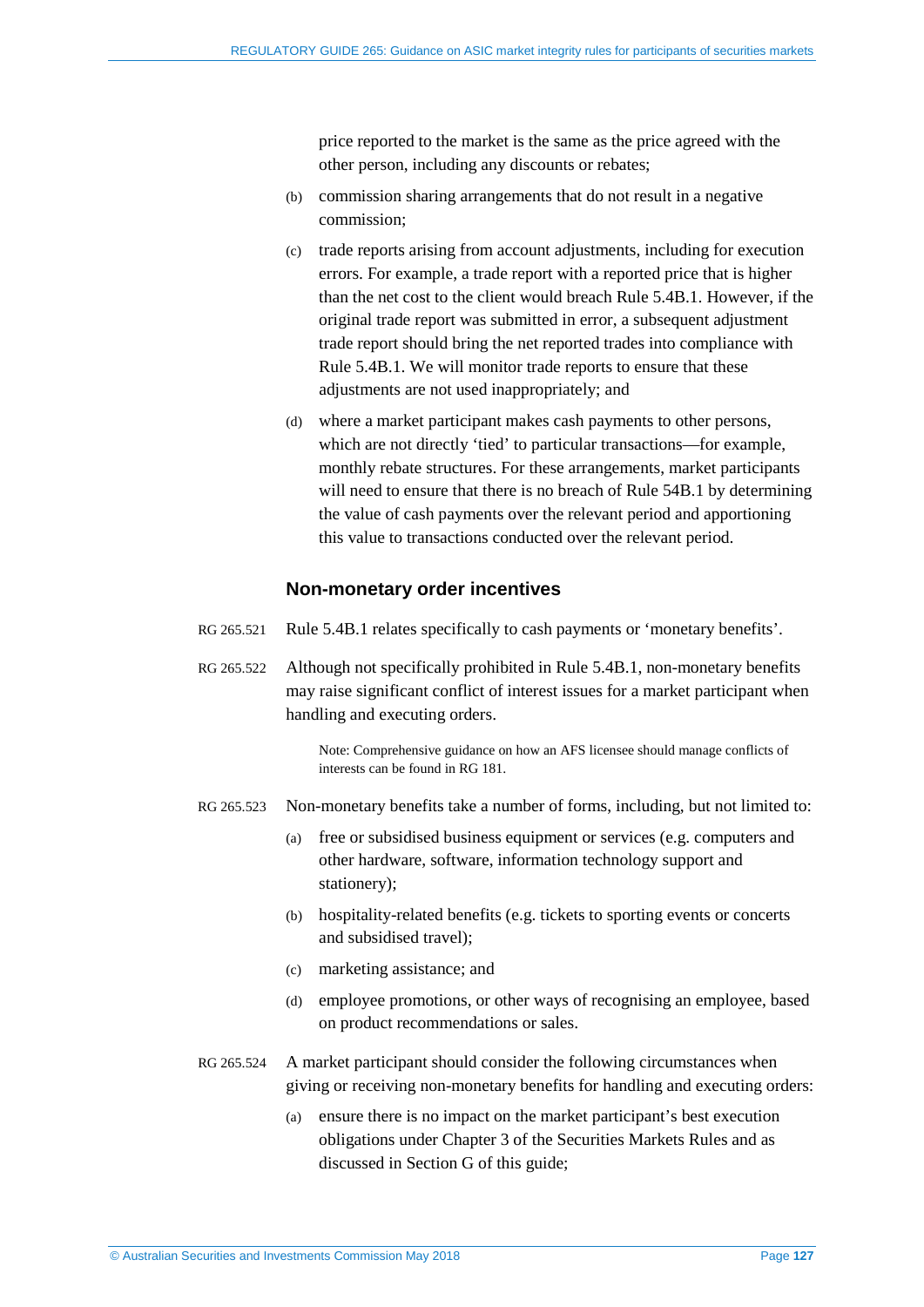price reported to the market is the same as the price agreed with the other person, including any discounts or rebates;

(b) commission sharing arrangements that do not result in a negative commission;

(c) trade reports arising from account adjustments, including for execution errors. For example, a trade report with a reported price that is higher than the net cost to the client would breach Rule 5.4B.1. However, if the original trade report was submitted in error, a subsequent adjustment trade report should bring the net reported trades into compliance with Rule 5.4B.1. We will monitor trade reports to ensure that these adjustments are not used inappropriately; and

(d) where a market participant makes cash payments to other persons, which are not directly 'tied' to particular transactions—for example, monthly rebate structures. For these arrangements, market participants will need to ensure that there is no breach of Rule 54B.1 by determining the value of cash payments over the relevant period and apportioning this value to transactions conducted over the relevant period.

### Non-monetary order incentives

RG 265.521 Rule 5.4B.1 relates specifically to cash payments or 'monetary benefits'.

RG 265.522 Although not specifically prohibited in Rule 5.4B.1, non-monetary benefits may raise significant conflict of interest issues for a market participant when handling and executing orders.

Note: Comprehensive guidance on how an AFS licensee should manage conflicts of interests can be found in RG 181.

RG 265.523 Non-monetary benefits take a number of forms, including, but not limited to:

(a) free or subsidised business equipment or services (e.g. computers and other hardware, software, information technology support and stationery);

(b) hospitality-related benefits (e.g. tickets to sporting events or concerts and subsidised travel);

(c) marketing assistance; and

(d) employee promotions, or other ways of recognising an employee, based on product recommendations or sales.

RG 265.524 A market participant should consider the following circumstances when giving or receiving non-monetary benefits for handling and executing orders:

(a) ensure there is no impact on the market participant's best execution obligations under Chapter 3 of the Securities Markets Rules and as discussed in Section G of this guide;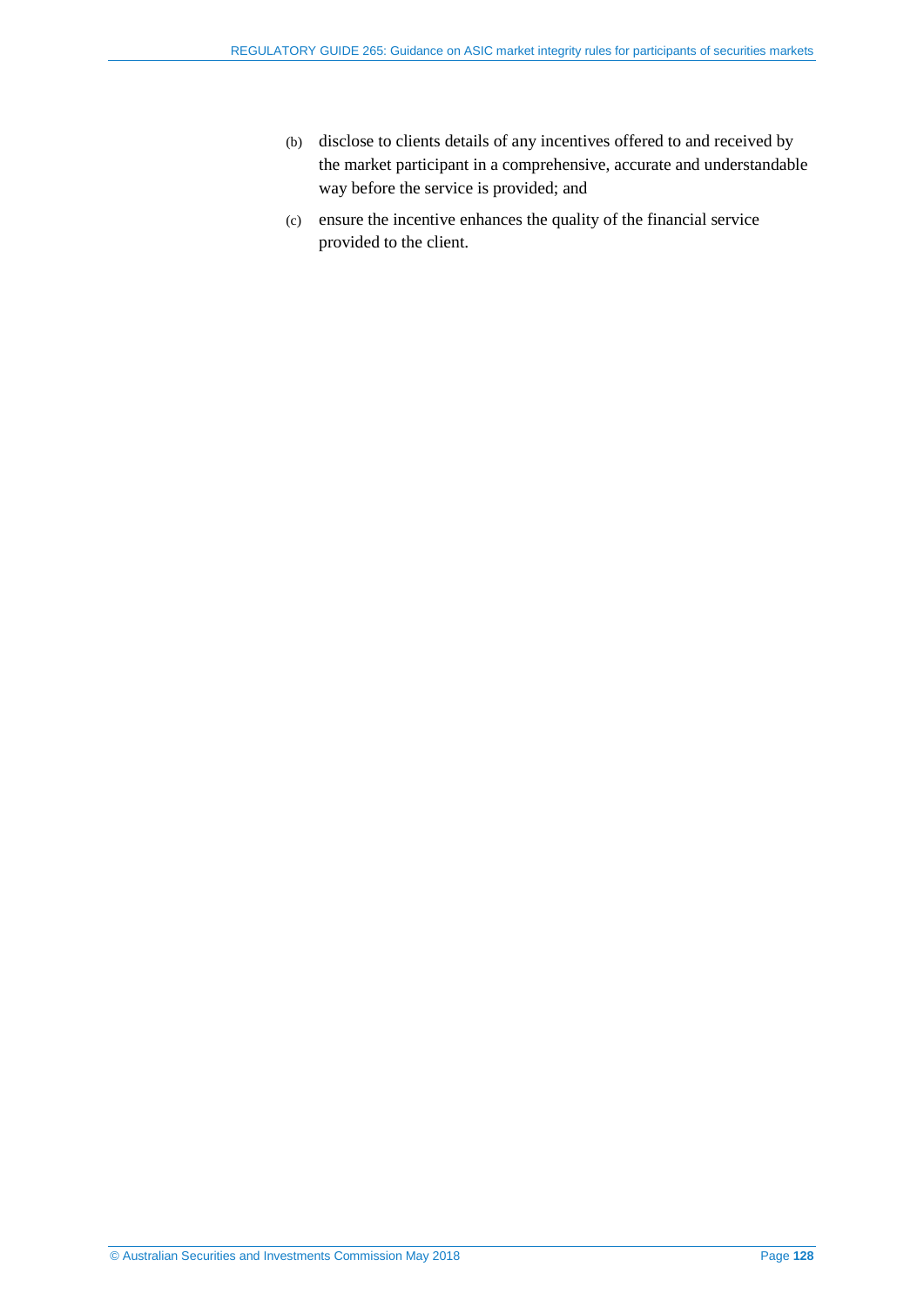(b) disclose to clients details of any incentives offered to and received by the market participant in a comprehensive, accurate and understandable way before the service is provided; and

(c) ensure the incentive enhances the quality of the financial service provided to the client.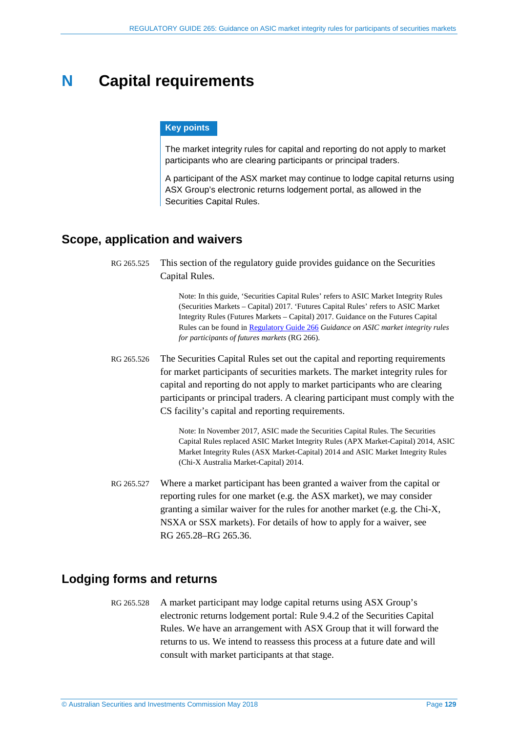# N Capital requirements

**Key points**

The market integrity rules for capital and reporting do not apply to market participants who are clearing participants or principal traders.

A participant of the ASX market may continue to lodge capital returns using ASX Group's electronic returns lodgement portal, as allowed in the Securities Capital Rules.

## Scope, application and waivers

RG 265.525 This section of the regulatory guide provides guidance on the Securities Capital Rules.

> Note: In this guide, 'Securities Capital Rules' refers to ASIC Market Integrity Rules (Securities Markets – Capital) 2017. 'Futures Capital Rules' refers to ASIC Market Integrity Rules (Futures Markets – Capital) 2017. Guidance on the Futures Capital Rules can be found in Regulatory Guide 266 *Guidance on ASIC market integrity rules for participants of futures markets* (RG 266).

RG 265.526 The Securities Capital Rules set out the capital and reporting requirements for market participants of securities markets. The market integrity rules for capital and reporting do not apply to market participants who are clearing participants or principal traders. A clearing participant must comply with the CS facility's capital and reporting requirements.

> Note: In November 2017, ASIC made the Securities Capital Rules. The Securities Capital Rules replaced ASIC Market Integrity Rules (APX Market-Capital) 2014, ASIC Market Integrity Rules (ASX Market-Capital) 2014 and ASIC Market Integrity Rules (Chi-X Australia Market-Capital) 2014.

RG 265.527 Where a market participant has been granted a waiver from the capital or reporting rules for one market (e.g. the ASX market), we may consider granting a similar waiver for the rules for another market (e.g. the Chi-X, NSXA or SSX markets). For details of how to apply for a waiver, see RG 265.28–RG 265.36.

## Lodging forms and returns

RG 265.528 A market participant may lodge capital returns using ASX Group's electronic returns lodgement portal: Rule 9.4.2 of the Securities Capital Rules. We have an arrangement with ASX Group that it will forward the returns to us. We intend to reassess this process at a future date and will consult with market participants at that stage.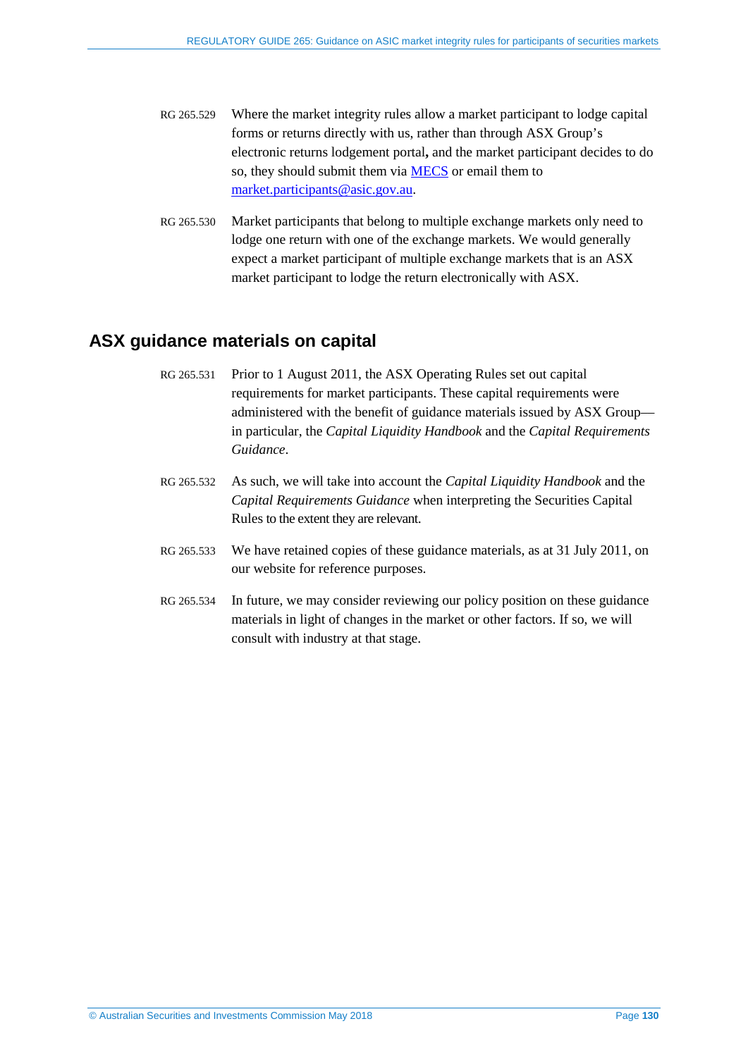RG 265.529 Where the market integrity rules allow a market participant to lodge capital forms or returns directly with us, rather than through ASX Group's electronic returns lodgement portal**,** and the market participant decides to do so, they should submit them via [MECS](MECS) or email them to [market.participants@asic.gov.au](mailto:market.participants@asic.gov.au).

RG 265.530 Market participants that belong to multiple exchange markets only need to lodge one return with one of the exchange markets. We would generally expect a market participant of multiple exchange markets that is an ASX market participant to lodge the return electronically with ASX.

## ASX guidance materials on capital

RG 265.531 Prior to 1 August 2011, the ASX Operating Rules set out capital requirements for market participants. These capital requirements were administered with the benefit of guidance materials issued by ASX Group—in particular, the *Capital Liquidity Handbook* and the *Capital Requirements Guidance*.

RG 265.532 As such, we will take into account the *Capital Liquidity Handbook* and the *Capital Requirements Guidance* when interpreting the Securities Capital Rules to the extent they are relevant.

RG 265.533 We have retained copies of these guidance materials, as at 31 July 2011, on our website for reference purposes.

RG 265.534 In future, we may consider reviewing our policy position on these guidance materials in light of changes in the market or other factors. If so, we will consult with industry at that stage.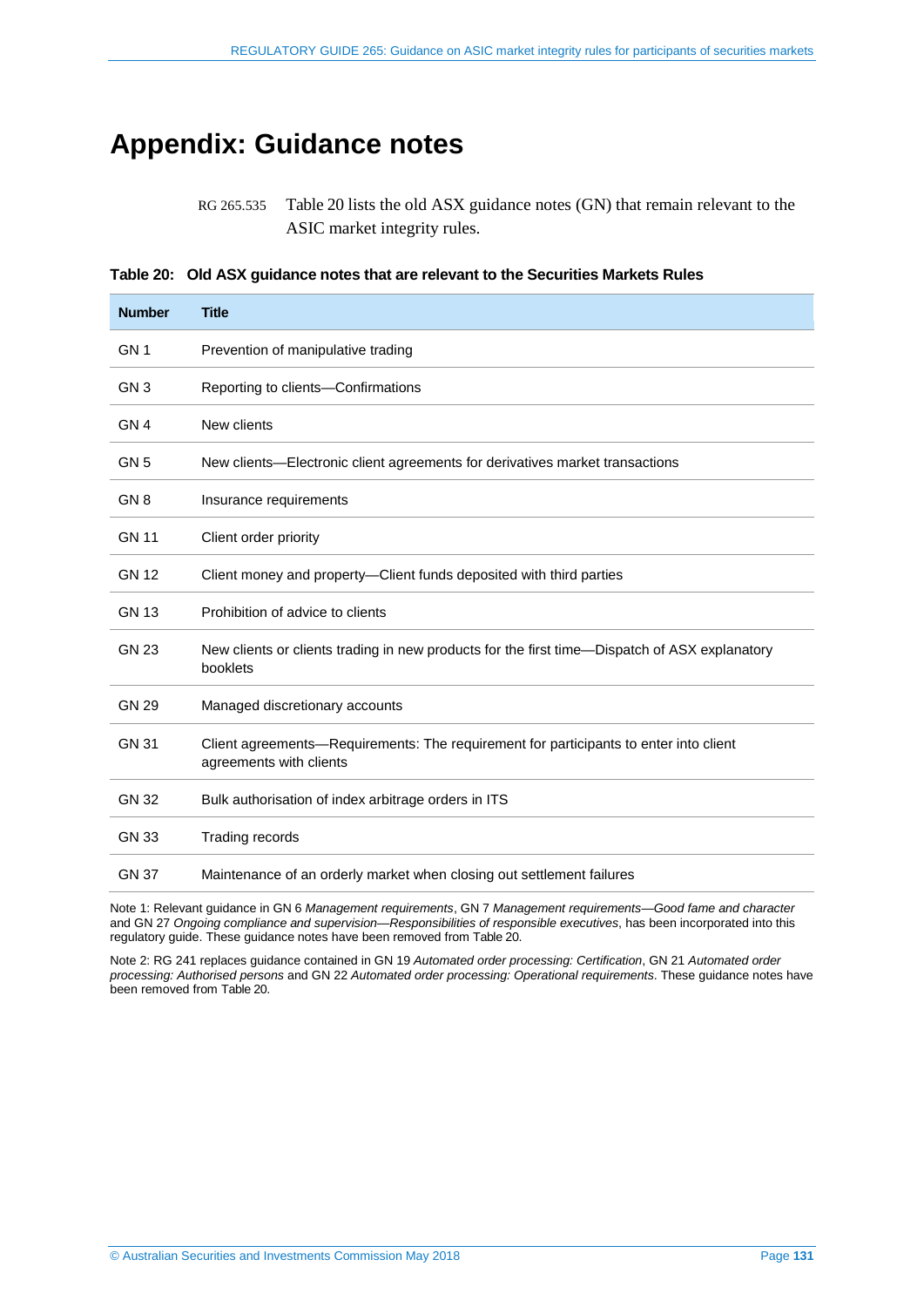# Appendix: Guidance notes

RG 265.535 Table 20 lists the old ASX guidance notes (GN) that remain relevant to the ASIC market integrity rules.

**Table 20: Old ASX guidance notes that are relevant to the Securities Markets Rules**

| Number | Title |
|---|---|
| GN 1 | Prevention of manipulative trading |
| GN 3 | Reporting to clients—Confirmations |
| GN 4 | New clients |
| GN 5 | New clients—Electronic client agreements for derivatives market transactions |
| GN 8 | Insurance requirements |
| GN 11 | Client order priority |
| GN 12 | Client money and property—Client funds deposited with third parties |
| GN 13 | Prohibition of advice to clients |
| GN 23 | New clients or clients trading in new products for the first time—Dispatch of ASX explanatory booklets |
| GN 29 | Managed discretionary accounts |
| GN 31 | Client agreements—Requirements: The requirement for participants to enter into client agreements with clients |
| GN 32 | Bulk authorisation of index arbitrage orders in ITS |
| GN 33 | Trading records |
| GN 37 | Maintenance of an orderly market when closing out settlement failures |

Note 1: Relevant guidance in GN 6 *Management requirements*, GN 7 *Management requirements—Good fame and character* and GN 27 *Ongoing compliance and supervision—Responsibilities of responsible executives*, has been incorporated into this regulatory guide. These guidance notes have been removed from Table 20.

Note 2: RG 241 replaces guidance contained in GN 19 *Automated order processing: Certification*, GN 21 *Automated order processing: Authorised persons* and GN 22 *Automated order processing: Operational requirements*. These guidance notes have been removed from Table 20.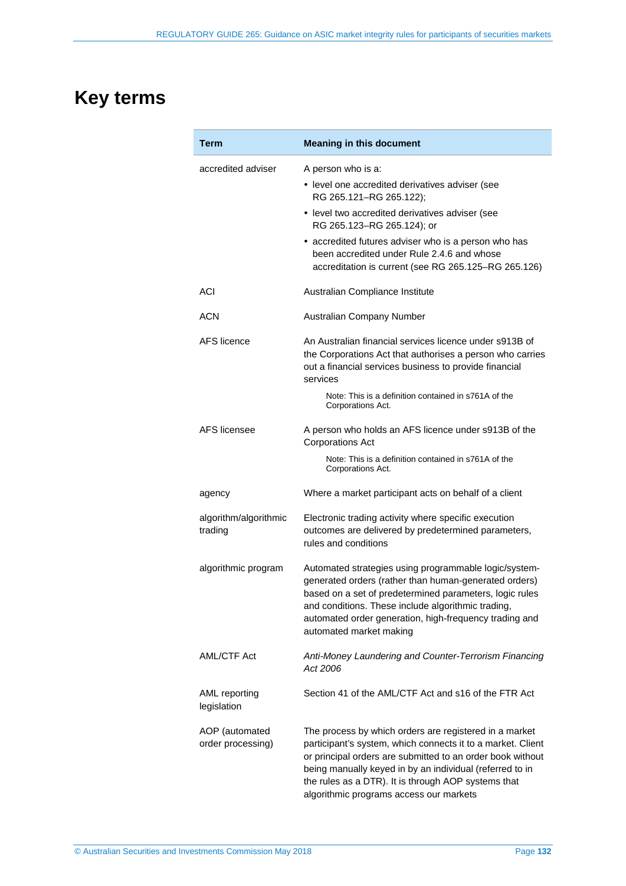# Key terms

| Term | Meaning in this document |
|---|---|
| accredited adviser | A person who is a: <br>• level one accredited derivatives adviser (see RG 265.121–RG 265.122); <br>• level two accredited derivatives adviser (see RG 265.123–RG 265.124); or <br>• accredited futures adviser who is a person who has been accredited under Rule 2.4.6 and whose accreditation is current (see RG 265.125–RG 265.126) |
| ACI | Australian Compliance Institute |
| ACN | Australian Company Number |
| AFS licence | An Australian financial services licence under s913B of the Corporations Act that authorises a person who carries out a financial services business to provide financial services <br><br>Note: This is a definition contained in s761A of the Corporations Act. |
| AFS licensee | A person who holds an AFS licence under s913B of the Corporations Act <br><br>Note: This is a definition contained in s761A of the Corporations Act. |
| agency | Where a market participant acts on behalf of a client |
| algorithm/algorithmic trading | Electronic trading activity where specific execution outcomes are delivered by predetermined parameters, rules and conditions |
| algorithmic program | Automated strategies using programmable logic/system-generated orders (rather than human-generated orders) based on a set of predetermined parameters, logic rules and conditions. These include algorithmic trading, automated order generation, high-frequency trading and automated market making |
| AML/CTF Act | *Anti-Money Laundering and Counter-Terrorism Financing Act 2006* |
| AML reporting legislation | Section 41 of the AML/CTF Act and s16 of the FTR Act |
| AOP (automated order processing) | The process by which orders are registered in a market participant's system, which connects it to a market. Client or principal orders are submitted to an order book without being manually keyed in by an individual (referred to in the rules as a DTR). It is through AOP systems that algorithmic programs access our markets |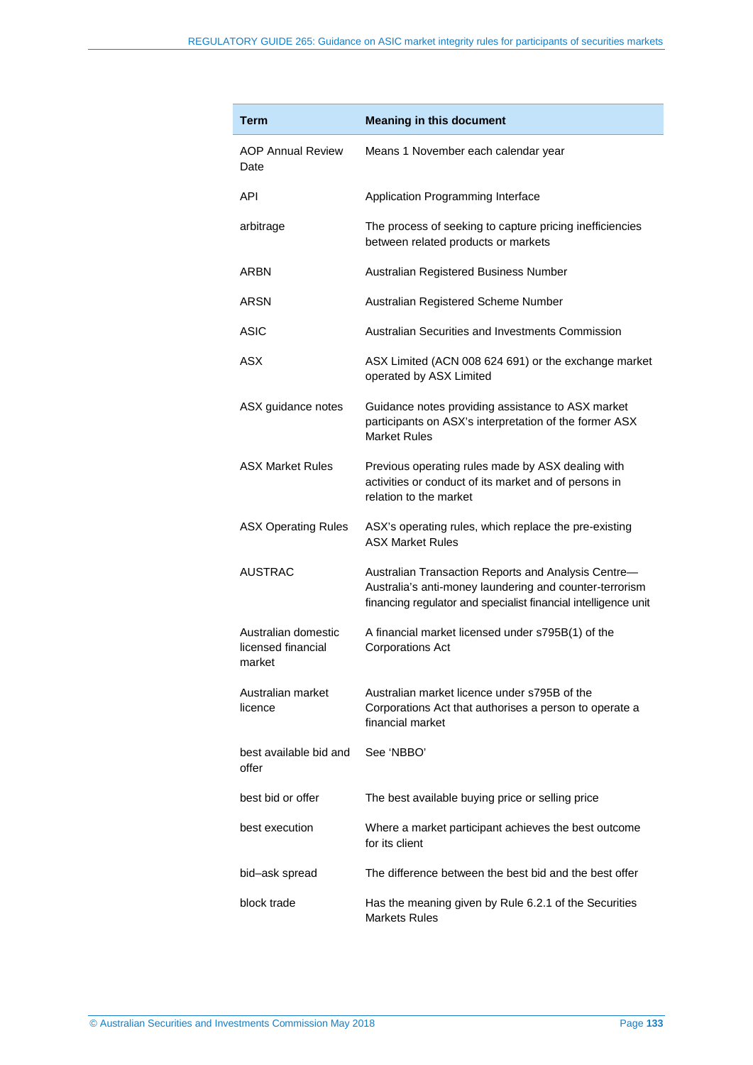| Term | Meaning in this document |
| --- | --- |
| AOP Annual Review Date | Means 1 November each calendar year |
| API | Application Programming Interface |
| arbitrage | The process of seeking to capture pricing inefficiencies between related products or markets |
| ARBN | Australian Registered Business Number |
| ARSN | Australian Registered Scheme Number |
| ASIC | Australian Securities and Investments Commission |
| ASX | ASX Limited (ACN 008 624 691) or the exchange market operated by ASX Limited |
| ASX guidance notes | Guidance notes providing assistance to ASX market participants on ASX's interpretation of the former ASX Market Rules |
| ASX Market Rules | Previous operating rules made by ASX dealing with activities or conduct of its market and of persons in relation to the market |
| ASX Operating Rules | ASX's operating rules, which replace the pre-existing ASX Market Rules |
| AUSTRAC | Australian Transaction Reports and Analysis Centre—Australia's anti-money laundering and counter-terrorism financing regulator and specialist financial intelligence unit |
| Australian domestic licensed financial market | A financial market licensed under s795B(1) of the Corporations Act |
| Australian market licence | Australian market licence under s795B of the Corporations Act that authorises a person to operate a financial market |
| best available bid and offer | See 'NBBO' |
| best bid or offer | The best available buying price or selling price |
| best execution | Where a market participant achieves the best outcome for its client |
| bid–ask spread | The difference between the best bid and the best offer |
| block trade | Has the meaning given by Rule 6.2.1 of the Securities Markets Rules |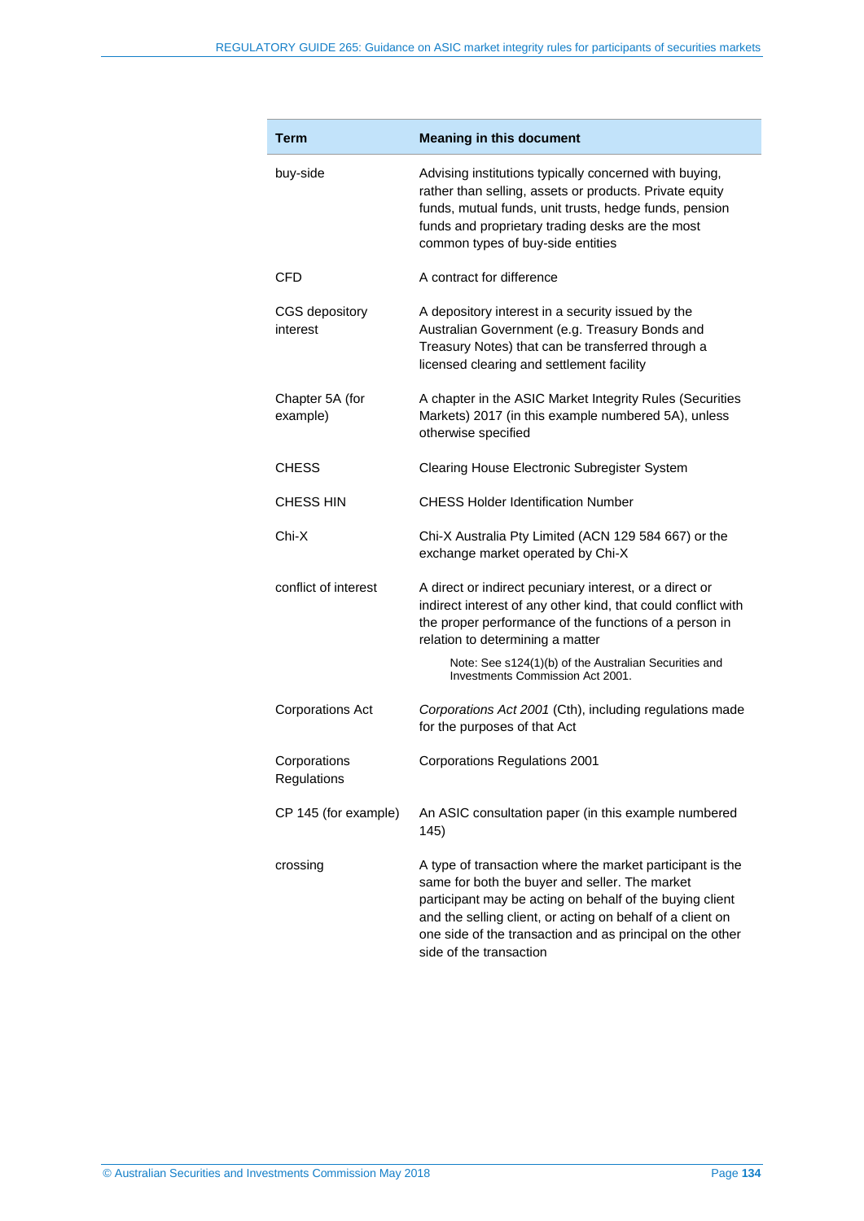| Term | Meaning in this document |
|---|---|
| buy-side | Advising institutions typically concerned with buying, rather than selling, assets or products. Private equity funds, mutual funds, unit trusts, hedge funds, pension funds and proprietary trading desks are the most common types of buy-side entities |
| CFD | A contract for difference |
| CGS depository interest | A depository interest in a security issued by the Australian Government (e.g. Treasury Bonds and Treasury Notes) that can be transferred through a licensed clearing and settlement facility |
| Chapter 5A (for example) | A chapter in the ASIC Market Integrity Rules (Securities Markets) 2017 (in this example numbered 5A), unless otherwise specified |
| CHESS | Clearing House Electronic Subregister System |
| CHESS HIN | CHESS Holder Identification Number |
| Chi-X | Chi-X Australia Pty Limited (ACN 129 584 667) or the exchange market operated by Chi-X |
| conflict of interest | A direct or indirect pecuniary interest, or a direct or indirect interest of any other kind, that could conflict with the proper performance of the functions of a person in relation to determining a matter<br><br>Note: See s124(1)(b) of the Australian Securities and Investments Commission Act 2001. |
| Corporations Act | *Corporations Act 2001* (Cth), including regulations made for the purposes of that Act |
| Corporations Regulations | Corporations Regulations 2001 |
| CP 145 (for example) | An ASIC consultation paper (in this example numbered 145) |
| crossing | A type of transaction where the market participant is the same for both the buyer and seller. The market participant may be acting on behalf of the buying client and the selling client, or acting on behalf of a client on one side of the transaction and as principal on the other side of the transaction |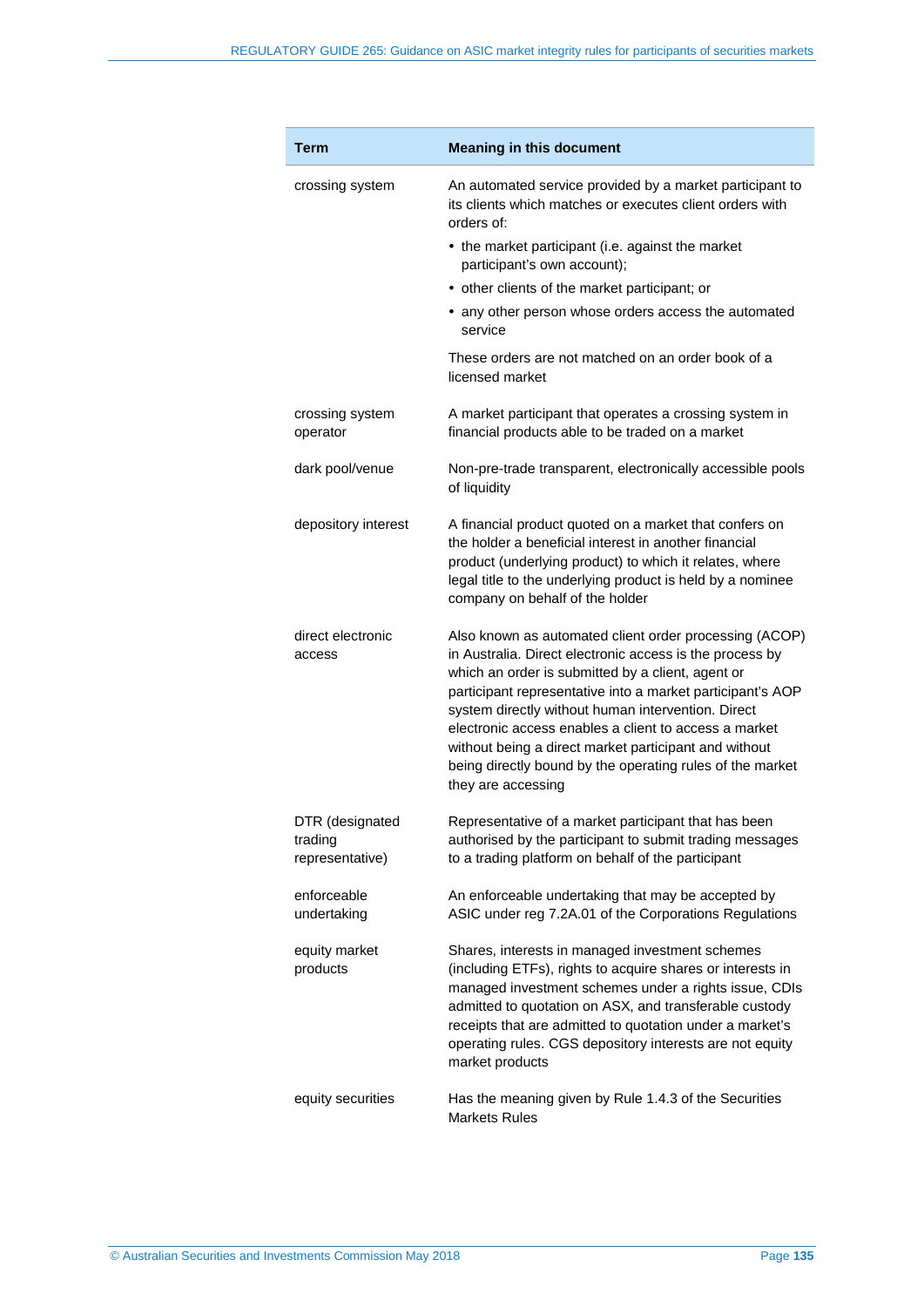| Term | Meaning in this document |
|---|---|
| crossing system | An automated service provided by a market participant to its clients which matches or executes client orders with orders of: <br>• the market participant (i.e. against the market participant's own account); <br>• other clients of the market participant; or <br>• any other person whose orders access the automated service <br>These orders are not matched on an order book of a licensed market |
| crossing system operator | A market participant that operates a crossing system in financial products able to be traded on a market |
| dark pool/venue | Non-pre-trade transparent, electronically accessible pools of liquidity |
| depository interest | A financial product quoted on a market that confers on the holder a beneficial interest in another financial product (underlying product) to which it relates, where legal title to the underlying product is held by a nominee company on behalf of the holder |
| direct electronic access | Also known as automated client order processing (ACOP) in Australia. Direct electronic access is the process by which an order is submitted by a client, agent or participant representative into a market participant's AOP system directly without human intervention. Direct electronic access enables a client to access a market without being a direct market participant and without being directly bound by the operating rules of the market they are accessing |
| DTR (designated trading representative) | Representative of a market participant that has been authorised by the participant to submit trading messages to a trading platform on behalf of the participant |
| enforceable undertaking | An enforceable undertaking that may be accepted by ASIC under reg 7.2A.01 of the Corporations Regulations |
| equity market products | Shares, interests in managed investment schemes (including ETFs), rights to acquire shares or interests in managed investment schemes under a rights issue, CDIs admitted to quotation on ASX, and transferable custody receipts that are admitted to quotation under a market's operating rules. CGS depository interests are not equity market products |
| equity securities | Has the meaning given by Rule 1.4.3 of the Securities Markets Rules |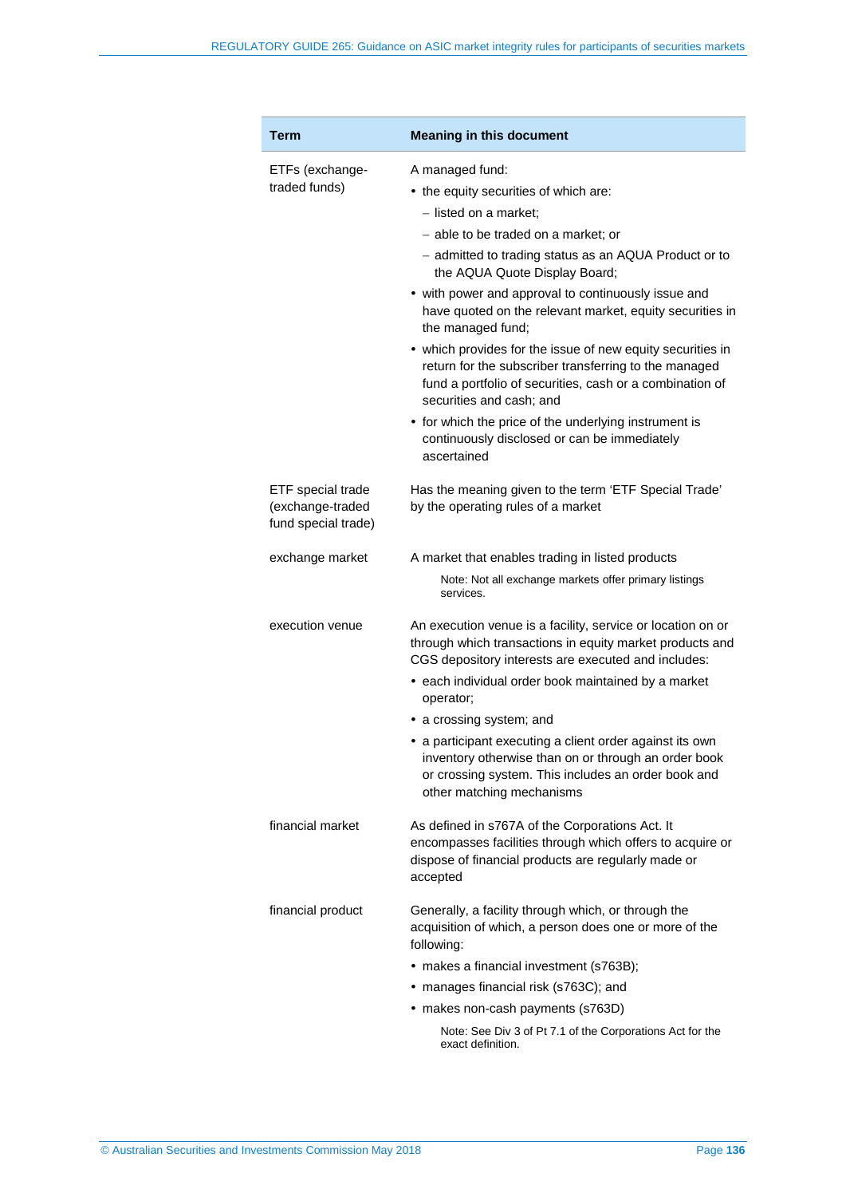| Term | Meaning in this document |
|---|---|
| ETFs (exchange-traded funds) | A managed fund:<br>• the equity securities of which are:<br>– listed on a market;<br>– able to be traded on a market; or<br>– admitted to trading status as an AQUA Product or to the AQUA Quote Display Board;<br>• with power and approval to continuously issue and have quoted on the relevant market, equity securities in the managed fund;<br>• which provides for the issue of new equity securities in return for the subscriber transferring to the managed fund a portfolio of securities, cash or a combination of securities and cash; and<br>• for which the price of the underlying instrument is continuously disclosed or can be immediately ascertained |
| ETF special trade (exchange-traded fund special trade) | Has the meaning given to the term 'ETF Special Trade' by the operating rules of a market |
| exchange market | A market that enables trading in listed products<br>Note: Not all exchange markets offer primary listings services. |
| execution venue | An execution venue is a facility, service or location on or through which transactions in equity market products and CGS depository interests are executed and includes:<br>• each individual order book maintained by a market operator;<br>• a crossing system; and<br>• a participant executing a client order against its own inventory otherwise than on or through an order book or crossing system. This includes an order book and other matching mechanisms |
| financial market | As defined in s767A of the Corporations Act. It encompasses facilities through which offers to acquire or dispose of financial products are regularly made or accepted |
| financial product | Generally, a facility through which, or through the acquisition of which, a person does one or more of the following:<br>• makes a financial investment (s763B);<br>• manages financial risk (s763C); and<br>• makes non-cash payments (s763D)<br>Note: See Div 3 of Pt 7.1 of the Corporations Act for the exact definition. |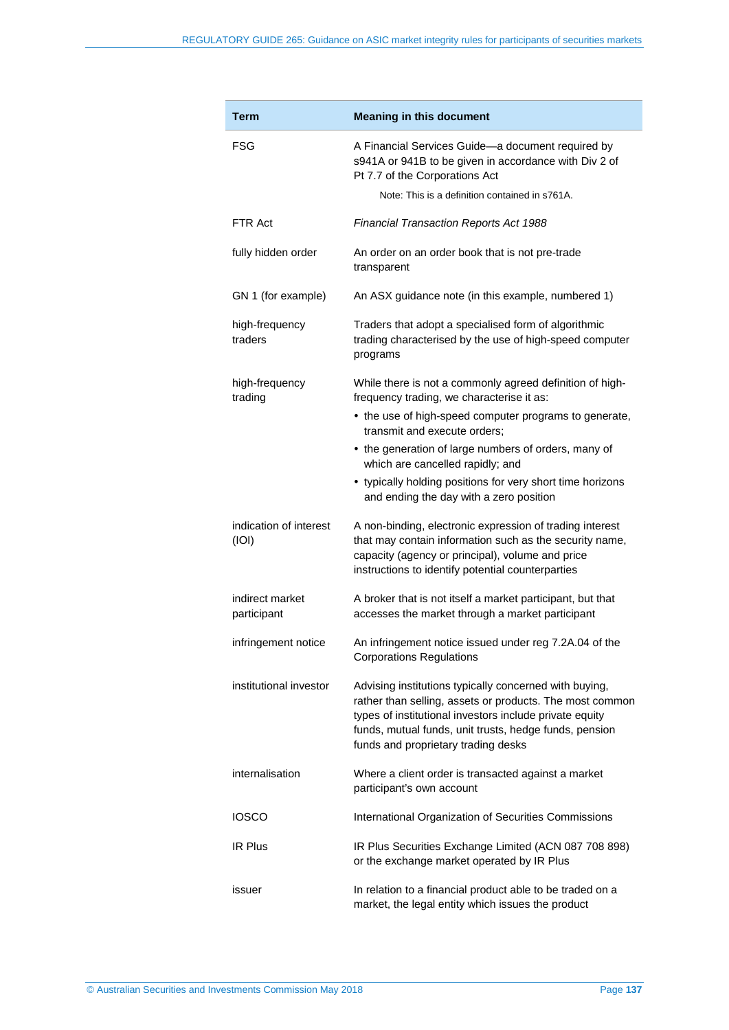| Term | Meaning in this document |
|---|---|
| FSG | A Financial Services Guide—a document required by s941A or 941B to be given in accordance with Div 2 of Pt 7.7 of the Corporations Act<br><br>Note: This is a definition contained in s761A. |
| FTR Act | *Financial Transaction Reports Act 1988* |
| fully hidden order | An order on an order book that is not pre-trade transparent |
| GN 1 (for example) | An ASX guidance note (in this example, numbered 1) |
| high-frequency traders | Traders that adopt a specialised form of algorithmic trading characterised by the use of high-speed computer programs |
| high-frequency trading | While there is not a commonly agreed definition of high-frequency trading, we characterise it as:<br>• the use of high-speed computer programs to generate, transmit and execute orders;<br>• the generation of large numbers of orders, many of which are cancelled rapidly; and<br>• typically holding positions for very short time horizons and ending the day with a zero position |
| indication of interest (IOI) | A non-binding, electronic expression of trading interest that may contain information such as the security name, capacity (agency or principal), volume and price instructions to identify potential counterparties |
| indirect market participant | A broker that is not itself a market participant, but that accesses the market through a market participant |
| infringement notice | An infringement notice issued under reg 7.2A.04 of the Corporations Regulations |
| institutional investor | Advising institutions typically concerned with buying, rather than selling, assets or products. The most common types of institutional investors include private equity funds, mutual funds, unit trusts, hedge funds, pension funds and proprietary trading desks |
| internalisation | Where a client order is transacted against a market participant's own account |
| IOSCO | International Organization of Securities Commissions |
| IR Plus | IR Plus Securities Exchange Limited (ACN 087 708 898) or the exchange market operated by IR Plus |
| issuer | In relation to a financial product able to be traded on a market, the legal entity which issues the product |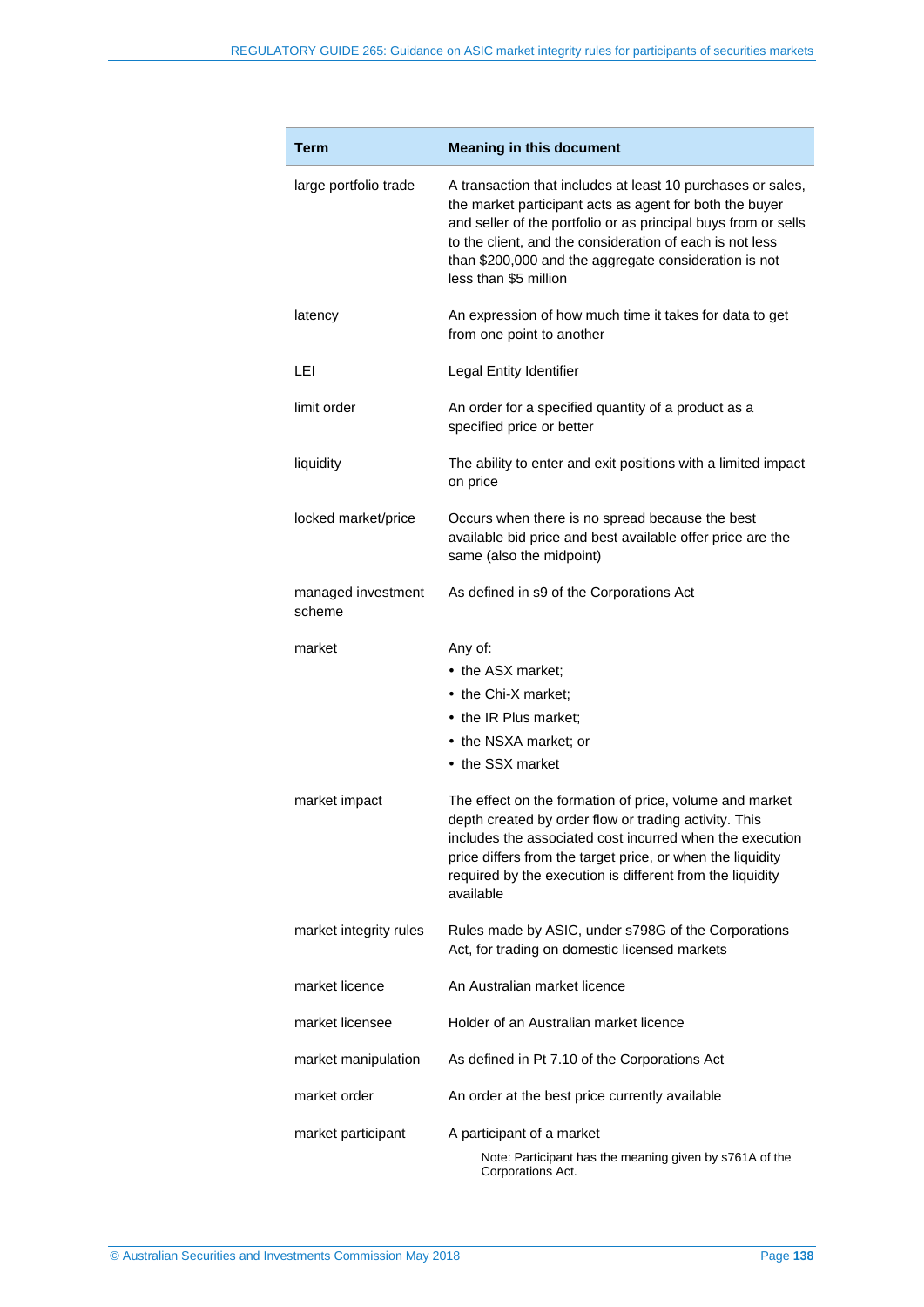| Term | Meaning in this document |
|---|---|
| large portfolio trade | A transaction that includes at least 10 purchases or sales, the market participant acts as agent for both the buyer and seller of the portfolio or as principal buys from or sells to the client, and the consideration of each is not less than $200,000 and the aggregate consideration is not less than $5 million |
| latency | An expression of how much time it takes for data to get from one point to another |
| LEI | Legal Entity Identifier |
| limit order | An order for a specified quantity of a product as a specified price or better |
| liquidity | The ability to enter and exit positions with a limited impact on price |
| locked market/price | Occurs when there is no spread because the best available bid price and best available offer price are the same (also the midpoint) |
| managed investment scheme | As defined in s9 of the Corporations Act |
| market | Any of:<br>• the ASX market;<br>• the Chi-X market;<br>• the IR Plus market;<br>• the NSXA market; or<br>• the SSX market |
| market impact | The effect on the formation of price, volume and market depth created by order flow or trading activity. This includes the associated cost incurred when the execution price differs from the target price, or when the liquidity required by the execution is different from the liquidity available |
| market integrity rules | Rules made by ASIC, under s798G of the Corporations Act, for trading on domestic licensed markets |
| market licence | An Australian market licence |
| market licensee | Holder of an Australian market licence |
| market manipulation | As defined in Pt 7.10 of the Corporations Act |
| market order | An order at the best price currently available |
| market participant | A participant of a market<br>Note: Participant has the meaning given by s761A of the Corporations Act. |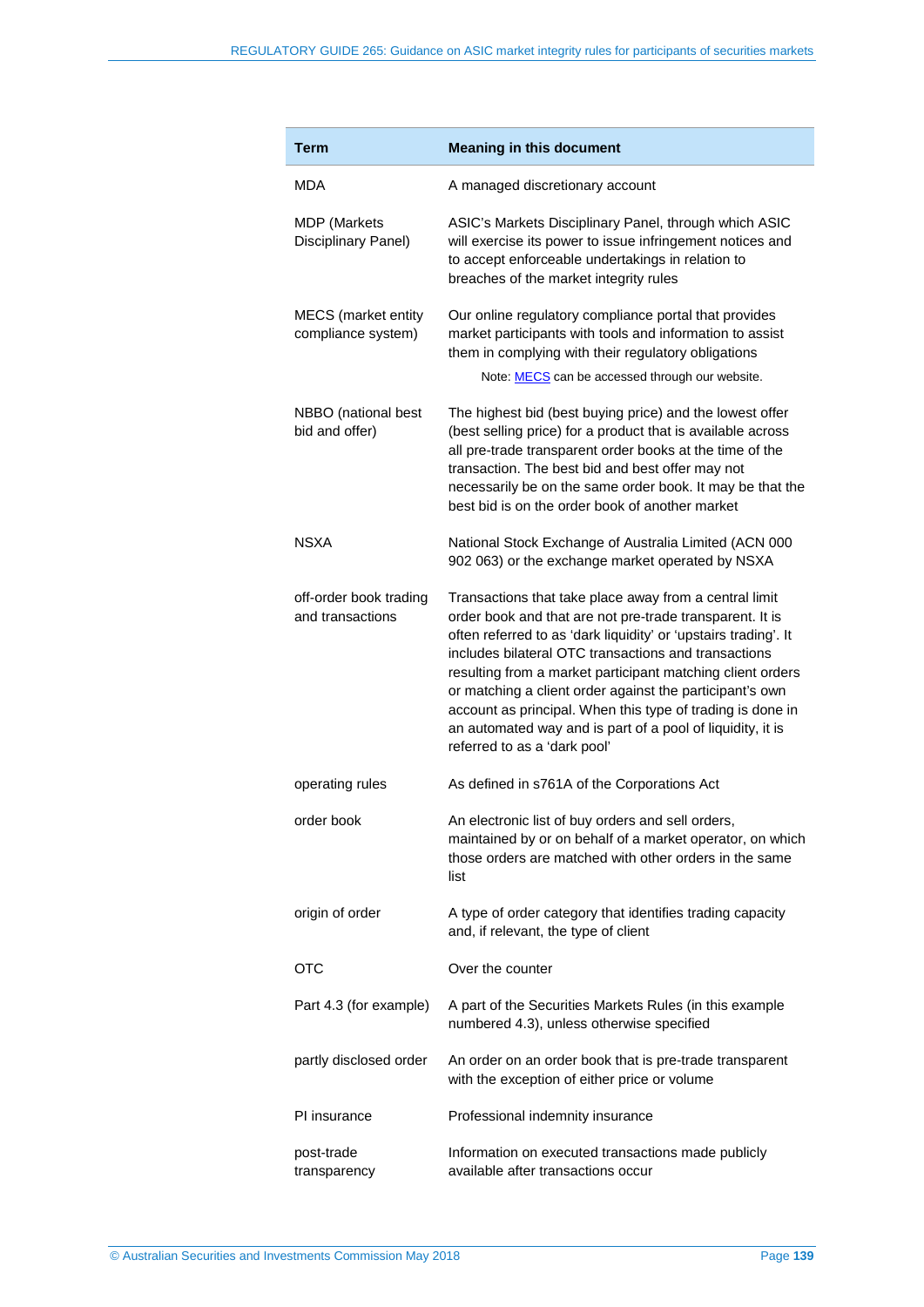| Term | Meaning in this document |
|---|---|
| MDA | A managed discretionary account |
| MDP (Markets Disciplinary Panel) | ASIC's Markets Disciplinary Panel, through which ASIC will exercise its power to issue infringement notices and to accept enforceable undertakings in relation to breaches of the market integrity rules |
| MECS (market entity compliance system) | Our online regulatory compliance portal that provides market participants with tools and information to assist them in complying with their regulatory obligations<br><br>Note: [MECS]() can be accessed through our website. |
| NBBO (national best bid and offer) | The highest bid (best buying price) and the lowest offer (best selling price) for a product that is available across all pre-trade transparent order books at the time of the transaction. The best bid and best offer may not necessarily be on the same order book. It may be that the best bid is on the order book of another market |
| NSXA | National Stock Exchange of Australia Limited (ACN 000 902 063) or the exchange market operated by NSXA |
| off-order book trading and transactions | Transactions that take place away from a central limit order book and that are not pre-trade transparent. It is often referred to as 'dark liquidity' or 'upstairs trading'. It includes bilateral OTC transactions and transactions resulting from a market participant matching client orders or matching a client order against the participant's own account as principal. When this type of trading is done in an automated way and is part of a pool of liquidity, it is referred to as a 'dark pool' |
| operating rules | As defined in s761A of the Corporations Act |
| order book | An electronic list of buy orders and sell orders, maintained by or on behalf of a market operator, on which those orders are matched with other orders in the same list |
| origin of order | A type of order category that identifies trading capacity and, if relevant, the type of client |
| OTC | Over the counter |
| Part 4.3 (for example) | A part of the Securities Markets Rules (in this example numbered 4.3), unless otherwise specified |
| partly disclosed order | An order on an order book that is pre-trade transparent with the exception of either price or volume |
| PI insurance | Professional indemnity insurance |
| post-trade transparency | Information on executed transactions made publicly available after transactions occur |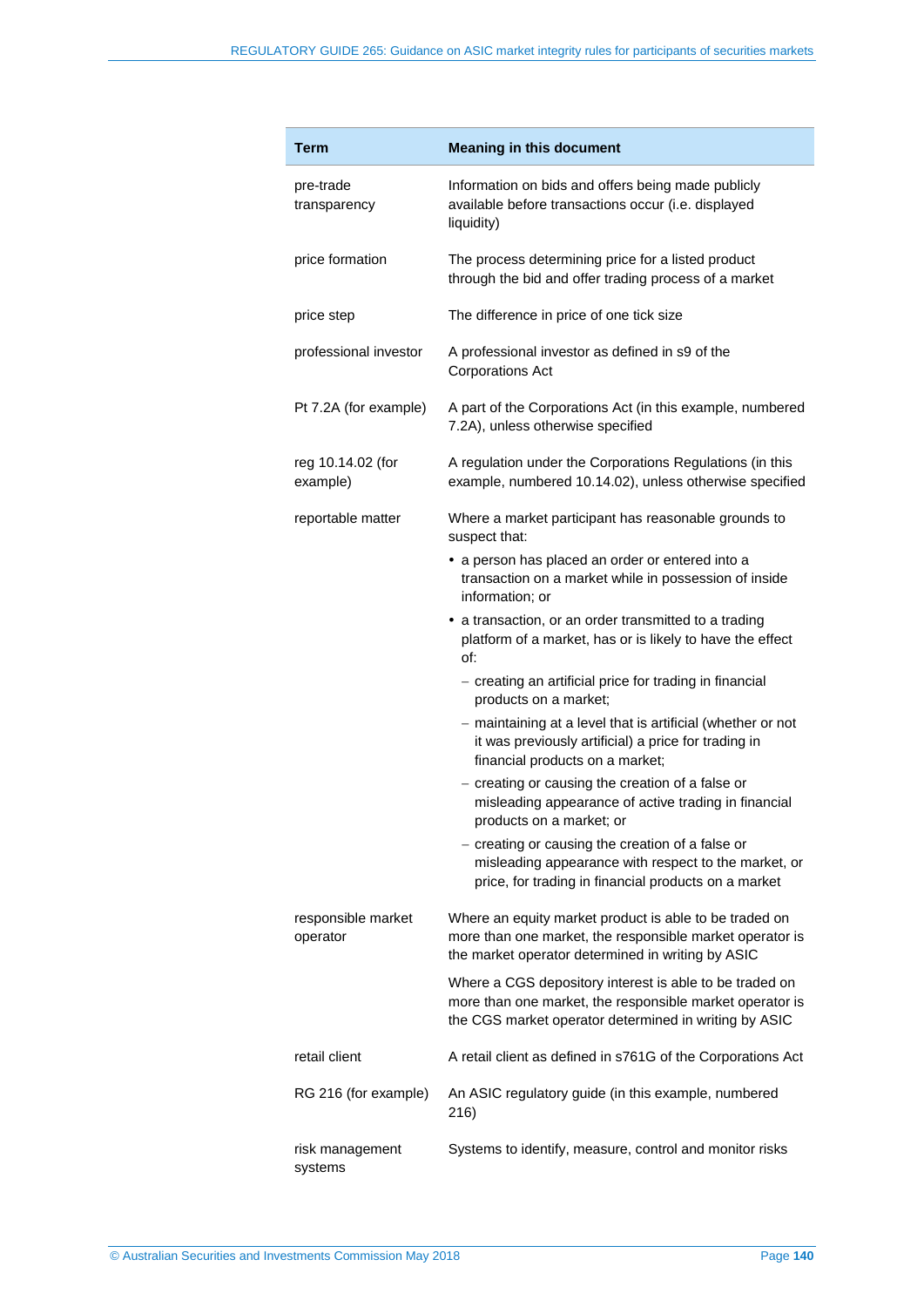| Term | Meaning in this document |
|---|---|
| pre-trade transparency | Information on bids and offers being made publicly available before transactions occur (i.e. displayed liquidity) |
| price formation | The process determining price for a listed product through the bid and offer trading process of a market |
| price step | The difference in price of one tick size |
| professional investor | A professional investor as defined in s9 of the Corporations Act |
| Pt 7.2A (for example) | A part of the Corporations Act (in this example, numbered 7.2A), unless otherwise specified |
| reg 10.14.02 (for example) | A regulation under the Corporations Regulations (in this example, numbered 10.14.02), unless otherwise specified |
| reportable matter | Where a market participant has reasonable grounds to suspect that: <br>• a person has placed an order or entered into a transaction on a market while in possession of inside information; or <br>• a transaction, or an order transmitted to a trading platform of a market, has or is likely to have the effect of: <br>– creating an artificial price for trading in financial products on a market; <br>– maintaining at a level that is artificial (whether or not it was previously artificial) a price for trading in financial products on a market; <br>– creating or causing the creation of a false or misleading appearance of active trading in financial products on a market; or <br>– creating or causing the creation of a false or misleading appearance with respect to the market, or price, for trading in financial products on a market |
| responsible market operator | Where an equity market product is able to be traded on more than one market, the responsible market operator is the market operator determined in writing by ASIC <br><br>Where a CGS depository interest is able to be traded on more than one market, the responsible market operator is the CGS market operator determined in writing by ASIC |
| retail client | A retail client as defined in s761G of the Corporations Act |
| RG 216 (for example) | An ASIC regulatory guide (in this example, numbered 216) |
| risk management systems | Systems to identify, measure, control and monitor risks |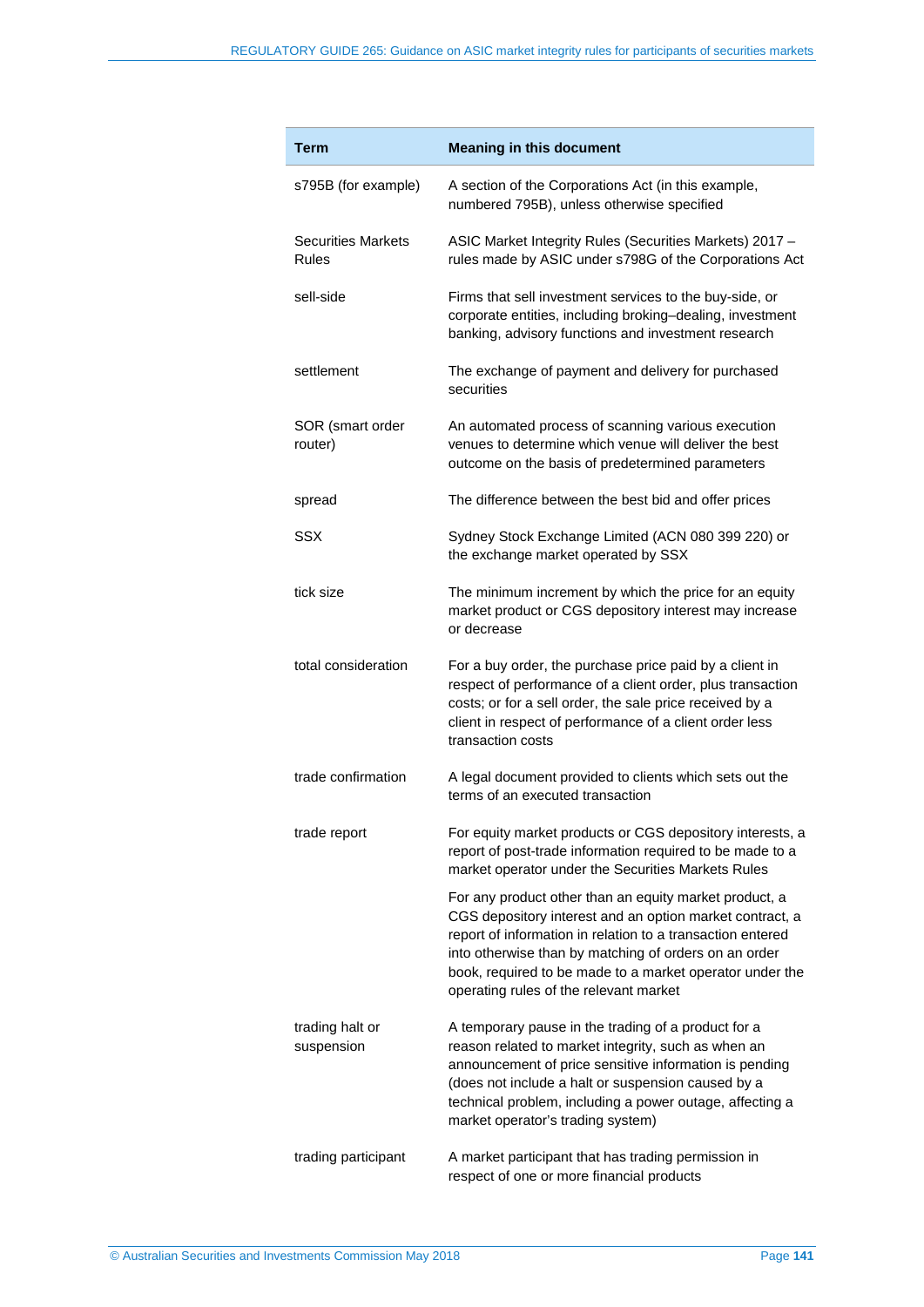| Term | Meaning in this document |
| --- | --- |
| s795B (for example) | A section of the Corporations Act (in this example, numbered 795B), unless otherwise specified |
| Securities Markets Rules | ASIC Market Integrity Rules (Securities Markets) 2017 – rules made by ASIC under s798G of the Corporations Act |
| sell-side | Firms that sell investment services to the buy-side, or corporate entities, including broking–dealing, investment banking, advisory functions and investment research |
| settlement | The exchange of payment and delivery for purchased securities |
| SOR (smart order router) | An automated process of scanning various execution venues to determine which venue will deliver the best outcome on the basis of predetermined parameters |
| spread | The difference between the best bid and offer prices |
| SSX | Sydney Stock Exchange Limited (ACN 080 399 220) or the exchange market operated by SSX |
| tick size | The minimum increment by which the price for an equity market product or CGS depository interest may increase or decrease |
| total consideration | For a buy order, the purchase price paid by a client in respect of performance of a client order, plus transaction costs; or for a sell order, the sale price received by a client in respect of performance of a client order less transaction costs |
| trade confirmation | A legal document provided to clients which sets out the terms of an executed transaction |
| trade report | For equity market products or CGS depository interests, a report of post-trade information required to be made to a market operator under the Securities Markets Rules<br><br>For any product other than an equity market product, a CGS depository interest and an option market contract, a report of information in relation to a transaction entered into otherwise than by matching of orders on an order book, required to be made to a market operator under the operating rules of the relevant market |
| trading halt or suspension | A temporary pause in the trading of a product for a reason related to market integrity, such as when an announcement of price sensitive information is pending (does not include a halt or suspension caused by a technical problem, including a power outage, affecting a market operator's trading system) |
| trading participant | A market participant that has trading permission in respect of one or more financial products |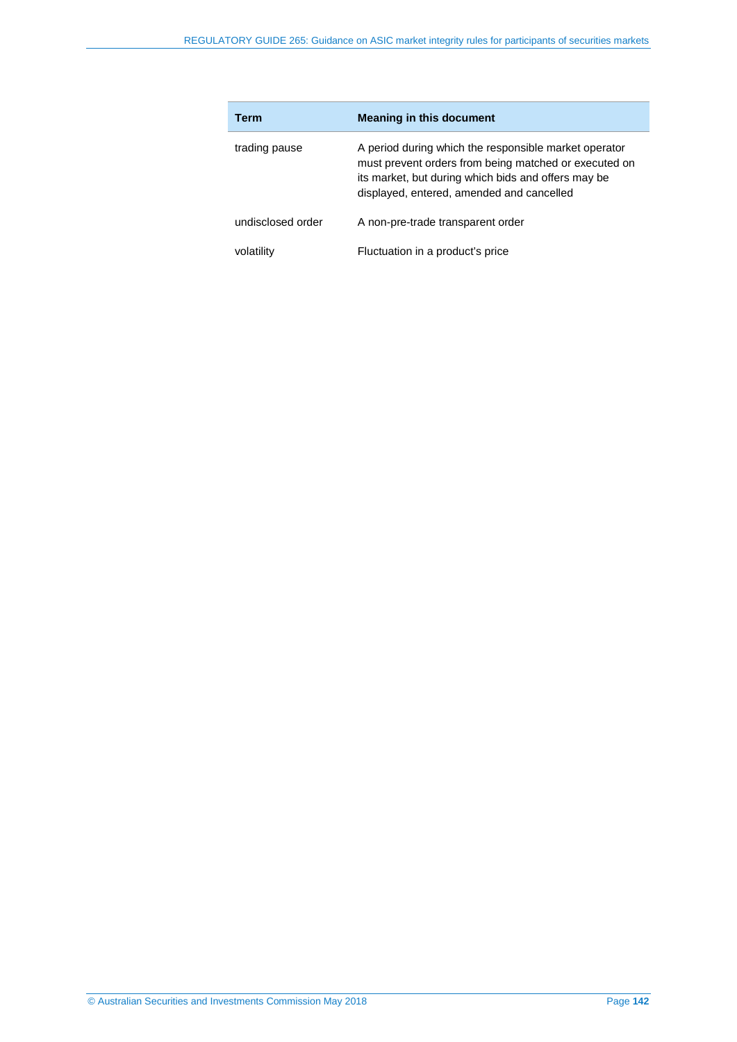| Term | Meaning in this document |
| --- | --- |
| trading pause | A period during which the responsible market operator must prevent orders from being matched or executed on its market, but during which bids and offers may be displayed, entered, amended and cancelled |
| undisclosed order | A non-pre-trade transparent order |
| volatility | Fluctuation in a product's price |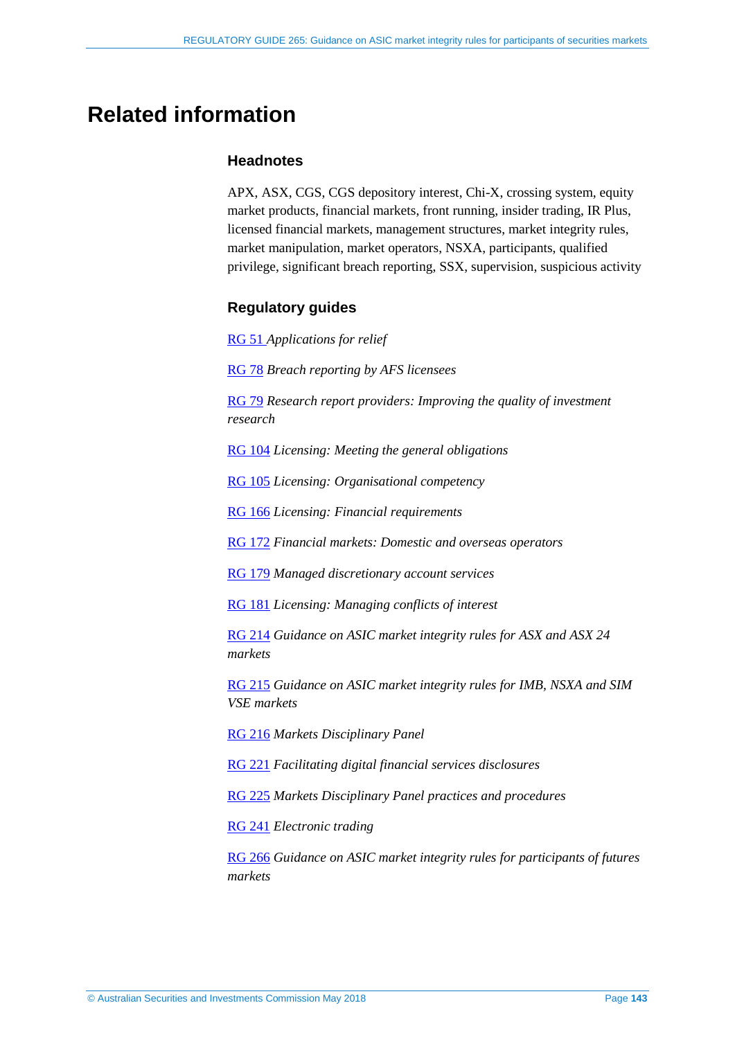# Related information

### Headnotes

APX, ASX, CGS, CGS depository interest, Chi-X, crossing system, equity market products, financial markets, front running, insider trading, IR Plus, licensed financial markets, management structures, market integrity rules, market manipulation, market operators, NSXA, participants, qualified privilege, significant breach reporting, SSX, supervision, suspicious activity

### Regulatory guides

RG 51 *Applications for relief*

RG 78 *Breach reporting by AFS licensees*

RG 79 *Research report providers: Improving the quality of investment research*

RG 104 *Licensing: Meeting the general obligations*

RG 105 *Licensing: Organisational competency*

RG 166 *Licensing: Financial requirements*

RG 172 *Financial markets: Domestic and overseas operators*

RG 179 *Managed discretionary account services*

RG 181 *Licensing: Managing conflicts of interest*

RG 214 *Guidance on ASIC market integrity rules for ASX and ASX 24 markets*

RG 215 *Guidance on ASIC market integrity rules for IMB, NSXA and SIM VSE markets*

RG 216 *Markets Disciplinary Panel*

RG 221 *Facilitating digital financial services disclosures*

RG 225 *Markets Disciplinary Panel practices and procedures*

RG 241 *Electronic trading*

RG 266 *Guidance on ASIC market integrity rules for participants of futures markets*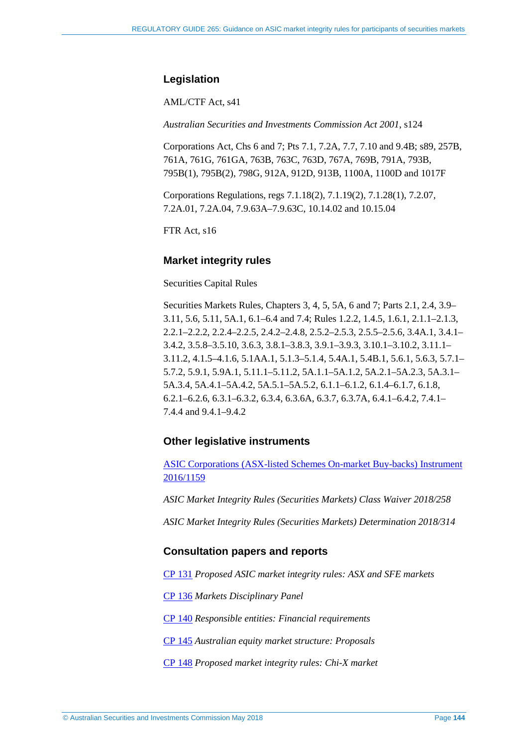## Legislation

AML/CTF Act, s41

*Australian Securities and Investments Commission Act 2001*, s124

Corporations Act, Chs 6 and 7; Pts 7.1, 7.2A, 7.7, 7.10 and 9.4B; s89, 257B, 761A, 761G, 761GA, 763B, 763C, 763D, 767A, 769B, 791A, 793B, 795B(1), 795B(2), 798G, 912A, 912D, 913B, 1100A, 1100D and 1017F

Corporations Regulations, regs 7.1.18(2), 7.1.19(2), 7.1.28(1), 7.2.07, 7.2A.01, 7.2A.04, 7.9.63A–7.9.63C, 10.14.02 and 10.15.04

FTR Act, s16

## Market integrity rules

Securities Capital Rules

Securities Markets Rules, Chapters 3, 4, 5, 5A, 6 and 7; Parts 2.1, 2.4, 3.9–3.11, 5.6, 5.11, 5A.1, 6.1–6.4 and 7.4; Rules 1.2.2, 1.4.5, 1.6.1, 2.1.1–2.1.3, 2.2.1–2.2.2, 2.2.4–2.2.5, 2.4.2–2.4.8, 2.5.2–2.5.3, 2.5.5–2.5.6, 3.4A.1, 3.4.1–3.4.2, 3.5.8–3.5.10, 3.6.3, 3.8.1–3.8.3, 3.9.1–3.9.3, 3.10.1–3.10.2, 3.11.1–3.11.2, 4.1.5–4.1.6, 5.1AA.1, 5.1.3–5.1.4, 5.4A.1, 5.4B.1, 5.6.1, 5.6.3, 5.7.1–5.7.2, 5.9.1, 5.9A.1, 5.11.1–5.11.2, 5A.1.1–5A.1.2, 5A.2.1–5A.2.3, 5A.3.1–5A.3.4, 5A.4.1–5A.4.2, 5A.5.1–5A.5.2, 6.1.1–6.1.2, 6.1.4–6.1.7, 6.1.8, 6.2.1–6.2.6, 6.3.1–6.3.2, 6.3.4, 6.3.6A, 6.3.7, 6.3.7A, 6.4.1–6.4.2, 7.4.1–7.4.4 and 9.4.1–9.4.2

## Other legislative instruments

ASIC Corporations (ASX-listed Schemes On-market Buy-backs) Instrument 2016/1159

*ASIC Market Integrity Rules (Securities Markets) Class Waiver 2018/258*

*ASIC Market Integrity Rules (Securities Markets) Determination 2018/314*

## Consultation papers and reports

CP 131 *Proposed ASIC market integrity rules: ASX and SFE markets*

CP 136 *Markets Disciplinary Panel*

CP 140 *Responsible entities: Financial requirements*

CP 145 *Australian equity market structure: Proposals*

CP 148 *Proposed market integrity rules: Chi-X market*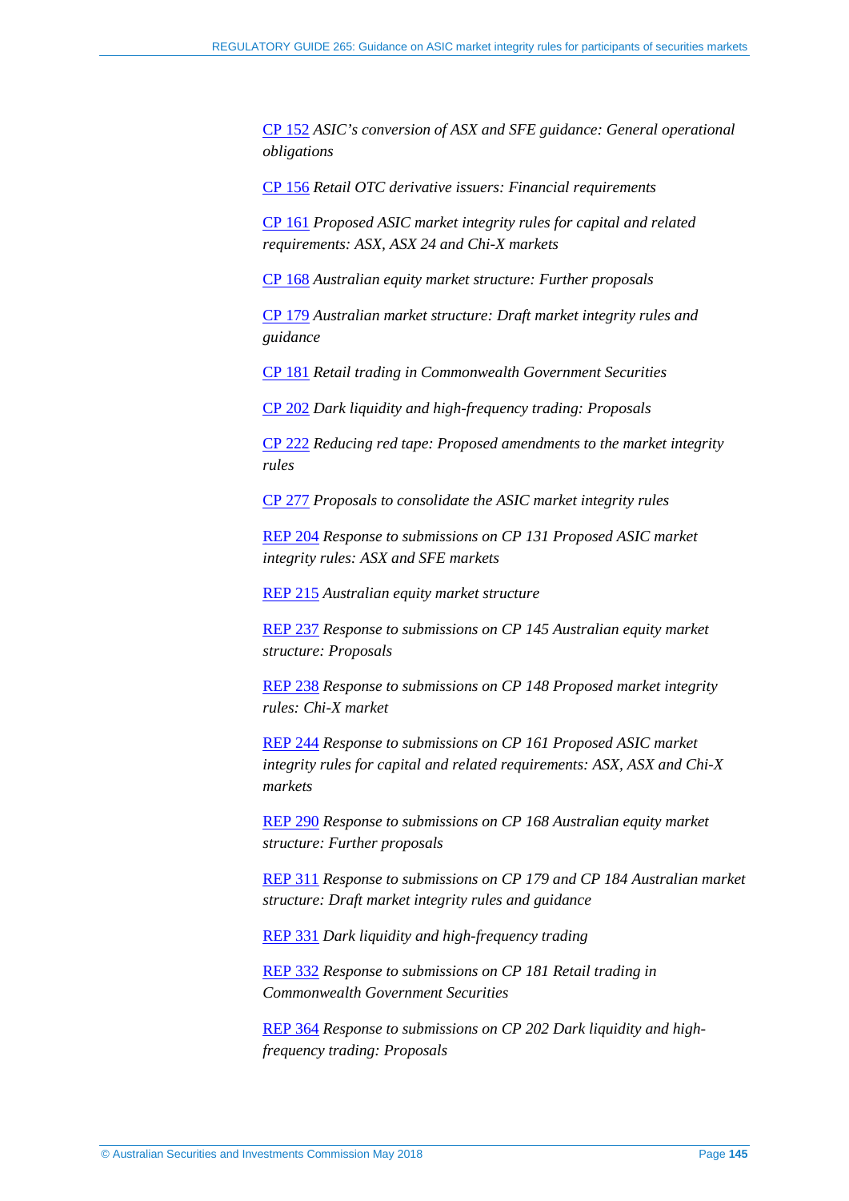CP 152 *ASIC's conversion of ASX and SFE guidance: General operational obligations*

CP 156 *Retail OTC derivative issuers: Financial requirements*

CP 161 *Proposed ASIC market integrity rules for capital and related requirements: ASX, ASX 24 and Chi-X markets*

CP 168 *Australian equity market structure: Further proposals*

CP 179 *Australian market structure: Draft market integrity rules and guidance*

CP 181 *Retail trading in Commonwealth Government Securities*

CP 202 *Dark liquidity and high-frequency trading: Proposals*

CP 222 *Reducing red tape: Proposed amendments to the market integrity rules*

CP 277 *Proposals to consolidate the ASIC market integrity rules*

REP 204 *Response to submissions on CP 131 Proposed ASIC market integrity rules: ASX and SFE markets*

REP 215 *Australian equity market structure*

REP 237 *Response to submissions on CP 145 Australian equity market structure: Proposals*

REP 238 *Response to submissions on CP 148 Proposed market integrity rules: Chi-X market*

REP 244 *Response to submissions on CP 161 Proposed ASIC market integrity rules for capital and related requirements: ASX, ASX and Chi-X markets*

REP 290 *Response to submissions on CP 168 Australian equity market structure: Further proposals*

REP 311 *Response to submissions on CP 179 and CP 184 Australian market structure: Draft market integrity rules and guidance*

REP 331 *Dark liquidity and high-frequency trading*

REP 332 *Response to submissions on CP 181 Retail trading in Commonwealth Government Securities*

REP 364 *Response to submissions on CP 202 Dark liquidity and high-frequency trading: Proposals*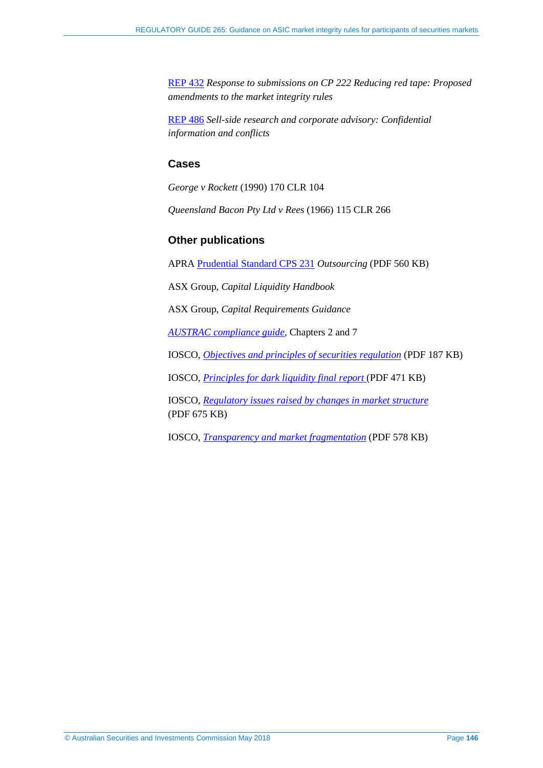REP 432 *Response to submissions on CP 222 Reducing red tape: Proposed amendments to the market integrity rules*

REP 486 *Sell-side research and corporate advisory: Confidential information and conflicts*

## Cases

*George v Rockett* (1990) 170 CLR 104

*Queensland Bacon Pty Ltd v Rees* (1966) 115 CLR 266

## Other publications

APRA Prudential Standard CPS 231 *Outsourcing* (PDF 560 KB)

ASX Group, *Capital Liquidity Handbook*

ASX Group, *Capital Requirements Guidance*

*AUSTRAC compliance guide*, Chapters 2 and 7

IOSCO, *Objectives and principles of securities regulation* (PDF 187 KB)

IOSCO, *Principles for dark liquidity final report* (PDF 471 KB)

IOSCO, *Regulatory issues raised by changes in market structure* (PDF 675 KB)

IOSCO, *Transparency and market fragmentation* (PDF 578 KB)